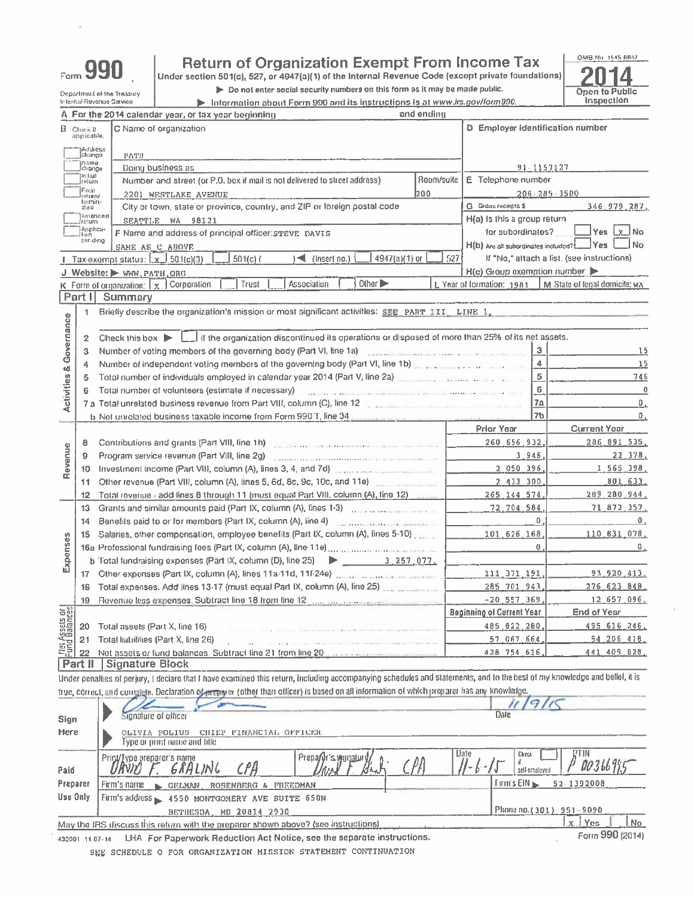# Form 990 — Return of Organization Exempt From Income Tax

OMB No. 1545-0047

**2014**

Under section 501(c), 527, or 4947(a)(1) of the Internal Revenue Code (except private foundations)

▶ Do not enter social security numbers on this form as it may be made public.

▶ Information about Form 990 and its instructions is at www.irs.gov/form990.

Department of the Treasury
Internal Revenue Service

**Open to Public Inspection**

**A** For the 2014 calendar year, or tax year beginning and ending

**B** Check if applicable: Address change; Name change; Initial return; Final return/terminated; Amended return; Application pending

**C** Name of organization: PATH

Doing business as

Number and street (or P.O. box if mail is not delivered to street address): 2201 WESTLAKE AVENUE — Room/suite: 200

City or town, state or province, country, and ZIP or foreign postal code: SEATTLE WA 98121

**D** Employer identification number: 91-1157127

**E** Telephone number: 206-285-3500

**G** Gross receipts $ 346,979,287.

**F** Name and address of principal officer: STEVE DAVIS, SAME AS C ABOVE

**H(a)** Is this a group return for subordinates? Yes [ ] No [x]

**H(b)** Are all subordinates included? Yes [ ] No [ ]

If "No," attach a list. (see instructions)

**H(c)** Group exemption number ▶

**I** Tax-exempt status: [x] 501(c)(3) [ ] 501(c) ( ) ◀ (insert no.) [ ] 4947(a)(1) or [ ] 527

**J** Website: ▶ WWW.PATH.ORG

**K** Form of organization: [x] Corporation [ ] Trust [ ] Association [ ] Other ▶

**L** Year of formation: 1981

**M** State of legal domicile: WA

## Part I Summary

**Activities & Governance**

1. Briefly describe the organization's mission or most significant activities: SEE PART III, LINE 1.
2. Check this box ▶ [ ] if the organization discontinued its operations or disposed of more than 25% of its net assets.

| Line | Description | Box | Amount |
|---|---|---|---|
| 3 | Number of voting members of the governing body (Part VI, line 1a) | 3 | 15 |
| 4 | Number of independent voting members of the governing body (Part VI, line 1b) | 4 | 15 |
| 5 | Total number of individuals employed in calendar year 2014 (Part V, line 2a) | 5 | 746 |
| 6 | Total number of volunteers (estimate if necessary) | 6 | 0 |
| 7a | Total unrelated business revenue from Part VIII, column (C), line 12 | 7a | 0. |
| 7b | Net unrelated business taxable income from Form 990-T, line 34 | 7b | 0. |

| | Line | Description | Prior Year | Current Year |
|---|---|---|---|---|
| Revenue | 8 | Contributions and grants (Part VIII, line 1h) | 260,656,932. | 286,891,535. |
| | 9 | Program service revenue (Part VIII, line 2g) | 3,946. | 22,378. |
| | 10 | Investment income (Part VIII, column (A), lines 3, 4, and 7d) | 2,050,396. | 1,565,398. |
| | 11 | Other revenue (Part VIII, column (A), lines 5, 6d, 8c, 9c, 10c, and 11e) | 2,433,300. | 801,633. |
| | 12 | Total revenue - add lines 8 through 11 (must equal Part VIII, column (A), line 12) | 265,144,574. | 289,280,944. |
| Expenses | 13 | Grants and similar amounts paid (Part IX, column (A), lines 1-3) | 72,704,584. | 71,872,357. |
| | 14 | Benefits paid to or for members (Part IX, column (A), line 4) | 0. | 0. |
| | 15 | Salaries, other compensation, employee benefits (Part IX, column (A), lines 5-10) | 101,626,168. | 110,831,078. |
| | 16a | Professional fundraising fees (Part IX, column (A), line 11e) | 0. | 0. |
| | b | Total fundraising expenses (Part IX, column (D), line 25) ▶ 3,257,077. | | |
| | 17 | Other expenses (Part IX, column (A), lines 11a-11d, 11f-24e) | 111,371,191. | 93,920,413. |
| | 18 | Total expenses. Add lines 13-17 (must equal Part IX, column (A), line 25) | 285,701,943. | 276,623,848. |
| | 19 | Revenue less expenses. Subtract line 18 from line 12 | -20,557,369. | 12,657,096. |

| | Line | Description | Beginning of Current Year | End of Year |
|---|---|---|---|---|
| Net Assets or Fund Balances | 20 | Total assets (Part X, line 16) | 485,822,280. | 495,616,246. |
| | 21 | Total liabilities (Part X, line 26) | 57,067,664. | 54,206,418. |
| | 22 | Net assets or fund balances. Subtract line 21 from line 20 | 428,754,616. | 441,409,828. |

## Part II Signature Block

Under penalties of perjury, I declare that I have examined this return, including accompanying schedules and statements, and to the best of my knowledge and belief, it is true, correct, and complete. Declaration of preparer (other than officer) is based on all information of which preparer has any knowledge.

**Sign Here**

Signature of officer — Date: 11/9/15

OLIVIA POLIUS, CHIEF FINANCIAL OFFICER
Type or print name and title

**Paid Preparer Use Only**

| Print/Type preparer's name | Preparer's signature | Date | Check [ ] if self-employed | PTIN |
|---|---|---|---|---|
| DAVID F. GRALING CPA | David F. Graling CPA | 11-6-15 | | P00366955 |

Firm's name ▶ GELMAN, ROSENBERG & FREEDMAN — Firm's EIN ▶ 52-1392008

Firm's address ▶ 4550 MONTGOMERY AVE SUITE 650N, BETHESDA, MD 20814-2930 — Phone no. (301) 951-9090

May the IRS discuss this return with the preparer shown above? (see instructions) [x] Yes [ ] No

432001 11-07-14 LHA For Paperwork Reduction Act Notice, see the separate instructions. Form 990 (2014)

SEE SCHEDULE O FOR ORGANIZATION MISSION STATEMENT CONTINUATION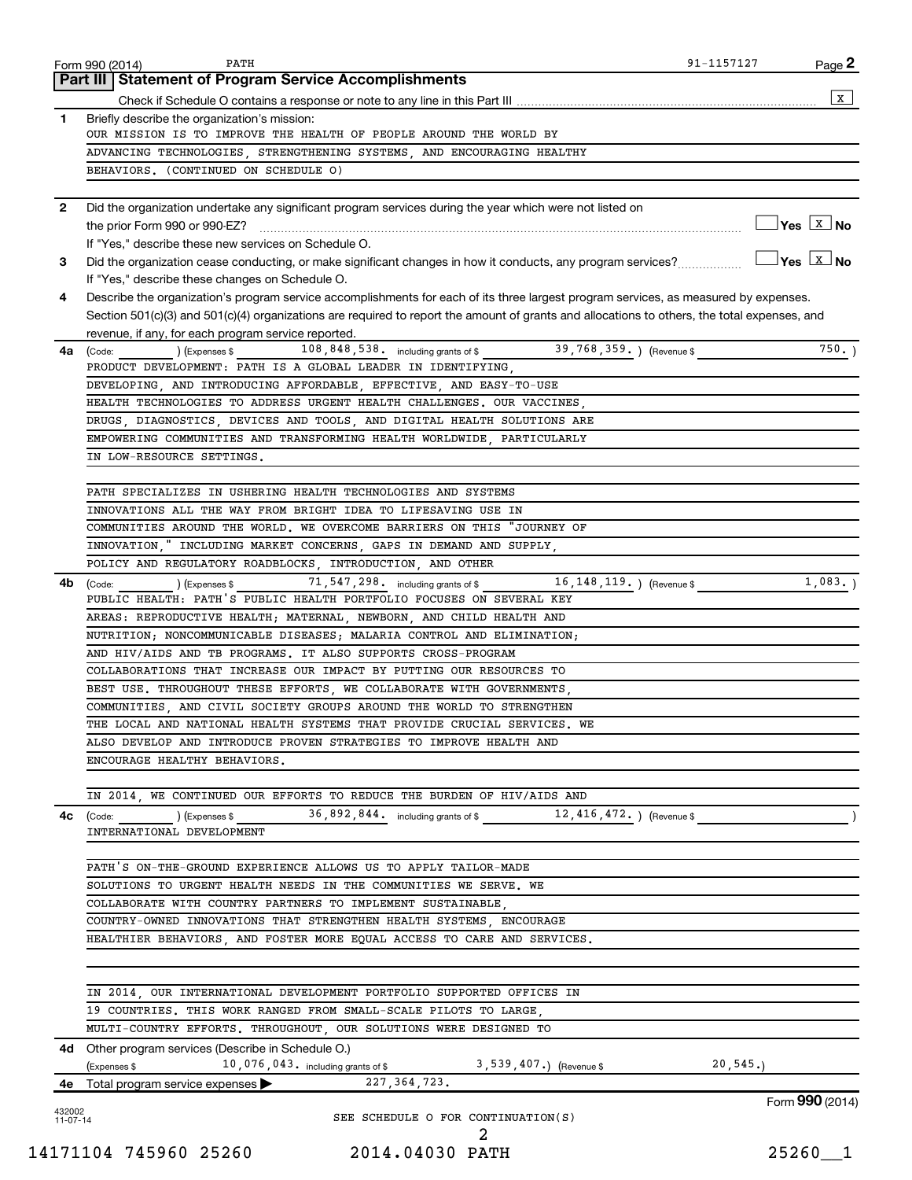Form 990 (2014) PATH 91-1157127

## Part III Statement of Program Service Accomplishments

Check if Schedule O contains a response or note to any line in this Part III [X]

**1** Briefly describe the organization's mission:

OUR MISSION IS TO IMPROVE THE HEALTH OF PEOPLE AROUND THE WORLD BY ADVANCING TECHNOLOGIES, STRENGTHENING SYSTEMS, AND ENCOURAGING HEALTHY BEHAVIORS. (CONTINUED ON SCHEDULE O)

**2** Did the organization undertake any significant program services during the year which were not listed on the prior Form 990 or 990-EZ? [ ] Yes [X] No

If "Yes," describe these new services on Schedule O.

**3** Did the organization cease conducting, or make significant changes in how it conducts, any program services? [ ] Yes [X] No

If "Yes," describe these changes on Schedule O.

**4** Describe the organization's program service accomplishments for each of its three largest program services, as measured by expenses. Section 501(c)(3) and 501(c)(4) organizations are required to report the amount of grants and allocations to others, the total expenses, and revenue, if any, for each program service reported.

**4a** (Code: ) (Expenses $ 108,848,538. including grants of $ 39,768,359. ) (Revenue $ 750. )

PRODUCT DEVELOPMENT: PATH IS A GLOBAL LEADER IN IDENTIFYING, DEVELOPING, AND INTRODUCING AFFORDABLE, EFFECTIVE, AND EASY-TO-USE HEALTH TECHNOLOGIES TO ADDRESS URGENT HEALTH CHALLENGES. OUR VACCINES, DRUGS, DIAGNOSTICS, DEVICES AND TOOLS, AND DIGITAL HEALTH SOLUTIONS ARE EMPOWERING COMMUNITIES AND TRANSFORMING HEALTH WORLDWIDE, PARTICULARLY IN LOW-RESOURCE SETTINGS.

PATH SPECIALIZES IN USHERING HEALTH TECHNOLOGIES AND SYSTEMS INNOVATIONS ALL THE WAY FROM BRIGHT IDEA TO LIFESAVING USE IN COMMUNITIES AROUND THE WORLD. WE OVERCOME BARRIERS ON THIS "JOURNEY OF INNOVATION," INCLUDING MARKET CONCERNS, GAPS IN DEMAND AND SUPPLY, POLICY AND REGULATORY ROADBLOCKS, INTRODUCTION, AND OTHER

**4b** (Code: ) (Expenses $ 71,547,298. including grants of $ 16,148,119. ) (Revenue $ 1,083. )

PUBLIC HEALTH: PATH'S PUBLIC HEALTH PORTFOLIO FOCUSES ON SEVERAL KEY AREAS: REPRODUCTIVE HEALTH; MATERNAL, NEWBORN, AND CHILD HEALTH AND NUTRITION; NONCOMMUNICABLE DISEASES; MALARIA CONTROL AND ELIMINATION; AND HIV/AIDS AND TB PROGRAMS. IT ALSO SUPPORTS CROSS-PROGRAM COLLABORATIONS THAT INCREASE OUR IMPACT BY PUTTING OUR RESOURCES TO BEST USE. THROUGHOUT THESE EFFORTS, WE COLLABORATE WITH GOVERNMENTS, COMMUNITIES, AND CIVIL SOCIETY GROUPS AROUND THE WORLD TO STRENGTHEN THE LOCAL AND NATIONAL HEALTH SYSTEMS THAT PROVIDE CRUCIAL SERVICES. WE ALSO DEVELOP AND INTRODUCE PROVEN STRATEGIES TO IMPROVE HEALTH AND ENCOURAGE HEALTHY BEHAVIORS.

IN 2014, WE CONTINUED OUR EFFORTS TO REDUCE THE BURDEN OF HIV/AIDS AND

**4c** (Code: ) (Expenses $ 36,892,844. including grants of $ 12,416,472. ) (Revenue $ )

INTERNATIONAL DEVELOPMENT

PATH'S ON-THE-GROUND EXPERIENCE ALLOWS US TO APPLY TAILOR-MADE SOLUTIONS TO URGENT HEALTH NEEDS IN THE COMMUNITIES WE SERVE. WE COLLABORATE WITH COUNTRY PARTNERS TO IMPLEMENT SUSTAINABLE, COUNTRY-OWNED INNOVATIONS THAT STRENGTHEN HEALTH SYSTEMS, ENCOURAGE HEALTHIER BEHAVIORS, AND FOSTER MORE EQUAL ACCESS TO CARE AND SERVICES.

IN 2014, OUR INTERNATIONAL DEVELOPMENT PORTFOLIO SUPPORTED OFFICES IN 19 COUNTRIES. THIS WORK RANGED FROM SMALL-SCALE PILOTS TO LARGE, MULTI-COUNTRY EFFORTS. THROUGHOUT, OUR SOLUTIONS WERE DESIGNED TO

**4d** Other program services (Describe in Schedule O.)

(Expenses $ 10,076,043. including grants of $ 3,539,407.) (Revenue $ 20,545.)

**4e** Total program service expenses ▶ 227,364,723.

SEE SCHEDULE O FOR CONTINUATION(S)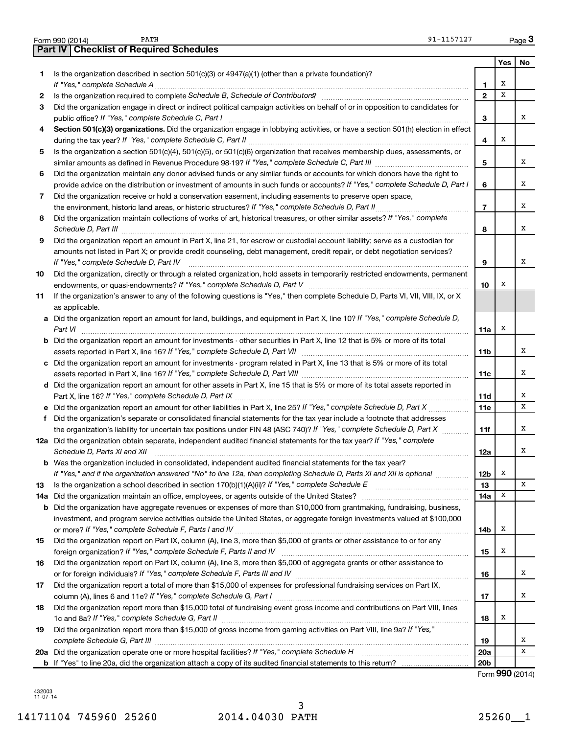Form 990 (2014) PATH 91-1157127

## Part IV | Checklist of Required Schedules

| | | | Yes | No |
|---|---|---|---|---|
| 1 | Is the organization described in section 501(c)(3) or 4947(a)(1) (other than a private foundation)? *If "Yes," complete Schedule A* | 1 | X | |
| 2 | Is the organization required to complete *Schedule B, Schedule of Contributors*? | 2 | X | |
| 3 | Did the organization engage in direct or indirect political campaign activities on behalf of or in opposition to candidates for public office? *If "Yes," complete Schedule C, Part I* | 3 | | X |
| 4 | **Section 501(c)(3) organizations.** Did the organization engage in lobbying activities, or have a section 501(h) election in effect during the tax year? *If "Yes," complete Schedule C, Part II* | 4 | X | |
| 5 | Is the organization a section 501(c)(4), 501(c)(5), or 501(c)(6) organization that receives membership dues, assessments, or similar amounts as defined in Revenue Procedure 98-19? *If "Yes," complete Schedule C, Part III* | 5 | | X |
| 6 | Did the organization maintain any donor advised funds or any similar funds or accounts for which donors have the right to provide advice on the distribution or investment of amounts in such funds or accounts? *If "Yes," complete Schedule D, Part I* | 6 | | X |
| 7 | Did the organization receive or hold a conservation easement, including easements to preserve open space, the environment, historic land areas, or historic structures? *If "Yes," complete Schedule D, Part II* | 7 | | X |
| 8 | Did the organization maintain collections of works of art, historical treasures, or other similar assets? *If "Yes," complete Schedule D, Part III* | 8 | | X |
| 9 | Did the organization report an amount in Part X, line 21, for escrow or custodial account liability; serve as a custodian for amounts not listed in Part X; or provide credit counseling, debt management, credit repair, or debt negotiation services? *If "Yes," complete Schedule D, Part IV* | 9 | | X |
| 10 | Did the organization, directly or through a related organization, hold assets in temporarily restricted endowments, permanent endowments, or quasi-endowments? *If "Yes," complete Schedule D, Part V* | 10 | X | |
| 11 | If the organization's answer to any of the following questions is "Yes," then complete Schedule D, Parts VI, VII, VIII, IX, or X as applicable. | | | |
| a | Did the organization report an amount for land, buildings, and equipment in Part X, line 10? *If "Yes," complete Schedule D, Part VI* | 11a | X | |
| b | Did the organization report an amount for investments - other securities in Part X, line 12 that is 5% or more of its total assets reported in Part X, line 16? *If "Yes," complete Schedule D, Part VII* | 11b | | X |
| c | Did the organization report an amount for investments - program related in Part X, line 13 that is 5% or more of its total assets reported in Part X, line 16? *If "Yes," complete Schedule D, Part VIII* | 11c | | X |
| d | Did the organization report an amount for other assets in Part X, line 15 that is 5% or more of its total assets reported in Part X, line 16? *If "Yes," complete Schedule D, Part IX* | 11d | | X |
| e | Did the organization report an amount for other liabilities in Part X, line 25? *If "Yes," complete Schedule D, Part X* | 11e | | X |
| f | Did the organization's separate or consolidated financial statements for the tax year include a footnote that addresses the organization's liability for uncertain tax positions under FIN 48 (ASC 740)? *If "Yes," complete Schedule D, Part X* | 11f | | X |
| 12a | Did the organization obtain separate, independent audited financial statements for the tax year? *If "Yes," complete Schedule D, Parts XI and XII* | 12a | | X |
| b | Was the organization included in consolidated, independent audited financial statements for the tax year? *If "Yes," and if the organization answered "No" to line 12a, then completing Schedule D, Parts XI and XII is optional* | 12b | X | |
| 13 | Is the organization a school described in section 170(b)(1)(A)(ii)? *If "Yes," complete Schedule E* | 13 | | X |
| 14a | Did the organization maintain an office, employees, or agents outside of the United States? | 14a | X | |
| b | Did the organization have aggregate revenues or expenses of more than $10,000 from grantmaking, fundraising, business, investment, and program service activities outside the United States, or aggregate foreign investments valued at $100,000 or more? *If "Yes," complete Schedule F, Parts I and IV* | 14b | X | |
| 15 | Did the organization report on Part IX, column (A), line 3, more than $5,000 of grants or other assistance to or for any foreign organization? *If "Yes," complete Schedule F, Parts II and IV* | 15 | X | |
| 16 | Did the organization report on Part IX, column (A), line 3, more than $5,000 of aggregate grants or other assistance to or for foreign individuals? *If "Yes," complete Schedule F, Parts III and IV* | 16 | | X |
| 17 | Did the organization report a total of more than $15,000 of expenses for professional fundraising services on Part IX, column (A), lines 6 and 11e? *If "Yes," complete Schedule G, Part I* | 17 | | X |
| 18 | Did the organization report more than $15,000 total of fundraising event gross income and contributions on Part VIII, lines 1c and 8a? *If "Yes," complete Schedule G, Part II* | 18 | X | |
| 19 | Did the organization report more than $15,000 of gross income from gaming activities on Part VIII, line 9a? *If "Yes," complete Schedule G, Part III* | 19 | | X |
| 20a | Did the organization operate one or more hospital facilities? *If "Yes," complete Schedule H* | 20a | | X |
| b | If "Yes" to line 20a, did the organization attach a copy of its audited financial statements to this return? | 20b | | |

Form **990** (2014)

432003 11-07-14

14171104 745960 25260 2014.04030 PATH 25260__1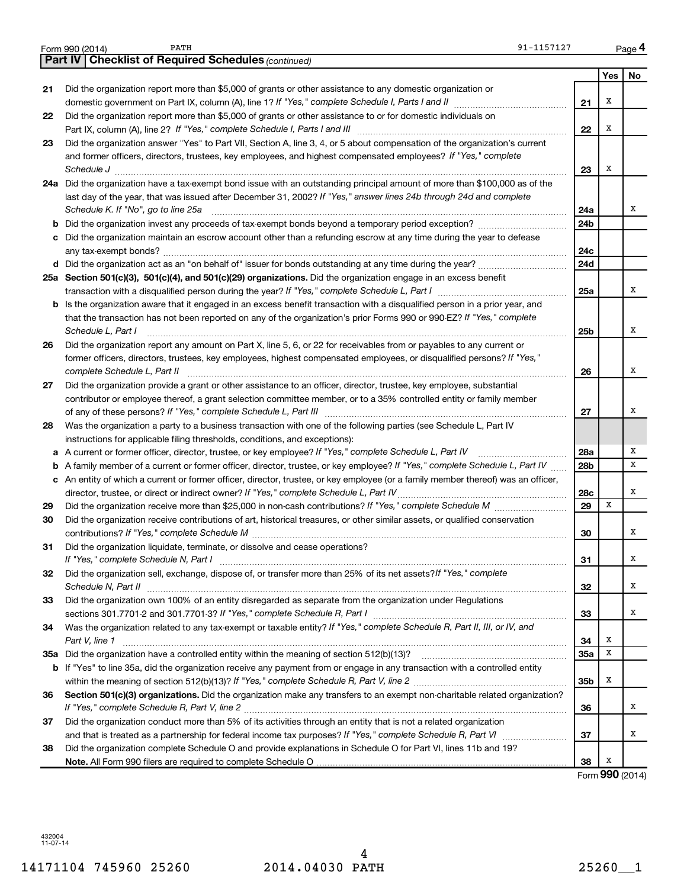Form 990 (2014) PATH 91-1157127

**Part IV | Checklist of Required Schedules** *(continued)*

| | | | Yes | No |
|---|---|---|---|---|
| 21 | Did the organization report more than $5,000 of grants or other assistance to any domestic organization or domestic government on Part IX, column (A), line 1? *If "Yes," complete Schedule I, Parts I and II* | 21 | X | |
| 22 | Did the organization report more than $5,000 of grants or other assistance to or for domestic individuals on Part IX, column (A), line 2? *If "Yes," complete Schedule I, Parts I and III* | 22 | X | |
| 23 | Did the organization answer "Yes" to Part VII, Section A, line 3, 4, or 5 about compensation of the organization's current and former officers, directors, trustees, key employees, and highest compensated employees? *If "Yes," complete Schedule J* | 23 | X | |
| 24a | Did the organization have a tax-exempt bond issue with an outstanding principal amount of more than $100,000 as of the last day of the year, that was issued after December 31, 2002? *If "Yes," answer lines 24b through 24d and complete Schedule K. If "No", go to line 25a* | 24a | | X |
| b | Did the organization invest any proceeds of tax-exempt bonds beyond a temporary period exception? | 24b | | |
| c | Did the organization maintain an escrow account other than a refunding escrow at any time during the year to defease any tax-exempt bonds? | 24c | | |
| d | Did the organization act as an "on behalf of" issuer for bonds outstanding at any time during the year? | 24d | | |
| 25a | **Section 501(c)(3), 501(c)(4), and 501(c)(29) organizations.** Did the organization engage in an excess benefit transaction with a disqualified person during the year? *If "Yes," complete Schedule L, Part I* | 25a | | X |
| b | Is the organization aware that it engaged in an excess benefit transaction with a disqualified person in a prior year, and that the transaction has not been reported on any of the organization's prior Forms 990 or 990-EZ? *If "Yes," complete Schedule L, Part I* | 25b | | X |
| 26 | Did the organization report any amount on Part X, line 5, 6, or 22 for receivables from or payables to any current or former officers, directors, trustees, key employees, highest compensated employees, or disqualified persons? *If "Yes," complete Schedule L, Part II* | 26 | | X |
| 27 | Did the organization provide a grant or other assistance to an officer, director, trustee, key employee, substantial contributor or employee thereof, a grant selection committee member, or to a 35% controlled entity or family member of any of these persons? *If "Yes," complete Schedule L, Part III* | 27 | | X |
| 28 | Was the organization a party to a business transaction with one of the following parties (see Schedule L, Part IV instructions for applicable filing thresholds, conditions, and exceptions): | | | |
| a | A current or former officer, director, trustee, or key employee? *If "Yes," complete Schedule L, Part IV* | 28a | | X |
| b | A family member of a current or former officer, director, trustee, or key employee? *If "Yes," complete Schedule L, Part IV* | 28b | | X |
| c | An entity of which a current or former officer, director, trustee, or key employee (or a family member thereof) was an officer, director, trustee, or direct or indirect owner? *If "Yes," complete Schedule L, Part IV* | 28c | | X |
| 29 | Did the organization receive more than $25,000 in non-cash contributions? *If "Yes," complete Schedule M* | 29 | X | |
| 30 | Did the organization receive contributions of art, historical treasures, or other similar assets, or qualified conservation contributions? *If "Yes," complete Schedule M* | 30 | | X |
| 31 | Did the organization liquidate, terminate, or dissolve and cease operations? *If "Yes," complete Schedule N, Part I* | 31 | | X |
| 32 | Did the organization sell, exchange, dispose of, or transfer more than 25% of its net assets? *If "Yes," complete Schedule N, Part II* | 32 | | X |
| 33 | Did the organization own 100% of an entity disregarded as separate from the organization under Regulations sections 301.7701-2 and 301.7701-3? *If "Yes," complete Schedule R, Part I* | 33 | | X |
| 34 | Was the organization related to any tax-exempt or taxable entity? *If "Yes," complete Schedule R, Part II, III, or IV, and Part V, line 1* | 34 | X | |
| 35a | Did the organization have a controlled entity within the meaning of section 512(b)(13)? | 35a | X | |
| b | If "Yes" to line 35a, did the organization receive any payment from or engage in any transaction with a controlled entity within the meaning of section 512(b)(13)? *If "Yes," complete Schedule R, Part V, line 2* | 35b | X | |
| 36 | **Section 501(c)(3) organizations.** Did the organization make any transfers to an exempt non-charitable related organization? *If "Yes," complete Schedule R, Part V, line 2* | 36 | | X |
| 37 | Did the organization conduct more than 5% of its activities through an entity that is not a related organization and that is treated as a partnership for federal income tax purposes? *If "Yes," complete Schedule R, Part VI* | 37 | | X |
| 38 | Did the organization complete Schedule O and provide explanations in Schedule O for Part VI, lines 11b and 19? **Note.** All Form 990 filers are required to complete Schedule O | 38 | X | |

Form **990** (2014)

432004 11-07-14

14171104 745960 25260 2014.04030 PATH 25260__1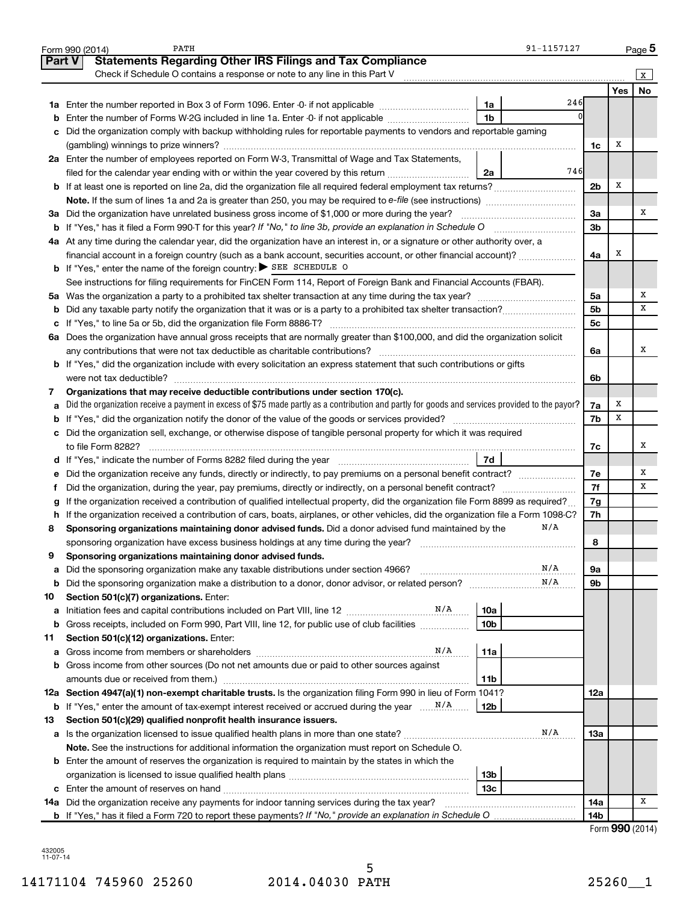Form 990 (2014) PATH 91-1157127 Page 5

## Part V Statements Regarding Other IRS Filings and Tax Compliance

Check if Schedule O contains a response or note to any line in this Part V [X]

| Line | Description | Ref | Amount | Line | Yes | No |
|---|---|---|---|---|---|---|
| 1a | Enter the number reported in Box 3 of Form 1096. Enter -0- if not applicable | 1a | 246 | | | |
| b | Enter the number of Forms W-2G included in line 1a. Enter -0- if not applicable | 1b | 0 | | | |
| c | Did the organization comply with backup withholding rules for reportable payments to vendors and reportable gaming (gambling) winnings to prize winners? | | | 1c | X | |
| 2a | Enter the number of employees reported on Form W-3, Transmittal of Wage and Tax Statements, filed for the calendar year ending with or within the year covered by this return | 2a | 746 | | | |
| b | If at least one is reported on line 2a, did the organization file all required federal employment tax returns? | | | 2b | X | |
| | **Note.** If the sum of lines 1a and 2a is greater than 250, you may be required to *e-file* (see instructions) | | | | | |
| 3a | Did the organization have unrelated business gross income of $1,000 or more during the year? | | | 3a | | X |
| b | If "Yes," has it filed a Form 990-T for this year? *If "No," to line 3b, provide an explanation in Schedule O* | | | 3b | | |
| 4a | At any time during the calendar year, did the organization have an interest in, or a signature or other authority over, a financial account in a foreign country (such as a bank account, securities account, or other financial account)? | | | 4a | X | |
| b | If "Yes," enter the name of the foreign country: ▶ SEE SCHEDULE O | | | | | |
| | See instructions for filing requirements for FinCEN Form 114, Report of Foreign Bank and Financial Accounts (FBAR). | | | | | |
| 5a | Was the organization a party to a prohibited tax shelter transaction at any time during the tax year? | | | 5a | | X |
| b | Did any taxable party notify the organization that it was or is a party to a prohibited tax shelter transaction? | | | 5b | | X |
| c | If "Yes," to line 5a or 5b, did the organization file Form 8886-T? | | | 5c | | |
| 6a | Does the organization have annual gross receipts that are normally greater than $100,000, and did the organization solicit any contributions that were not tax deductible as charitable contributions? | | | 6a | | X |
| b | If "Yes," did the organization include with every solicitation an express statement that such contributions or gifts were not tax deductible? | | | 6b | | |
| 7 | **Organizations that may receive deductible contributions under section 170(c).** | | | | | |
| a | Did the organization receive a payment in excess of $75 made partly as a contribution and partly for goods and services provided to the payor? | | | 7a | X | |
| b | If "Yes," did the organization notify the donor of the value of the goods or services provided? | | | 7b | X | |
| c | Did the organization sell, exchange, or otherwise dispose of tangible personal property for which it was required to file Form 8282? | | | 7c | | X |
| d | If "Yes," indicate the number of Forms 8282 filed during the year | 7d | | | | |
| e | Did the organization receive any funds, directly or indirectly, to pay premiums on a personal benefit contract? | | | 7e | | X |
| f | Did the organization, during the year, pay premiums, directly or indirectly, on a personal benefit contract? | | | 7f | | X |
| g | If the organization received a contribution of qualified intellectual property, did the organization file Form 8899 as required? | | | 7g | | |
| h | If the organization received a contribution of cars, boats, airplanes, or other vehicles, did the organization file a Form 1098-C? | | | 7h | | |
| 8 | **Sponsoring organizations maintaining donor advised funds.** Did a donor advised fund maintained by the sponsoring organization have excess business holdings at any time during the year? N/A | | | 8 | | |
| 9 | **Sponsoring organizations maintaining donor advised funds.** | | | | | |
| a | Did the sponsoring organization make any taxable distributions under section 4966? N/A | | | 9a | | |
| b | Did the sponsoring organization make a distribution to a donor, donor advisor, or related person? N/A | | | 9b | | |
| 10 | **Section 501(c)(7) organizations.** Enter: | | | | | |
| a | Initiation fees and capital contributions included on Part VIII, line 12 N/A | 10a | | | | |
| b | Gross receipts, included on Form 990, Part VIII, line 12, for public use of club facilities | 10b | | | | |
| 11 | **Section 501(c)(12) organizations.** Enter: | | | | | |
| a | Gross income from members or shareholders N/A | 11a | | | | |
| b | Gross income from other sources (Do not net amounts due or paid to other sources against amounts due or received from them.) | 11b | | | | |
| 12a | **Section 4947(a)(1) non-exempt charitable trusts.** Is the organization filing Form 990 in lieu of Form 1041? | | | 12a | | |
| b | If "Yes," enter the amount of tax-exempt interest received or accrued during the year N/A | 12b | | | | |
| 13 | **Section 501(c)(29) qualified nonprofit health insurance issuers.** | | | | | |
| a | Is the organization licensed to issue qualified health plans in more than one state? N/A | | | 13a | | |
| | **Note.** See the instructions for additional information the organization must report on Schedule O. | | | | | |
| b | Enter the amount of reserves the organization is required to maintain by the states in which the organization is licensed to issue qualified health plans | 13b | | | | |
| c | Enter the amount of reserves on hand | 13c | | | | |
| 14a | Did the organization receive any payments for indoor tanning services during the tax year? | | | 14a | | X |
| b | If "Yes," has it filed a Form 720 to report these payments? *If "No," provide an explanation in Schedule O* | | | 14b | | |

Form **990** (2014)

432005 11-07-14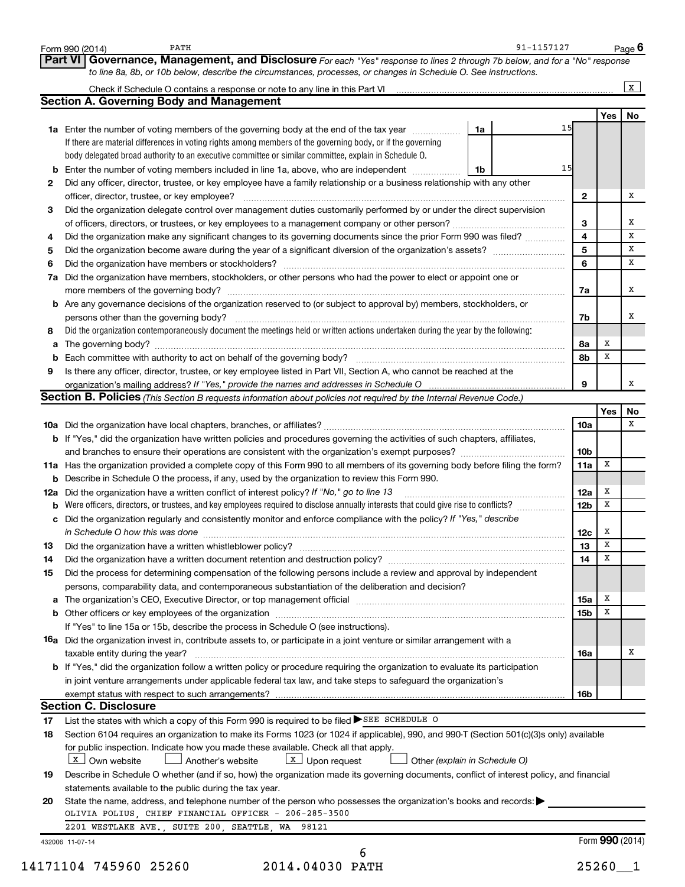Form 990 (2014) PATH 91-1157127 Page 6

## Part VI Governance, Management, and Disclosure

*For each "Yes" response to lines 2 through 7b below, and for a "No" response to line 8a, 8b, or 10b below, describe the circumstances, processes, or changes in Schedule O. See instructions.*

Check if Schedule O contains a response or note to any line in this Part VI ..... [X]

### Section A. Governing Body and Management

| | | | | Yes | No |
|---|---|---|---|---|---|
| **1a** | Enter the number of voting members of the governing body at the end of the tax year ..... **1a** 15<br>If there are material differences in voting rights among members of the governing body, or if the governing body delegated broad authority to an executive committee or similar committee, explain in Schedule O. | | | | |
| **b** | Enter the number of voting members included in line 1a, above, who are independent ..... **1b** 15 | | | | |
| **2** | Did any officer, director, trustee, or key employee have a family relationship or a business relationship with any other officer, director, trustee, or key employee? | **2** | | | X |
| **3** | Did the organization delegate control over management duties customarily performed by or under the direct supervision of officers, directors, or trustees, or key employees to a management company or other person? | **3** | | | X |
| **4** | Did the organization make any significant changes to its governing documents since the prior Form 990 was filed? | **4** | | | X |
| **5** | Did the organization become aware during the year of a significant diversion of the organization's assets? | **5** | | | X |
| **6** | Did the organization have members or stockholders? | **6** | | | X |
| **7a** | Did the organization have members, stockholders, or other persons who had the power to elect or appoint one or more members of the governing body? | **7a** | | | X |
| **b** | Are any governance decisions of the organization reserved to (or subject to approval by) members, stockholders, or persons other than the governing body? | **7b** | | | X |
| **8** | Did the organization contemporaneously document the meetings held or written actions undertaken during the year by the following: | | | | |
| **a** | The governing body? | **8a** | | X | |
| **b** | Each committee with authority to act on behalf of the governing body? | **8b** | | X | |
| **9** | Is there any officer, director, trustee, or key employee listed in Part VII, Section A, who cannot be reached at the organization's mailing address? *If "Yes," provide the names and addresses in Schedule O* | **9** | | | X |

### Section B. Policies *(This Section B requests information about policies not required by the Internal Revenue Code.)*

| | | | Yes | No |
|---|---|---|---|---|
| **10a** | Did the organization have local chapters, branches, or affiliates? | **10a** | | X |
| **b** | If "Yes," did the organization have written policies and procedures governing the activities of such chapters, affiliates, and branches to ensure their operations are consistent with the organization's exempt purposes? | **10b** | | |
| **11a** | Has the organization provided a complete copy of this Form 990 to all members of its governing body before filing the form? | **11a** | X | |
| **b** | Describe in Schedule O the process, if any, used by the organization to review this Form 990. | | | |
| **12a** | Did the organization have a written conflict of interest policy? *If "No," go to line 13* | **12a** | X | |
| **b** | Were officers, directors, or trustees, and key employees required to disclose annually interests that could give rise to conflicts? | **12b** | X | |
| **c** | Did the organization regularly and consistently monitor and enforce compliance with the policy? *If "Yes," describe in Schedule O how this was done* | **12c** | X | |
| **13** | Did the organization have a written whistleblower policy? | **13** | X | |
| **14** | Did the organization have a written document retention and destruction policy? | **14** | X | |
| **15** | Did the process for determining compensation of the following persons include a review and approval by independent persons, comparability data, and contemporaneous substantiation of the deliberation and decision? | | | |
| **a** | The organization's CEO, Executive Director, or top management official | **15a** | X | |
| **b** | Other officers or key employees of the organization | **15b** | X | |
| | If "Yes" to line 15a or 15b, describe the process in Schedule O (see instructions). | | | |
| **16a** | Did the organization invest in, contribute assets to, or participate in a joint venture or similar arrangement with a taxable entity during the year? | **16a** | | X |
| **b** | If "Yes," did the organization follow a written policy or procedure requiring the organization to evaluate its participation in joint venture arrangements under applicable federal tax law, and take steps to safeguard the organization's exempt status with respect to such arrangements? | **16b** | | |

### Section C. Disclosure

**17** List the states with which a copy of this Form 990 is required to be filed ▶ SEE SCHEDULE O

**18** Section 6104 requires an organization to make its Forms 1023 (or 1024 if applicable), 990, and 990-T (Section 501(c)(3)s only) available for public inspection. Indicate how you made these available. Check all that apply.

[X] Own website [ ] Another's website [X] Upon request [ ] Other *(explain in Schedule O)*

**19** Describe in Schedule O whether (and if so, how) the organization made its governing documents, conflict of interest policy, and financial statements available to the public during the tax year.

**20** State the name, address, and telephone number of the person who possesses the organization's books and records: ▶

OLIVIA POLIUS, CHIEF FINANCIAL OFFICER - 206-285-3500

2201 WESTLAKE AVE., SUITE 200, SEATTLE, WA 98121

432006 11-07-14 Form **990** (2014)

14171104 745960 25260 2014.04030 PATH 25260__1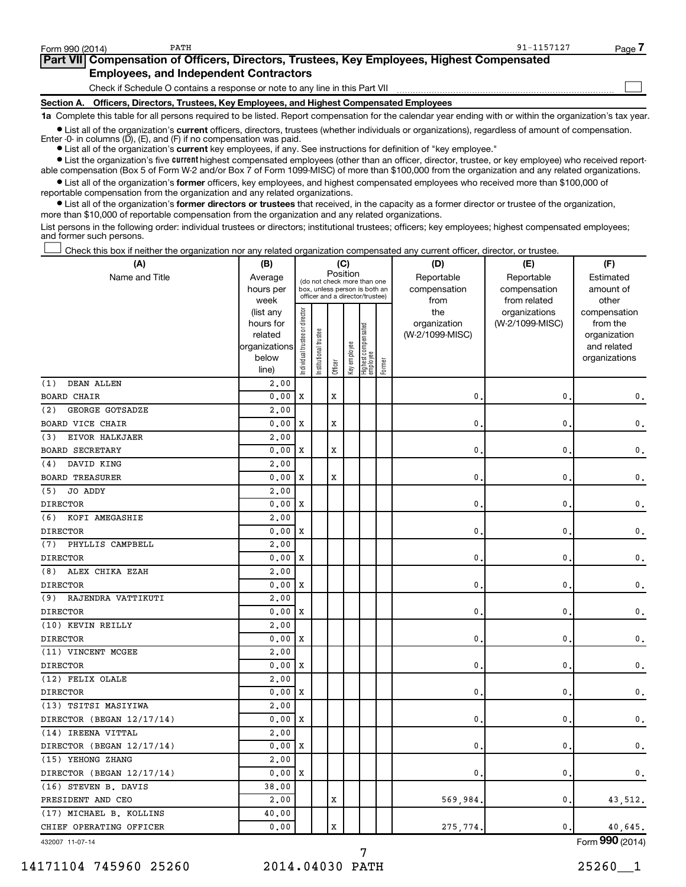Form 990 (2014) PATH 91-1157127

## Part VII Compensation of Officers, Directors, Trustees, Key Employees, Highest Compensated Employees, and Independent Contractors

Check if Schedule O contains a response or note to any line in this Part VII ☐

### Section A. Officers, Directors, Trustees, Key Employees, and Highest Compensated Employees

**1a** Complete this table for all persons required to be listed. Report compensation for the calendar year ending with or within the organization's tax year.

- List all of the organization's **current** officers, directors, trustees (whether individuals or organizations), regardless of amount of compensation. Enter -0- in columns (D), (E), and (F) if no compensation was paid.
- List all of the organization's **current** key employees, if any. See instructions for definition of "key employee."
- List the organization's five **current** highest compensated employees (other than an officer, director, trustee, or key employee) who received reportable compensation (Box 5 of Form W-2 and/or Box 7 of Form 1099-MISC) of more than $100,000 from the organization and any related organizations.
- List all of the organization's **former** officers, key employees, and highest compensated employees who received more than $100,000 of reportable compensation from the organization and any related organizations.
- List all of the organization's **former directors or trustees** that received, in the capacity as a former director or trustee of the organization, more than $10,000 of reportable compensation from the organization and any related organizations.

List persons in the following order: individual trustees or directors; institutional trustees; officers; key employees; highest compensated employees; and former such persons.

☐ Check this box if neither the organization nor any related organization compensated any current officer, director, or trustee.

| (A) Name and Title | (B) Average hours per week (list any hours for related organizations below line) | (C) Position: Individual trustee or director | Institutional trustee | Officer | Key employee | Highest compensated employee | Former | (D) Reportable compensation from the organization (W-2/1099-MISC) | (E) Reportable compensation from related organizations (W-2/1099-MISC) | (F) Estimated amount of other compensation from the organization and related organizations |
|---|---|---|---|---|---|---|---|---|---|---|
| (1) DEAN ALLEN<br>BOARD CHAIR | 2.00<br>0.00 | X | | X | | | | 0. | 0. | 0. |
| (2) GEORGE GOTSADZE<br>BOARD VICE CHAIR | 2.00<br>0.00 | X | | X | | | | 0. | 0. | 0. |
| (3) EIVOR HALKJAER<br>BOARD SECRETARY | 2.00<br>0.00 | X | | X | | | | 0. | 0. | 0. |
| (4) DAVID KING<br>BOARD TREASURER | 2.00<br>0.00 | X | | X | | | | 0. | 0. | 0. |
| (5) JO ADDY<br>DIRECTOR | 2.00<br>0.00 | X | | | | | | 0. | 0. | 0. |
| (6) KOFI AMEGASHIE<br>DIRECTOR | 2.00<br>0.00 | X | | | | | | 0. | 0. | 0. |
| (7) PHYLLIS CAMPBELL<br>DIRECTOR | 2.00<br>0.00 | X | | | | | | 0. | 0. | 0. |
| (8) ALEX CHIKA EZAH<br>DIRECTOR | 2.00<br>0.00 | X | | | | | | 0. | 0. | 0. |
| (9) RAJENDRA VATTIKUTI<br>DIRECTOR | 2.00<br>0.00 | X | | | | | | 0. | 0. | 0. |
| (10) KEVIN REILLY<br>DIRECTOR | 2.00<br>0.00 | X | | | | | | 0. | 0. | 0. |
| (11) VINCENT MCGEE<br>DIRECTOR | 2.00<br>0.00 | X | | | | | | 0. | 0. | 0. |
| (12) FELIX OLALE<br>DIRECTOR | 2.00<br>0.00 | X | | | | | | 0. | 0. | 0. |
| (13) TSITSI MASIYIWA<br>DIRECTOR (BEGAN 12/17/14) | 2.00<br>0.00 | X | | | | | | 0. | 0. | 0. |
| (14) IREENA VITTAL<br>DIRECTOR (BEGAN 12/17/14) | 2.00<br>0.00 | X | | | | | | 0. | 0. | 0. |
| (15) YEHONG ZHANG<br>DIRECTOR (BEGAN 12/17/14) | 2.00<br>0.00 | X | | | | | | 0. | 0. | 0. |
| (16) STEVEN B. DAVIS<br>PRESIDENT AND CEO | 38.00<br>2.00 | | | X | | | | 569,984. | 0. | 43,512. |
| (17) MICHAEL B. KOLLINS<br>CHIEF OPERATING OFFICER | 40.00<br>0.00 | | | X | | | | 275,774. | 0. | 40,645. |

432007 11-07-14 Form **990** (2014)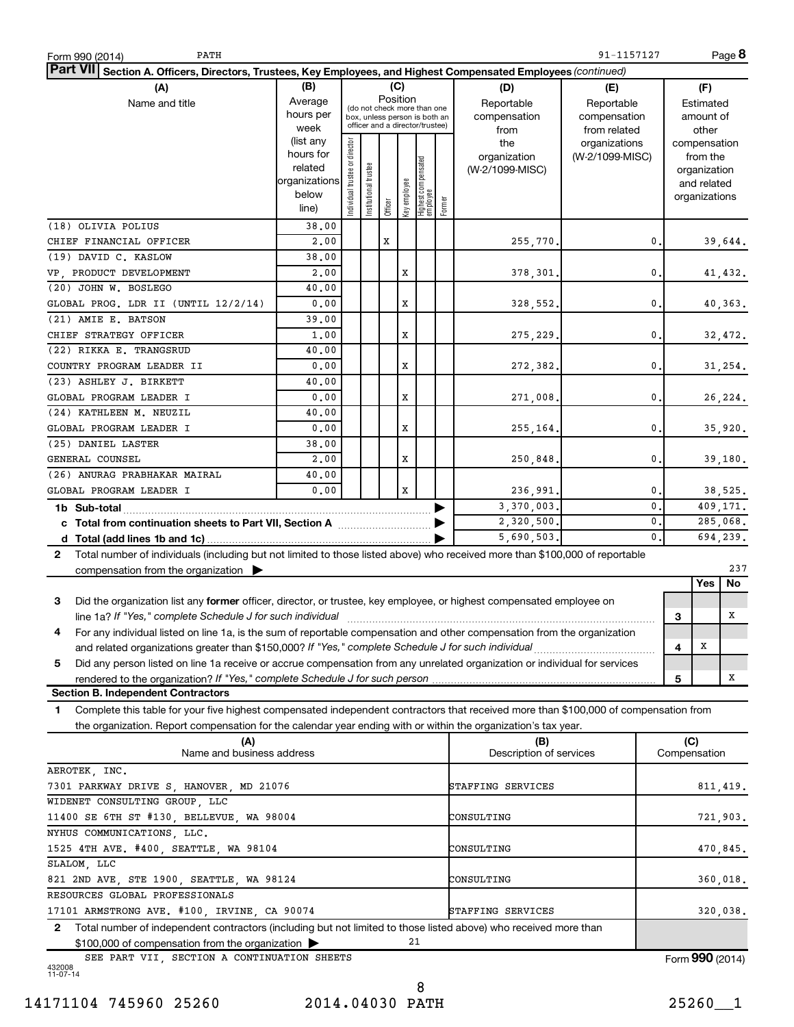Form 990 (2014) PATH 91-1157127

**Part VII** Section A. Officers, Directors, Trustees, Key Employees, and Highest Compensated Employees *(continued)*

| (A) Name and title | (B) Average hours per week (list any hours for related organizations below line) | (C) Position: Individual trustee or director | Institutional trustee | Officer | Key employee | Highest compensated employee | Former | (D) Reportable compensation from the organization (W-2/1099-MISC) | (E) Reportable compensation from related organizations (W-2/1099-MISC) | (F) Estimated amount of other compensation from the organization and related organizations |
|---|---|---|---|---|---|---|---|---|---|---|
| (18) OLIVIA POLIUS | 38.00 | | | | | | | | | |
| CHIEF FINANCIAL OFFICER | 2.00 | | | X | | | | 255,770. | 0. | 39,644. |
| (19) DAVID C. KASLOW | 38.00 | | | | | | | | | |
| VP, PRODUCT DEVELOPMENT | 2.00 | | | | X | | | 378,301. | 0. | 41,432. |
| (20) JOHN W. BOSLEGO | 40.00 | | | | | | | | | |
| GLOBAL PROG. LDR II (UNTIL 12/2/14) | 0.00 | | | | X | | | 328,552. | 0. | 40,363. |
| (21) AMIE E. BATSON | 39.00 | | | | | | | | | |
| CHIEF STRATEGY OFFICER | 1.00 | | | | X | | | 275,229. | 0. | 32,472. |
| (22) RIKKA E. TRANGSRUD | 40.00 | | | | | | | | | |
| COUNTRY PROGRAM LEADER II | 0.00 | | | | X | | | 272,382. | 0. | 31,254. |
| (23) ASHLEY J. BIRKETT | 40.00 | | | | | | | | | |
| GLOBAL PROGRAM LEADER I | 0.00 | | | | X | | | 271,008. | 0. | 26,224. |
| (24) KATHLEEN M. NEUZIL | 40.00 | | | | | | | | | |
| GLOBAL PROGRAM LEADER I | 0.00 | | | | X | | | 255,164. | 0. | 35,920. |
| (25) DANIEL LASTER | 38.00 | | | | | | | | | |
| GENERAL COUNSEL | 2.00 | | | | X | | | 250,848. | 0. | 39,180. |
| (26) ANURAG PRABHAKAR MAIRAL | 40.00 | | | | | | | | | |
| GLOBAL PROGRAM LEADER I | 0.00 | | | | X | | | 236,991. | 0. | 38,525. |
| **1b Sub-total** | | | | | | | | 3,370,003. | 0. | 409,171. |
| **c Total from continuation sheets to Part VII, Section A** | | | | | | | | 2,320,500. | 0. | 285,068. |
| **d Total (add lines 1b and 1c)** | | | | | | | | 5,690,503. | 0. | 694,239. |

**2** Total number of individuals (including but not limited to those listed above) who received more than $100,000 of reportable compensation from the organization ▶ 237

| | | Yes | No |
|---|---|---|---|
| **3** Did the organization list any **former** officer, director, or trustee, key employee, or highest compensated employee on line 1a? *If "Yes," complete Schedule J for such individual* | 3 | | X |
| **4** For any individual listed on line 1a, is the sum of reportable compensation and other compensation from the organization and related organizations greater than $150,000? *If "Yes," complete Schedule J for such individual* | 4 | X | |
| **5** Did any person listed on line 1a receive or accrue compensation from any unrelated organization or individual for services rendered to the organization? *If "Yes," complete Schedule J for such person* | 5 | | X |

**Section B. Independent Contractors**

**1** Complete this table for your five highest compensated independent contractors that received more than $100,000 of compensation from the organization. Report compensation for the calendar year ending with or within the organization's tax year.

| (A) Name and business address | (B) Description of services | (C) Compensation |
|---|---|---|
| AEROTEK, INC.<br>7301 PARKWAY DRIVE S, HANOVER, MD 21076 | STAFFING SERVICES | 811,419. |
| WIDENET CONSULTING GROUP, LLC<br>11400 SE 6TH ST #130, BELLEVUE, WA 98004 | CONSULTING | 721,903. |
| NYHUS COMMUNICATIONS, LLC.<br>1525 4TH AVE. #400, SEATTLE, WA 98104 | CONSULTING | 470,845. |
| SLALOM, LLC<br>821 2ND AVE, STE 1900, SEATTLE, WA 98124 | CONSULTING | 360,018. |
| RESOURCES GLOBAL PROFESSIONALS<br>17101 ARMSTRONG AVE. #100, IRVINE, CA 90074 | STAFFING SERVICES | 320,038. |

**2** Total number of independent contractors (including but not limited to those listed above) who received more than $100,000 of compensation from the organization ▶ 21

SEE PART VII, SECTION A CONTINUATION SHEETS

Form **990** (2014)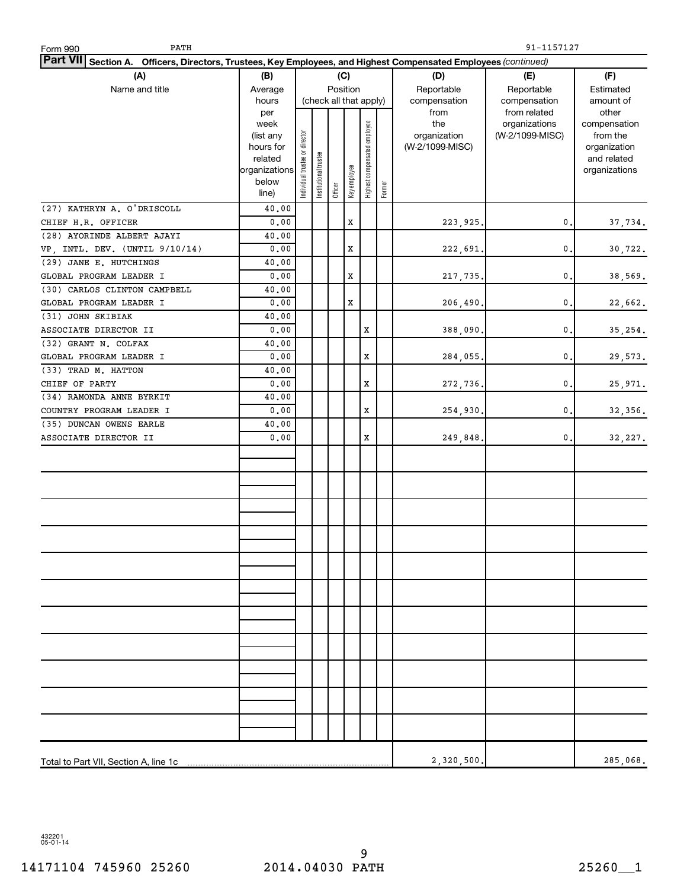Form 990 PATH 91-1157127

**Part VII Section A. Officers, Directors, Trustees, Key Employees, and Highest Compensated Employees** *(continued)*

| (A) Name and title | (B) Average hours per week (list any hours for related organizations below line) | (C) Position (check all that apply): Individual trustee or director | Institutional trustee | Officer | Key employee | Highest compensated employee | Former | (D) Reportable compensation from the organization (W-2/1099-MISC) | (E) Reportable compensation from related organizations (W-2/1099-MISC) | (F) Estimated amount of other compensation from the organization and related organizations |
|---|---|---|---|---|---|---|---|---|---|---|
| (27) KATHRYN A. O'DRISCOLL<br>CHIEF H.R. OFFICER | 40.00<br>0.00 | | | | X | | | 223,925. | 0. | 37,734. |
| (28) AYORINDE ALBERT AJAYI<br>VP, INTL. DEV. (UNTIL 9/10/14) | 40.00<br>0.00 | | | | X | | | 222,691. | 0. | 30,722. |
| (29) JANE E. HUTCHINGS<br>GLOBAL PROGRAM LEADER I | 40.00<br>0.00 | | | | X | | | 217,735. | 0. | 38,569. |
| (30) CARLOS CLINTON CAMPBELL<br>GLOBAL PROGRAM LEADER I | 40.00<br>0.00 | | | | X | | | 206,490. | 0. | 22,662. |
| (31) JOHN SKIBIAK<br>ASSOCIATE DIRECTOR II | 40.00<br>0.00 | | | | | X | | 388,090. | 0. | 35,254. |
| (32) GRANT N. COLFAX<br>GLOBAL PROGRAM LEADER I | 40.00<br>0.00 | | | | | X | | 284,055. | 0. | 29,573. |
| (33) TRAD M. HATTON<br>CHIEF OF PARTY | 40.00<br>0.00 | | | | | X | | 272,736. | 0. | 25,971. |
| (34) RAMONDA ANNE BYRKIT<br>COUNTRY PROGRAM LEADER I | 40.00<br>0.00 | | | | | X | | 254,930. | 0. | 32,356. |
| (35) DUNCAN OWENS EARLE<br>ASSOCIATE DIRECTOR II | 40.00<br>0.00 | | | | | X | | 249,848. | 0. | 32,227. |
| Total to Part VII, Section A, line 1c | | | | | | | | 2,320,500. | | 285,068. |

432201 05-01-14

14171104 745960 25260 2014.04030 PATH 25260__1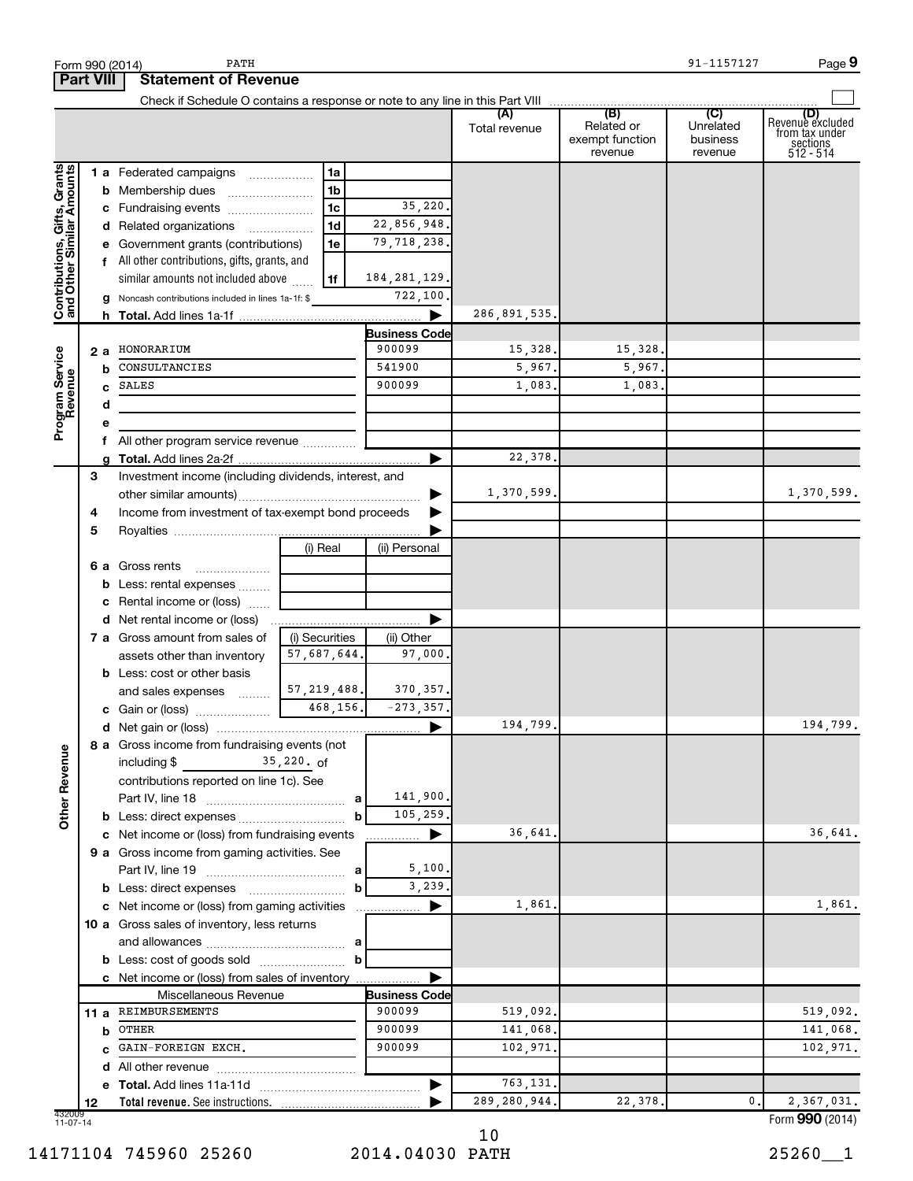Form 990 (2014) PATH 91-1157127 Page 9

## Part VIII Statement of Revenue

Check if Schedule O contains a response or note to any line in this Part VIII

| | | | | (A) Total revenue | (B) Related or exempt function revenue | (C) Unrelated business revenue | (D) Revenue excluded from tax under sections 512 - 514 |
|---|---|---|---|---|---|---|---|
| **Contributions, Gifts, Grants and Other Similar Amounts** | 1a Federated campaigns | 1a | | | | | |
| | b Membership dues | 1b | | | | | |
| | c Fundraising events | 1c | 35,220. | | | | |
| | d Related organizations | 1d | 22,856,948. | | | | |
| | e Government grants (contributions) | 1e | 79,718,238. | | | | |
| | f All other contributions, gifts, grants, and similar amounts not included above | 1f | 184,281,129. | | | | |
| | g Noncash contributions included in lines 1a-1f: $ | | 722,100. | | | | |
| | h **Total.** Add lines 1a-1f | | | 286,891,535. | | | |
| **Program Service Revenue** | | | **Business Code** | | | | |
| | 2a HONORARIUM | | 900099 | 15,328. | 15,328. | | |
| | b CONSULTANCIES | | 541900 | 5,967. | 5,967. | | |
| | c SALES | | 900099 | 1,083. | 1,083. | | |
| | d | | | | | | |
| | e | | | | | | |
| | f All other program service revenue | | | | | | |
| | g **Total.** Add lines 2a-2f | | | 22,378. | | | |
| **Other Revenue** | 3 Investment income (including dividends, interest, and other similar amounts) | | | 1,370,599. | | | 1,370,599. |
| | 4 Income from investment of tax-exempt bond proceeds | | | | | | |
| | 5 Royalties | | | | | | |
| | | (i) Real | (ii) Personal | | | | |
| | 6a Gross rents | | | | | | |
| | b Less: rental expenses | | | | | | |
| | c Rental income or (loss) | | | | | | |
| | d Net rental income or (loss) | | | | | | |
| | | (i) Securities | (ii) Other | | | | |
| | 7a Gross amount from sales of assets other than inventory | 57,687,644. | 97,000. | | | | |
| | b Less: cost or other basis and sales expenses | 57,219,488. | 370,357. | | | | |
| | c Gain or (loss) | 468,156. | -273,357. | | | | |
| | d Net gain or (loss) | | | 194,799. | | | 194,799. |
| | 8a Gross income from fundraising events (not including $ 35,220. of contributions reported on line 1c). See Part IV, line 18 | a | 141,900. | | | | |
| | b Less: direct expenses | b | 105,259. | | | | |
| | c Net income or (loss) from fundraising events | | | 36,641. | | | 36,641. |
| | 9a Gross income from gaming activities. See Part IV, line 19 | a | 5,100. | | | | |
| | b Less: direct expenses | b | 3,239. | | | | |
| | c Net income or (loss) from gaming activities | | | 1,861. | | | 1,861. |
| | 10a Gross sales of inventory, less returns and allowances | a | | | | | |
| | b Less: cost of goods sold | b | | | | | |
| | c Net income or (loss) from sales of inventory | | | | | | |
| | Miscellaneous Revenue | | **Business Code** | | | | |
| | 11a REIMBURSEMENTS | | 900099 | 519,092. | | | 519,092. |
| | b OTHER | | 900099 | 141,068. | | | 141,068. |
| | c GAIN-FOREIGN EXCH. | | 900099 | 102,971. | | | 102,971. |
| | d All other revenue | | | | | | |
| | e **Total.** Add lines 11a-11d | | | 763,131. | | | |
| | 12 **Total revenue.** See instructions. | | | 289,280,944. | 22,378. | 0. | 2,367,031. |

432009 11-07-14

Form **990** (2014)

14171104 745960 25260 2014.04030 PATH 25260__1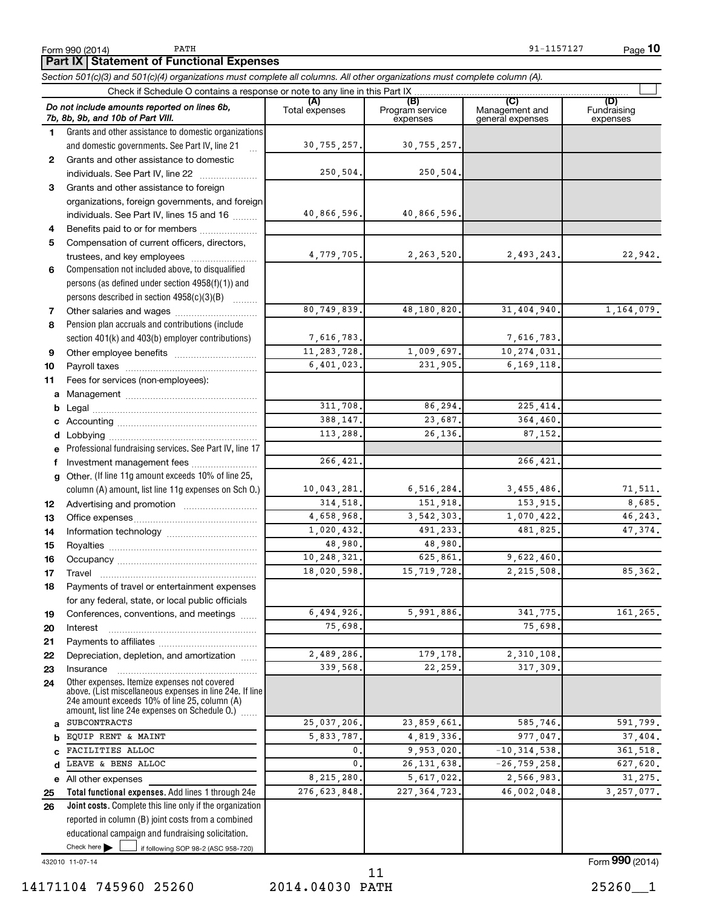Form 990 (2014) PATH 91-1157127 Page **10**

## Part IX Statement of Functional Expenses

*Section 501(c)(3) and 501(c)(4) organizations must complete all columns. All other organizations must complete column (A).*

Check if Schedule O contains a response or note to any line in this Part IX

| | *Do not include amounts reported on lines 6b, 7b, 8b, 9b, and 10b of Part VIII.* | (A) Total expenses | (B) Program service expenses | (C) Management and general expenses | (D) Fundraising expenses |
|---|---|---|---|---|---|
| 1 | Grants and other assistance to domestic organizations and domestic governments. See Part IV, line 21 | 30,755,257. | 30,755,257. | | |
| 2 | Grants and other assistance to domestic individuals. See Part IV, line 22 | 250,504. | 250,504. | | |
| 3 | Grants and other assistance to foreign organizations, foreign governments, and foreign individuals. See Part IV, lines 15 and 16 | 40,866,596. | 40,866,596. | | |
| 4 | Benefits paid to or for members | | | | |
| 5 | Compensation of current officers, directors, trustees, and key employees | 4,779,705. | 2,263,520. | 2,493,243. | 22,942. |
| 6 | Compensation not included above, to disqualified persons (as defined under section 4958(f)(1)) and persons described in section 4958(c)(3)(B) | | | | |
| 7 | Other salaries and wages | 80,749,839. | 48,180,820. | 31,404,940. | 1,164,079. |
| 8 | Pension plan accruals and contributions (include section 401(k) and 403(b) employer contributions) | 7,616,783. | | 7,616,783. | |
| 9 | Other employee benefits | 11,283,728. | 1,009,697. | 10,274,031. | |
| 10 | Payroll taxes | 6,401,023. | 231,905. | 6,169,118. | |
| 11 | Fees for services (non-employees): | | | | |
| a | Management | | | | |
| b | Legal | 311,708. | 86,294. | 225,414. | |
| c | Accounting | 388,147. | 23,687. | 364,460. | |
| d | Lobbying | 113,288. | 26,136. | 87,152. | |
| e | Professional fundraising services. See Part IV, line 17 | | | | |
| f | Investment management fees | 266,421. | | 266,421. | |
| g | Other. (If line 11g amount exceeds 10% of line 25, column (A) amount, list line 11g expenses on Sch O.) | 10,043,281. | 6,516,284. | 3,455,486. | 71,511. |
| 12 | Advertising and promotion | 314,518. | 151,918. | 153,915. | 8,685. |
| 13 | Office expenses | 4,658,968. | 3,542,303. | 1,070,422. | 46,243. |
| 14 | Information technology | 1,020,432. | 491,233. | 481,825. | 47,374. |
| 15 | Royalties | 48,980. | 48,980. | | |
| 16 | Occupancy | 10,248,321. | 625,861. | 9,622,460. | |
| 17 | Travel | 18,020,598. | 15,719,728. | 2,215,508. | 85,362. |
| 18 | Payments of travel or entertainment expenses for any federal, state, or local public officials | | | | |
| 19 | Conferences, conventions, and meetings | 6,494,926. | 5,991,886. | 341,775. | 161,265. |
| 20 | Interest | 75,698. | | 75,698. | |
| 21 | Payments to affiliates | | | | |
| 22 | Depreciation, depletion, and amortization | 2,489,286. | 179,178. | 2,310,108. | |
| 23 | Insurance | 339,568. | 22,259. | 317,309. | |
| 24 | Other expenses. Itemize expenses not covered above. (List miscellaneous expenses in line 24e. If line 24e amount exceeds 10% of line 25, column (A) amount, list line 24e expenses on Schedule O.) | | | | |
| a | SUBCONTRACTS | 25,037,206. | 23,859,661. | 585,746. | 591,799. |
| b | EQUIP RENT & MAINT | 5,833,787. | 4,819,336. | 977,047. | 37,404. |
| c | FACILITIES ALLOC | 0. | 9,953,020. | -10,314,538. | 361,518. |
| d | LEAVE & BENS ALLOC | 0. | 26,131,638. | -26,759,258. | 627,620. |
| e | All other expenses | 8,215,280. | 5,617,022. | 2,566,983. | 31,275. |
| 25 | **Total functional expenses.** Add lines 1 through 24e | 276,623,848. | 227,364,723. | 46,002,048. | 3,257,077. |
| 26 | **Joint costs.** Complete this line only if the organization reported in column (B) joint costs from a combined educational campaign and fundraising solicitation. Check here ☐ if following SOP 98-2 (ASC 958-720) | | | | |

432010 11-07-14

Form **990** (2014)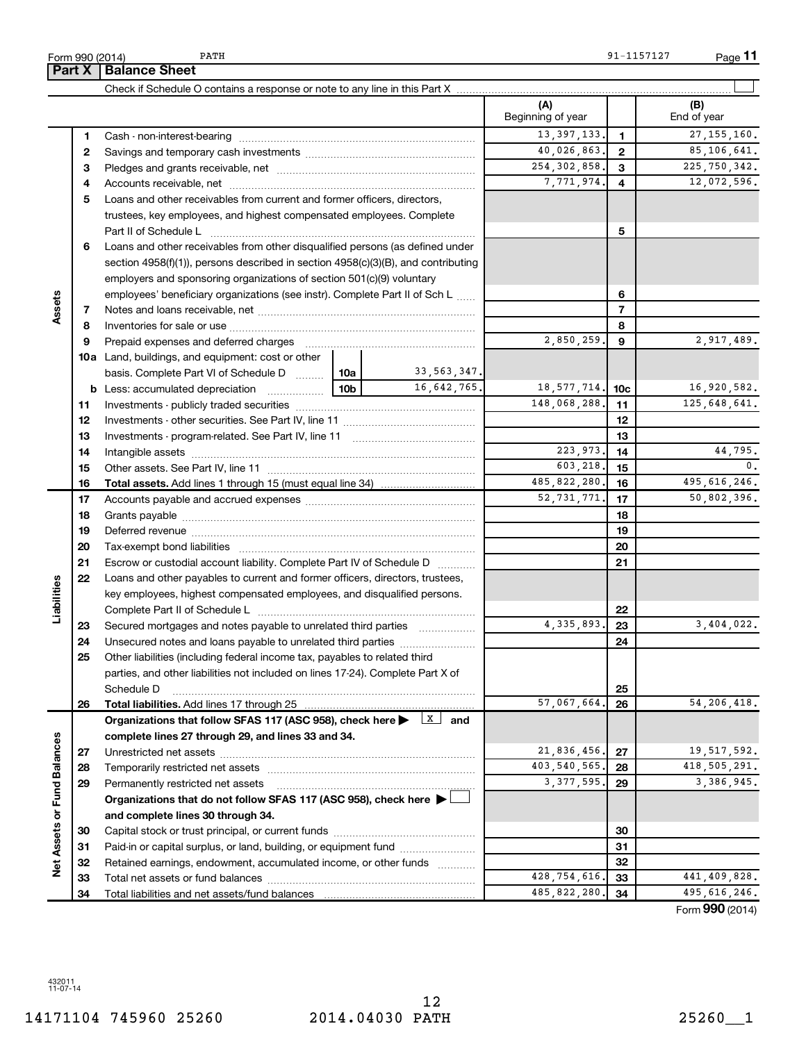Form 990 (2014) PATH 91-1157127 Page **11**

## Part X Balance Sheet

Check if Schedule O contains a response or note to any line in this Part X ☐

| | | | (A) Beginning of year | | (B) End of year |
|---|---|---|---|---|---|
| **Assets** | 1 | Cash - non-interest-bearing | 13,397,133. | 1 | 27,155,160. |
| | 2 | Savings and temporary cash investments | 40,026,863. | 2 | 85,106,641. |
| | 3 | Pledges and grants receivable, net | 254,302,858. | 3 | 225,750,342. |
| | 4 | Accounts receivable, net | 7,771,974. | 4 | 12,072,596. |
| | 5 | Loans and other receivables from current and former officers, directors, trustees, key employees, and highest compensated employees. Complete Part II of Schedule L | | 5 | |
| | 6 | Loans and other receivables from other disqualified persons (as defined under section 4958(f)(1)), persons described in section 4958(c)(3)(B), and contributing employers and sponsoring organizations of section 501(c)(9) voluntary employees' beneficiary organizations (see instr). Complete Part II of Sch L | | 6 | |
| | 7 | Notes and loans receivable, net | | 7 | |
| | 8 | Inventories for sale or use | | 8 | |
| | 9 | Prepaid expenses and deferred charges | 2,850,259. | 9 | 2,917,489. |
| | 10a | Land, buildings, and equipment: cost or other basis. Complete Part VI of Schedule D — 10a: 33,563,347. | | | |
| | b | Less: accumulated depreciation — 10b: 16,642,765. | 18,577,714. | 10c | 16,920,582. |
| | 11 | Investments - publicly traded securities | 148,068,288. | 11 | 125,648,641. |
| | 12 | Investments - other securities. See Part IV, line 11 | | 12 | |
| | 13 | Investments - program-related. See Part IV, line 11 | | 13 | |
| | 14 | Intangible assets | 223,973. | 14 | 44,795. |
| | 15 | Other assets. See Part IV, line 11 | 603,218. | 15 | 0. |
| | 16 | **Total assets.** Add lines 1 through 15 (must equal line 34) | 485,822,280. | 16 | 495,616,246. |
| **Liabilities** | 17 | Accounts payable and accrued expenses | 52,731,771. | 17 | 50,802,396. |
| | 18 | Grants payable | | 18 | |
| | 19 | Deferred revenue | | 19 | |
| | 20 | Tax-exempt bond liabilities | | 20 | |
| | 21 | Escrow or custodial account liability. Complete Part IV of Schedule D | | 21 | |
| | 22 | Loans and other payables to current and former officers, directors, trustees, key employees, highest compensated employees, and disqualified persons. Complete Part II of Schedule L | | 22 | |
| | 23 | Secured mortgages and notes payable to unrelated third parties | 4,335,893. | 23 | 3,404,022. |
| | 24 | Unsecured notes and loans payable to unrelated third parties | | 24 | |
| | 25 | Other liabilities (including federal income tax, payables to related third parties, and other liabilities not included on lines 17-24). Complete Part X of Schedule D | | 25 | |
| | 26 | **Total liabilities.** Add lines 17 through 25 | 57,067,664. | 26 | 54,206,418. |
| **Net Assets or Fund Balances** | | **Organizations that follow SFAS 117 (ASC 958), check here ▶ ☒ and complete lines 27 through 29, and lines 33 and 34.** | | | |
| | 27 | Unrestricted net assets | 21,836,456. | 27 | 19,517,592. |
| | 28 | Temporarily restricted net assets | 403,540,565. | 28 | 418,505,291. |
| | 29 | Permanently restricted net assets | 3,377,595. | 29 | 3,386,945. |
| | | **Organizations that do not follow SFAS 117 (ASC 958), check here ▶ ☐ and complete lines 30 through 34.** | | | |
| | 30 | Capital stock or trust principal, or current funds | | 30 | |
| | 31 | Paid-in or capital surplus, or land, building, or equipment fund | | 31 | |
| | 32 | Retained earnings, endowment, accumulated income, or other funds | | 32 | |
| | 33 | Total net assets or fund balances | 428,754,616. | 33 | 441,409,828. |
| | 34 | Total liabilities and net assets/fund balances | 485,822,280. | 34 | 495,616,246. |

Form **990** (2014)

432011
11-07-14

14171104 745960 25260 2014.04030 PATH 25260__1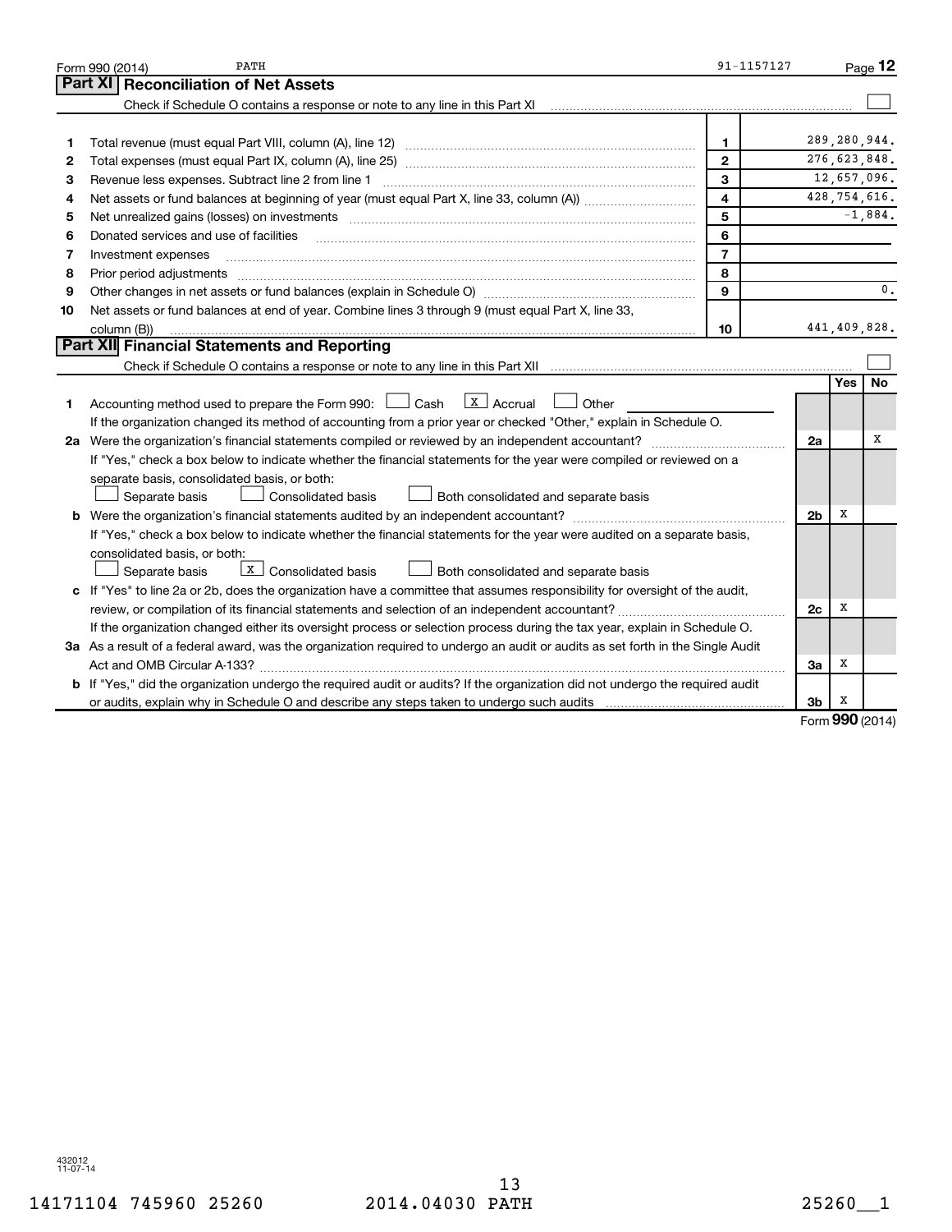Form 990 (2014) PATH 91-1157127 Page 12

## Part XI Reconciliation of Net Assets

Check if Schedule O contains a response or note to any line in this Part XI ☐

| | | | |
|---|---|---|---|
| 1 | Total revenue (must equal Part VIII, column (A), line 12) | 1 | 289,280,944. |
| 2 | Total expenses (must equal Part IX, column (A), line 25) | 2 | 276,623,848. |
| 3 | Revenue less expenses. Subtract line 2 from line 1 | 3 | 12,657,096. |
| 4 | Net assets or fund balances at beginning of year (must equal Part X, line 33, column (A)) | 4 | 428,754,616. |
| 5 | Net unrealized gains (losses) on investments | 5 | -1,884. |
| 6 | Donated services and use of facilities | 6 | |
| 7 | Investment expenses | 7 | |
| 8 | Prior period adjustments | 8 | |
| 9 | Other changes in net assets or fund balances (explain in Schedule O) | 9 | 0. |
| 10 | Net assets or fund balances at end of year. Combine lines 3 through 9 (must equal Part X, line 33, column (B)) | 10 | 441,409,828. |

## Part XII Financial Statements and Reporting

Check if Schedule O contains a response or note to any line in this Part XII ☐

| | | | Yes | No |
|---|---|---|---|---|
| 1 | Accounting method used to prepare the Form 990: ☐ Cash ☒ Accrual ☐ Other<br>If the organization changed its method of accounting from a prior year or checked "Other," explain in Schedule O. | | | |
| 2a | Were the organization's financial statements compiled or reviewed by an independent accountant?<br>If "Yes," check a box below to indicate whether the financial statements for the year were compiled or reviewed on a separate basis, consolidated basis, or both:<br>☐ Separate basis ☐ Consolidated basis ☐ Both consolidated and separate basis | 2a | | X |
| b | Were the organization's financial statements audited by an independent accountant?<br>If "Yes," check a box below to indicate whether the financial statements for the year were audited on a separate basis, consolidated basis, or both:<br>☐ Separate basis ☒ Consolidated basis ☐ Both consolidated and separate basis | 2b | X | |
| c | If "Yes" to line 2a or 2b, does the organization have a committee that assumes responsibility for oversight of the audit, review, or compilation of its financial statements and selection of an independent accountant?<br>If the organization changed either its oversight process or selection process during the tax year, explain in Schedule O. | 2c | X | |
| 3a | As a result of a federal award, was the organization required to undergo an audit or audits as set forth in the Single Audit Act and OMB Circular A-133? | 3a | X | |
| b | If "Yes," did the organization undergo the required audit or audits? If the organization did not undergo the required audit or audits, explain why in Schedule O and describe any steps taken to undergo such audits | 3b | X | |

Form **990** (2014)

432012
11-07-14

14171104 745960 25260 2014.04030 PATH 25260__1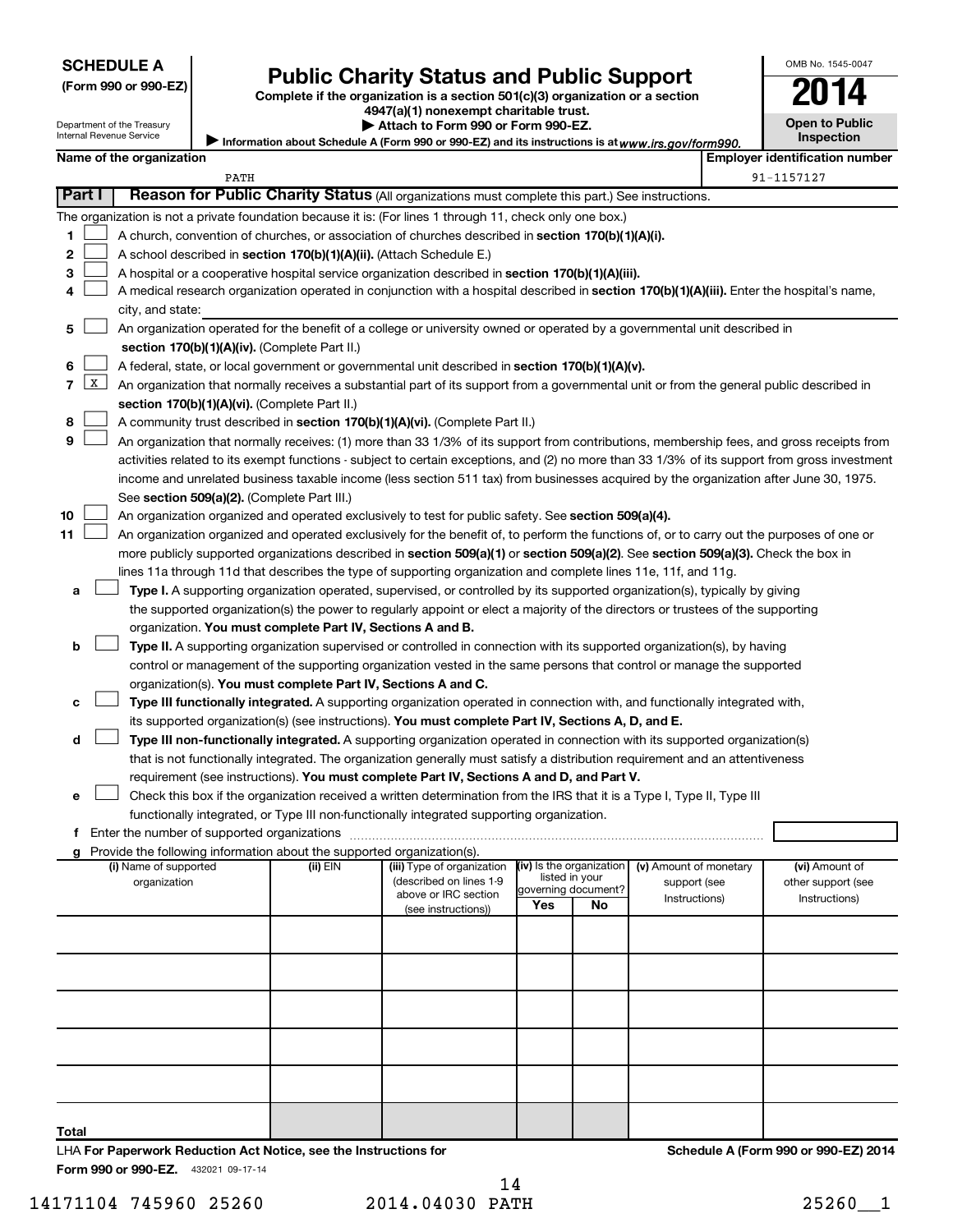**SCHEDULE A**
**(Form 990 or 990-EZ)**

Department of the Treasury
Internal Revenue Service

# Public Charity Status and Public Support

**Complete if the organization is a section 501(c)(3) organization or a section 4947(a)(1) nonexempt charitable trust.**
**▶ Attach to Form 990 or Form 990-EZ.**
▶ Information about Schedule A (Form 990 or 990-EZ) and its instructions is at www.irs.gov/form990.

OMB No. 1545-0047
**2014**
**Open to Public Inspection**

**Name of the organization:** PATH
**Employer identification number:** 91-1157127

## Part I Reason for Public Charity Status (All organizations must complete this part.) See instructions.

The organization is not a private foundation because it is: (For lines 1 through 11, check only one box.)

1 ☐ A church, convention of churches, or association of churches described in **section 170(b)(1)(A)(i).**

2 ☐ A school described in **section 170(b)(1)(A)(ii).** (Attach Schedule E.)

3 ☐ A hospital or a cooperative hospital service organization described in **section 170(b)(1)(A)(iii).**

4 ☐ A medical research organization operated in conjunction with a hospital described in **section 170(b)(1)(A)(iii).** Enter the hospital's name, city, and state:

5 ☐ An organization operated for the benefit of a college or university owned or operated by a governmental unit described in **section 170(b)(1)(A)(iv).** (Complete Part II.)

6 ☐ A federal, state, or local government or governmental unit described in **section 170(b)(1)(A)(v).**

7 ☒ An organization that normally receives a substantial part of its support from a governmental unit or from the general public described in **section 170(b)(1)(A)(vi).** (Complete Part II.)

8 ☐ A community trust described in **section 170(b)(1)(A)(vi).** (Complete Part II.)

9 ☐ An organization that normally receives: (1) more than 33 1/3% of its support from contributions, membership fees, and gross receipts from activities related to its exempt functions - subject to certain exceptions, and (2) no more than 33 1/3% of its support from gross investment income and unrelated business taxable income (less section 511 tax) from businesses acquired by the organization after June 30, 1975. See **section 509(a)(2).** (Complete Part III.)

10 ☐ An organization organized and operated exclusively to test for public safety. See **section 509(a)(4).**

11 ☐ An organization organized and operated exclusively for the benefit of, to perform the functions of, or to carry out the purposes of one or more publicly supported organizations described in **section 509(a)(1)** or **section 509(a)(2).** See **section 509(a)(3).** Check the box in lines 11a through 11d that describes the type of supporting organization and complete lines 11e, 11f, and 11g.

a ☐ **Type I.** A supporting organization operated, supervised, or controlled by its supported organization(s), typically by giving the supported organization(s) the power to regularly appoint or elect a majority of the directors or trustees of the supporting organization. **You must complete Part IV, Sections A and B.**

b ☐ **Type II.** A supporting organization supervised or controlled in connection with its supported organization(s), by having control or management of the supporting organization vested in the same persons that control or manage the supported organization(s). **You must complete Part IV, Sections A and C.**

c ☐ **Type III functionally integrated.** A supporting organization operated in connection with, and functionally integrated with, its supported organization(s) (see instructions). **You must complete Part IV, Sections A, D, and E.**

d ☐ **Type III non-functionally integrated.** A supporting organization operated in connection with its supported organization(s) that is not functionally integrated. The organization generally must satisfy a distribution requirement and an attentiveness requirement (see instructions). **You must complete Part IV, Sections A and D, and Part V.**

e ☐ Check this box if the organization received a written determination from the IRS that it is a Type I, Type II, Type III functionally integrated, or Type III non-functionally integrated supporting organization.

f Enter the number of supported organizations

g Provide the following information about the supported organization(s).

| (i) Name of supported organization | (ii) EIN | (iii) Type of organization (described on lines 1-9 above or IRC section (see instructions)) | (iv) Is the organization listed in your governing document? Yes | No | (v) Amount of monetary support (see Instructions) | (vi) Amount of other support (see Instructions) |
|---|---|---|---|---|---|---|
| | | | | | | |
| | | | | | | |
| | | | | | | |
| | | | | | | |
| | | | | | | |
| Total | | | | | | |

LHA **For Paperwork Reduction Act Notice, see the Instructions for Form 990 or 990-EZ.** 432021 09-17-14

**Schedule A (Form 990 or 990-EZ) 2014**

14171104 745960 25260 2014.04030 PATH 25260__1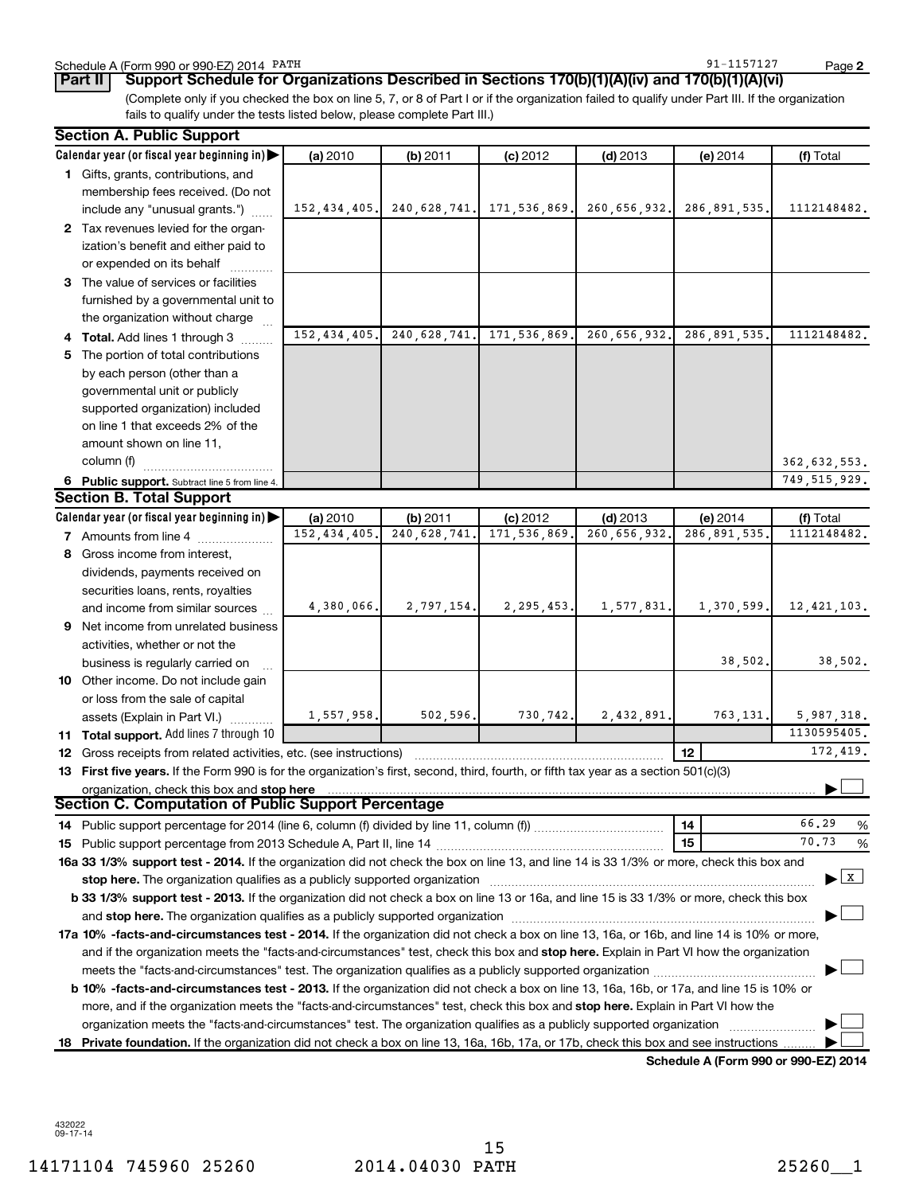Schedule A (Form 990 or 990-EZ) 2014 PATH 91-1157127 Page 2

**Part II | Support Schedule for Organizations Described in Sections 170(b)(1)(A)(iv) and 170(b)(1)(A)(vi)**

(Complete only if you checked the box on line 5, 7, or 8 of Part I or if the organization failed to qualify under Part III. If the organization fails to qualify under the tests listed below, please complete Part III.)

## Section A. Public Support

| Calendar year (or fiscal year beginning in) ▶ | (a) 2010 | (b) 2011 | (c) 2012 | (d) 2013 | (e) 2014 | (f) Total |
|---|---|---|---|---|---|---|
| **1** Gifts, grants, contributions, and membership fees received. (Do not include any "unusual grants.") | 152,434,405. | 240,628,741. | 171,536,869. | 260,656,932. | 286,891,535. | 1112148482. |
| **2** Tax revenues levied for the organization's benefit and either paid to or expended on its behalf | | | | | | |
| **3** The value of services or facilities furnished by a governmental unit to the organization without charge | | | | | | |
| **4 Total.** Add lines 1 through 3 | 152,434,405. | 240,628,741. | 171,536,869. | 260,656,932. | 286,891,535. | 1112148482. |
| **5** The portion of total contributions by each person (other than a governmental unit or publicly supported organization) included on line 1 that exceeds 2% of the amount shown on line 11, column (f) | | | | | | 362,632,553. |
| **6 Public support.** Subtract line 5 from line 4. | | | | | | 749,515,929. |

## Section B. Total Support

| Calendar year (or fiscal year beginning in) ▶ | (a) 2010 | (b) 2011 | (c) 2012 | (d) 2013 | (e) 2014 | (f) Total |
|---|---|---|---|---|---|---|
| **7** Amounts from line 4 | 152,434,405. | 240,628,741. | 171,536,869. | 260,656,932. | 286,891,535. | 1112148482. |
| **8** Gross income from interest, dividends, payments received on securities loans, rents, royalties and income from similar sources | 4,380,066. | 2,797,154. | 2,295,453. | 1,577,831. | 1,370,599. | 12,421,103. |
| **9** Net income from unrelated business activities, whether or not the business is regularly carried on | | | | | 38,502. | 38,502. |
| **10** Other income. Do not include gain or loss from the sale of capital assets (Explain in Part VI.) | 1,557,958. | 502,596. | 730,742. | 2,432,891. | 763,131. | 5,987,318. |
| **11 Total support.** Add lines 7 through 10 | | | | | | 1130595405. |

**12** Gross receipts from related activities, etc. (see instructions) | **12** | 172,419.

**13 First five years.** If the Form 990 is for the organization's first, second, third, fourth, or fifth tax year as a section 501(c)(3) organization, check this box and **stop here** ▶ ☐

## Section C. Computation of Public Support Percentage

**14** Public support percentage for 2014 (line 6, column (f) divided by line 11, column (f)) | **14** | 66.29 %

**15** Public support percentage from 2013 Schedule A, Part II, line 14 | **15** | 70.73 %

**16a 33 1/3% support test - 2014.** If the organization did not check the box on line 13, and line 14 is 33 1/3% or more, check this box and **stop here.** The organization qualifies as a publicly supported organization ▶ ☒

**b 33 1/3% support test - 2013.** If the organization did not check a box on line 13 or 16a, and line 15 is 33 1/3% or more, check this box and **stop here.** The organization qualifies as a publicly supported organization ▶ ☐

**17a 10% -facts-and-circumstances test - 2014.** If the organization did not check a box on line 13, 16a, or 16b, and line 14 is 10% or more, and if the organization meets the "facts-and-circumstances" test, check this box and **stop here.** Explain in Part VI how the organization meets the "facts-and-circumstances" test. The organization qualifies as a publicly supported organization ▶ ☐

**b 10% -facts-and-circumstances test - 2013.** If the organization did not check a box on line 13, 16a, 16b, or 17a, and line 15 is 10% or more, and if the organization meets the "facts-and-circumstances" test, check this box and **stop here.** Explain in Part VI how the organization meets the "facts-and-circumstances" test. The organization qualifies as a publicly supported organization ▶ ☐

**18 Private foundation.** If the organization did not check a box on line 13, 16a, 16b, 17a, or 17b, check this box and see instructions ▶ ☐

**Schedule A (Form 990 or 990-EZ) 2014**

432022 09-17-14

14171104 745960 25260 2014.04030 PATH 25260__1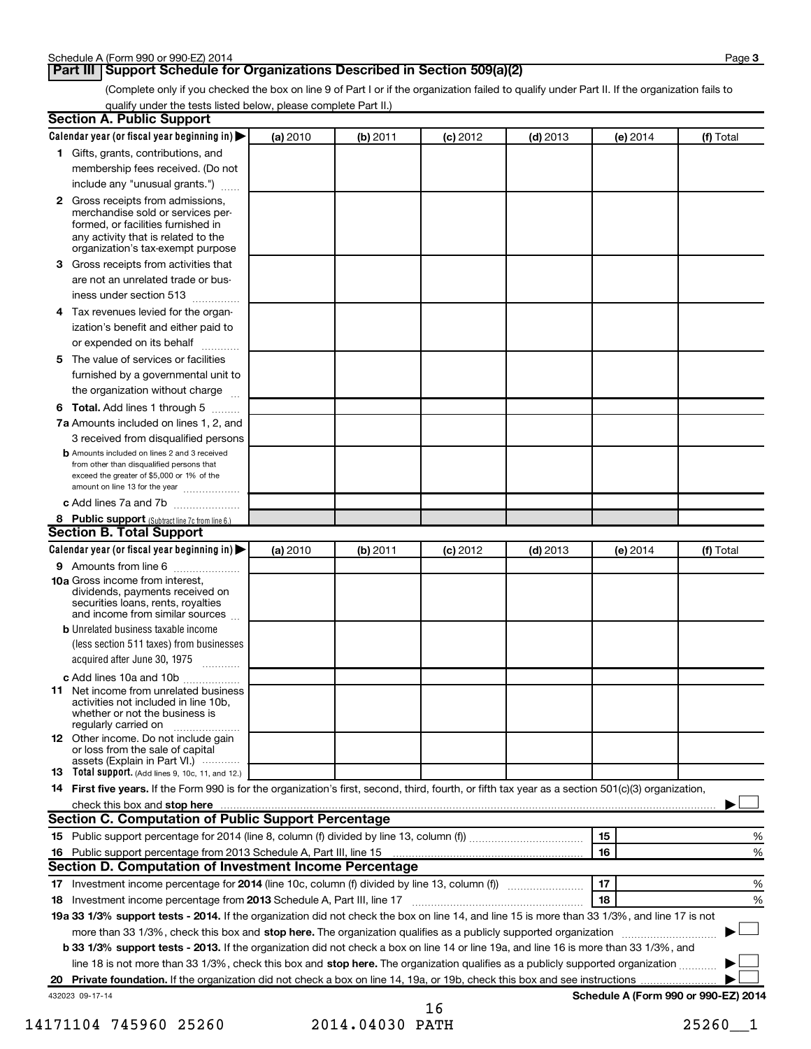Schedule A (Form 990 or 990-EZ) 2014

## Part III Support Schedule for Organizations Described in Section 509(a)(2)

(Complete only if you checked the box on line 9 of Part I or if the organization failed to qualify under Part II. If the organization fails to qualify under the tests listed below, please complete Part II.)

### Section A. Public Support

| Calendar year (or fiscal year beginning in) ▶ | (a) 2010 | (b) 2011 | (c) 2012 | (d) 2013 | (e) 2014 | (f) Total |
|---|---|---|---|---|---|---|
| **1** Gifts, grants, contributions, and membership fees received. (Do not include any "unusual grants.") | | | | | | |
| **2** Gross receipts from admissions, merchandise sold or services performed, or facilities furnished in any activity that is related to the organization's tax-exempt purpose | | | | | | |
| **3** Gross receipts from activities that are not an unrelated trade or business under section 513 | | | | | | |
| **4** Tax revenues levied for the organization's benefit and either paid to or expended on its behalf | | | | | | |
| **5** The value of services or facilities furnished by a governmental unit to the organization without charge | | | | | | |
| **6 Total.** Add lines 1 through 5 | | | | | | |
| **7a** Amounts included on lines 1, 2, and 3 received from disqualified persons | | | | | | |
| **b** Amounts included on lines 2 and 3 received from other than disqualified persons that exceed the greater of $5,000 or 1% of the amount on line 13 for the year | | | | | | |
| **c** Add lines 7a and 7b | | | | | | |
| **8 Public support** (Subtract line 7c from line 6.) | | | | | | |

### Section B. Total Support

| Calendar year (or fiscal year beginning in) ▶ | (a) 2010 | (b) 2011 | (c) 2012 | (d) 2013 | (e) 2014 | (f) Total |
|---|---|---|---|---|---|---|
| **9** Amounts from line 6 | | | | | | |
| **10a** Gross income from interest, dividends, payments received on securities loans, rents, royalties and income from similar sources | | | | | | |
| **b** Unrelated business taxable income (less section 511 taxes) from businesses acquired after June 30, 1975 | | | | | | |
| **c** Add lines 10a and 10b | | | | | | |
| **11** Net income from unrelated business activities not included in line 10b, whether or not the business is regularly carried on | | | | | | |
| **12** Other income. Do not include gain or loss from the sale of capital assets (Explain in Part VI.) | | | | | | |
| **13 Total support.** (Add lines 9, 10c, 11, and 12.) | | | | | | |

**14 First five years.** If the Form 990 is for the organization's first, second, third, fourth, or fifth tax year as a section 501(c)(3) organization, check this box and **stop here** ▶ ☐

### Section C. Computation of Public Support Percentage

| | | | |
|---|---|---|---|
| **15** | Public support percentage for 2014 (line 8, column (f) divided by line 13, column (f)) | 15 | % |
| **16** | Public support percentage from 2013 Schedule A, Part III, line 15 | 16 | % |

### Section D. Computation of Investment Income Percentage

| | | | |
|---|---|---|---|
| **17** | Investment income percentage for **2014** (line 10c, column (f) divided by line 13, column (f)) | 17 | % |
| **18** | Investment income percentage from **2013** Schedule A, Part III, line 17 | 18 | % |

**19a 33 1/3% support tests - 2014.** If the organization did not check the box on line 14, and line 15 is more than 33 1/3%, and line 17 is not more than 33 1/3%, check this box and **stop here.** The organization qualifies as a publicly supported organization ▶ ☐

**b 33 1/3% support tests - 2013.** If the organization did not check a box on line 14 or line 19a, and line 16 is more than 33 1/3%, and line 18 is not more than 33 1/3%, check this box and **stop here.** The organization qualifies as a publicly supported organization ▶ ☐

**20 Private foundation.** If the organization did not check a box on line 14, 19a, or 19b, check this box and see instructions ▶ ☐

432023 09-17-14

**Schedule A (Form 990 or 990-EZ) 2014**

14171104 745960 25260 2014.04030 PATH 25260__1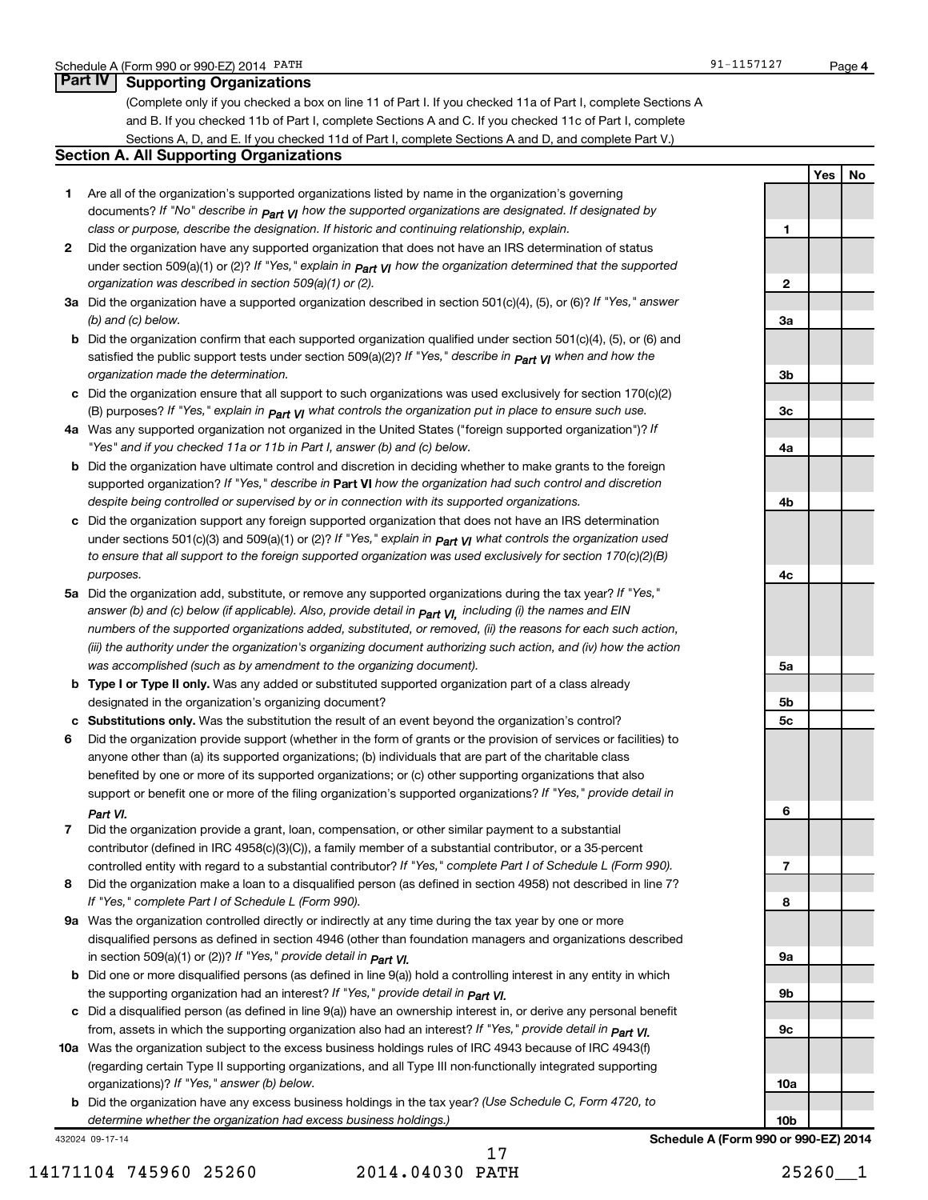## Part IV Supporting Organizations

(Complete only if you checked a box on line 11 of Part I. If you checked 11a of Part I, complete Sections A and B. If you checked 11b of Part I, complete Sections A and C. If you checked 11c of Part I, complete Sections A, D, and E. If you checked 11d of Part I, complete Sections A and D, and complete Part V.)

### Section A. All Supporting Organizations

| | | | Yes | No |
|---|---|---|---|---|
| **1** | Are all of the organization's supported organizations listed by name in the organization's governing documents? *If "No" describe in Part VI how the supported organizations are designated. If designated by class or purpose, describe the designation. If historic and continuing relationship, explain.* | 1 | | |
| **2** | Did the organization have any supported organization that does not have an IRS determination of status under section 509(a)(1) or (2)? *If "Yes," explain in Part VI how the organization determined that the supported organization was described in section 509(a)(1) or (2).* | 2 | | |
| **3a** | Did the organization have a supported organization described in section 501(c)(4), (5), or (6)? *If "Yes," answer (b) and (c) below.* | 3a | | |
| **b** | Did the organization confirm that each supported organization qualified under section 501(c)(4), (5), or (6) and satisfied the public support tests under section 509(a)(2)? *If "Yes," describe in Part VI when and how the organization made the determination.* | 3b | | |
| **c** | Did the organization ensure that all support to such organizations was used exclusively for section 170(c)(2)(B) purposes? *If "Yes," explain in Part VI what controls the organization put in place to ensure such use.* | 3c | | |
| **4a** | Was any supported organization not organized in the United States ("foreign supported organization")? *If "Yes" and if you checked 11a or 11b in Part I, answer (b) and (c) below.* | 4a | | |
| **b** | Did the organization have ultimate control and discretion in deciding whether to make grants to the foreign supported organization? *If "Yes," describe in* **Part VI** *how the organization had such control and discretion despite being controlled or supervised by or in connection with its supported organizations.* | 4b | | |
| **c** | Did the organization support any foreign supported organization that does not have an IRS determination under sections 501(c)(3) and 509(a)(1) or (2)? *If "Yes," explain in Part VI what controls the organization used to ensure that all support to the foreign supported organization was used exclusively for section 170(c)(2)(B) purposes.* | 4c | | |
| **5a** | Did the organization add, substitute, or remove any supported organizations during the tax year? *If "Yes," answer (b) and (c) below (if applicable). Also, provide detail in Part VI, including (i) the names and EIN numbers of the supported organizations added, substituted, or removed, (ii) the reasons for each such action, (iii) the authority under the organization's organizing document authorizing such action, and (iv) how the action was accomplished (such as by amendment to the organizing document).* | 5a | | |
| **b** | **Type I or Type II only.** Was any added or substituted supported organization part of a class already designated in the organization's organizing document? | 5b | | |
| **c** | **Substitutions only.** Was the substitution the result of an event beyond the organization's control? | 5c | | |
| **6** | Did the organization provide support (whether in the form of grants or the provision of services or facilities) to anyone other than (a) its supported organizations; (b) individuals that are part of the charitable class benefited by one or more of its supported organizations; or (c) other supporting organizations that also support or benefit one or more of the filing organization's supported organizations? *If "Yes," provide detail in Part VI.* | 6 | | |
| **7** | Did the organization provide a grant, loan, compensation, or other similar payment to a substantial contributor (defined in IRC 4958(c)(3)(C)), a family member of a substantial contributor, or a 35-percent controlled entity with regard to a substantial contributor? *If "Yes," complete Part I of Schedule L (Form 990).* | 7 | | |
| **8** | Did the organization make a loan to a disqualified person (as defined in section 4958) not described in line 7? *If "Yes," complete Part I of Schedule L (Form 990).* | 8 | | |
| **9a** | Was the organization controlled directly or indirectly at any time during the tax year by one or more disqualified persons as defined in section 4946 (other than foundation managers and organizations described in section 509(a)(1) or (2))? *If "Yes," provide detail in Part VI.* | 9a | | |
| **b** | Did one or more disqualified persons (as defined in line 9(a)) hold a controlling interest in any entity in which the supporting organization had an interest? *If "Yes," provide detail in Part VI.* | 9b | | |
| **c** | Did a disqualified person (as defined in line 9(a)) have an ownership interest in, or derive any personal benefit from, assets in which the supporting organization also had an interest? *If "Yes," provide detail in Part VI.* | 9c | | |
| **10a** | Was the organization subject to the excess business holdings rules of IRC 4943 because of IRC 4943(f) (regarding certain Type II supporting organizations, and all Type III non-functionally integrated supporting organizations)? *If "Yes," answer (b) below.* | 10a | | |
| **b** | Did the organization have any excess business holdings in the tax year? *(Use Schedule C, Form 4720, to determine whether the organization had excess business holdings.)* | 10b | | |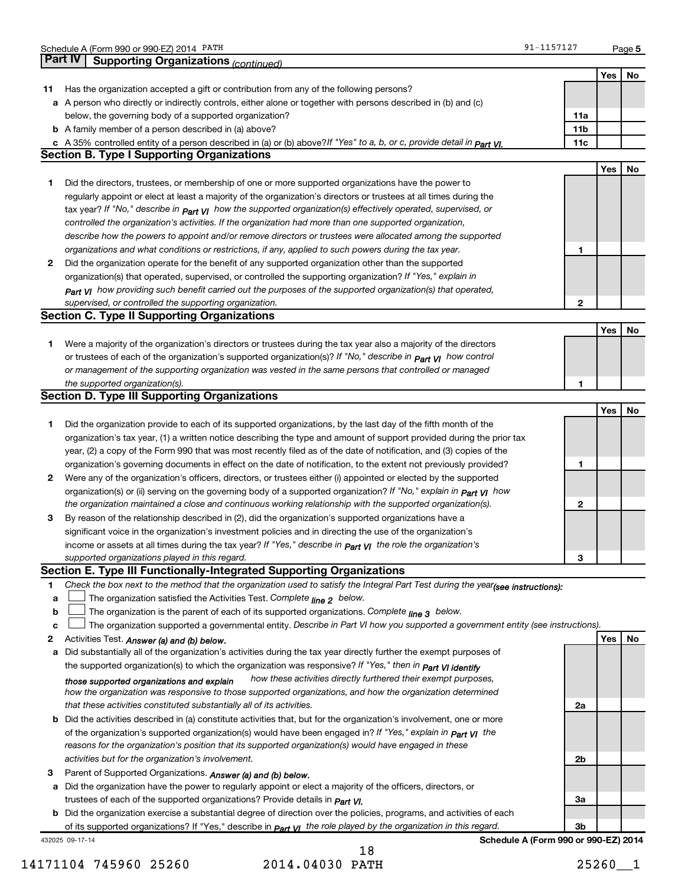Schedule A (Form 990 or 990-EZ) 2014 PATH 91-1157127 Page 5

## Part IV Supporting Organizations *(continued)*

| | | | Yes | No |
|---|---|---|---|---|
| **11** | Has the organization accepted a gift or contribution from any of the following persons? | | | |
| **a** | A person who directly or indirectly controls, either alone or together with persons described in (b) and (c) below, the governing body of a supported organization? | **11a** | | |
| **b** | A family member of a person described in (a) above? | **11b** | | |
| **c** | A 35% controlled entity of a person described in (a) or (b) above? *If "Yes" to a, b, or c, provide detail in Part VI.* | **11c** | | |

### Section B. Type I Supporting Organizations

| | | | Yes | No |
|---|---|---|---|---|
| **1** | Did the directors, trustees, or membership of one or more supported organizations have the power to regularly appoint or elect at least a majority of the organization's directors or trustees at all times during the tax year? *If "No," describe in Part VI how the supported organization(s) effectively operated, supervised, or controlled the organization's activities. If the organization had more than one supported organization, describe how the powers to appoint and/or remove directors or trustees were allocated among the supported organizations and what conditions or restrictions, if any, applied to such powers during the tax year.* | **1** | | |
| **2** | Did the organization operate for the benefit of any supported organization other than the supported organization(s) that operated, supervised, or controlled the supporting organization? *If "Yes," explain in Part VI how providing such benefit carried out the purposes of the supported organization(s) that operated, supervised, or controlled the supporting organization.* | **2** | | |

### Section C. Type II Supporting Organizations

| | | | Yes | No |
|---|---|---|---|---|
| **1** | Were a majority of the organization's directors or trustees during the tax year also a majority of the directors or trustees of each of the organization's supported organization(s)? *If "No," describe in Part VI how control or management of the supporting organization was vested in the same persons that controlled or managed the supported organization(s).* | **1** | | |

### Section D. Type III Supporting Organizations

| | | | Yes | No |
|---|---|---|---|---|
| **1** | Did the organization provide to each of its supported organizations, by the last day of the fifth month of the organization's tax year, (1) a written notice describing the type and amount of support provided during the prior tax year, (2) a copy of the Form 990 that was most recently filed as of the date of notification, and (3) copies of the organization's governing documents in effect on the date of notification, to the extent not previously provided? | **1** | | |
| **2** | Were any of the organization's officers, directors, or trustees either (i) appointed or elected by the supported organization(s) or (ii) serving on the governing body of a supported organization? *If "No," explain in Part VI how the organization maintained a close and continuous working relationship with the supported organization(s).* | **2** | | |
| **3** | By reason of the relationship described in (2), did the organization's supported organizations have a significant voice in the organization's investment policies and in directing the use of the organization's income or assets at all times during the tax year? *If "Yes," describe in Part VI the role the organization's supported organizations played in this regard.* | **3** | | |

### Section E. Type III Functionally-Integrated Supporting Organizations

**1** *Check the box next to the method that the organization used to satisfy the Integral Part Test during the year (see instructions):*

- **a** ☐ The organization satisfied the Activities Test. *Complete line 2 below.*
- **b** ☐ The organization is the parent of each of its supported organizations. *Complete line 3 below.*
- **c** ☐ The organization supported a governmental entity. *Describe in Part VI how you supported a government entity (see instructions).*

| | | | Yes | No |
|---|---|---|---|---|
| **2** | Activities Test. *Answer (a) and (b) below.* | | | |
| **a** | Did substantially all of the organization's activities during the tax year directly further the exempt purposes of the supported organization(s) to which the organization was responsive? *If "Yes," then in Part VI identify those supported organizations and explain how these activities directly furthered their exempt purposes, how the organization was responsive to those supported organizations, and how the organization determined that these activities constituted substantially all of its activities.* | **2a** | | |
| **b** | Did the activities described in (a) constitute activities that, but for the organization's involvement, one or more of the organization's supported organization(s) would have been engaged in? *If "Yes," explain in Part VI the reasons for the organization's position that its supported organization(s) would have engaged in these activities but for the organization's involvement.* | **2b** | | |
| **3** | Parent of Supported Organizations. *Answer (a) and (b) below.* | | | |
| **a** | Did the organization have the power to regularly appoint or elect a majority of the officers, directors, or trustees of each of the supported organizations? Provide details in *Part VI.* | **3a** | | |
| **b** | Did the organization exercise a substantial degree of direction over the policies, programs, and activities of each of its supported organizations? If "Yes," describe in *Part VI* the role played by the organization in this regard. | **3b** | | |

432025 09-17-14 **Schedule A (Form 990 or 990-EZ) 2014**

14171104 745960 25260 2014.04030 PATH 25260__1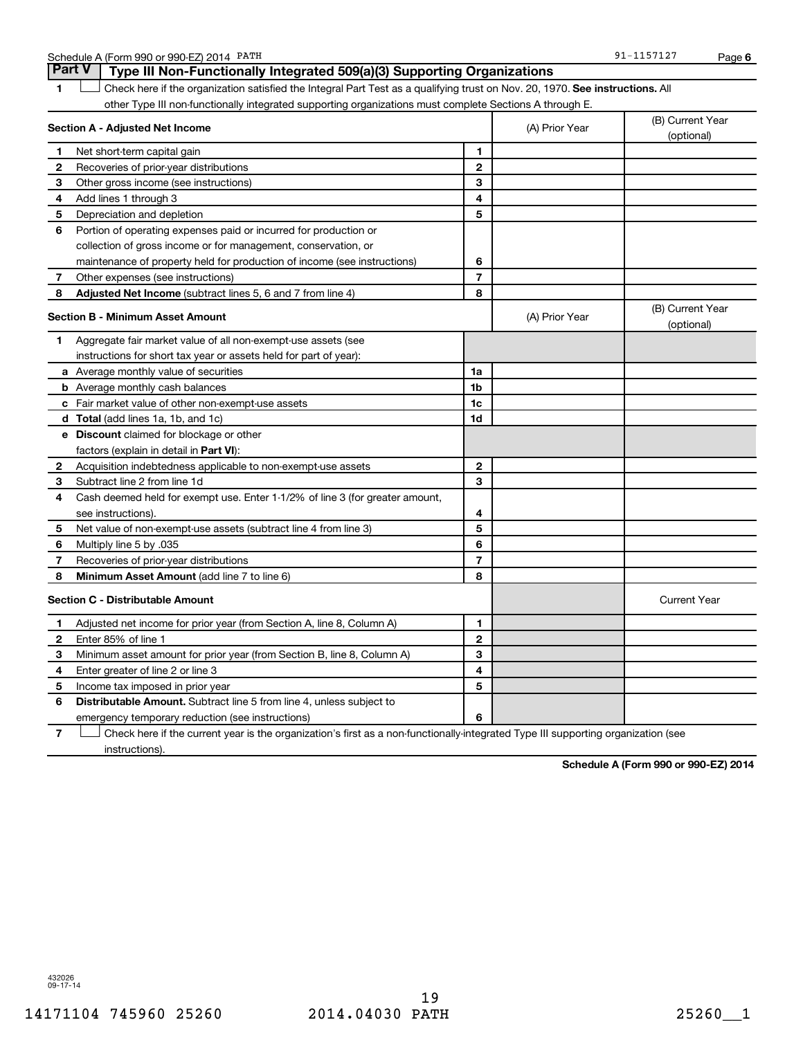## Part V Type III Non-Functionally Integrated 509(a)(3) Supporting Organizations

**1** ☐ Check here if the organization satisfied the Integral Part Test as a qualifying trust on Nov. 20, 1970. **See instructions.** All other Type III non-functionally integrated supporting organizations must complete Sections A through E.

| **Section A - Adjusted Net Income** | | (A) Prior Year | (B) Current Year (optional) |
|---|---|---|---|
| **1** Net short-term capital gain | 1 | | |
| **2** Recoveries of prior-year distributions | 2 | | |
| **3** Other gross income (see instructions) | 3 | | |
| **4** Add lines 1 through 3 | 4 | | |
| **5** Depreciation and depletion | 5 | | |
| **6** Portion of operating expenses paid or incurred for production or collection of gross income or for management, conservation, or maintenance of property held for production of income (see instructions) | 6 | | |
| **7** Other expenses (see instructions) | 7 | | |
| **8** **Adjusted Net Income** (subtract lines 5, 6 and 7 from line 4) | 8 | | |

| **Section B - Minimum Asset Amount** | | (A) Prior Year | (B) Current Year (optional) |
|---|---|---|---|
| **1** Aggregate fair market value of all non-exempt-use assets (see instructions for short tax year or assets held for part of year): | | | |
| **a** Average monthly value of securities | 1a | | |
| **b** Average monthly cash balances | 1b | | |
| **c** Fair market value of other non-exempt-use assets | 1c | | |
| **d** **Total** (add lines 1a, 1b, and 1c) | 1d | | |
| **e** **Discount** claimed for blockage or other factors (explain in detail in **Part VI**): | | | |
| **2** Acquisition indebtedness applicable to non-exempt-use assets | 2 | | |
| **3** Subtract line 2 from line 1d | 3 | | |
| **4** Cash deemed held for exempt use. Enter 1-1/2% of line 3 (for greater amount, see instructions). | 4 | | |
| **5** Net value of non-exempt-use assets (subtract line 4 from line 3) | 5 | | |
| **6** Multiply line 5 by .035 | 6 | | |
| **7** Recoveries of prior-year distributions | 7 | | |
| **8** **Minimum Asset Amount** (add line 7 to line 6) | 8 | | |

| **Section C - Distributable Amount** | | | Current Year |
|---|---|---|---|
| **1** Adjusted net income for prior year (from Section A, line 8, Column A) | 1 | | |
| **2** Enter 85% of line 1 | 2 | | |
| **3** Minimum asset amount for prior year (from Section B, line 8, Column A) | 3 | | |
| **4** Enter greater of line 2 or line 3 | 4 | | |
| **5** Income tax imposed in prior year | 5 | | |
| **6** **Distributable Amount.** Subtract line 5 from line 4, unless subject to emergency temporary reduction (see instructions) | 6 | | |

**7** ☐ Check here if the current year is the organization's first as a non-functionally-integrated Type III supporting organization (see instructions).

**Schedule A (Form 990 or 990-EZ) 2014**

432026 09-17-14

14171104 745960 25260 2014.04030 PATH 25260__1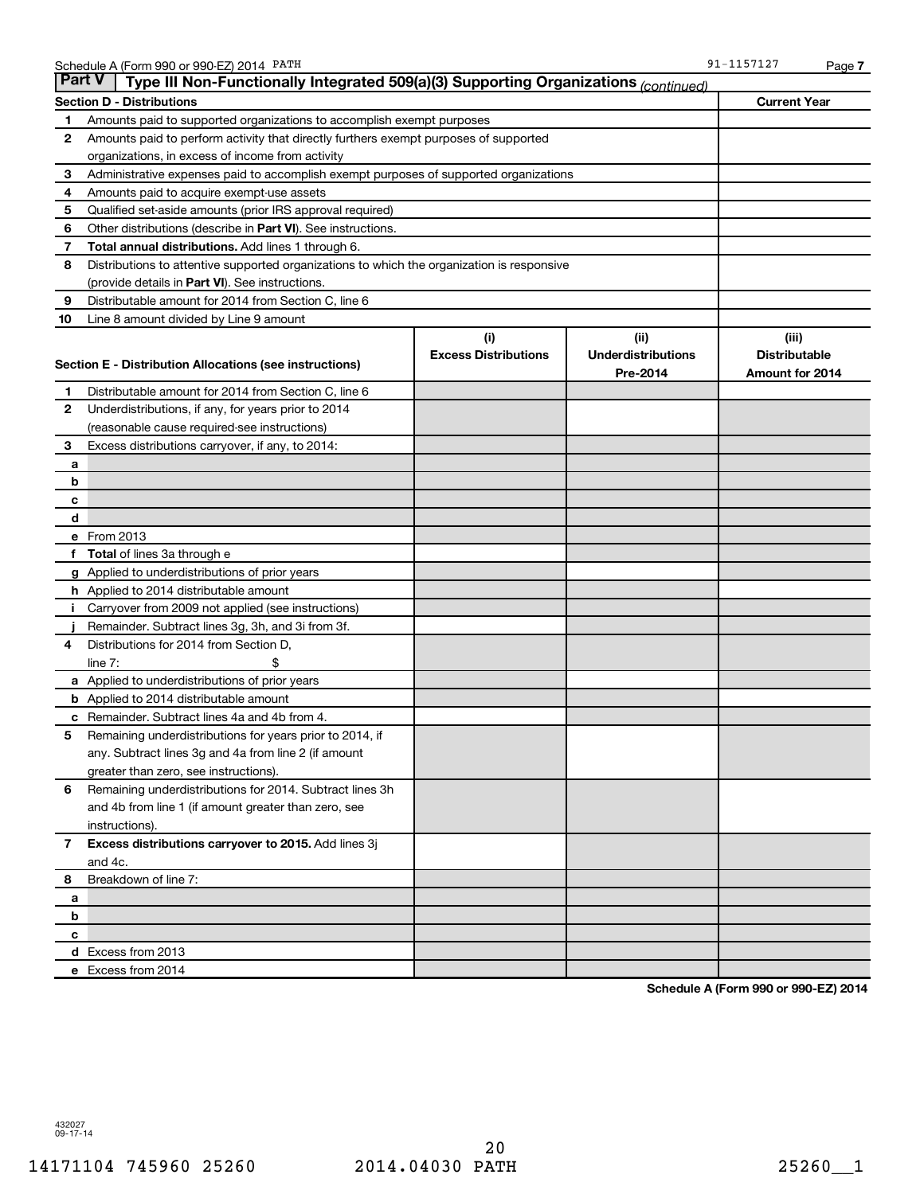## Part V Type III Non-Functionally Integrated 509(a)(3) Supporting Organizations *(continued)*

| Section D - Distributions | | Current Year |
|---|---|---|
| 1 | Amounts paid to supported organizations to accomplish exempt purposes | |
| 2 | Amounts paid to perform activity that directly furthers exempt purposes of supported organizations, in excess of income from activity | |
| 3 | Administrative expenses paid to accomplish exempt purposes of supported organizations | |
| 4 | Amounts paid to acquire exempt-use assets | |
| 5 | Qualified set-aside amounts (prior IRS approval required) | |
| 6 | Other distributions (describe in **Part VI**). See instructions. | |
| 7 | **Total annual distributions.** Add lines 1 through 6. | |
| 8 | Distributions to attentive supported organizations to which the organization is responsive (provide details in **Part VI**). See instructions. | |
| 9 | Distributable amount for 2014 from Section C, line 6 | |
| 10 | Line 8 amount divided by Line 9 amount | |

| Section E - Distribution Allocations (see instructions) | | (i) Excess Distributions | (ii) Underdistributions Pre-2014 | (iii) Distributable Amount for 2014 |
|---|---|---|---|---|
| 1 | Distributable amount for 2014 from Section C, line 6 | | | |
| 2 | Underdistributions, if any, for years prior to 2014 (reasonable cause required-see instructions) | | | |
| 3 | Excess distributions carryover, if any, to 2014: | | | |
| a | | | | |
| b | | | | |
| c | | | | |
| d | | | | |
| e | From 2013 | | | |
| f | **Total** of lines 3a through e | | | |
| g | Applied to underdistributions of prior years | | | |
| h | Applied to 2014 distributable amount | | | |
| i | Carryover from 2009 not applied (see instructions) | | | |
| j | Remainder. Subtract lines 3g, 3h, and 3i from 3f. | | | |
| 4 | Distributions for 2014 from Section D, line 7: $ | | | |
| a | Applied to underdistributions of prior years | | | |
| b | Applied to 2014 distributable amount | | | |
| c | Remainder. Subtract lines 4a and 4b from 4. | | | |
| 5 | Remaining underdistributions for years prior to 2014, if any. Subtract lines 3g and 4a from line 2 (if amount greater than zero, see instructions). | | | |
| 6 | Remaining underdistributions for 2014. Subtract lines 3h and 4b from line 1 (if amount greater than zero, see instructions). | | | |
| 7 | **Excess distributions carryover to 2015.** Add lines 3j and 4c. | | | |
| 8 | Breakdown of line 7: | | | |
| a | | | | |
| b | | | | |
| c | | | | |
| d | Excess from 2013 | | | |
| e | Excess from 2014 | | | |

**Schedule A (Form 990 or 990-EZ) 2014**

432027 09-17-14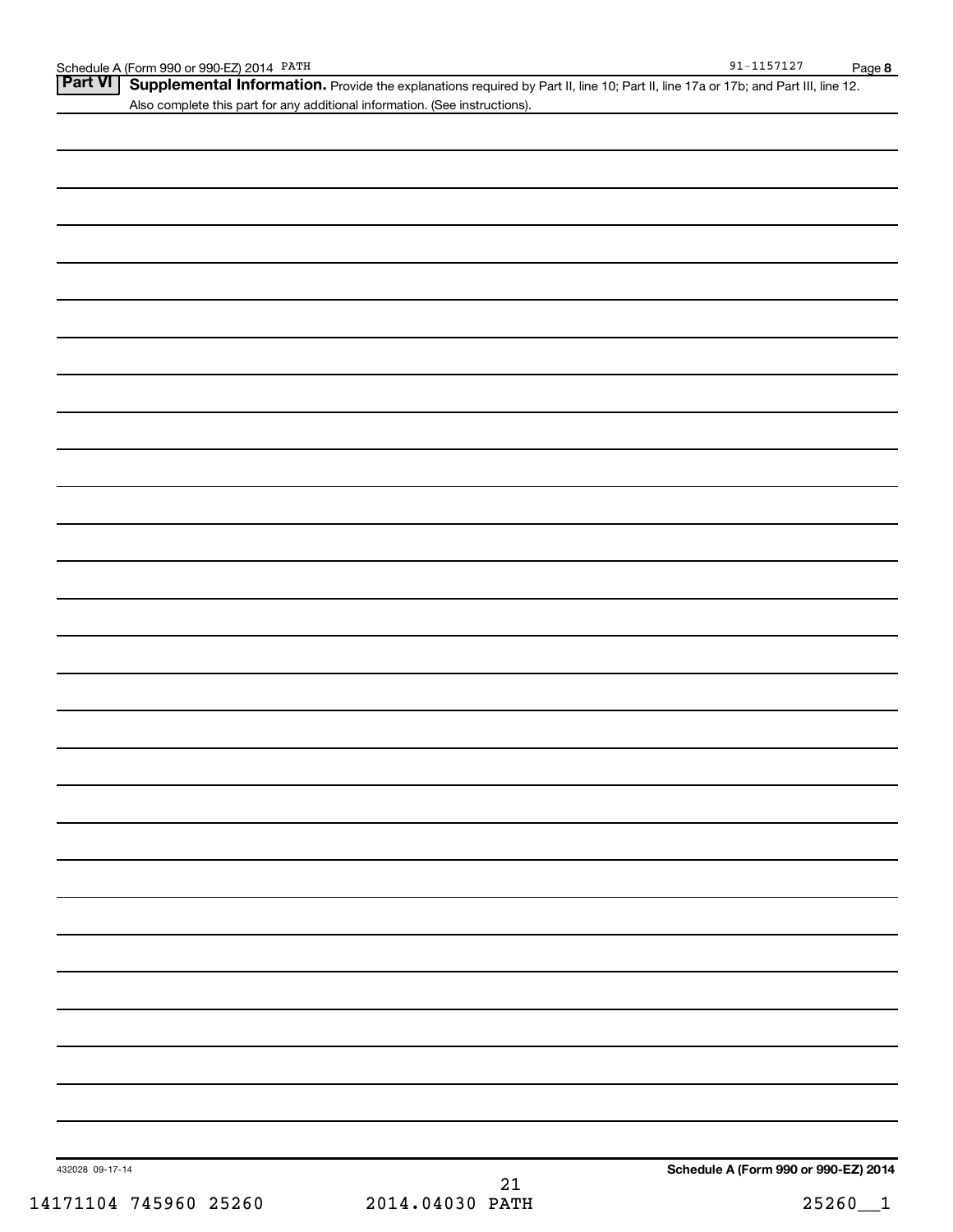**Part VI** **Supplemental Information.** Provide the explanations required by Part II, line 10; Part II, line 17a or 17b; and Part III, line 12. Also complete this part for any additional information. (See instructions).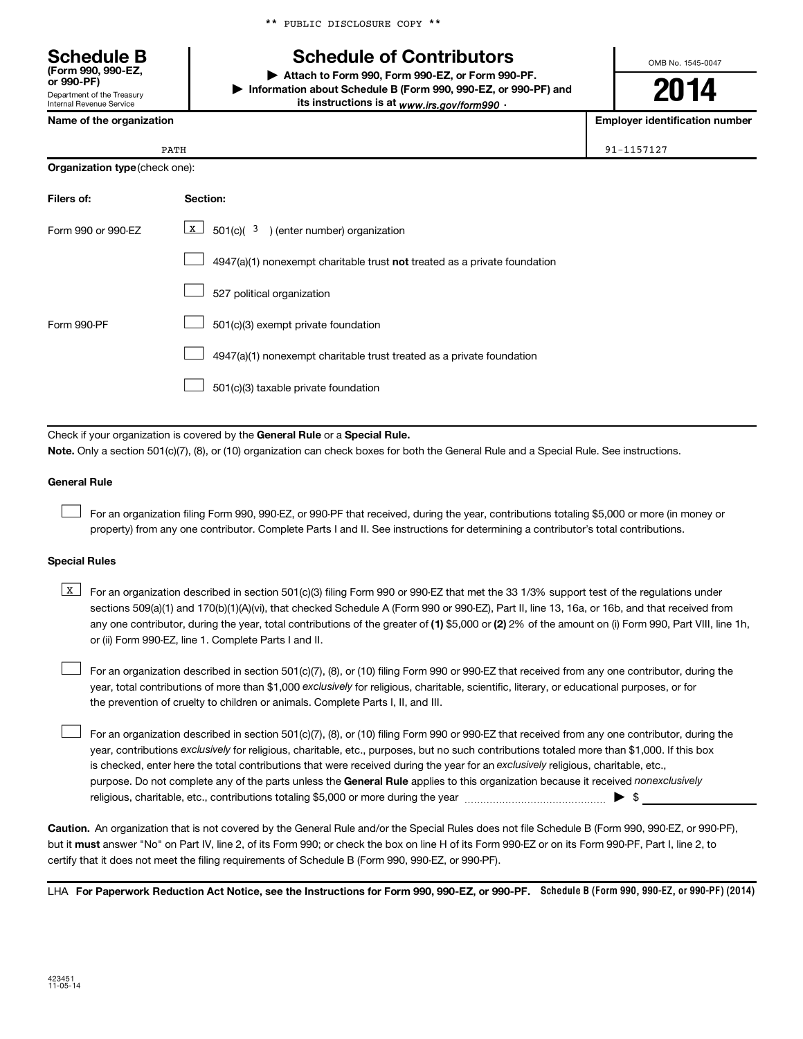** PUBLIC DISCLOSURE COPY **

# Schedule B
**(Form 990, 990-EZ, or 990-PF)**
Department of the Treasury
Internal Revenue Service

# Schedule of Contributors

▶ **Attach to Form 990, Form 990-EZ, or Form 990-PF.**
▶ **Information about Schedule B (Form 990, 990-EZ, or 990-PF) and its instructions is at** *www.irs.gov/form990*.

OMB No. 1545-0047

**2014**

| Name of the organization | Employer identification number |
|---|---|
| PATH | 91-1157127 |

**Organization type** (check one):

| Filers of: | Section: |
|---|---|
| Form 990 or 990-EZ | [X] 501(c)( 3 ) (enter number) organization |
| | [ ] 4947(a)(1) nonexempt charitable trust **not** treated as a private foundation |
| | [ ] 527 political organization |
| Form 990-PF | [ ] 501(c)(3) exempt private foundation |
| | [ ] 4947(a)(1) nonexempt charitable trust treated as a private foundation |
| | [ ] 501(c)(3) taxable private foundation |

Check if your organization is covered by the **General Rule** or a **Special Rule.**

**Note.** Only a section 501(c)(7), (8), or (10) organization can check boxes for both the General Rule and a Special Rule. See instructions.

### General Rule

[ ] For an organization filing Form 990, 990-EZ, or 990-PF that received, during the year, contributions totaling $5,000 or more (in money or property) from any one contributor. Complete Parts I and II. See instructions for determining a contributor's total contributions.

### Special Rules

[X] For an organization described in section 501(c)(3) filing Form 990 or 990-EZ that met the 33 1/3% support test of the regulations under sections 509(a)(1) and 170(b)(1)(A)(vi), that checked Schedule A (Form 990 or 990-EZ), Part II, line 13, 16a, or 16b, and that received from any one contributor, during the year, total contributions of the greater of **(1)** $5,000 or **(2)** 2% of the amount on (i) Form 990, Part VIII, line 1h, or (ii) Form 990-EZ, line 1. Complete Parts I and II.

[ ] For an organization described in section 501(c)(7), (8), or (10) filing Form 990 or 990-EZ that received from any one contributor, during the year, total contributions of more than $1,000 *exclusively* for religious, charitable, scientific, literary, or educational purposes, or for the prevention of cruelty to children or animals. Complete Parts I, II, and III.

[ ] For an organization described in section 501(c)(7), (8), or (10) filing Form 990 or 990-EZ that received from any one contributor, during the year, contributions *exclusively* for religious, charitable, etc., purposes, but no such contributions totaled more than $1,000. If this box is checked, enter here the total contributions that were received during the year for an *exclusively* religious, charitable, etc., purpose. Do not complete any of the parts unless the **General Rule** applies to this organization because it received *nonexclusively* religious, charitable, etc., contributions totaling $5,000 or more during the year ▶ $ ____________

**Caution.** An organization that is not covered by the General Rule and/or the Special Rules does not file Schedule B (Form 990, 990-EZ, or 990-PF), but it **must** answer "No" on Part IV, line 2, of its Form 990; or check the box on line H of its Form 990-EZ or on its Form 990-PF, Part I, line 2, to certify that it does not meet the filing requirements of Schedule B (Form 990, 990-EZ, or 990-PF).

LHA **For Paperwork Reduction Act Notice, see the Instructions for Form 990, 990-EZ, or 990-PF.** **Schedule B (Form 990, 990-EZ, or 990-PF) (2014)**

423451
11-05-14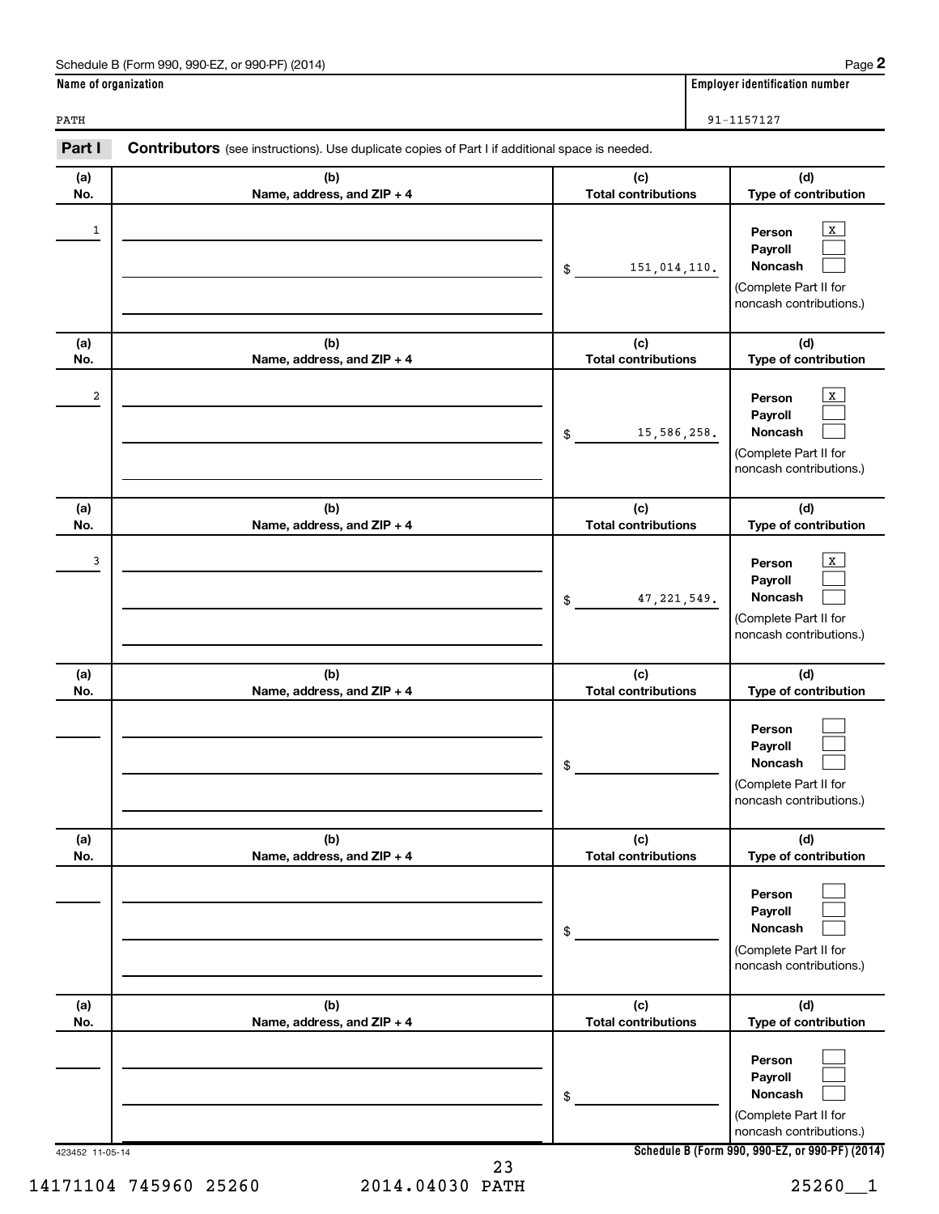Schedule B (Form 990, 990-EZ, or 990-PF) (2014)

**Name of organization**

PATH

**Employer identification number**

91-1157127

## Part I Contributors (see instructions). Use duplicate copies of Part I if additional space is needed.

| (a) No. | (b) Name, address, and ZIP + 4 | (c) Total contributions | (d) Type of contribution |
|---|---|---|---|
| 1 | | $ 151,014,110. | Person [X] Payroll [ ] Noncash [ ] (Complete Part II for noncash contributions.) |
| 2 | | $ 15,586,258. | Person [X] Payroll [ ] Noncash [ ] (Complete Part II for noncash contributions.) |
| 3 | | $ 47,221,549. | Person [X] Payroll [ ] Noncash [ ] (Complete Part II for noncash contributions.) |
| | | $ | Person [ ] Payroll [ ] Noncash [ ] (Complete Part II for noncash contributions.) |
| | | $ | Person [ ] Payroll [ ] Noncash [ ] (Complete Part II for noncash contributions.) |
| | | $ | Person [ ] Payroll [ ] Noncash [ ] (Complete Part II for noncash contributions.) |

423452 11-05-14

**Schedule B (Form 990, 990-EZ, or 990-PF) (2014)**

14171104 745960 25260 2014.04030 PATH 25260__1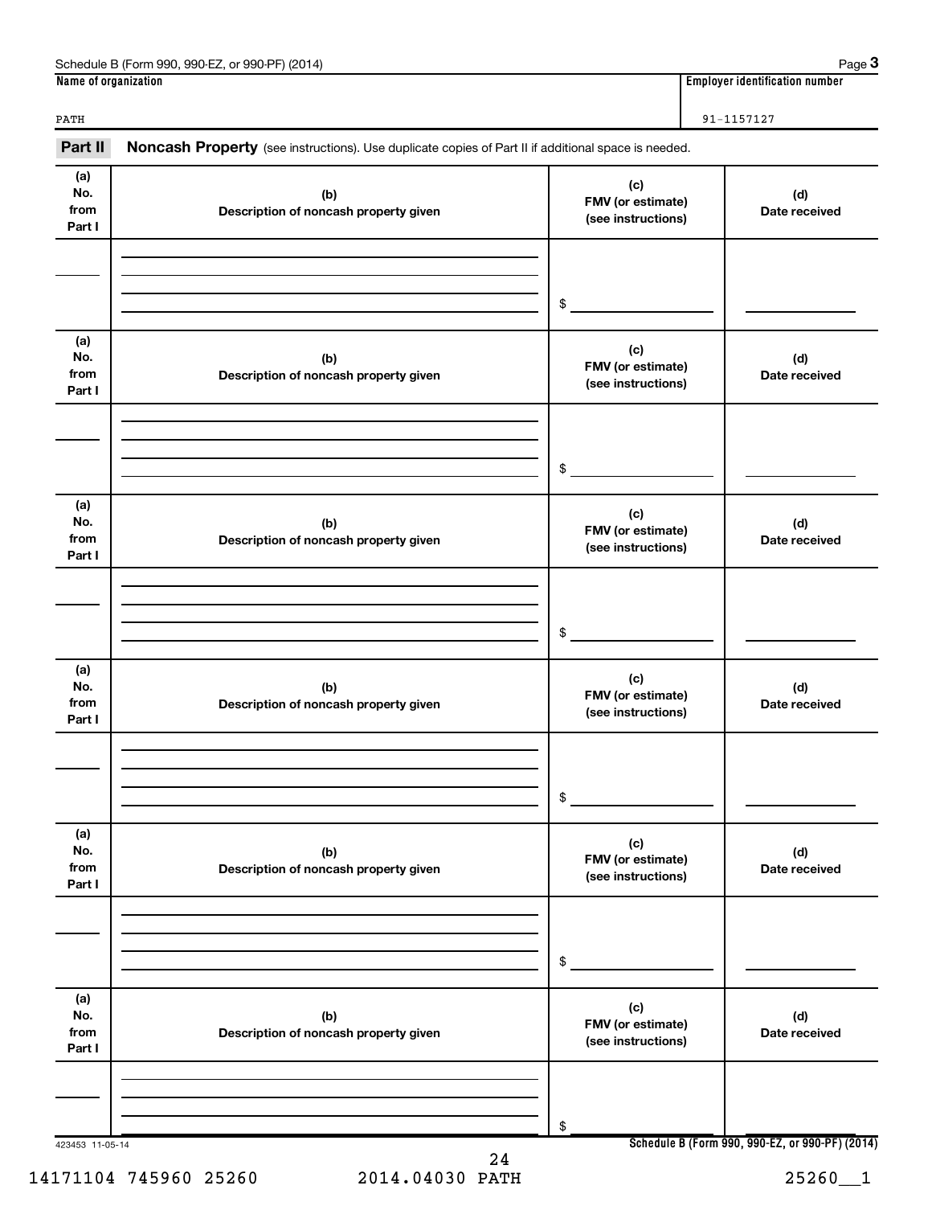Schedule B (Form 990, 990-EZ, or 990-PF) (2014) Page **3**

| Name of organization | Employer identification number |
|---|---|
| PATH | 91-1157127 |

**Part II** **Noncash Property** (see instructions). Use duplicate copies of Part II if additional space is needed.

| (a) No. from Part I | (b) Description of noncash property given | (c) FMV (or estimate) (see instructions) | (d) Date received |
|---|---|---|---|
| | | $ | |

| (a) No. from Part I | (b) Description of noncash property given | (c) FMV (or estimate) (see instructions) | (d) Date received |
|---|---|---|---|
| | | $ | |

| (a) No. from Part I | (b) Description of noncash property given | (c) FMV (or estimate) (see instructions) | (d) Date received |
|---|---|---|---|
| | | $ | |

| (a) No. from Part I | (b) Description of noncash property given | (c) FMV (or estimate) (see instructions) | (d) Date received |
|---|---|---|---|
| | | $ | |

| (a) No. from Part I | (b) Description of noncash property given | (c) FMV (or estimate) (see instructions) | (d) Date received |
|---|---|---|---|
| | | $ | |

| (a) No. from Part I | (b) Description of noncash property given | (c) FMV (or estimate) (see instructions) | (d) Date received |
|---|---|---|---|
| | | $ | |

423453 11-05-14 **Schedule B (Form 990, 990-EZ, or 990-PF) (2014)**

14171104 745960 25260 2014.04030 PATH 25260__1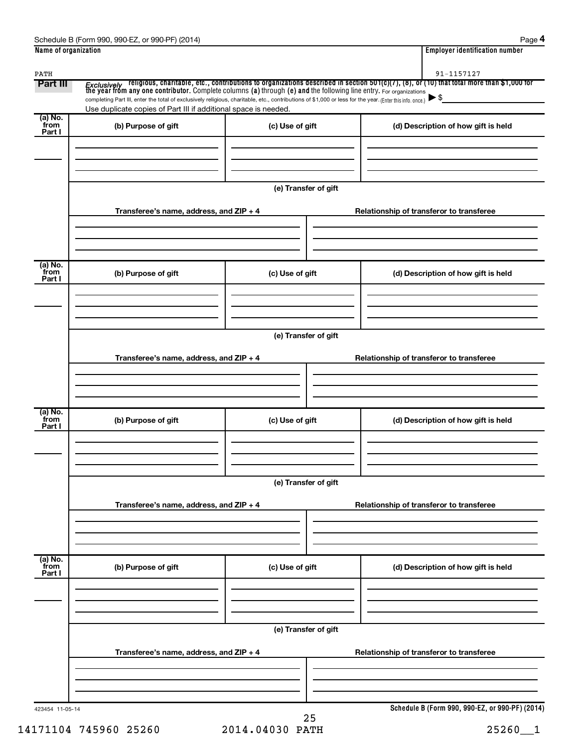Schedule B (Form 990, 990-EZ, or 990-PF) (2014) Page **4**

| Name of organization | Employer identification number |
|---|---|
| PATH | 91-1157127 |

**Part III** *Exclusively* **religious, charitable, etc., contributions to organizations described in section 501(c)(7), (8), or (10) that total more than $1,000 for the year from any one contributor.** Complete columns **(a)** through **(e) and** the following line entry. For organizations completing Part III, enter the total of exclusively religious, charitable, etc., contributions of $1,000 or less for the year. (Enter this info. once.) ▶ $

Use duplicate copies of Part III if additional space is needed.

| (a) No. from Part I | (b) Purpose of gift | (c) Use of gift | (d) Description of how gift is held |
|---|---|---|---|
| | | | |

**(e) Transfer of gift**

| Transferee's name, address, and ZIP + 4 | Relationship of transferor to transferee |
|---|---|
| | |

| (a) No. from Part I | (b) Purpose of gift | (c) Use of gift | (d) Description of how gift is held |
|---|---|---|---|
| | | | |

**(e) Transfer of gift**

| Transferee's name, address, and ZIP + 4 | Relationship of transferor to transferee |
|---|---|
| | |

| (a) No. from Part I | (b) Purpose of gift | (c) Use of gift | (d) Description of how gift is held |
|---|---|---|---|
| | | | |

**(e) Transfer of gift**

| Transferee's name, address, and ZIP + 4 | Relationship of transferor to transferee |
|---|---|
| | |

| (a) No. from Part I | (b) Purpose of gift | (c) Use of gift | (d) Description of how gift is held |
|---|---|---|---|
| | | | |

**(e) Transfer of gift**

| Transferee's name, address, and ZIP + 4 | Relationship of transferor to transferee |
|---|---|
| | |

423454 11-05-14 **Schedule B (Form 990, 990-EZ, or 990-PF) (2014)**

14171104 745960 25260 2014.04030 PATH 25260__1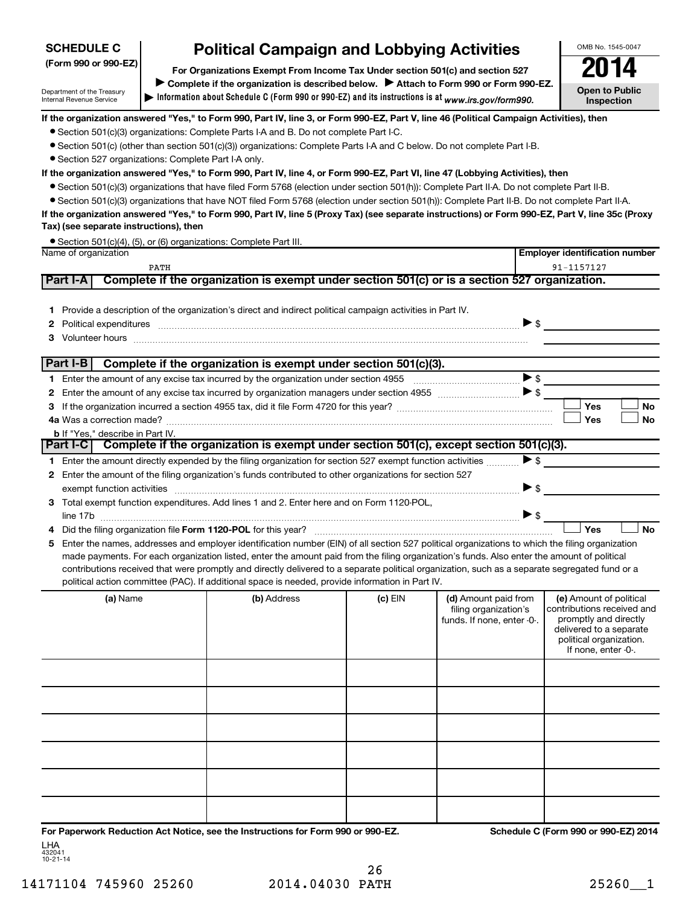**SCHEDULE C (Form 990 or 990-EZ)**

Department of the Treasury
Internal Revenue Service

# Political Campaign and Lobbying Activities

**For Organizations Exempt From Income Tax Under section 501(c) and section 527**

▶ **Complete if the organization is described below.** ▶ **Attach to Form 990 or Form 990-EZ.**

▶ **Information about Schedule C (Form 990 or 990-EZ) and its instructions is at** *www.irs.gov/form990.*

OMB No. 1545-0047

**2014**

**Open to Public Inspection**

**If the organization answered "Yes," to Form 990, Part IV, line 3, or Form 990-EZ, Part V, line 46 (Political Campaign Activities), then**

- Section 501(c)(3) organizations: Complete Parts I-A and B. Do not complete Part I-C.
- Section 501(c) (other than section 501(c)(3)) organizations: Complete Parts I-A and C below. Do not complete Part I-B.
- Section 527 organizations: Complete Part I-A only.

**If the organization answered "Yes," to Form 990, Part IV, line 4, or Form 990-EZ, Part VI, line 47 (Lobbying Activities), then**

- Section 501(c)(3) organizations that have filed Form 5768 (election under section 501(h)): Complete Part II-A. Do not complete Part II-B.
- Section 501(c)(3) organizations that have NOT filed Form 5768 (election under section 501(h)): Complete Part II-B. Do not complete Part II-A.

**If the organization answered "Yes," to Form 990, Part IV, line 5 (Proxy Tax) (see separate instructions) or Form 990-EZ, Part V, line 35c (Proxy Tax) (see separate instructions), then**

- Section 501(c)(4), (5), or (6) organizations: Complete Part III.

| Name of organization | Employer identification number |
|---|---|
| PATH | 91-1157127 |

## Part I-A Complete if the organization is exempt under section 501(c) or is a section 527 organization.

1 Provide a description of the organization's direct and indirect political campaign activities in Part IV.

2 Political expenditures ▶ $

3 Volunteer hours

## Part I-B Complete if the organization is exempt under section 501(c)(3).

1 Enter the amount of any excise tax incurred by the organization under section 4955 ▶ $

2 Enter the amount of any excise tax incurred by organization managers under section 4955 ▶ $

3 If the organization incurred a section 4955 tax, did it file Form 4720 for this year? ☐ Yes ☐ No

4a Was a correction made? ☐ Yes ☐ No

b If "Yes," describe in Part IV.

## Part I-C Complete if the organization is exempt under section 501(c), except section 501(c)(3).

1 Enter the amount directly expended by the filing organization for section 527 exempt function activities ▶ $

2 Enter the amount of the filing organization's funds contributed to other organizations for section 527 exempt function activities ▶ $

3 Total exempt function expenditures. Add lines 1 and 2. Enter here and on Form 1120-POL, line 17b ▶ $

4 Did the filing organization file **Form 1120-POL** for this year? ☐ Yes ☐ No

5 Enter the names, addresses and employer identification number (EIN) of all section 527 political organizations to which the filing organization made payments. For each organization listed, enter the amount paid from the filing organization's funds. Also enter the amount of political contributions received that were promptly and directly delivered to a separate political organization, such as a separate segregated fund or a political action committee (PAC). If additional space is needed, provide information in Part IV.

| (a) Name | (b) Address | (c) EIN | (d) Amount paid from filing organization's funds. If none, enter -0-. | (e) Amount of political contributions received and promptly and directly delivered to a separate political organization. If none, enter -0-. |
|---|---|---|---|---|
| | | | | |
| | | | | |
| | | | | |
| | | | | |
| | | | | |
| | | | | |

**For Paperwork Reduction Act Notice, see the Instructions for Form 990 or 990-EZ.** **Schedule C (Form 990 or 990-EZ) 2014**

LHA
432041
10-21-14

14171104 745960 25260 2014.04030 PATH 25260__1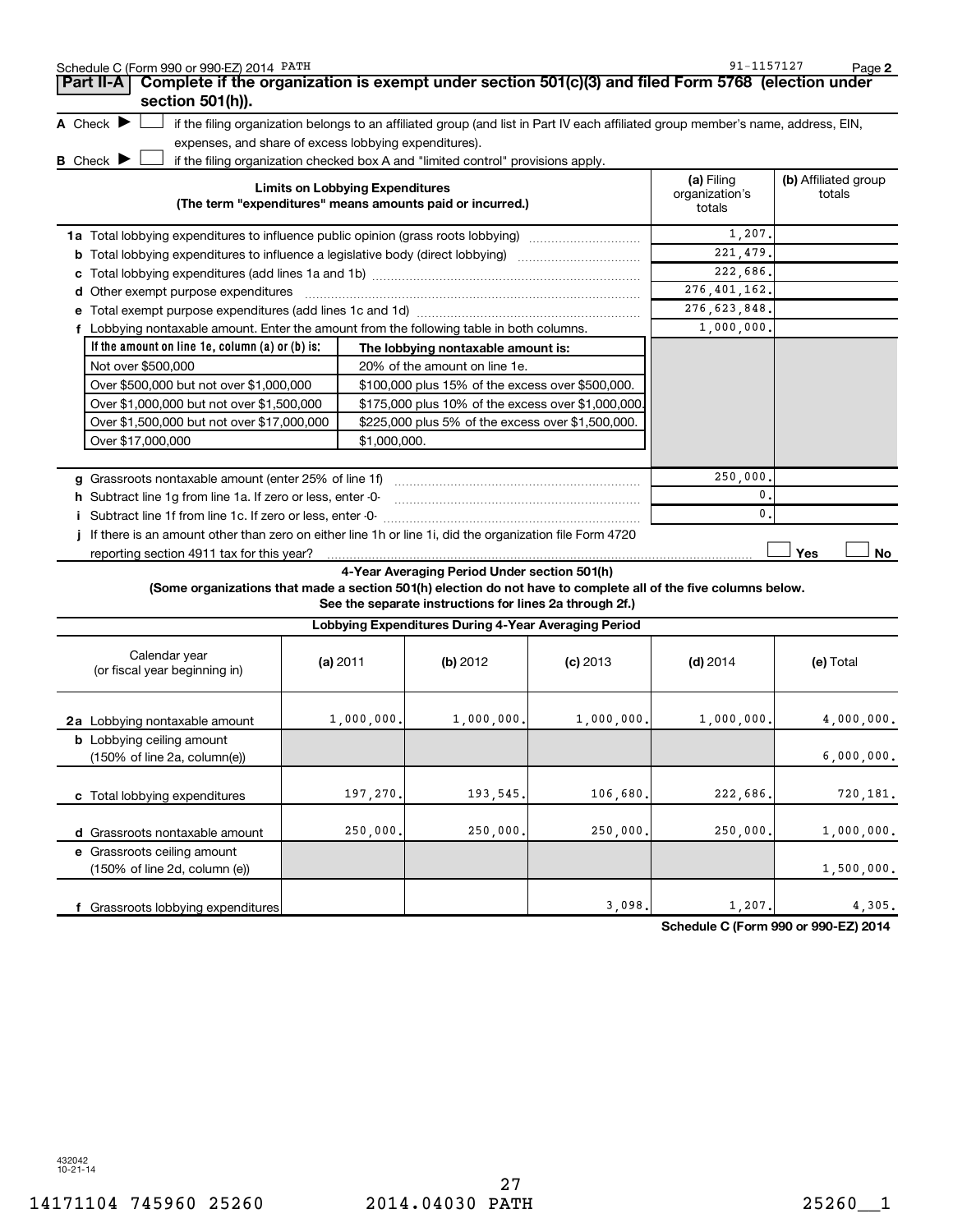Schedule C (Form 990 or 990-EZ) 2014 PATH 91-1157127 Page 2

## Part II-A Complete if the organization is exempt under section 501(c)(3) and filed Form 5768 (election under section 501(h)).

**A** Check ▶ ☐ if the filing organization belongs to an affiliated group (and list in Part IV each affiliated group member's name, address, EIN, expenses, and share of excess lobbying expenditures).

**B** Check ▶ ☐ if the filing organization checked box A and "limited control" provisions apply.

| Limits on Lobbying Expenditures (The term "expenditures" means amounts paid or incurred.) | (a) Filing organization's totals | (b) Affiliated group totals |
|---|---|---|
| **1a** Total lobbying expenditures to influence public opinion (grass roots lobbying) | 1,207. | |
| **b** Total lobbying expenditures to influence a legislative body (direct lobbying) | 221,479. | |
| **c** Total lobbying expenditures (add lines 1a and 1b) | 222,686. | |
| **d** Other exempt purpose expenditures | 276,401,162. | |
| **e** Total exempt purpose expenditures (add lines 1c and 1d) | 276,623,848. | |
| **f** Lobbying nontaxable amount. Enter the amount from the following table in both columns. | 1,000,000. | |

| If the amount on line 1e, column (a) or (b) is: | The lobbying nontaxable amount is: |
|---|---|
| Not over $500,000 | 20% of the amount on line 1e. |
| Over $500,000 but not over $1,000,000 | $100,000 plus 15% of the excess over $500,000. |
| Over $1,000,000 but not over $1,500,000 | $175,000 plus 10% of the excess over $1,000,000. |
| Over $1,500,000 but not over $17,000,000 | $225,000 plus 5% of the excess over $1,500,000. |
| Over $17,000,000 | $1,000,000. |

| | (a) Filing organization's totals | (b) Affiliated group totals |
|---|---|---|
| **g** Grassroots nontaxable amount (enter 25% of line 1f) | 250,000. | |
| **h** Subtract line 1g from line 1a. If zero or less, enter -0- | 0. | |
| **i** Subtract line 1f from line 1c. If zero or less, enter -0- | 0. | |
| **j** If there is an amount other than zero on either line 1h or line 1i, did the organization file Form 4720 reporting section 4911 tax for this year? | ☐ Yes | ☐ No |

### 4-Year Averaging Period Under section 501(h)

**(Some organizations that made a section 501(h) election do not have to complete all of the five columns below. See the separate instructions for lines 2a through 2f.)**

**Lobbying Expenditures During 4-Year Averaging Period**

| Calendar year (or fiscal year beginning in) | (a) 2011 | (b) 2012 | (c) 2013 | (d) 2014 | (e) Total |
|---|---|---|---|---|---|
| **2a** Lobbying nontaxable amount | 1,000,000. | 1,000,000. | 1,000,000. | 1,000,000. | 4,000,000. |
| **b** Lobbying ceiling amount (150% of line 2a, column(e)) | | | | | 6,000,000. |
| **c** Total lobbying expenditures | 197,270. | 193,545. | 106,680. | 222,686. | 720,181. |
| **d** Grassroots nontaxable amount | 250,000. | 250,000. | 250,000. | 250,000. | 1,000,000. |
| **e** Grassroots ceiling amount (150% of line 2d, column (e)) | | | | | 1,500,000. |
| **f** Grassroots lobbying expenditures | | | 3,098. | 1,207. | 4,305. |

**Schedule C (Form 990 or 990-EZ) 2014**

432042 10-21-14

14171104 745960 25260 2014.04030 PATH 25260__1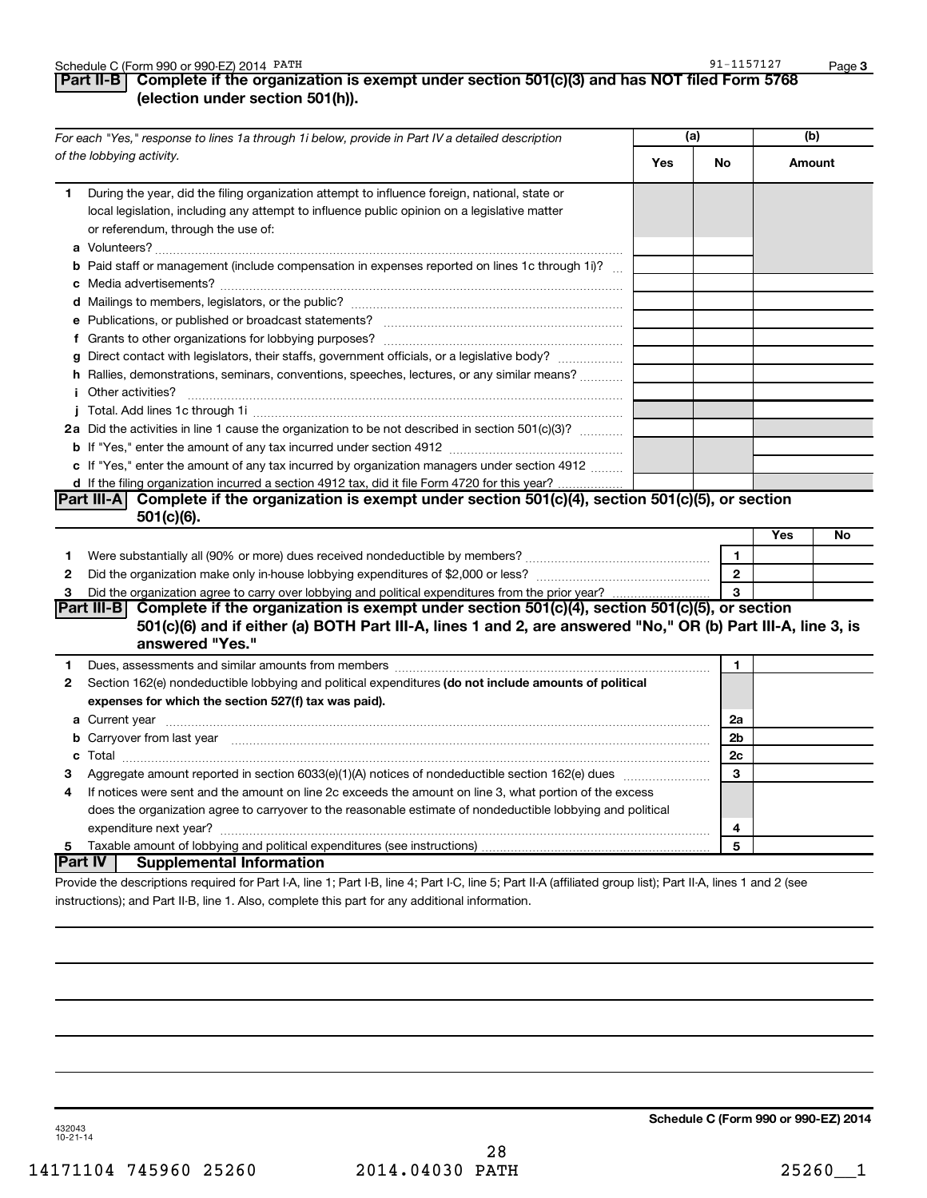Schedule C (Form 990 or 990-EZ) 2014 PATH 91-1157127

## Part II-B Complete if the organization is exempt under section 501(c)(3) and has NOT filed Form 5768 (election under section 501(h)).

| For each "Yes," response to lines 1a through 1i below, provide in Part IV a detailed description of the lobbying activity. | (a) Yes | (a) No | (b) Amount |
|---|---|---|---|
| **1** During the year, did the filing organization attempt to influence foreign, national, state or local legislation, including any attempt to influence public opinion on a legislative matter or referendum, through the use of: | | | |
| **a** Volunteers? | | | |
| **b** Paid staff or management (include compensation in expenses reported on lines 1c through 1i)? | | | |
| **c** Media advertisements? | | | |
| **d** Mailings to members, legislators, or the public? | | | |
| **e** Publications, or published or broadcast statements? | | | |
| **f** Grants to other organizations for lobbying purposes? | | | |
| **g** Direct contact with legislators, their staffs, government officials, or a legislative body? | | | |
| **h** Rallies, demonstrations, seminars, conventions, speeches, lectures, or any similar means? | | | |
| **i** Other activities? | | | |
| **j** Total. Add lines 1c through 1i | | | |
| **2a** Did the activities in line 1 cause the organization to be not described in section 501(c)(3)? | | | |
| **b** If "Yes," enter the amount of any tax incurred under section 4912 | | | |
| **c** If "Yes," enter the amount of any tax incurred by organization managers under section 4912 | | | |
| **d** If the filing organization incurred a section 4912 tax, did it file Form 4720 for this year? | | | |

## Part III-A Complete if the organization is exempt under section 501(c)(4), section 501(c)(5), or section 501(c)(6).

| | | | Yes | No |
|---|---|---|---|---|
| **1** | Were substantially all (90% or more) dues received nondeductible by members? | 1 | | |
| **2** | Did the organization make only in-house lobbying expenditures of $2,000 or less? | 2 | | |
| **3** | Did the organization agree to carry over lobbying and political expenditures from the prior year? | 3 | | |

## Part III-B Complete if the organization is exempt under section 501(c)(4), section 501(c)(5), or section 501(c)(6) and if either (a) BOTH Part III-A, lines 1 and 2, are answered "No," OR (b) Part III-A, line 3, is answered "Yes."

| | | | |
|---|---|---|---|
| **1** | Dues, assessments and similar amounts from members | 1 | |
| **2** | Section 162(e) nondeductible lobbying and political expenditures **(do not include amounts of political expenses for which the section 527(f) tax was paid).** | | |
| **a** | Current year | 2a | |
| **b** | Carryover from last year | 2b | |
| **c** | Total | 2c | |
| **3** | Aggregate amount reported in section 6033(e)(1)(A) notices of nondeductible section 162(e) dues | 3 | |
| **4** | If notices were sent and the amount on line 2c exceeds the amount on line 3, what portion of the excess does the organization agree to carryover to the reasonable estimate of nondeductible lobbying and political expenditure next year? | 4 | |
| **5** | Taxable amount of lobbying and political expenditures (see instructions) | 5 | |

## Part IV Supplemental Information

Provide the descriptions required for Part I-A, line 1; Part I-B, line 4; Part I-C, line 5; Part II-A (affiliated group list); Part II-A, lines 1 and 2 (see instructions); and Part II-B, line 1. Also, complete this part for any additional information.

**Schedule C (Form 990 or 990-EZ) 2014**

432043
10-21-14

14171104 745960 25260 2014.04030 PATH 25260__1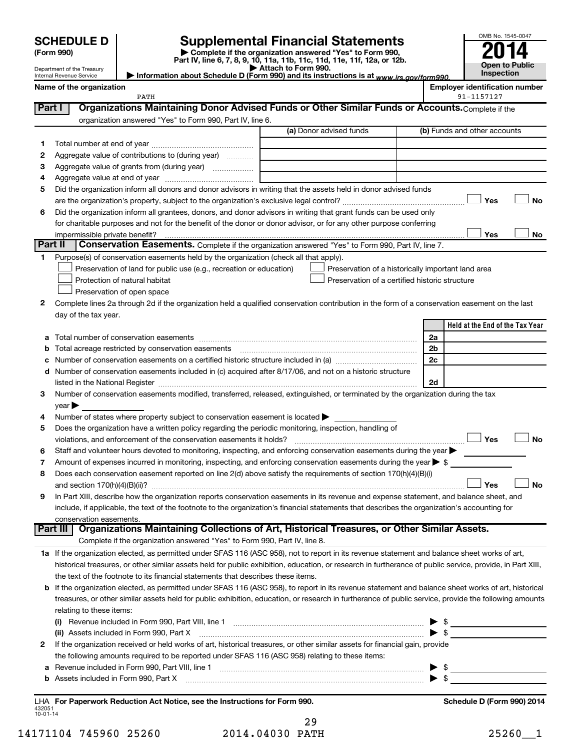# SCHEDULE D (Form 990)

Department of the Treasury
Internal Revenue Service

## Supplemental Financial Statements

▶ Complete if the organization answered "Yes" to Form 990, Part IV, line 6, 7, 8, 9, 10, 11a, 11b, 11c, 11d, 11e, 11f, 12a, or 12b.
▶ Attach to Form 990.
▶ Information about Schedule D (Form 990) and its instructions is at www.irs.gov/form990.

OMB No. 1545-0047
**2014**
**Open to Public Inspection**

**Name of the organization**
PATH

**Employer identification number**
91-1157127

## Part I — Organizations Maintaining Donor Advised Funds or Other Similar Funds or Accounts.

Complete if the organization answered "Yes" to Form 990, Part IV, line 6.

| | | (a) Donor advised funds | (b) Funds and other accounts |
|---|---|---|---|
| 1 | Total number at end of year | | |
| 2 | Aggregate value of contributions to (during year) | | |
| 3 | Aggregate value of grants from (during year) | | |
| 4 | Aggregate value at end of year | | |

5 Did the organization inform all donors and donor advisors in writing that the assets held in donor advised funds are the organization's property, subject to the organization's exclusive legal control? ☐ Yes ☐ No

6 Did the organization inform all grantees, donors, and donor advisors in writing that grant funds can be used only for charitable purposes and not for the benefit of the donor or donor advisor, or for any other purpose conferring impermissible private benefit? ☐ Yes ☐ No

## Part II — Conservation Easements.

Complete if the organization answered "Yes" to Form 990, Part IV, line 7.

1 Purpose(s) of conservation easements held by the organization (check all that apply).

- ☐ Preservation of land for public use (e.g., recreation or education)
- ☐ Protection of natural habitat
- ☐ Preservation of open space
- ☐ Preservation of a historically important land area
- ☐ Preservation of a certified historic structure

2 Complete lines 2a through 2d if the organization held a qualified conservation contribution in the form of a conservation easement on the last day of the tax year.

| | | | Held at the End of the Tax Year |
|---|---|---|---|
| a | Total number of conservation easements | 2a | |
| b | Total acreage restricted by conservation easements | 2b | |
| c | Number of conservation easements on a certified historic structure included in (a) | 2c | |
| d | Number of conservation easements included in (c) acquired after 8/17/06, and not on a historic structure listed in the National Register | 2d | |

3 Number of conservation easements modified, transferred, released, extinguished, or terminated by the organization during the tax year ▶

4 Number of states where property subject to conservation easement is located ▶

5 Does the organization have a written policy regarding the periodic monitoring, inspection, handling of violations, and enforcement of the conservation easements it holds? ☐ Yes ☐ No

6 Staff and volunteer hours devoted to monitoring, inspecting, and enforcing conservation easements during the year ▶

7 Amount of expenses incurred in monitoring, inspecting, and enforcing conservation easements during the year ▶ $

8 Does each conservation easement reported on line 2(d) above satisfy the requirements of section 170(h)(4)(B)(i) and section 170(h)(4)(B)(ii)? ☐ Yes ☐ No

9 In Part XIII, describe how the organization reports conservation easements in its revenue and expense statement, and balance sheet, and include, if applicable, the text of the footnote to the organization's financial statements that describes the organization's accounting for conservation easements.

## Part III — Organizations Maintaining Collections of Art, Historical Treasures, or Other Similar Assets.

Complete if the organization answered "Yes" to Form 990, Part IV, line 8.

1a If the organization elected, as permitted under SFAS 116 (ASC 958), not to report in its revenue statement and balance sheet works of art, historical treasures, or other similar assets held for public exhibition, education, or research in furtherance of public service, provide, in Part XIII, the text of the footnote to its financial statements that describes these items.

b If the organization elected, as permitted under SFAS 116 (ASC 958), to report in its revenue statement and balance sheet works of art, historical treasures, or other similar assets held for public exhibition, education, or research in furtherance of public service, provide the following amounts relating to these items:

(i) Revenue included in Form 990, Part VIII, line 1 ▶ $

(ii) Assets included in Form 990, Part X ▶ $

2 If the organization received or held works of art, historical treasures, or other similar assets for financial gain, provide the following amounts required to be reported under SFAS 116 (ASC 958) relating to these items:

a Revenue included in Form 990, Part VIII, line 1 ▶ $

b Assets included in Form 990, Part X ▶ $

LHA **For Paperwork Reduction Act Notice, see the Instructions for Form 990.** **Schedule D (Form 990) 2014**

432051
10-01-14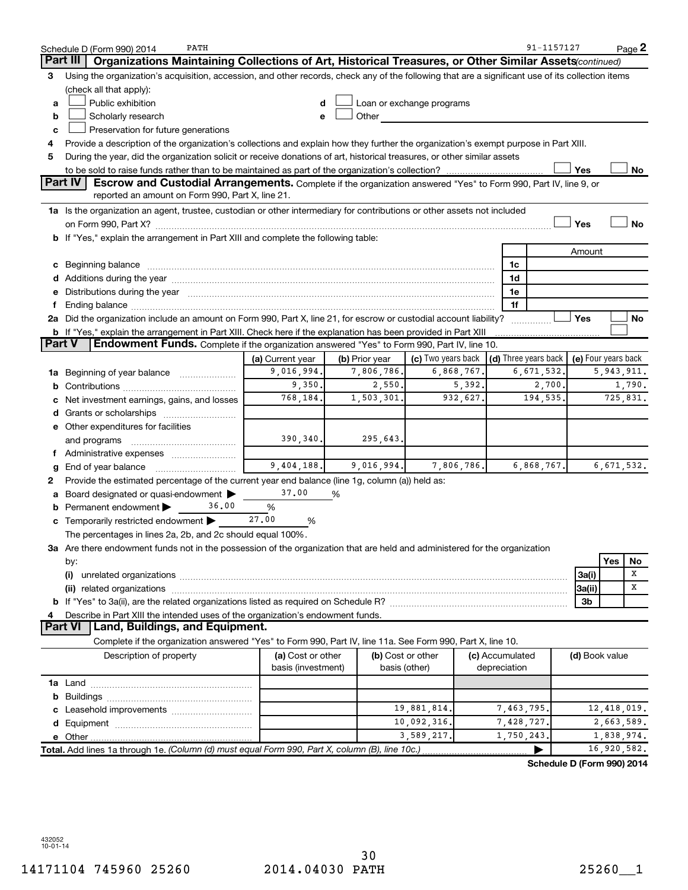Schedule D (Form 990) 2014 PATH 91-1157127 Page 2

## Part III Organizations Maintaining Collections of Art, Historical Treasures, or Other Similar Assets *(continued)*

3 Using the organization's acquisition, accession, and other records, check any of the following that are a significant use of its collection items (check all that apply):

- a ☐ Public exhibition
- b ☐ Scholarly research
- c ☐ Preservation for future generations
- d ☐ Loan or exchange programs
- e ☐ Other

4 Provide a description of the organization's collections and explain how they further the organization's exempt purpose in Part XIII.

5 During the year, did the organization solicit or receive donations of art, historical treasures, or other similar assets to be sold to raise funds rather than to be maintained as part of the organization's collection? ☐ Yes ☐ No

## Part IV Escrow and Custodial Arrangements.

Complete if the organization answered "Yes" to Form 990, Part IV, line 9, or reported an amount on Form 990, Part X, line 21.

1a Is the organization an agent, trustee, custodian or other intermediary for contributions or other assets not included on Form 990, Part X? ☐ Yes ☐ No

b If "Yes," explain the arrangement in Part XIII and complete the following table:

| | | Amount |
|---|---|---|
| c Beginning balance | 1c | |
| d Additions during the year | 1d | |
| e Distributions during the year | 1e | |
| f Ending balance | 1f | |

2a Did the organization include an amount on Form 990, Part X, line 21, for escrow or custodial account liability? ☐ Yes ☐ No

b If "Yes," explain the arrangement in Part XIII. Check here if the explanation has been provided in Part XIII ☐

## Part V Endowment Funds.

Complete if the organization answered "Yes" to Form 990, Part IV, line 10.

| | (a) Current year | (b) Prior year | (c) Two years back | (d) Three years back | (e) Four years back |
|---|---|---|---|---|---|
| 1a Beginning of year balance | 9,016,994. | 7,806,786. | 6,868,767. | 6,671,532. | 5,943,911. |
| b Contributions | 9,350. | 2,550. | 5,392. | 2,700. | 1,790. |
| c Net investment earnings, gains, and losses | 768,184. | 1,503,301. | 932,627. | 194,535. | 725,831. |
| d Grants or scholarships | | | | | |
| e Other expenditures for facilities and programs | 390,340. | 295,643. | | | |
| f Administrative expenses | | | | | |
| g End of year balance | 9,404,188. | 9,016,994. | 7,806,786. | 6,868,767. | 6,671,532. |

2 Provide the estimated percentage of the current year end balance (line 1g, column (a)) held as:

- a Board designated or quasi-endowment ▶ 37.00 %
- b Permanent endowment ▶ 36.00 %
- c Temporarily restricted endowment ▶ 27.00 %

The percentages in lines 2a, 2b, and 2c should equal 100%.

3a Are there endowment funds not in the possession of the organization that are held and administered for the organization by:

| | | Yes | No |
|---|---|---|---|
| (i) unrelated organizations | 3a(i) | | X |
| (ii) related organizations | 3a(ii) | | X |
| b If "Yes" to 3a(ii), are the related organizations listed as required on Schedule R? | 3b | | |

4 Describe in Part XIII the intended uses of the organization's endowment funds.

## Part VI Land, Buildings, and Equipment.

Complete if the organization answered "Yes" to Form 990, Part IV, line 11a. See Form 990, Part X, line 10.

| Description of property | (a) Cost or other basis (investment) | (b) Cost or other basis (other) | (c) Accumulated depreciation | (d) Book value |
|---|---|---|---|---|
| 1a Land | | | | |
| b Buildings | | | | |
| c Leasehold improvements | | 19,881,814. | 7,463,795. | 12,418,019. |
| d Equipment | | 10,092,316. | 7,428,727. | 2,663,589. |
| e Other | | 3,589,217. | 1,750,243. | 1,838,974. |
| **Total.** Add lines 1a through 1e. *(Column (d) must equal Form 990, Part X, column (B), line 10c.)* | | | ▶ | 16,920,582. |

**Schedule D (Form 990) 2014**

432052 10-01-14

14171104 745960 25260 2014.04030 PATH 25260__1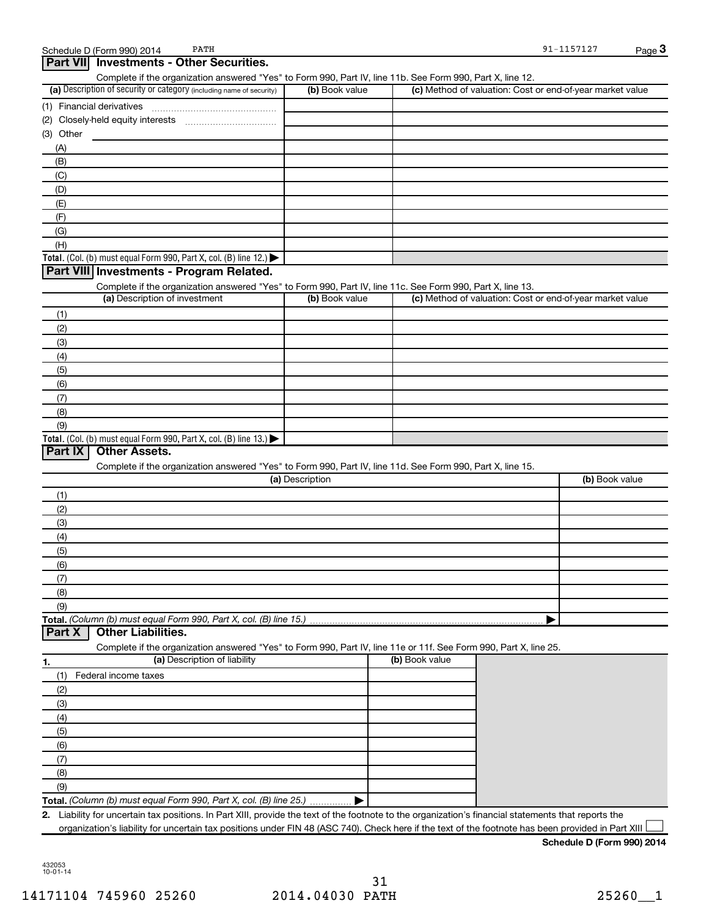## Part VII Investments - Other Securities.

Complete if the organization answered "Yes" to Form 990, Part IV, line 11b. See Form 990, Part X, line 12.

| (a) Description of security or category (including name of security) | (b) Book value | (c) Method of valuation: Cost or end-of-year market value |
|---|---|---|
| (1) Financial derivatives | | |
| (2) Closely-held equity interests | | |
| (3) Other | | |
| (A) | | |
| (B) | | |
| (C) | | |
| (D) | | |
| (E) | | |
| (F) | | |
| (G) | | |
| (H) | | |
| **Total.** (Col. (b) must equal Form 990, Part X, col. (B) line 12.) ▶ | | |

## Part VIII Investments - Program Related.

Complete if the organization answered "Yes" to Form 990, Part IV, line 11c. See Form 990, Part X, line 13.

| (a) Description of investment | (b) Book value | (c) Method of valuation: Cost or end-of-year market value |
|---|---|---|
| (1) | | |
| (2) | | |
| (3) | | |
| (4) | | |
| (5) | | |
| (6) | | |
| (7) | | |
| (8) | | |
| (9) | | |
| **Total.** (Col. (b) must equal Form 990, Part X, col. (B) line 13.) ▶ | | |

## Part IX Other Assets.

Complete if the organization answered "Yes" to Form 990, Part IV, line 11d. See Form 990, Part X, line 15.

| (a) Description | (b) Book value |
|---|---|
| (1) | |
| (2) | |
| (3) | |
| (4) | |
| (5) | |
| (6) | |
| (7) | |
| (8) | |
| (9) | |
| **Total.** *(Column (b) must equal Form 990, Part X, col. (B) line 15.)* ▶ | |

## Part X Other Liabilities.

Complete if the organization answered "Yes" to Form 990, Part IV, line 11e or 11f. See Form 990, Part X, line 25.

| 1. (a) Description of liability | (b) Book value |
|---|---|
| (1) Federal income taxes | |
| (2) | |
| (3) | |
| (4) | |
| (5) | |
| (6) | |
| (7) | |
| (8) | |
| (9) | |
| **Total.** *(Column (b) must equal Form 990, Part X, col. (B) line 25.)* ▶ | |

**2.** Liability for uncertain tax positions. In Part XIII, provide the text of the footnote to the organization's financial statements that reports the organization's liability for uncertain tax positions under FIN 48 (ASC 740). Check here if the text of the footnote has been provided in Part XIII ☐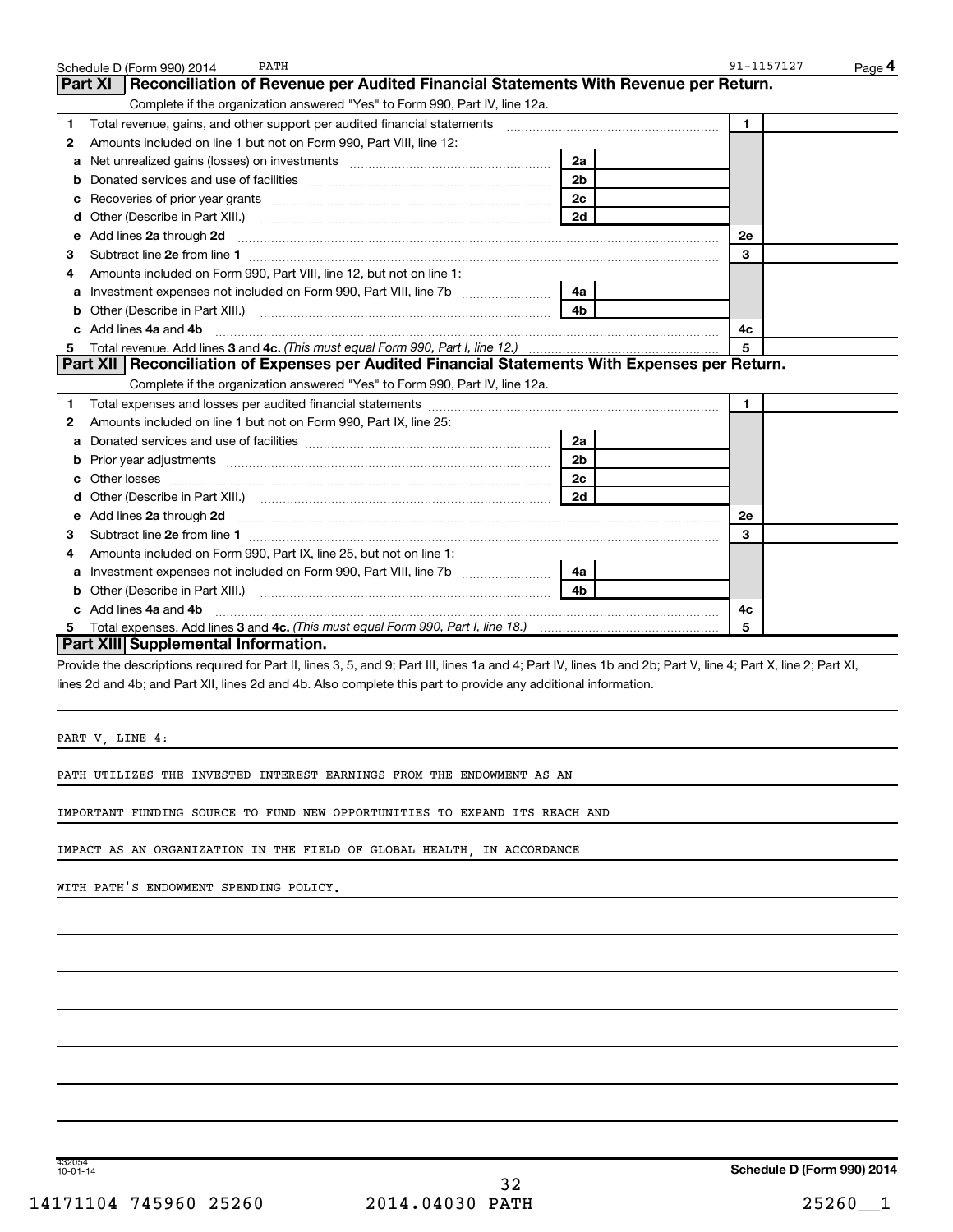Schedule D (Form 990) 2014 PATH 91-1157127 Page 4

## Part XI Reconciliation of Revenue per Audited Financial Statements With Revenue per Return.

Complete if the organization answered "Yes" to Form 990, Part IV, line 12a.

| | | | | | |
|---|---|---|---|---|---|
| 1 | Total revenue, gains, and other support per audited financial statements | | | 1 | |
| 2 | Amounts included on line 1 but not on Form 990, Part VIII, line 12: | | | | |
| a | Net unrealized gains (losses) on investments | 2a | | | |
| b | Donated services and use of facilities | 2b | | | |
| c | Recoveries of prior year grants | 2c | | | |
| d | Other (Describe in Part XIII.) | 2d | | | |
| e | Add lines **2a** through **2d** | | | 2e | |
| 3 | Subtract line **2e** from line **1** | | | 3 | |
| 4 | Amounts included on Form 990, Part VIII, line 12, but not on line 1: | | | | |
| a | Investment expenses not included on Form 990, Part VIII, line 7b | 4a | | | |
| b | Other (Describe in Part XIII.) | 4b | | | |
| c | Add lines **4a** and **4b** | | | 4c | |
| 5 | Total revenue. Add lines **3** and **4c.** *(This must equal Form 990, Part I, line 12.)* | | | 5 | |

## Part XII Reconciliation of Expenses per Audited Financial Statements With Expenses per Return.

Complete if the organization answered "Yes" to Form 990, Part IV, line 12a.

| | | | | | |
|---|---|---|---|---|---|
| 1 | Total expenses and losses per audited financial statements | | | 1 | |
| 2 | Amounts included on line 1 but not on Form 990, Part IX, line 25: | | | | |
| a | Donated services and use of facilities | 2a | | | |
| b | Prior year adjustments | 2b | | | |
| c | Other losses | 2c | | | |
| d | Other (Describe in Part XIII.) | 2d | | | |
| e | Add lines **2a** through **2d** | | | 2e | |
| 3 | Subtract line **2e** from line **1** | | | 3 | |
| 4 | Amounts included on Form 990, Part IX, line 25, but not on line 1: | | | | |
| a | Investment expenses not included on Form 990, Part VIII, line 7b | 4a | | | |
| b | Other (Describe in Part XIII.) | 4b | | | |
| c | Add lines **4a** and **4b** | | | 4c | |
| 5 | Total expenses. Add lines **3** and **4c.** *(This must equal Form 990, Part I, line 18.)* | | | 5 | |

## Part XIII Supplemental Information.

Provide the descriptions required for Part II, lines 3, 5, and 9; Part III, lines 1a and 4; Part IV, lines 1b and 2b; Part V, line 4; Part X, line 2; Part XI, lines 2d and 4b; and Part XII, lines 2d and 4b. Also complete this part to provide any additional information.

PART V, LINE 4:

PATH UTILIZES THE INVESTED INTEREST EARNINGS FROM THE ENDOWMENT AS AN IMPORTANT FUNDING SOURCE TO FUND NEW OPPORTUNITIES TO EXPAND ITS REACH AND IMPACT AS AN ORGANIZATION IN THE FIELD OF GLOBAL HEALTH, IN ACCORDANCE WITH PATH'S ENDOWMENT SPENDING POLICY.

432054 10-01-14 **Schedule D (Form 990) 2014**

14171104 745960 25260 2014.04030 PATH 25260__1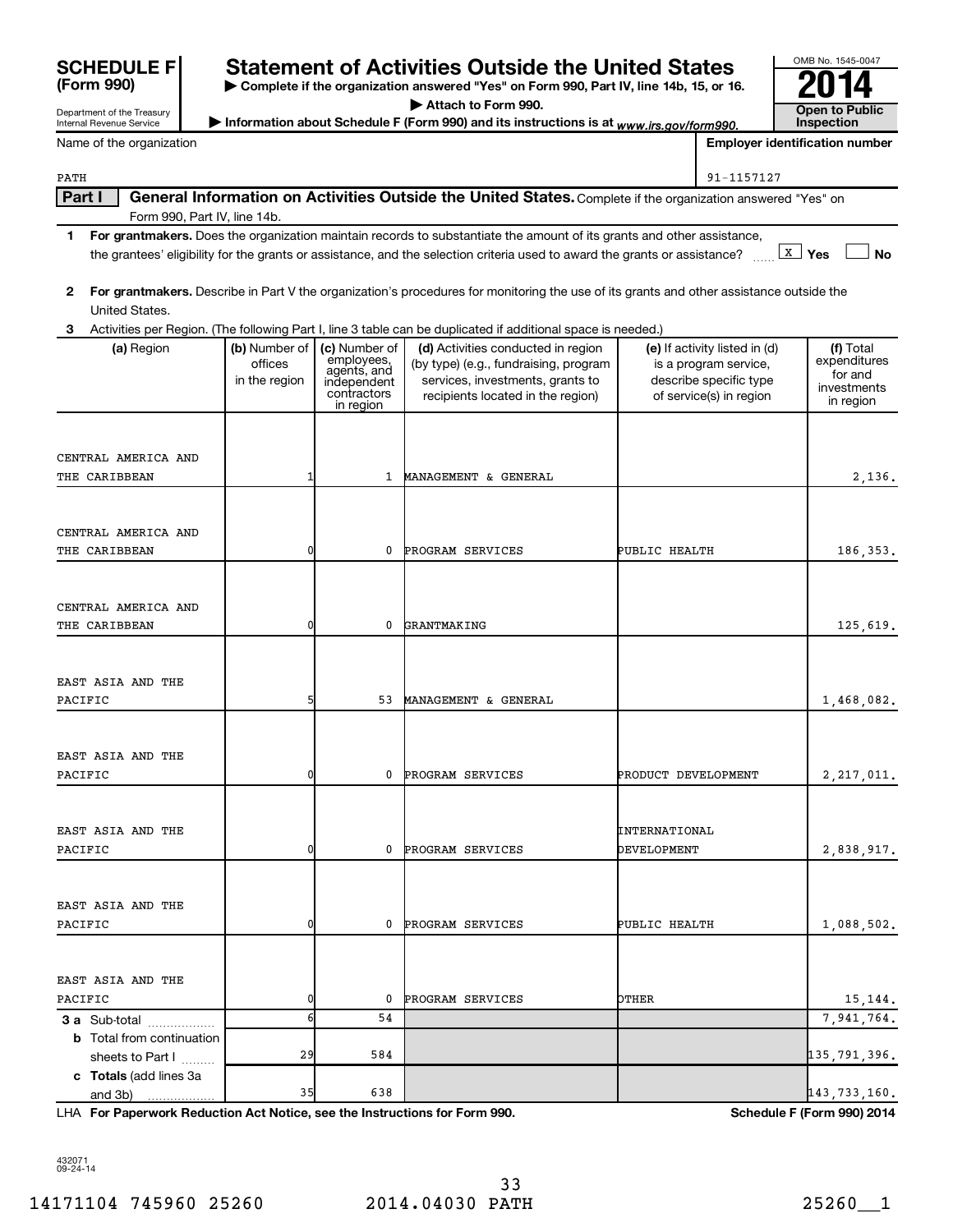**SCHEDULE F (Form 990)**

Department of the Treasury
Internal Revenue Service

# Statement of Activities Outside the United States

▶ Complete if the organization answered "Yes" on Form 990, Part IV, line 14b, 15, or 16.
▶ Attach to Form 990.
▶ Information about Schedule F (Form 990) and its instructions is at www.irs.gov/form990.

OMB No. 1545-0047

**2014**

**Open to Public Inspection**

Name of the organization: PATH

Employer identification number: 91-1157127

**Part I** **General Information on Activities Outside the United States.** Complete if the organization answered "Yes" on Form 990, Part IV, line 14b.

1 **For grantmakers.** Does the organization maintain records to substantiate the amount of its grants and other assistance, the grantees' eligibility for the grants or assistance, and the selection criteria used to award the grants or assistance? [X] Yes [ ] No

2 **For grantmakers.** Describe in Part V the organization's procedures for monitoring the use of its grants and other assistance outside the United States.

3 Activities per Region. (The following Part I, line 3 table can be duplicated if additional space is needed.)

| (a) Region | (b) Number of offices in the region | (c) Number of employees, agents, and independent contractors in region | (d) Activities conducted in region (by type) (e.g., fundraising, program services, investments, grants to recipients located in the region) | (e) If activity listed in (d) is a program service, describe specific type of service(s) in region | (f) Total expenditures for and investments in region |
|---|---|---|---|---|---|
| CENTRAL AMERICA AND THE CARIBBEAN | 1 | 1 | MANAGEMENT & GENERAL | | 2,136. |
| CENTRAL AMERICA AND THE CARIBBEAN | 0 | 0 | PROGRAM SERVICES | PUBLIC HEALTH | 186,353. |
| CENTRAL AMERICA AND THE CARIBBEAN | 0 | 0 | GRANTMAKING | | 125,619. |
| EAST ASIA AND THE PACIFIC | 5 | 53 | MANAGEMENT & GENERAL | | 1,468,082. |
| EAST ASIA AND THE PACIFIC | 0 | 0 | PROGRAM SERVICES | PRODUCT DEVELOPMENT | 2,217,011. |
| EAST ASIA AND THE PACIFIC | 0 | 0 | PROGRAM SERVICES | INTERNATIONAL DEVELOPMENT | 2,838,917. |
| EAST ASIA AND THE PACIFIC | 0 | 0 | PROGRAM SERVICES | PUBLIC HEALTH | 1,088,502. |
| EAST ASIA AND THE PACIFIC | 0 | 0 | PROGRAM SERVICES | OTHER | 15,144. |
| **3 a** Sub-total | 6 | 54 | | | 7,941,764. |
| **b** Total from continuation sheets to Part I | 29 | 584 | | | 135,791,396. |
| **c Totals** (add lines 3a and 3b) | 35 | 638 | | | 143,733,160. |

LHA **For Paperwork Reduction Act Notice, see the Instructions for Form 990.** **Schedule F (Form 990) 2014**

432071
09-24-14

14171104 745960 25260 2014.04030 PATH 25260__1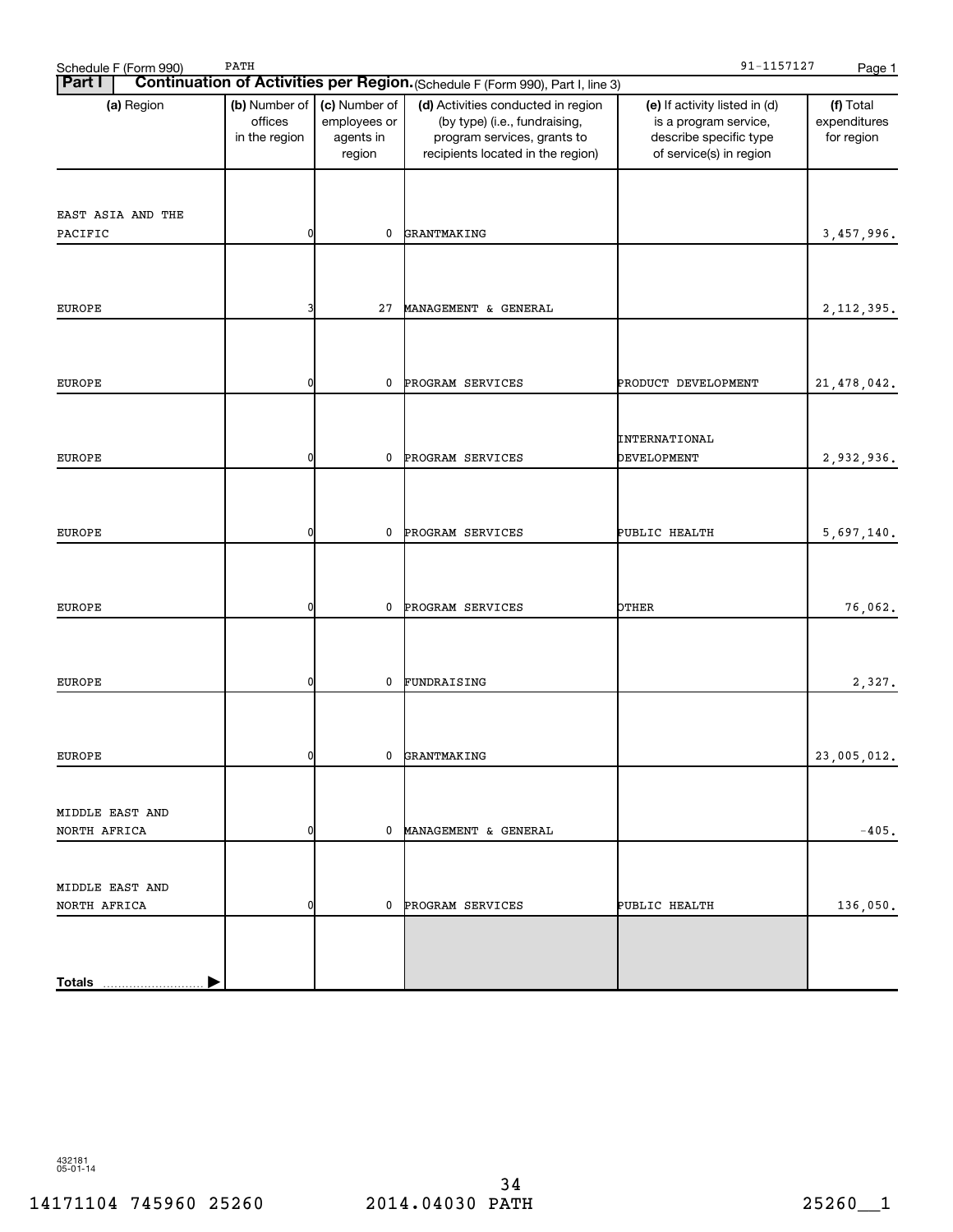Schedule F (Form 990) PATH 91-1157127 Page 1

**Part I** **Continuation of Activities per Region.** (Schedule F (Form 990), Part I, line 3)

| (a) Region | (b) Number of offices in the region | (c) Number of employees or agents in region | (d) Activities conducted in region (by type) (i.e., fundraising, program services, grants to recipients located in the region) | (e) If activity listed in (d) is a program service, describe specific type of service(s) in region | (f) Total expenditures for region |
|---|---|---|---|---|---|
| EAST ASIA AND THE PACIFIC | 0 | 0 | GRANTMAKING | | 3,457,996. |
| EUROPE | 3 | 27 | MANAGEMENT & GENERAL | | 2,112,395. |
| EUROPE | 0 | 0 | PROGRAM SERVICES | PRODUCT DEVELOPMENT | 21,478,042. |
| EUROPE | 0 | 0 | PROGRAM SERVICES | INTERNATIONAL DEVELOPMENT | 2,932,936. |
| EUROPE | 0 | 0 | PROGRAM SERVICES | PUBLIC HEALTH | 5,697,140. |
| EUROPE | 0 | 0 | PROGRAM SERVICES | OTHER | 76,062. |
| EUROPE | 0 | 0 | FUNDRAISING | | 2,327. |
| EUROPE | 0 | 0 | GRANTMAKING | | 23,005,012. |
| MIDDLE EAST AND NORTH AFRICA | 0 | 0 | MANAGEMENT & GENERAL | | -405. |
| MIDDLE EAST AND NORTH AFRICA | 0 | 0 | PROGRAM SERVICES | PUBLIC HEALTH | 136,050. |
| **Totals** | | | | | |

432181
05-01-14

14171104 745960 25260 2014.04030 PATH 25260__1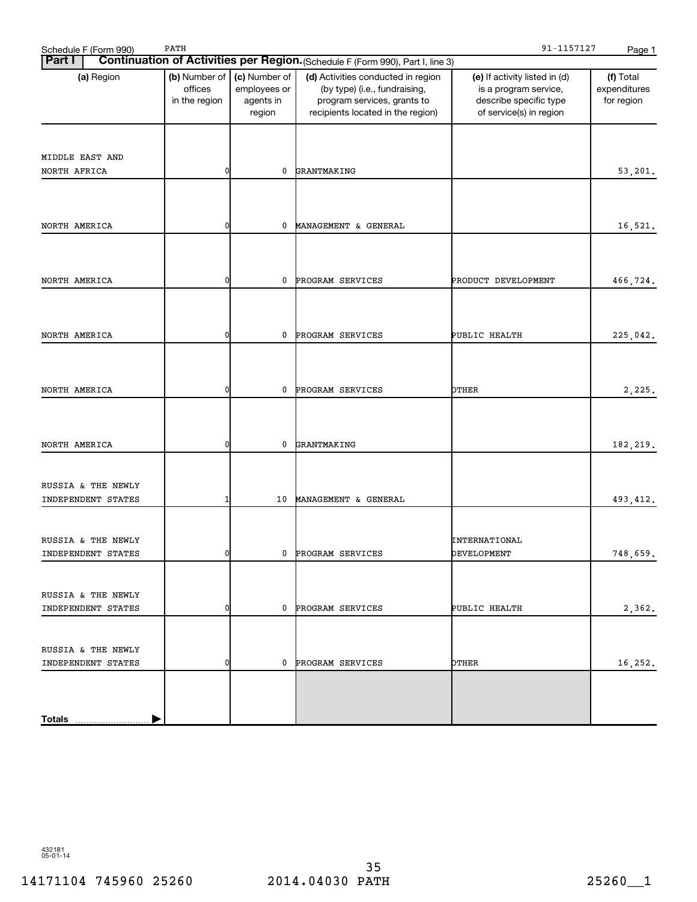Schedule F (Form 990) PATH 91-1157127

**Part I** **Continuation of Activities per Region.** (Schedule F (Form 990), Part I, line 3)

| (a) Region | (b) Number of offices in the region | (c) Number of employees or agents in region | (d) Activities conducted in region (by type) (i.e., fundraising, program services, grants to recipients located in the region) | (e) If activity listed in (d) is a program service, describe specific type of service(s) in region | (f) Total expenditures for region |
|---|---|---|---|---|---|
| MIDDLE EAST AND NORTH AFRICA | 0 | 0 | GRANTMAKING | | 53,201. |
| NORTH AMERICA | 0 | 0 | MANAGEMENT & GENERAL | | 16,521. |
| NORTH AMERICA | 0 | 0 | PROGRAM SERVICES | PRODUCT DEVELOPMENT | 466,724. |
| NORTH AMERICA | 0 | 0 | PROGRAM SERVICES | PUBLIC HEALTH | 225,042. |
| NORTH AMERICA | 0 | 0 | PROGRAM SERVICES | OTHER | 2,225. |
| NORTH AMERICA | 0 | 0 | GRANTMAKING | | 182,219. |
| RUSSIA & THE NEWLY INDEPENDENT STATES | 1 | 10 | MANAGEMENT & GENERAL | | 493,412. |
| RUSSIA & THE NEWLY INDEPENDENT STATES | 0 | 0 | PROGRAM SERVICES | INTERNATIONAL DEVELOPMENT | 748,659. |
| RUSSIA & THE NEWLY INDEPENDENT STATES | 0 | 0 | PROGRAM SERVICES | PUBLIC HEALTH | 2,362. |
| RUSSIA & THE NEWLY INDEPENDENT STATES | 0 | 0 | PROGRAM SERVICES | OTHER | 16,252. |
| **Totals** | | | | | |

432181
05-01-14

14171104 745960 25260 2014.04030 PATH 25260__1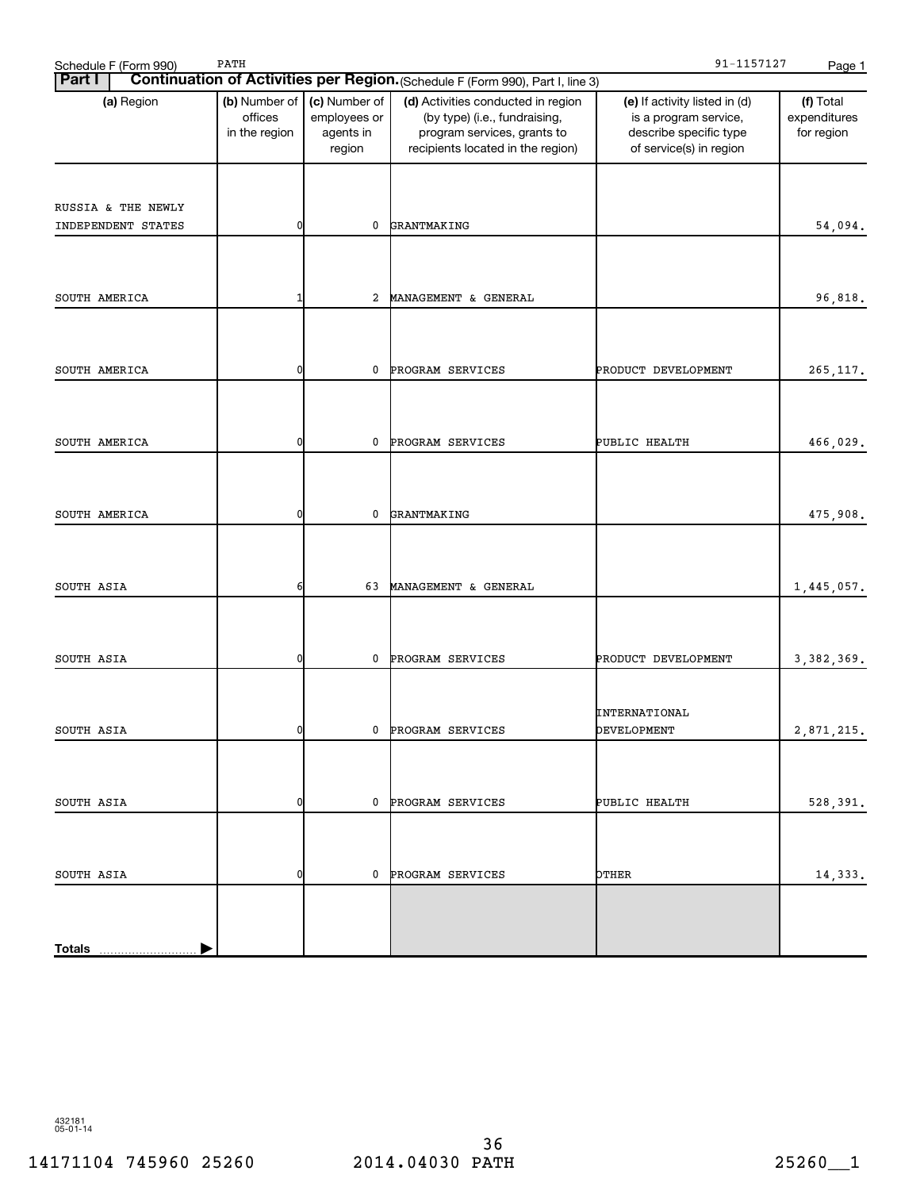Schedule F (Form 990) PATH 91-1157127

**Part I** **Continuation of Activities per Region.** (Schedule F (Form 990), Part I, line 3)

| (a) Region | (b) Number of offices in the region | (c) Number of employees or agents in region | (d) Activities conducted in region (by type) (i.e., fundraising, program services, grants to recipients located in the region) | (e) If activity listed in (d) is a program service, describe specific type of service(s) in region | (f) Total expenditures for region |
|---|---|---|---|---|---|
| RUSSIA & THE NEWLY INDEPENDENT STATES | 0 | 0 | GRANTMAKING | | 54,094. |
| SOUTH AMERICA | 1 | 2 | MANAGEMENT & GENERAL | | 96,818. |
| SOUTH AMERICA | 0 | 0 | PROGRAM SERVICES | PRODUCT DEVELOPMENT | 265,117. |
| SOUTH AMERICA | 0 | 0 | PROGRAM SERVICES | PUBLIC HEALTH | 466,029. |
| SOUTH AMERICA | 0 | 0 | GRANTMAKING | | 475,908. |
| SOUTH ASIA | 6 | 63 | MANAGEMENT & GENERAL | | 1,445,057. |
| SOUTH ASIA | 0 | 0 | PROGRAM SERVICES | PRODUCT DEVELOPMENT | 3,382,369. |
| SOUTH ASIA | 0 | 0 | PROGRAM SERVICES | INTERNATIONAL DEVELOPMENT | 2,871,215. |
| SOUTH ASIA | 0 | 0 | PROGRAM SERVICES | PUBLIC HEALTH | 528,391. |
| SOUTH ASIA | 0 | 0 | PROGRAM SERVICES | OTHER | 14,333. |
| **Totals** | | | | | |

432181 05-01-14

14171104 745960 25260 2014.04030 PATH 25260__1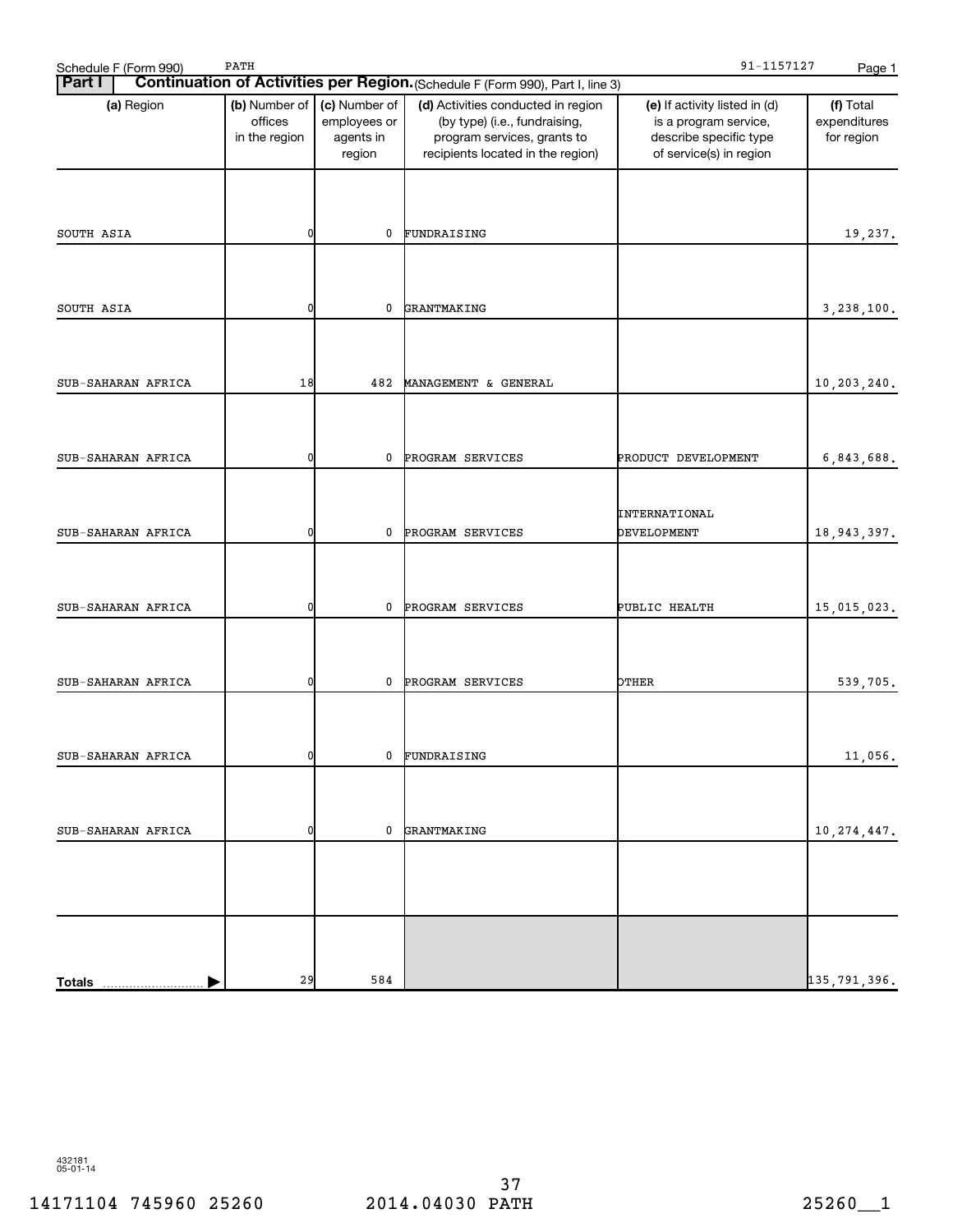Schedule F (Form 990) PATH 91-1157127

**Part I** **Continuation of Activities per Region.** (Schedule F (Form 990), Part I, line 3)

| (a) Region | (b) Number of offices in the region | (c) Number of employees or agents in region | (d) Activities conducted in region (by type) (i.e., fundraising, program services, grants to recipients located in the region) | (e) If activity listed in (d) is a program service, describe specific type of service(s) in region | (f) Total expenditures for region |
|---|---|---|---|---|---|
| SOUTH ASIA | 0 | 0 | FUNDRAISING | | 19,237. |
| SOUTH ASIA | 0 | 0 | GRANTMAKING | | 3,238,100. |
| SUB-SAHARAN AFRICA | 18 | 482 | MANAGEMENT & GENERAL | | 10,203,240. |
| SUB-SAHARAN AFRICA | 0 | 0 | PROGRAM SERVICES | PRODUCT DEVELOPMENT | 6,843,688. |
| SUB-SAHARAN AFRICA | 0 | 0 | PROGRAM SERVICES | INTERNATIONAL DEVELOPMENT | 18,943,397. |
| SUB-SAHARAN AFRICA | 0 | 0 | PROGRAM SERVICES | PUBLIC HEALTH | 15,015,023. |
| SUB-SAHARAN AFRICA | 0 | 0 | PROGRAM SERVICES | OTHER | 539,705. |
| SUB-SAHARAN AFRICA | 0 | 0 | FUNDRAISING | | 11,056. |
| SUB-SAHARAN AFRICA | 0 | 0 | GRANTMAKING | | 10,274,447. |
| | | | | | |
| **Totals** | 29 | 584 | | | 135,791,396. |

432181 05-01-14

14171104 745960 25260 2014.04030 PATH 25260__1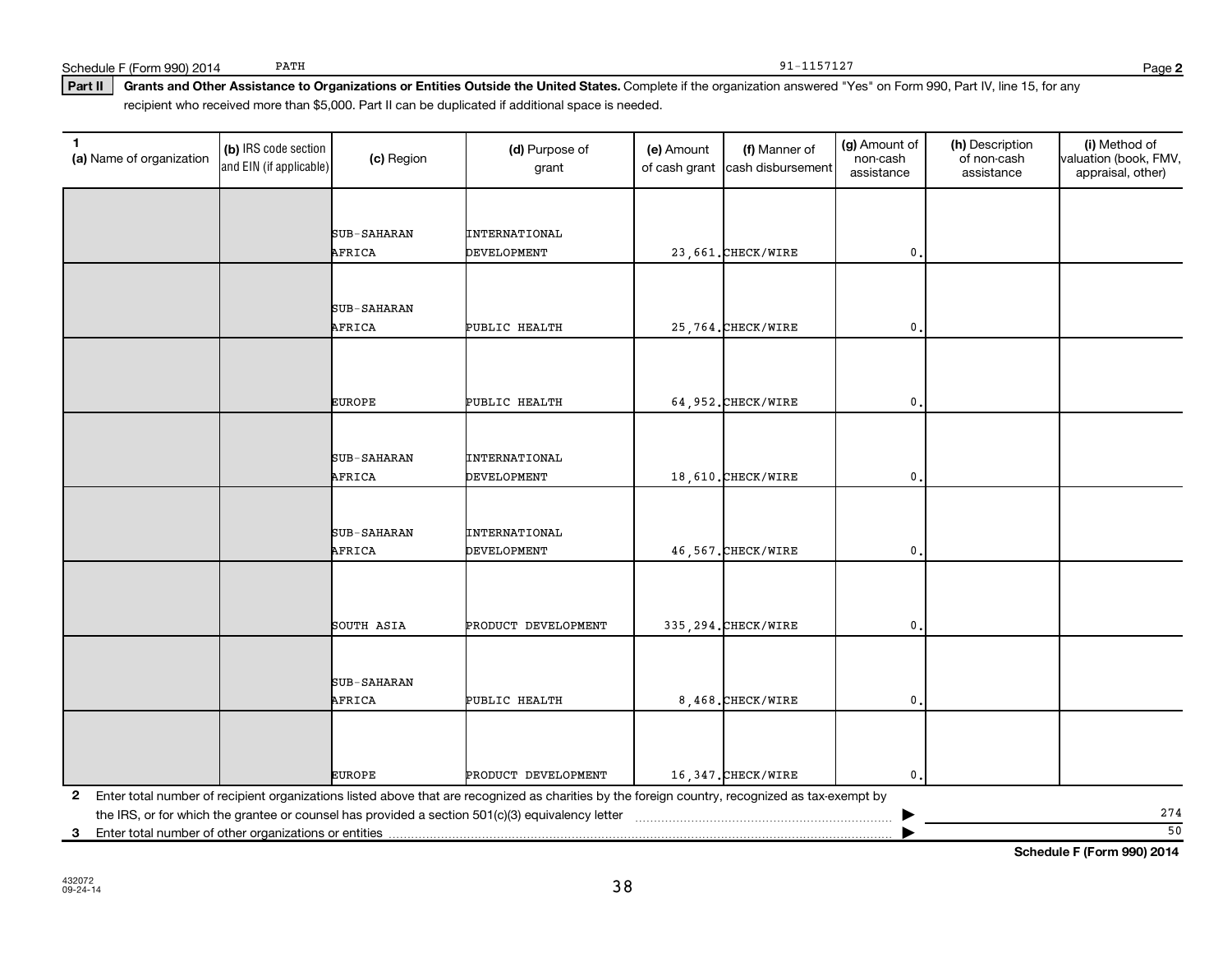Schedule F (Form 990) 2014 PATH 91-1157127

**Part II** **Grants and Other Assistance to Organizations or Entities Outside the United States.** Complete if the organization answered "Yes" on Form 990, Part IV, line 15, for any recipient who received more than $5,000. Part II can be duplicated if additional space is needed.

| 1 (a) Name of organization | (b) IRS code section and EIN (if applicable) | (c) Region | (d) Purpose of grant | (e) Amount of cash grant | (f) Manner of cash disbursement | (g) Amount of non-cash assistance | (h) Description of non-cash assistance | (i) Method of valuation (book, FMV, appraisal, other) |
|---|---|---|---|---|---|---|---|---|
| | | SUB-SAHARAN AFRICA | INTERNATIONAL DEVELOPMENT | 23,661. | CHECK/WIRE | 0. | | |
| | | SUB-SAHARAN AFRICA | PUBLIC HEALTH | 25,764. | CHECK/WIRE | 0. | | |
| | | EUROPE | PUBLIC HEALTH | 64,952. | CHECK/WIRE | 0. | | |
| | | SUB-SAHARAN AFRICA | INTERNATIONAL DEVELOPMENT | 18,610. | CHECK/WIRE | 0. | | |
| | | SUB-SAHARAN AFRICA | INTERNATIONAL DEVELOPMENT | 46,567. | CHECK/WIRE | 0. | | |
| | | SOUTH ASIA | PRODUCT DEVELOPMENT | 335,294. | CHECK/WIRE | 0. | | |
| | | SUB-SAHARAN AFRICA | PUBLIC HEALTH | 8,468. | CHECK/WIRE | 0. | | |
| | | EUROPE | PRODUCT DEVELOPMENT | 16,347. | CHECK/WIRE | 0. | | |

**2** Enter total number of recipient organizations listed above that are recognized as charities by the foreign country, recognized as tax-exempt by the IRS, or for which the grantee or counsel has provided a section 501(c)(3) equivalency letter ▶ 274

**3** Enter total number of other organizations or entities ▶ 50

**Schedule F (Form 990) 2014**

432072 09-24-14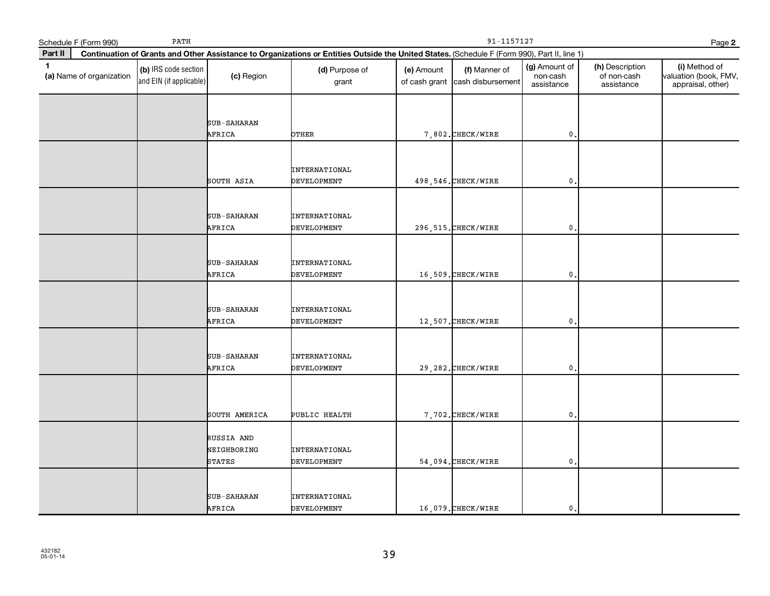Schedule F (Form 990) PATH 91-1157127

**Part II** **Continuation of Grants and Other Assistance to Organizations or Entities Outside the United States.** (Schedule F (Form 990), Part II, line 1)

| 1 (a) Name of organization | (b) IRS code section and EIN (if applicable) | (c) Region | (d) Purpose of grant | (e) Amount of cash grant | (f) Manner of cash disbursement | (g) Amount of non-cash assistance | (h) Description of non-cash assistance | (i) Method of valuation (book, FMV, appraisal, other) |
|---|---|---|---|---|---|---|---|---|
| | | SUB-SAHARAN AFRICA | OTHER | 7,802. | CHECK/WIRE | 0. | | |
| | | SOUTH ASIA | INTERNATIONAL DEVELOPMENT | 498,546. | CHECK/WIRE | 0. | | |
| | | SUB-SAHARAN AFRICA | INTERNATIONAL DEVELOPMENT | 296,515. | CHECK/WIRE | 0. | | |
| | | SUB-SAHARAN AFRICA | INTERNATIONAL DEVELOPMENT | 16,509. | CHECK/WIRE | 0. | | |
| | | SUB-SAHARAN AFRICA | INTERNATIONAL DEVELOPMENT | 12,507. | CHECK/WIRE | 0. | | |
| | | SUB-SAHARAN AFRICA | INTERNATIONAL DEVELOPMENT | 29,282. | CHECK/WIRE | 0. | | |
| | | SOUTH AMERICA | PUBLIC HEALTH | 7,702. | CHECK/WIRE | 0. | | |
| | | RUSSIA AND NEIGHBORING STATES | INTERNATIONAL DEVELOPMENT | 54,094. | CHECK/WIRE | 0. | | |
| | | SUB-SAHARAN AFRICA | INTERNATIONAL DEVELOPMENT | 16,079. | CHECK/WIRE | 0. | | |

432182
05-01-14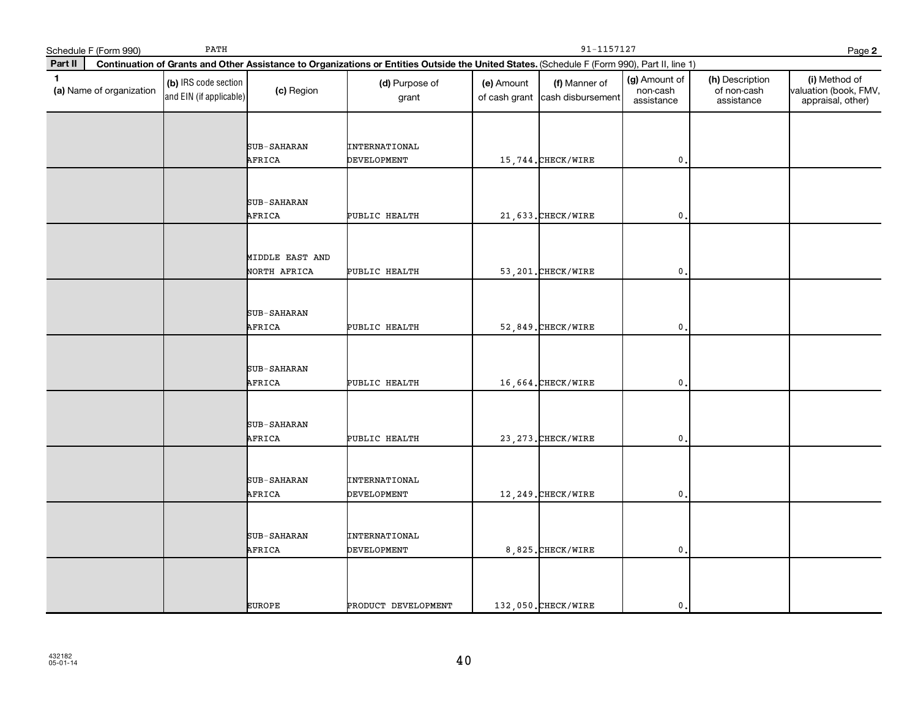Schedule F (Form 990) PATH 91-1157127

**Part II** **Continuation of Grants and Other Assistance to Organizations or Entities Outside the United States.** (Schedule F (Form 990), Part II, line 1)

| 1 (a) Name of organization | (b) IRS code section and EIN (if applicable) | (c) Region | (d) Purpose of grant | (e) Amount of cash grant | (f) Manner of cash disbursement | (g) Amount of non-cash assistance | (h) Description of non-cash assistance | (i) Method of valuation (book, FMV, appraisal, other) |
|---|---|---|---|---|---|---|---|---|
| | | SUB-SAHARAN AFRICA | INTERNATIONAL DEVELOPMENT | 15,744. | CHECK/WIRE | 0. | | |
| | | SUB-SAHARAN AFRICA | PUBLIC HEALTH | 21,633. | CHECK/WIRE | 0. | | |
| | | MIDDLE EAST AND NORTH AFRICA | PUBLIC HEALTH | 53,201. | CHECK/WIRE | 0. | | |
| | | SUB-SAHARAN AFRICA | PUBLIC HEALTH | 52,849. | CHECK/WIRE | 0. | | |
| | | SUB-SAHARAN AFRICA | PUBLIC HEALTH | 16,664. | CHECK/WIRE | 0. | | |
| | | SUB-SAHARAN AFRICA | PUBLIC HEALTH | 23,273. | CHECK/WIRE | 0. | | |
| | | SUB-SAHARAN AFRICA | INTERNATIONAL DEVELOPMENT | 12,249. | CHECK/WIRE | 0. | | |
| | | SUB-SAHARAN AFRICA | INTERNATIONAL DEVELOPMENT | 8,825. | CHECK/WIRE | 0. | | |
| | | EUROPE | PRODUCT DEVELOPMENT | 132,050. | CHECK/WIRE | 0. | | |

432182
05-01-14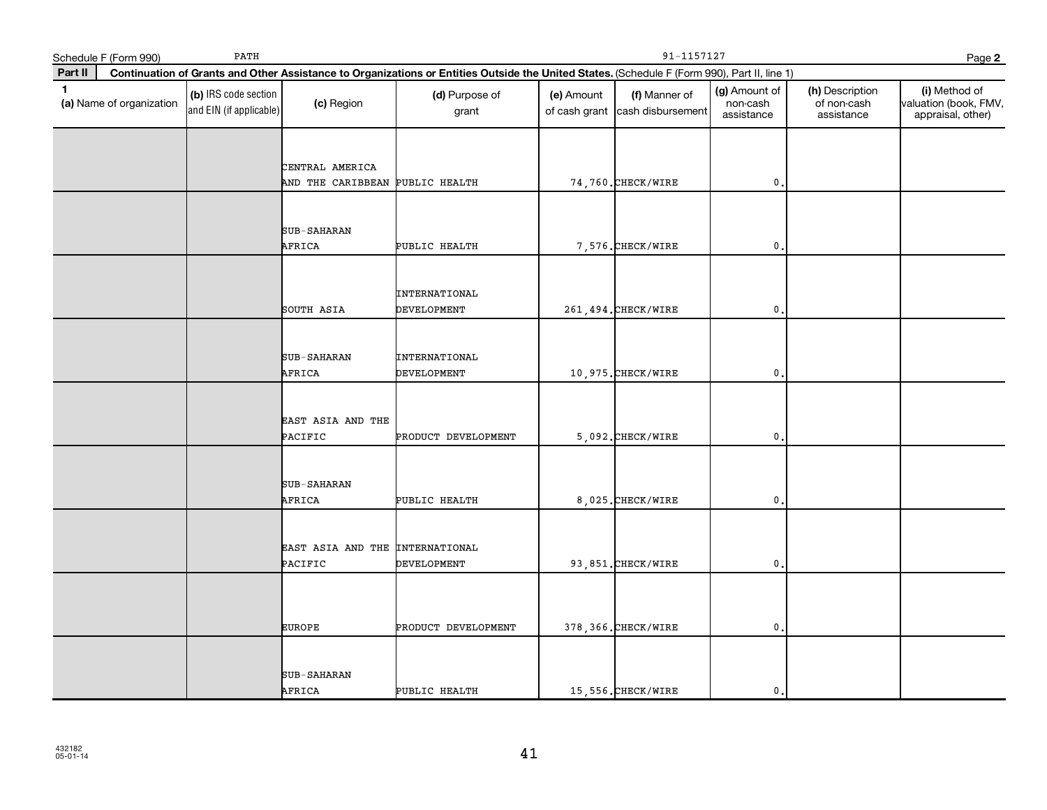Schedule F (Form 990) PATH 91-1157127 Page **2**

**Part II** **Continuation of Grants and Other Assistance to Organizations or Entities Outside the United States.** (Schedule F (Form 990), Part II, line 1)

| 1 (a) Name of organization | (b) IRS code section and EIN (if applicable) | (c) Region | (d) Purpose of grant | (e) Amount of cash grant | (f) Manner of cash disbursement | (g) Amount of non-cash assistance | (h) Description of non-cash assistance | (i) Method of valuation (book, FMV, appraisal, other) |
|---|---|---|---|---|---|---|---|---|
| | | CENTRAL AMERICA AND THE CARIBBEAN | PUBLIC HEALTH | 74,760. | CHECK/WIRE | 0. | | |
| | | SUB-SAHARAN AFRICA | PUBLIC HEALTH | 7,576. | CHECK/WIRE | 0. | | |
| | | SOUTH ASIA | INTERNATIONAL DEVELOPMENT | 261,494. | CHECK/WIRE | 0. | | |
| | | SUB-SAHARAN AFRICA | INTERNATIONAL DEVELOPMENT | 10,975. | CHECK/WIRE | 0. | | |
| | | EAST ASIA AND THE PACIFIC | PRODUCT DEVELOPMENT | 5,092. | CHECK/WIRE | 0. | | |
| | | SUB-SAHARAN AFRICA | PUBLIC HEALTH | 8,025. | CHECK/WIRE | 0. | | |
| | | EAST ASIA AND THE PACIFIC | INTERNATIONAL DEVELOPMENT | 93,851. | CHECK/WIRE | 0. | | |
| | | EUROPE | PRODUCT DEVELOPMENT | 378,366. | CHECK/WIRE | 0. | | |
| | | SUB-SAHARAN AFRICA | PUBLIC HEALTH | 15,556. | CHECK/WIRE | 0. | | |

432182
05-01-14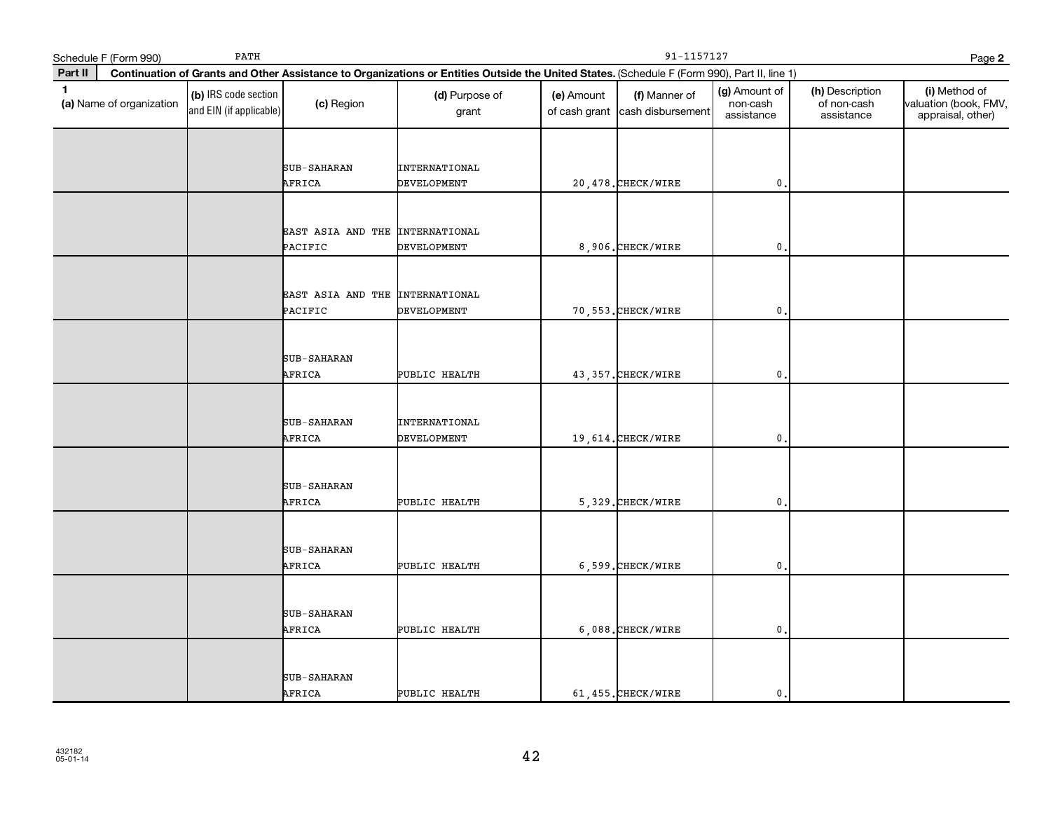Schedule F (Form 990) PATH 91-1157127

**Part II** **Continuation of Grants and Other Assistance to Organizations or Entities Outside the United States.** (Schedule F (Form 990), Part II, line 1)

| 1 (a) Name of organization | (b) IRS code section and EIN (if applicable) | (c) Region | (d) Purpose of grant | (e) Amount of cash grant | (f) Manner of cash disbursement | (g) Amount of non-cash assistance | (h) Description of non-cash assistance | (i) Method of valuation (book, FMV, appraisal, other) |
|---|---|---|---|---|---|---|---|---|
| | | SUB-SAHARAN AFRICA | INTERNATIONAL DEVELOPMENT | 20,478. | CHECK/WIRE | 0. | | |
| | | EAST ASIA AND THE PACIFIC | INTERNATIONAL DEVELOPMENT | 8,906. | CHECK/WIRE | 0. | | |
| | | EAST ASIA AND THE PACIFIC | INTERNATIONAL DEVELOPMENT | 70,553. | CHECK/WIRE | 0. | | |
| | | SUB-SAHARAN AFRICA | PUBLIC HEALTH | 43,357. | CHECK/WIRE | 0. | | |
| | | SUB-SAHARAN AFRICA | INTERNATIONAL DEVELOPMENT | 19,614. | CHECK/WIRE | 0. | | |
| | | SUB-SAHARAN AFRICA | PUBLIC HEALTH | 5,329. | CHECK/WIRE | 0. | | |
| | | SUB-SAHARAN AFRICA | PUBLIC HEALTH | 6,599. | CHECK/WIRE | 0. | | |
| | | SUB-SAHARAN AFRICA | PUBLIC HEALTH | 6,088. | CHECK/WIRE | 0. | | |
| | | SUB-SAHARAN AFRICA | PUBLIC HEALTH | 61,455. | CHECK/WIRE | 0. | | |

432182
05-01-14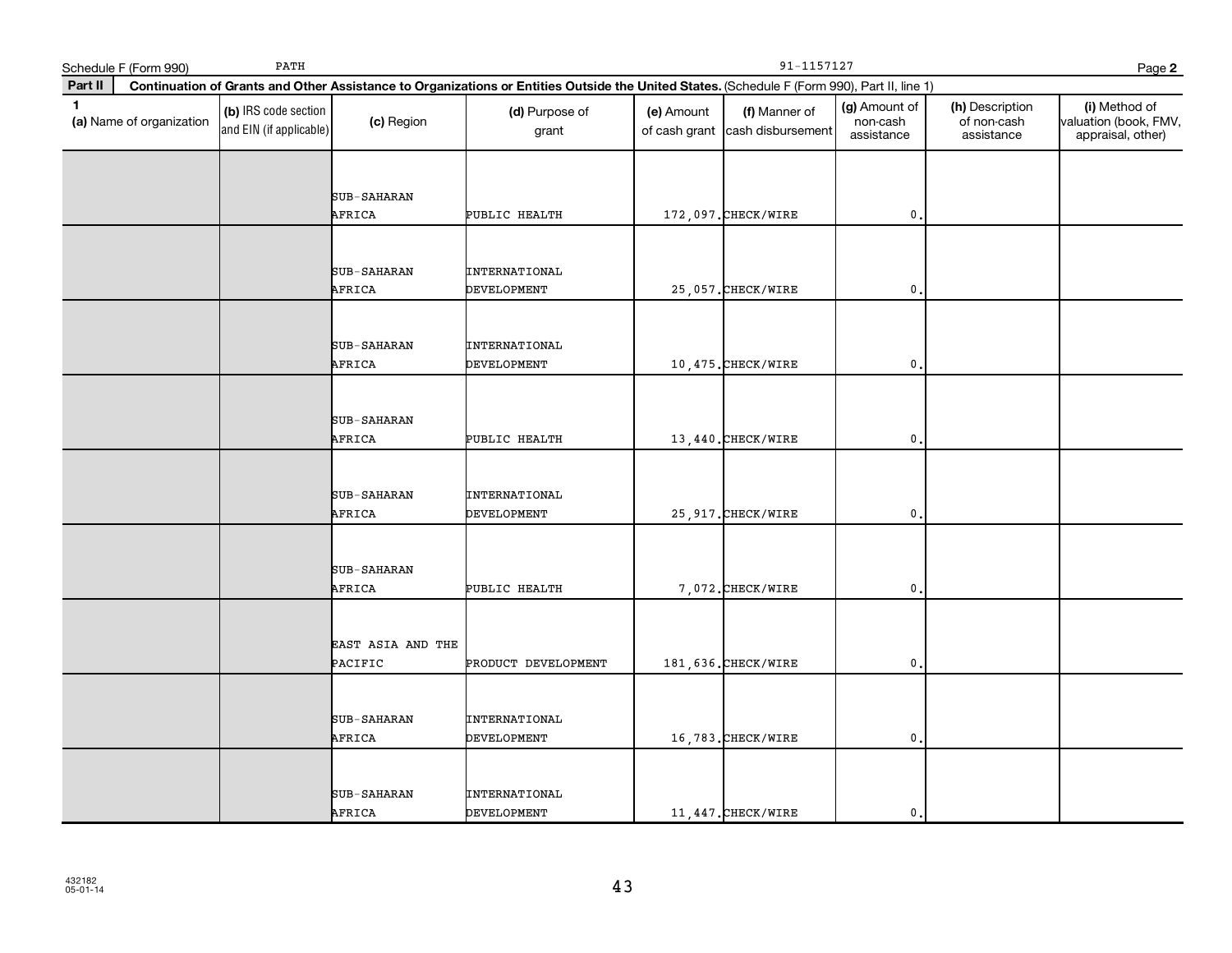Schedule F (Form 990) PATH 91-1157127 Page **2**

**Part II** **Continuation of Grants and Other Assistance to Organizations or Entities Outside the United States.** (Schedule F (Form 990), Part II, line 1)

| 1 (a) Name of organization | (b) IRS code section and EIN (if applicable) | (c) Region | (d) Purpose of grant | (e) Amount of cash grant | (f) Manner of cash disbursement | (g) Amount of non-cash assistance | (h) Description of non-cash assistance | (i) Method of valuation (book, FMV, appraisal, other) |
|---|---|---|---|---|---|---|---|---|
| | | SUB-SAHARAN AFRICA | PUBLIC HEALTH | 172,097. | CHECK/WIRE | 0. | | |
| | | SUB-SAHARAN AFRICA | INTERNATIONAL DEVELOPMENT | 25,057. | CHECK/WIRE | 0. | | |
| | | SUB-SAHARAN AFRICA | INTERNATIONAL DEVELOPMENT | 10,475. | CHECK/WIRE | 0. | | |
| | | SUB-SAHARAN AFRICA | PUBLIC HEALTH | 13,440. | CHECK/WIRE | 0. | | |
| | | SUB-SAHARAN AFRICA | INTERNATIONAL DEVELOPMENT | 25,917. | CHECK/WIRE | 0. | | |
| | | SUB-SAHARAN AFRICA | PUBLIC HEALTH | 7,072. | CHECK/WIRE | 0. | | |
| | | EAST ASIA AND THE PACIFIC | PRODUCT DEVELOPMENT | 181,636. | CHECK/WIRE | 0. | | |
| | | SUB-SAHARAN AFRICA | INTERNATIONAL DEVELOPMENT | 16,783. | CHECK/WIRE | 0. | | |
| | | SUB-SAHARAN AFRICA | INTERNATIONAL DEVELOPMENT | 11,447. | CHECK/WIRE | 0. | | |

432182
05-01-14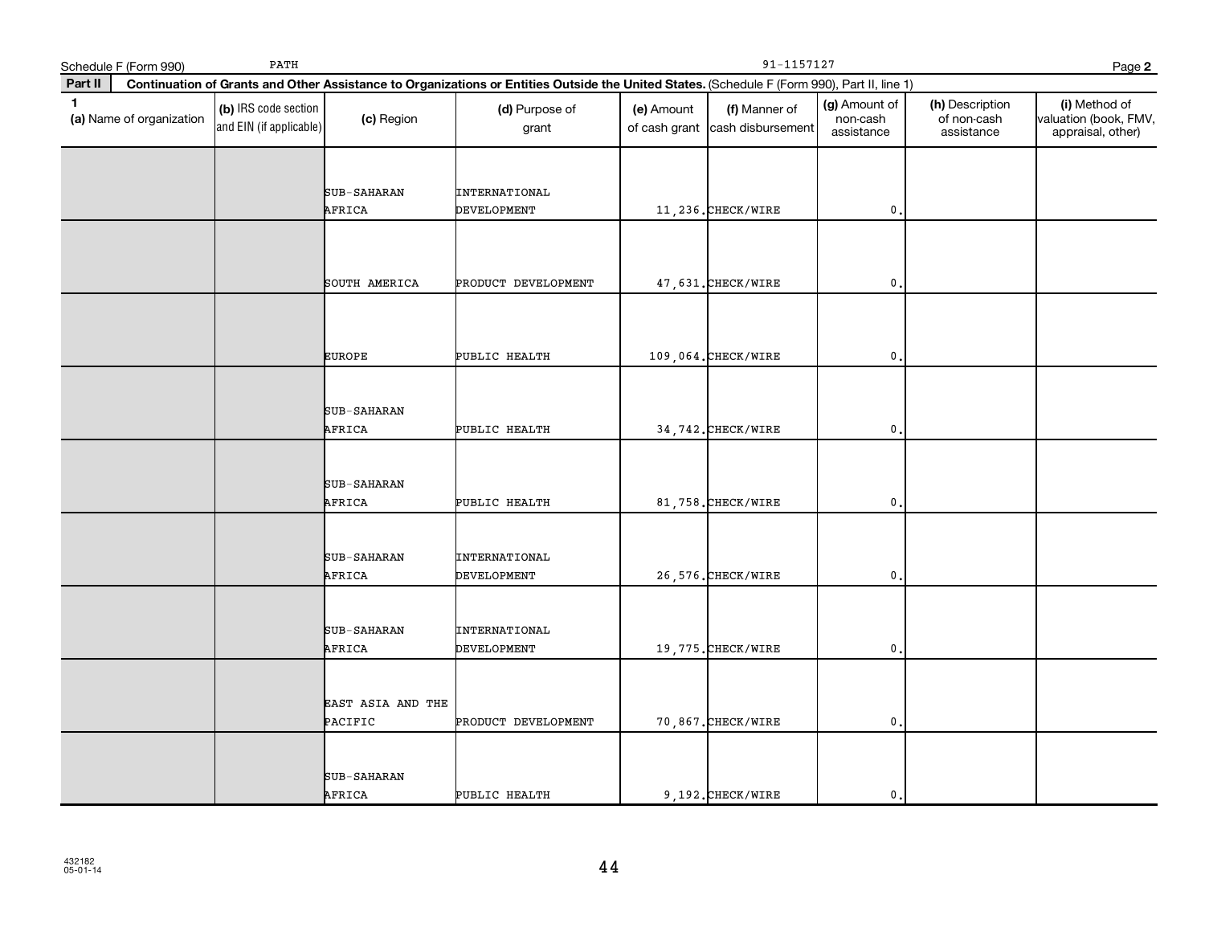Schedule F (Form 990) PATH 91-1157127 Page **2**

**Part II** **Continuation of Grants and Other Assistance to Organizations or Entities Outside the United States.** (Schedule F (Form 990), Part II, line 1)

| 1 (a) Name of organization | (b) IRS code section and EIN (if applicable) | (c) Region | (d) Purpose of grant | (e) Amount of cash grant | (f) Manner of cash disbursement | (g) Amount of non-cash assistance | (h) Description of non-cash assistance | (i) Method of valuation (book, FMV, appraisal, other) |
|---|---|---|---|---|---|---|---|---|
| | | SUB-SAHARAN AFRICA | INTERNATIONAL DEVELOPMENT | 11,236. | CHECK/WIRE | 0. | | |
| | | SOUTH AMERICA | PRODUCT DEVELOPMENT | 47,631. | CHECK/WIRE | 0. | | |
| | | EUROPE | PUBLIC HEALTH | 109,064. | CHECK/WIRE | 0. | | |
| | | SUB-SAHARAN AFRICA | PUBLIC HEALTH | 34,742. | CHECK/WIRE | 0. | | |
| | | SUB-SAHARAN AFRICA | PUBLIC HEALTH | 81,758. | CHECK/WIRE | 0. | | |
| | | SUB-SAHARAN AFRICA | INTERNATIONAL DEVELOPMENT | 26,576. | CHECK/WIRE | 0. | | |
| | | SUB-SAHARAN AFRICA | INTERNATIONAL DEVELOPMENT | 19,775. | CHECK/WIRE | 0. | | |
| | | EAST ASIA AND THE PACIFIC | PRODUCT DEVELOPMENT | 70,867. | CHECK/WIRE | 0. | | |
| | | SUB-SAHARAN AFRICA | PUBLIC HEALTH | 9,192. | CHECK/WIRE | 0. | | |

432182
05-01-14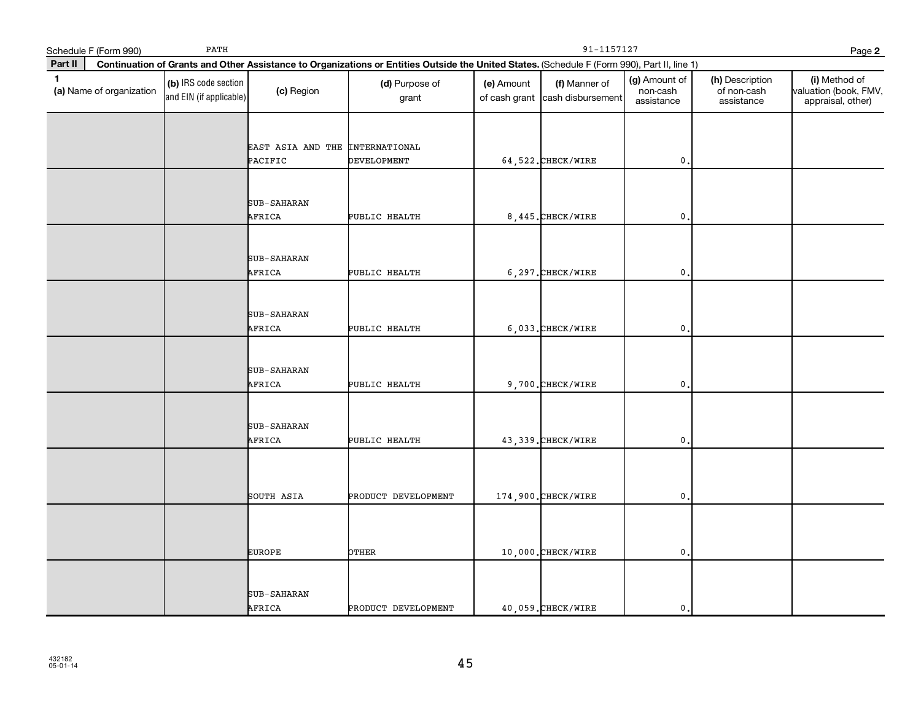Schedule F (Form 990) PATH 91-1157127 Page **2**

**Part II** **Continuation of Grants and Other Assistance to Organizations or Entities Outside the United States.** (Schedule F (Form 990), Part II, line 1)

| 1 (a) Name of organization | (b) IRS code section and EIN (if applicable) | (c) Region | (d) Purpose of grant | (e) Amount of cash grant | (f) Manner of cash disbursement | (g) Amount of non-cash assistance | (h) Description of non-cash assistance | (i) Method of valuation (book, FMV, appraisal, other) |
|---|---|---|---|---|---|---|---|---|
| | | EAST ASIA AND THE PACIFIC | INTERNATIONAL DEVELOPMENT | 64,522. | CHECK/WIRE | 0. | | |
| | | SUB-SAHARAN AFRICA | PUBLIC HEALTH | 8,445. | CHECK/WIRE | 0. | | |
| | | SUB-SAHARAN AFRICA | PUBLIC HEALTH | 6,297. | CHECK/WIRE | 0. | | |
| | | SUB-SAHARAN AFRICA | PUBLIC HEALTH | 6,033. | CHECK/WIRE | 0. | | |
| | | SUB-SAHARAN AFRICA | PUBLIC HEALTH | 9,700. | CHECK/WIRE | 0. | | |
| | | SUB-SAHARAN AFRICA | PUBLIC HEALTH | 43,339. | CHECK/WIRE | 0. | | |
| | | SOUTH ASIA | PRODUCT DEVELOPMENT | 174,900. | CHECK/WIRE | 0. | | |
| | | EUROPE | OTHER | 10,000. | CHECK/WIRE | 0. | | |
| | | SUB-SAHARAN AFRICA | PRODUCT DEVELOPMENT | 40,059. | CHECK/WIRE | 0. | | |

432182
05-01-14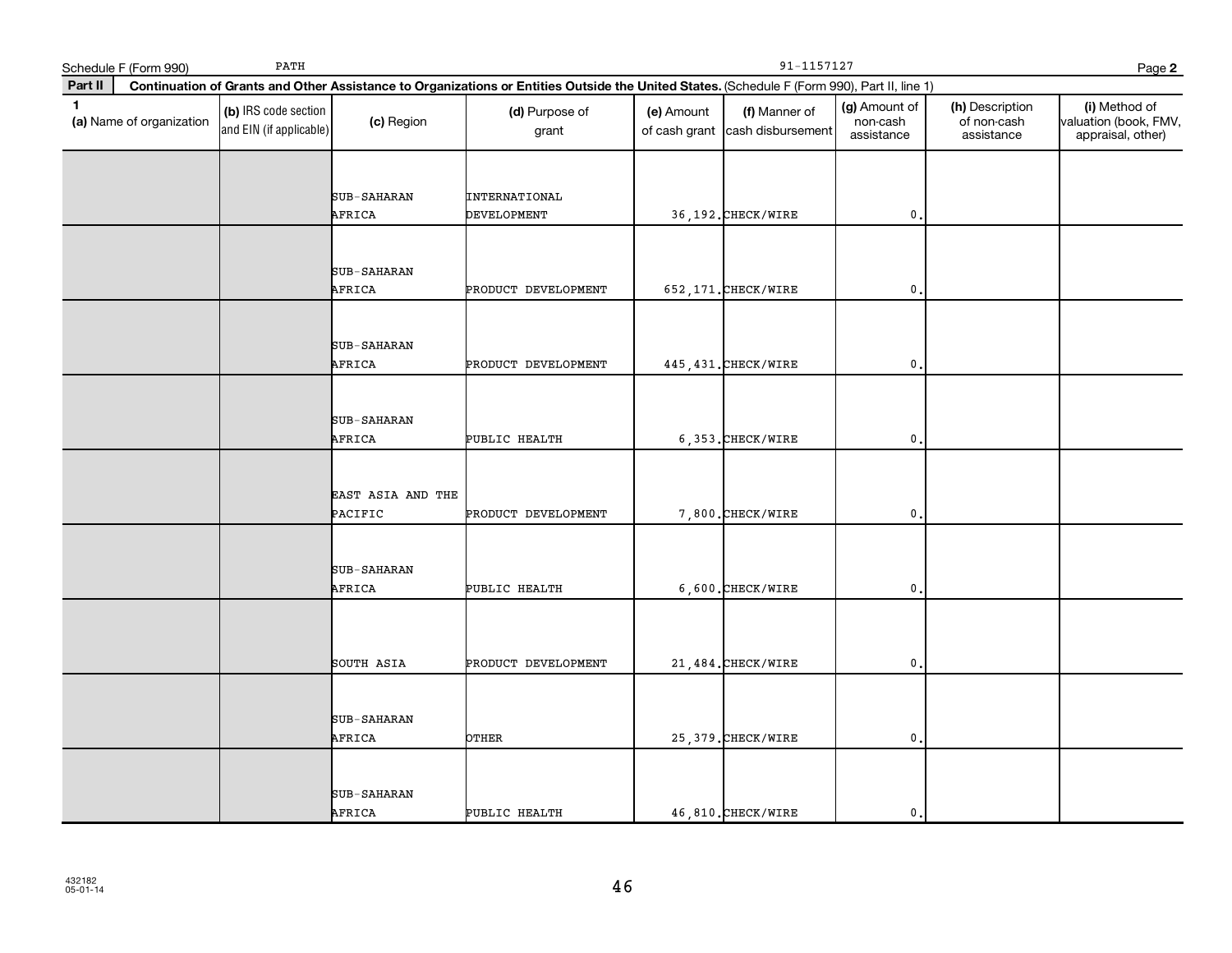Schedule F (Form 990) PATH 91-1157127 Page **2**

**Part II** **Continuation of Grants and Other Assistance to Organizations or Entities Outside the United States.** (Schedule F (Form 990), Part II, line 1)

| 1 (a) Name of organization | (b) IRS code section and EIN (if applicable) | (c) Region | (d) Purpose of grant | (e) Amount of cash grant | (f) Manner of cash disbursement | (g) Amount of non-cash assistance | (h) Description of non-cash assistance | (i) Method of valuation (book, FMV, appraisal, other) |
|---|---|---|---|---|---|---|---|---|
| | | SUB-SAHARAN AFRICA | INTERNATIONAL DEVELOPMENT | 36,192. | CHECK/WIRE | 0. | | |
| | | SUB-SAHARAN AFRICA | PRODUCT DEVELOPMENT | 652,171. | CHECK/WIRE | 0. | | |
| | | SUB-SAHARAN AFRICA | PRODUCT DEVELOPMENT | 445,431. | CHECK/WIRE | 0. | | |
| | | SUB-SAHARAN AFRICA | PUBLIC HEALTH | 6,353. | CHECK/WIRE | 0. | | |
| | | EAST ASIA AND THE PACIFIC | PRODUCT DEVELOPMENT | 7,800. | CHECK/WIRE | 0. | | |
| | | SUB-SAHARAN AFRICA | PUBLIC HEALTH | 6,600. | CHECK/WIRE | 0. | | |
| | | SOUTH ASIA | PRODUCT DEVELOPMENT | 21,484. | CHECK/WIRE | 0. | | |
| | | SUB-SAHARAN AFRICA | OTHER | 25,379. | CHECK/WIRE | 0. | | |
| | | SUB-SAHARAN AFRICA | PUBLIC HEALTH | 46,810. | CHECK/WIRE | 0. | | |

432182
05-01-14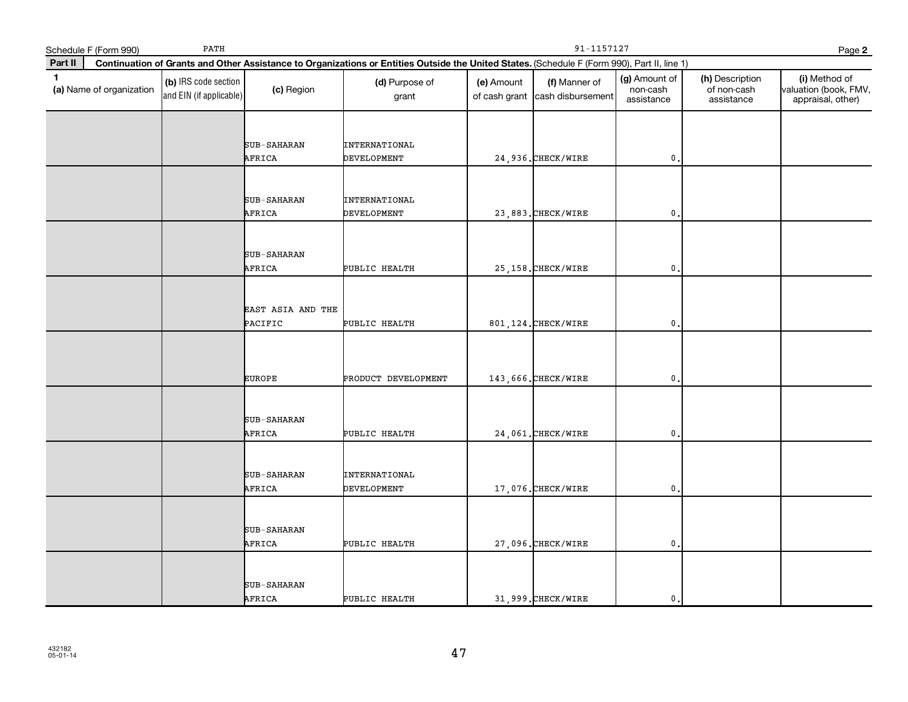Schedule F (Form 990) PATH 91-1157127 Page **2**

**Part II** **Continuation of Grants and Other Assistance to Organizations or Entities Outside the United States.** (Schedule F (Form 990), Part II, line 1)

| **1** (a) Name of organization | (b) IRS code section and EIN (if applicable) | (c) Region | (d) Purpose of grant | (e) Amount of cash grant | (f) Manner of cash disbursement | (g) Amount of non-cash assistance | (h) Description of non-cash assistance | (i) Method of valuation (book, FMV, appraisal, other) |
|---|---|---|---|---|---|---|---|---|
| | | SUB-SAHARAN AFRICA | INTERNATIONAL DEVELOPMENT | 24,936. | CHECK/WIRE | 0. | | |
| | | SUB-SAHARAN AFRICA | INTERNATIONAL DEVELOPMENT | 23,883. | CHECK/WIRE | 0. | | |
| | | SUB-SAHARAN AFRICA | PUBLIC HEALTH | 25,158. | CHECK/WIRE | 0. | | |
| | | EAST ASIA AND THE PACIFIC | PUBLIC HEALTH | 801,124. | CHECK/WIRE | 0. | | |
| | | EUROPE | PRODUCT DEVELOPMENT | 143,666. | CHECK/WIRE | 0. | | |
| | | SUB-SAHARAN AFRICA | PUBLIC HEALTH | 24,061. | CHECK/WIRE | 0. | | |
| | | SUB-SAHARAN AFRICA | INTERNATIONAL DEVELOPMENT | 17,076. | CHECK/WIRE | 0. | | |
| | | SUB-SAHARAN AFRICA | PUBLIC HEALTH | 27,096. | CHECK/WIRE | 0. | | |
| | | SUB-SAHARAN AFRICA | PUBLIC HEALTH | 31,999. | CHECK/WIRE | 0. | | |

432182
05-01-14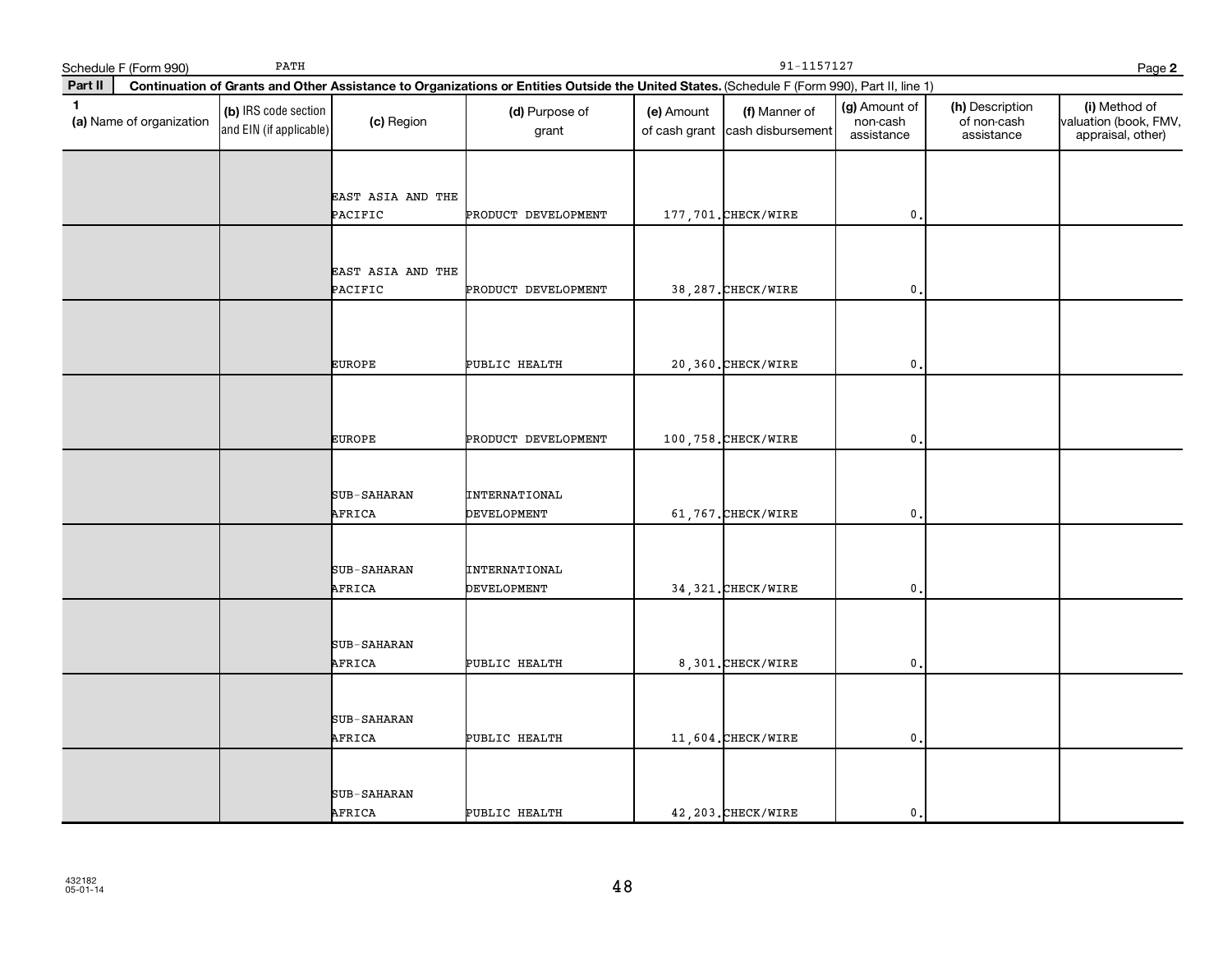Schedule F (Form 990) PATH 91-1157127 Page **2**

**Part II** **Continuation of Grants and Other Assistance to Organizations or Entities Outside the United States.** (Schedule F (Form 990), Part II, line 1)

| 1 (a) Name of organization | (b) IRS code section and EIN (if applicable) | (c) Region | (d) Purpose of grant | (e) Amount of cash grant | (f) Manner of cash disbursement | (g) Amount of non-cash assistance | (h) Description of non-cash assistance | (i) Method of valuation (book, FMV, appraisal, other) |
|---|---|---|---|---|---|---|---|---|
| | | EAST ASIA AND THE PACIFIC | PRODUCT DEVELOPMENT | 177,701. | CHECK/WIRE | 0. | | |
| | | EAST ASIA AND THE PACIFIC | PRODUCT DEVELOPMENT | 38,287. | CHECK/WIRE | 0. | | |
| | | EUROPE | PUBLIC HEALTH | 20,360. | CHECK/WIRE | 0. | | |
| | | EUROPE | PRODUCT DEVELOPMENT | 100,758. | CHECK/WIRE | 0. | | |
| | | SUB-SAHARAN AFRICA | INTERNATIONAL DEVELOPMENT | 61,767. | CHECK/WIRE | 0. | | |
| | | SUB-SAHARAN AFRICA | INTERNATIONAL DEVELOPMENT | 34,321. | CHECK/WIRE | 0. | | |
| | | SUB-SAHARAN AFRICA | PUBLIC HEALTH | 8,301. | CHECK/WIRE | 0. | | |
| | | SUB-SAHARAN AFRICA | PUBLIC HEALTH | 11,604. | CHECK/WIRE | 0. | | |
| | | SUB-SAHARAN AFRICA | PUBLIC HEALTH | 42,203. | CHECK/WIRE | 0. | | |

432182
05-01-14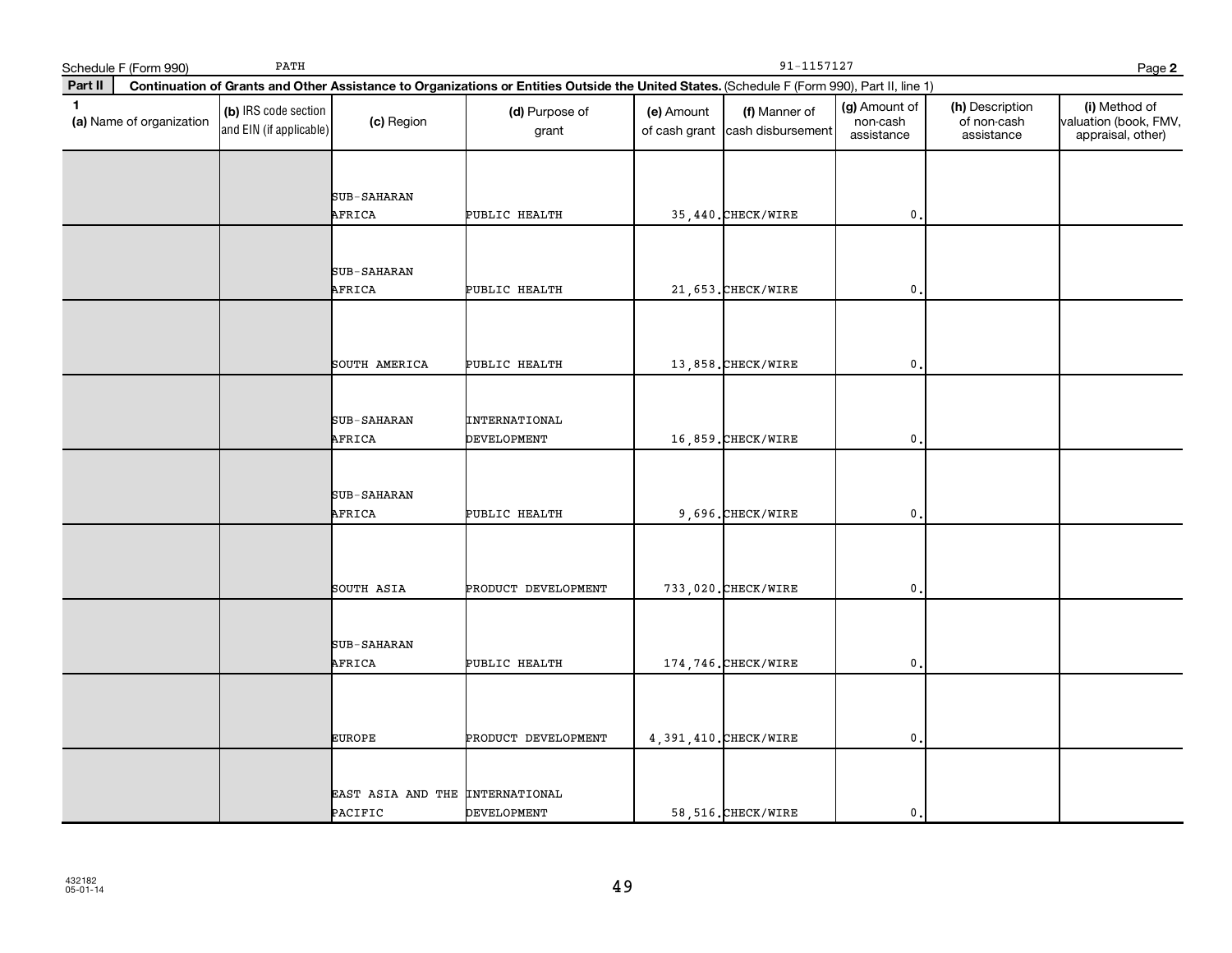Schedule F (Form 990) PATH 91-1157127 Page 2

**Part II** **Continuation of Grants and Other Assistance to Organizations or Entities Outside the United States.** (Schedule F (Form 990), Part II, line 1)

| 1 (a) Name of organization | (b) IRS code section and EIN (if applicable) | (c) Region | (d) Purpose of grant | (e) Amount of cash grant | (f) Manner of cash disbursement | (g) Amount of non-cash assistance | (h) Description of non-cash assistance | (i) Method of valuation (book, FMV, appraisal, other) |
|---|---|---|---|---|---|---|---|---|
| | | SUB-SAHARAN AFRICA | PUBLIC HEALTH | 35,440. | CHECK/WIRE | 0. | | |
| | | SUB-SAHARAN AFRICA | PUBLIC HEALTH | 21,653. | CHECK/WIRE | 0. | | |
| | | SOUTH AMERICA | PUBLIC HEALTH | 13,858. | CHECK/WIRE | 0. | | |
| | | SUB-SAHARAN AFRICA | INTERNATIONAL DEVELOPMENT | 16,859. | CHECK/WIRE | 0. | | |
| | | SUB-SAHARAN AFRICA | PUBLIC HEALTH | 9,696. | CHECK/WIRE | 0. | | |
| | | SOUTH ASIA | PRODUCT DEVELOPMENT | 733,020. | CHECK/WIRE | 0. | | |
| | | SUB-SAHARAN AFRICA | PUBLIC HEALTH | 174,746. | CHECK/WIRE | 0. | | |
| | | EUROPE | PRODUCT DEVELOPMENT | 4,391,410. | CHECK/WIRE | 0. | | |
| | | EAST ASIA AND THE PACIFIC | INTERNATIONAL DEVELOPMENT | 58,516. | CHECK/WIRE | 0. | | |

432182
05-01-14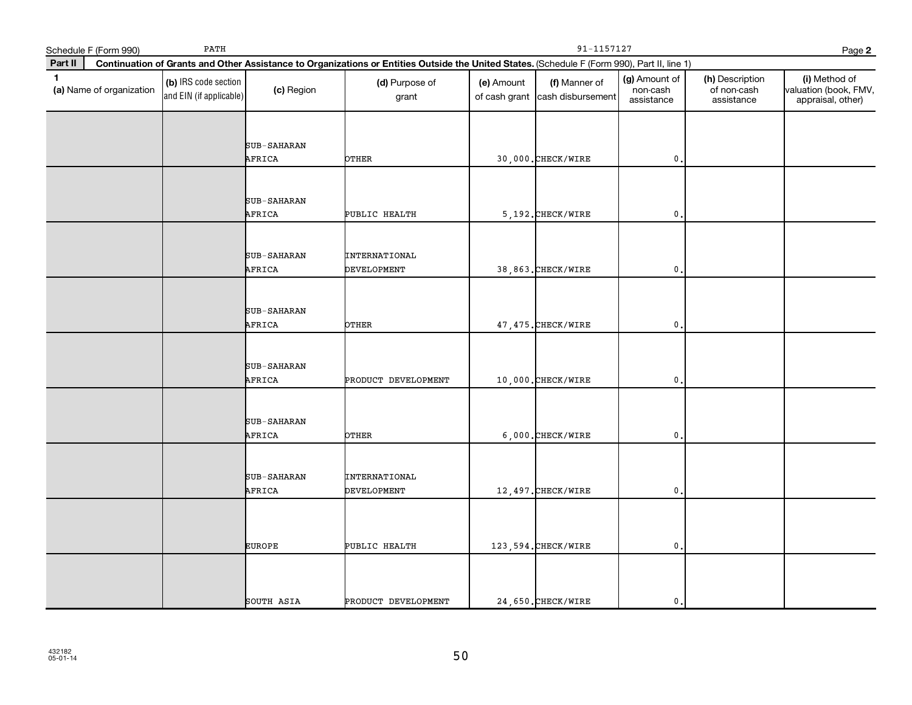Schedule F (Form 990) PATH 91-1157127

**Part II** **Continuation of Grants and Other Assistance to Organizations or Entities Outside the United States.** (Schedule F (Form 990), Part II, line 1)

| 1 (a) Name of organization | (b) IRS code section and EIN (if applicable) | (c) Region | (d) Purpose of grant | (e) Amount of cash grant | (f) Manner of cash disbursement | (g) Amount of non-cash assistance | (h) Description of non-cash assistance | (i) Method of valuation (book, FMV, appraisal, other) |
|---|---|---|---|---|---|---|---|---|
| | | SUB-SAHARAN AFRICA | OTHER | 30,000. | CHECK/WIRE | 0. | | |
| | | SUB-SAHARAN AFRICA | PUBLIC HEALTH | 5,192. | CHECK/WIRE | 0. | | |
| | | SUB-SAHARAN AFRICA | INTERNATIONAL DEVELOPMENT | 38,863. | CHECK/WIRE | 0. | | |
| | | SUB-SAHARAN AFRICA | OTHER | 47,475. | CHECK/WIRE | 0. | | |
| | | SUB-SAHARAN AFRICA | PRODUCT DEVELOPMENT | 10,000. | CHECK/WIRE | 0. | | |
| | | SUB-SAHARAN AFRICA | OTHER | 6,000. | CHECK/WIRE | 0. | | |
| | | SUB-SAHARAN AFRICA | INTERNATIONAL DEVELOPMENT | 12,497. | CHECK/WIRE | 0. | | |
| | | EUROPE | PUBLIC HEALTH | 123,594. | CHECK/WIRE | 0. | | |
| | | SOUTH ASIA | PRODUCT DEVELOPMENT | 24,650. | CHECK/WIRE | 0. | | |

432182
05-01-14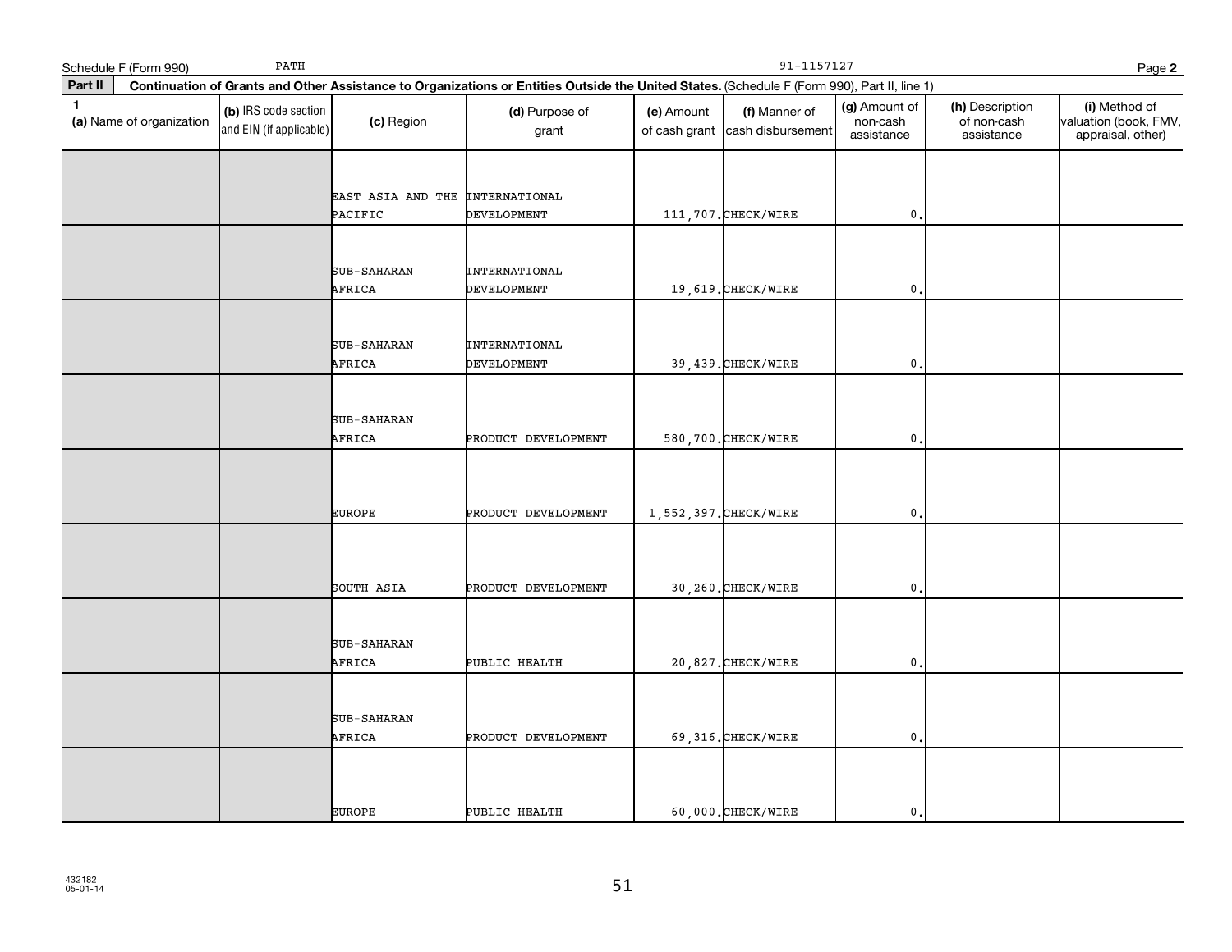Schedule F (Form 990) PATH 91-1157127 Page **2**

**Part II** **Continuation of Grants and Other Assistance to Organizations or Entities Outside the United States.** (Schedule F (Form 990), Part II, line 1)

| 1 (a) Name of organization | (b) IRS code section and EIN (if applicable) | (c) Region | (d) Purpose of grant | (e) Amount of cash grant | (f) Manner of cash disbursement | (g) Amount of non-cash assistance | (h) Description of non-cash assistance | (i) Method of valuation (book, FMV, appraisal, other) |
|---|---|---|---|---|---|---|---|---|
| | | EAST ASIA AND THE PACIFIC | INTERNATIONAL DEVELOPMENT | 111,707. | CHECK/WIRE | 0. | | |
| | | SUB-SAHARAN AFRICA | INTERNATIONAL DEVELOPMENT | 19,619. | CHECK/WIRE | 0. | | |
| | | SUB-SAHARAN AFRICA | INTERNATIONAL DEVELOPMENT | 39,439. | CHECK/WIRE | 0. | | |
| | | SUB-SAHARAN AFRICA | PRODUCT DEVELOPMENT | 580,700. | CHECK/WIRE | 0. | | |
| | | EUROPE | PRODUCT DEVELOPMENT | 1,552,397. | CHECK/WIRE | 0. | | |
| | | SOUTH ASIA | PRODUCT DEVELOPMENT | 30,260. | CHECK/WIRE | 0. | | |
| | | SUB-SAHARAN AFRICA | PUBLIC HEALTH | 20,827. | CHECK/WIRE | 0. | | |
| | | SUB-SAHARAN AFRICA | PRODUCT DEVELOPMENT | 69,316. | CHECK/WIRE | 0. | | |
| | | EUROPE | PUBLIC HEALTH | 60,000. | CHECK/WIRE | 0. | | |

432182
05-01-14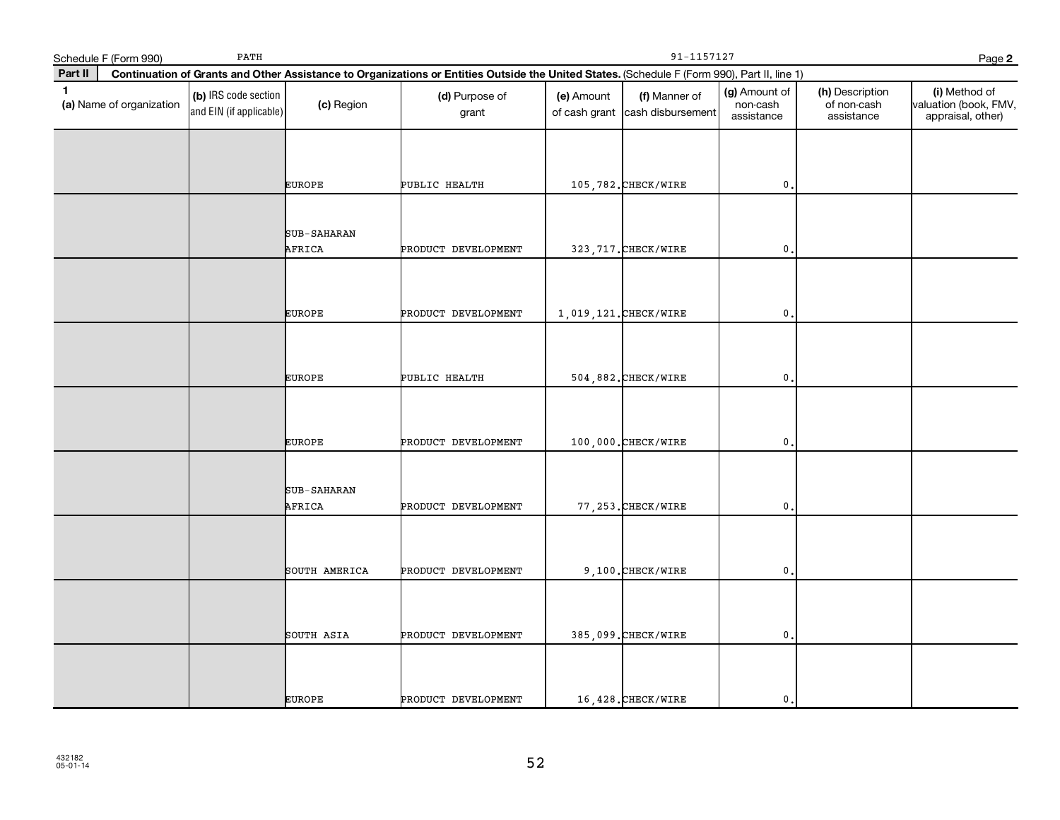Schedule F (Form 990) PATH 91-1157127 Page **2**

**Part II** **Continuation of Grants and Other Assistance to Organizations or Entities Outside the United States.** (Schedule F (Form 990), Part II, line 1)

| 1 (a) Name of organization | (b) IRS code section and EIN (if applicable) | (c) Region | (d) Purpose of grant | (e) Amount of cash grant | (f) Manner of cash disbursement | (g) Amount of non-cash assistance | (h) Description of non-cash assistance | (i) Method of valuation (book, FMV, appraisal, other) |
|---|---|---|---|---|---|---|---|---|
| | | EUROPE | PUBLIC HEALTH | 105,782. | CHECK/WIRE | 0. | | |
| | | SUB-SAHARAN AFRICA | PRODUCT DEVELOPMENT | 323,717. | CHECK/WIRE | 0. | | |
| | | EUROPE | PRODUCT DEVELOPMENT | 1,019,121. | CHECK/WIRE | 0. | | |
| | | EUROPE | PUBLIC HEALTH | 504,882. | CHECK/WIRE | 0. | | |
| | | EUROPE | PRODUCT DEVELOPMENT | 100,000. | CHECK/WIRE | 0. | | |
| | | SUB-SAHARAN AFRICA | PRODUCT DEVELOPMENT | 77,253. | CHECK/WIRE | 0. | | |
| | | SOUTH AMERICA | PRODUCT DEVELOPMENT | 9,100. | CHECK/WIRE | 0. | | |
| | | SOUTH ASIA | PRODUCT DEVELOPMENT | 385,099. | CHECK/WIRE | 0. | | |
| | | EUROPE | PRODUCT DEVELOPMENT | 16,428. | CHECK/WIRE | 0. | | |

432182
05-01-14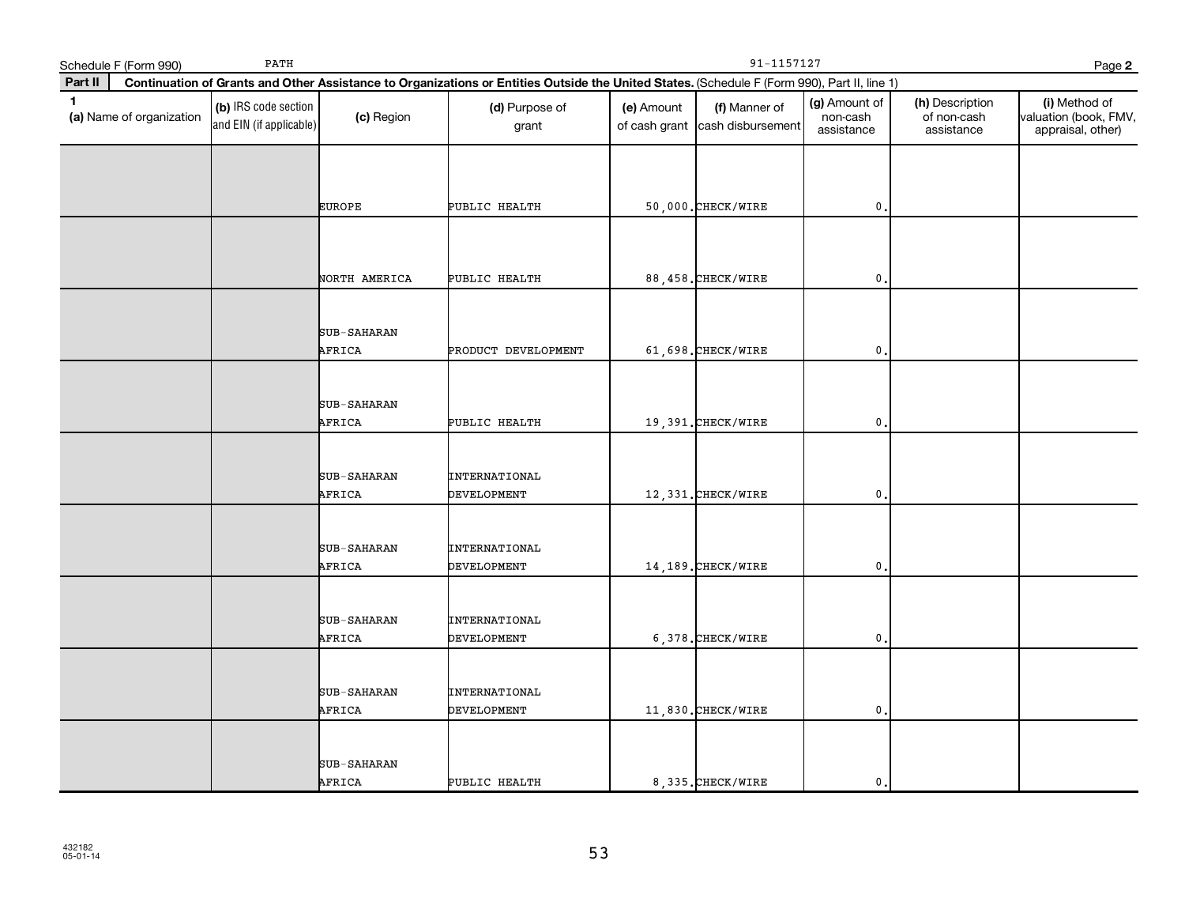Schedule F (Form 990) PATH 91-1157127

**Part II** **Continuation of Grants and Other Assistance to Organizations or Entities Outside the United States.** (Schedule F (Form 990), Part II, line 1)

| 1 (a) Name of organization | (b) IRS code section and EIN (if applicable) | (c) Region | (d) Purpose of grant | (e) Amount of cash grant | (f) Manner of cash disbursement | (g) Amount of non-cash assistance | (h) Description of non-cash assistance | (i) Method of valuation (book, FMV, appraisal, other) |
|---|---|---|---|---|---|---|---|---|
| | | EUROPE | PUBLIC HEALTH | 50,000. | CHECK/WIRE | 0. | | |
| | | NORTH AMERICA | PUBLIC HEALTH | 88,458. | CHECK/WIRE | 0. | | |
| | | SUB-SAHARAN AFRICA | PRODUCT DEVELOPMENT | 61,698. | CHECK/WIRE | 0. | | |
| | | SUB-SAHARAN AFRICA | PUBLIC HEALTH | 19,391. | CHECK/WIRE | 0. | | |
| | | SUB-SAHARAN AFRICA | INTERNATIONAL DEVELOPMENT | 12,331. | CHECK/WIRE | 0. | | |
| | | SUB-SAHARAN AFRICA | INTERNATIONAL DEVELOPMENT | 14,189. | CHECK/WIRE | 0. | | |
| | | SUB-SAHARAN AFRICA | INTERNATIONAL DEVELOPMENT | 6,378. | CHECK/WIRE | 0. | | |
| | | SUB-SAHARAN AFRICA | INTERNATIONAL DEVELOPMENT | 11,830. | CHECK/WIRE | 0. | | |
| | | SUB-SAHARAN AFRICA | PUBLIC HEALTH | 8,335. | CHECK/WIRE | 0. | | |

432182
05-01-14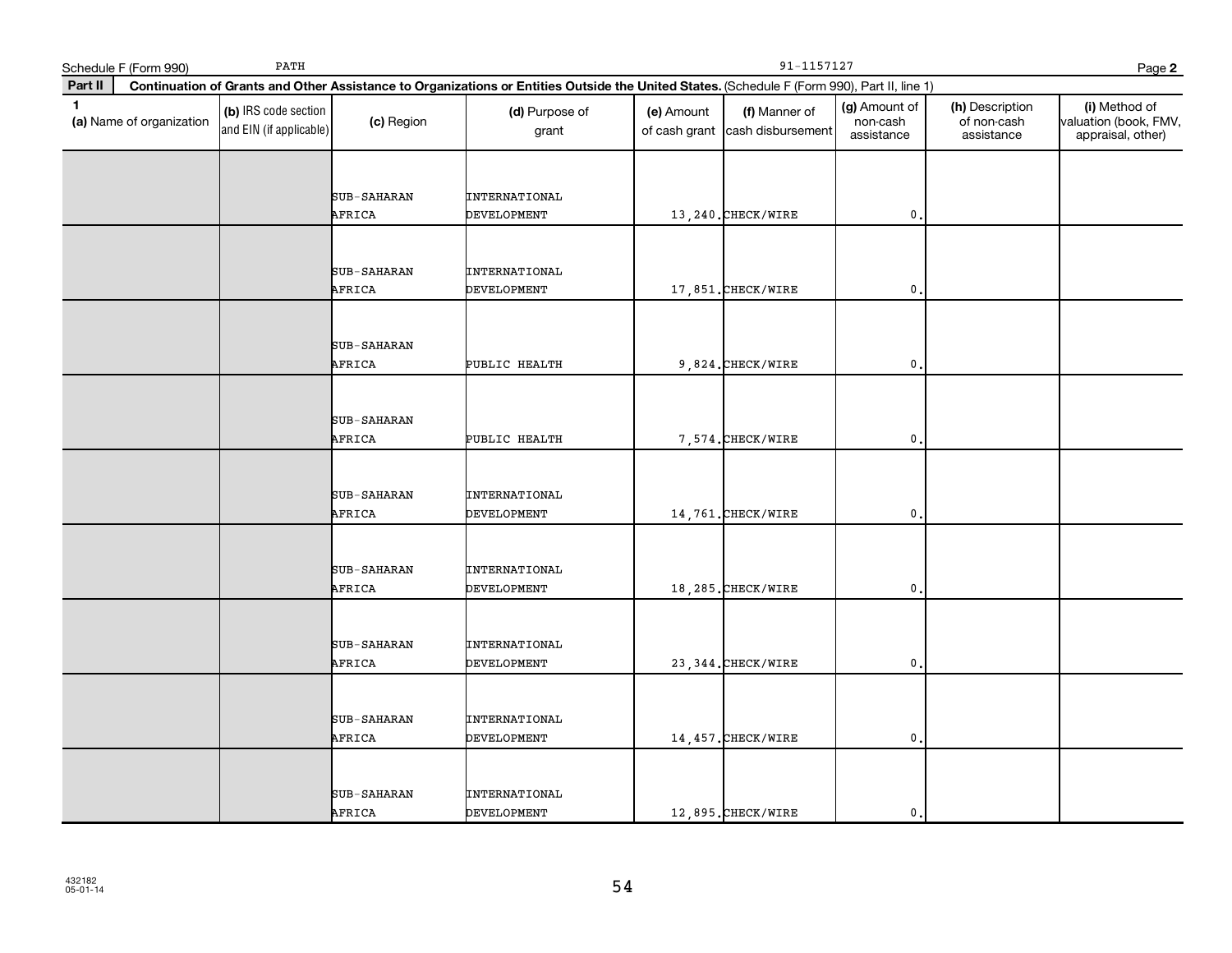Schedule F (Form 990) PATH 91-1157127

**Part II** **Continuation of Grants and Other Assistance to Organizations or Entities Outside the United States.** (Schedule F (Form 990), Part II, line 1)

| 1 (a) Name of organization | (b) IRS code section and EIN (if applicable) | (c) Region | (d) Purpose of grant | (e) Amount of cash grant | (f) Manner of cash disbursement | (g) Amount of non-cash assistance | (h) Description of non-cash assistance | (i) Method of valuation (book, FMV, appraisal, other) |
|---|---|---|---|---|---|---|---|---|
| | | SUB-SAHARAN AFRICA | INTERNATIONAL DEVELOPMENT | 13,240. | CHECK/WIRE | 0. | | |
| | | SUB-SAHARAN AFRICA | INTERNATIONAL DEVELOPMENT | 17,851. | CHECK/WIRE | 0. | | |
| | | SUB-SAHARAN AFRICA | PUBLIC HEALTH | 9,824. | CHECK/WIRE | 0. | | |
| | | SUB-SAHARAN AFRICA | PUBLIC HEALTH | 7,574. | CHECK/WIRE | 0. | | |
| | | SUB-SAHARAN AFRICA | INTERNATIONAL DEVELOPMENT | 14,761. | CHECK/WIRE | 0. | | |
| | | SUB-SAHARAN AFRICA | INTERNATIONAL DEVELOPMENT | 18,285. | CHECK/WIRE | 0. | | |
| | | SUB-SAHARAN AFRICA | INTERNATIONAL DEVELOPMENT | 23,344. | CHECK/WIRE | 0. | | |
| | | SUB-SAHARAN AFRICA | INTERNATIONAL DEVELOPMENT | 14,457. | CHECK/WIRE | 0. | | |
| | | SUB-SAHARAN AFRICA | INTERNATIONAL DEVELOPMENT | 12,895. | CHECK/WIRE | 0. | | |

432182 05-01-14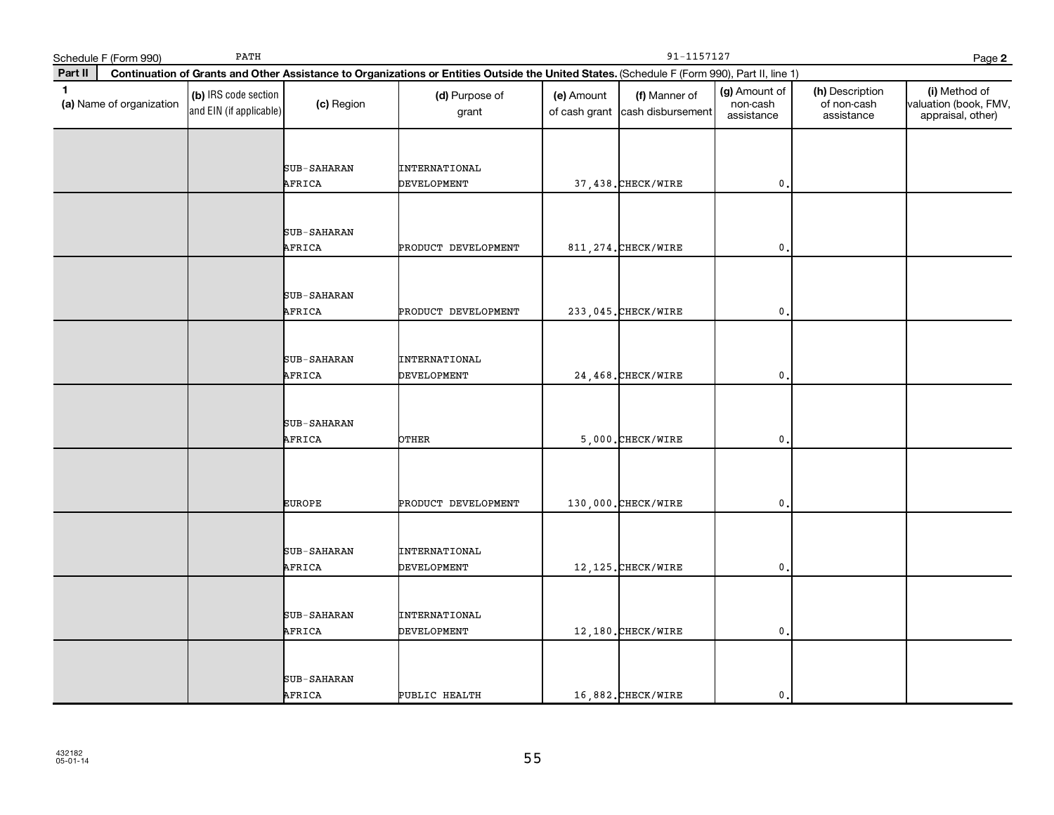Schedule F (Form 990) PATH 91-1157127 Page **2**

**Part II** **Continuation of Grants and Other Assistance to Organizations or Entities Outside the United States.** (Schedule F (Form 990), Part II, line 1)

| 1 (a) Name of organization | (b) IRS code section and EIN (if applicable) | (c) Region | (d) Purpose of grant | (e) Amount of cash grant | (f) Manner of cash disbursement | (g) Amount of non-cash assistance | (h) Description of non-cash assistance | (i) Method of valuation (book, FMV, appraisal, other) |
|---|---|---|---|---|---|---|---|---|
| | | SUB-SAHARAN AFRICA | INTERNATIONAL DEVELOPMENT | 37,438. | CHECK/WIRE | 0. | | |
| | | SUB-SAHARAN AFRICA | PRODUCT DEVELOPMENT | 811,274. | CHECK/WIRE | 0. | | |
| | | SUB-SAHARAN AFRICA | PRODUCT DEVELOPMENT | 233,045. | CHECK/WIRE | 0. | | |
| | | SUB-SAHARAN AFRICA | INTERNATIONAL DEVELOPMENT | 24,468. | CHECK/WIRE | 0. | | |
| | | SUB-SAHARAN AFRICA | OTHER | 5,000. | CHECK/WIRE | 0. | | |
| | | EUROPE | PRODUCT DEVELOPMENT | 130,000. | CHECK/WIRE | 0. | | |
| | | SUB-SAHARAN AFRICA | INTERNATIONAL DEVELOPMENT | 12,125. | CHECK/WIRE | 0. | | |
| | | SUB-SAHARAN AFRICA | INTERNATIONAL DEVELOPMENT | 12,180. | CHECK/WIRE | 0. | | |
| | | SUB-SAHARAN AFRICA | PUBLIC HEALTH | 16,882. | CHECK/WIRE | 0. | | |

432182
05-01-14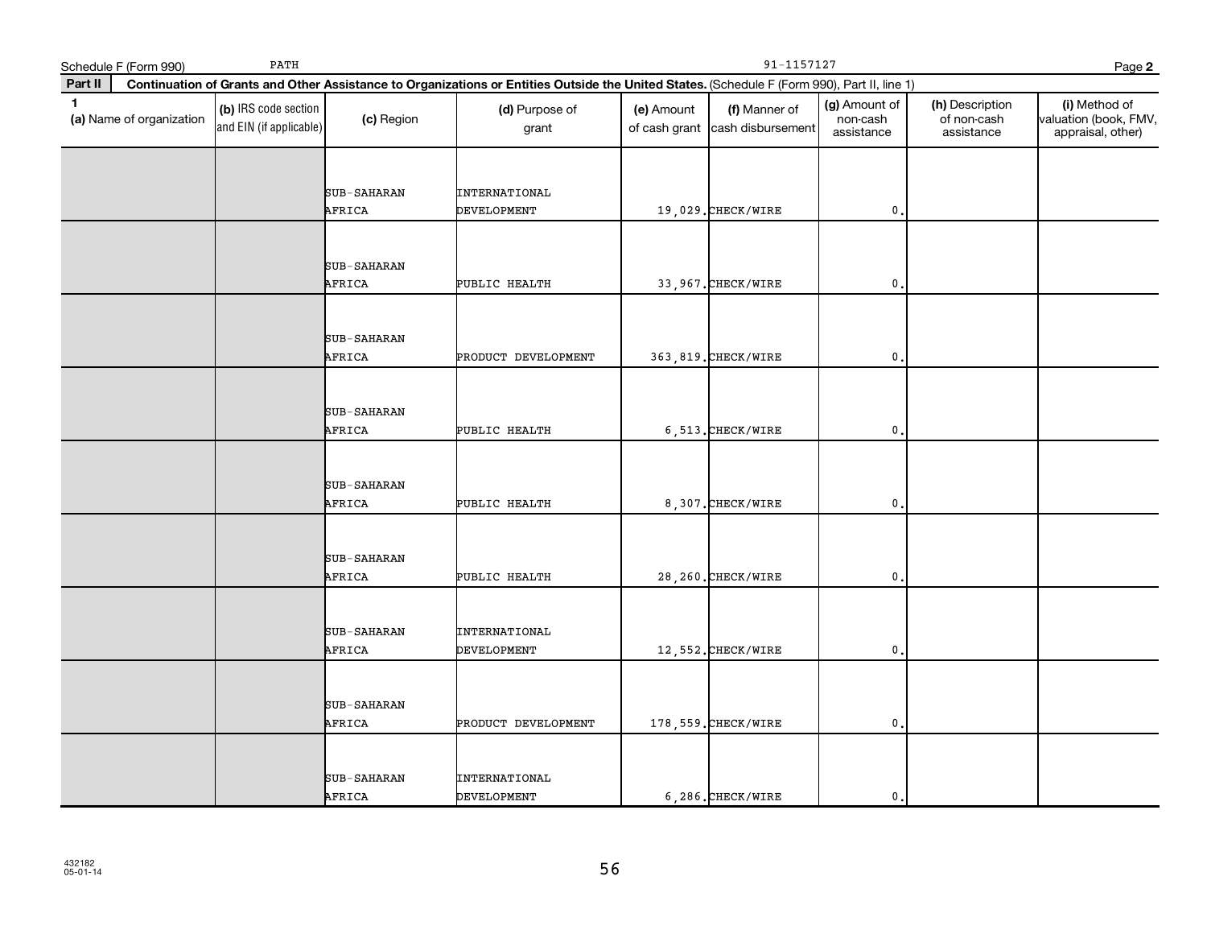Schedule F (Form 990) PATH 91-1157127

**Part II** **Continuation of Grants and Other Assistance to Organizations or Entities Outside the United States.** (Schedule F (Form 990), Part II, line 1)

| 1 (a) Name of organization | (b) IRS code section and EIN (if applicable) | (c) Region | (d) Purpose of grant | (e) Amount of cash grant | (f) Manner of cash disbursement | (g) Amount of non-cash assistance | (h) Description of non-cash assistance | (i) Method of valuation (book, FMV, appraisal, other) |
|---|---|---|---|---|---|---|---|---|
| | | SUB-SAHARAN AFRICA | INTERNATIONAL DEVELOPMENT | 19,029. | CHECK/WIRE | 0. | | |
| | | SUB-SAHARAN AFRICA | PUBLIC HEALTH | 33,967. | CHECK/WIRE | 0. | | |
| | | SUB-SAHARAN AFRICA | PRODUCT DEVELOPMENT | 363,819. | CHECK/WIRE | 0. | | |
| | | SUB-SAHARAN AFRICA | PUBLIC HEALTH | 6,513. | CHECK/WIRE | 0. | | |
| | | SUB-SAHARAN AFRICA | PUBLIC HEALTH | 8,307. | CHECK/WIRE | 0. | | |
| | | SUB-SAHARAN AFRICA | PUBLIC HEALTH | 28,260. | CHECK/WIRE | 0. | | |
| | | SUB-SAHARAN AFRICA | INTERNATIONAL DEVELOPMENT | 12,552. | CHECK/WIRE | 0. | | |
| | | SUB-SAHARAN AFRICA | PRODUCT DEVELOPMENT | 178,559. | CHECK/WIRE | 0. | | |
| | | SUB-SAHARAN AFRICA | INTERNATIONAL DEVELOPMENT | 6,286. | CHECK/WIRE | 0. | | |

432182
05-01-14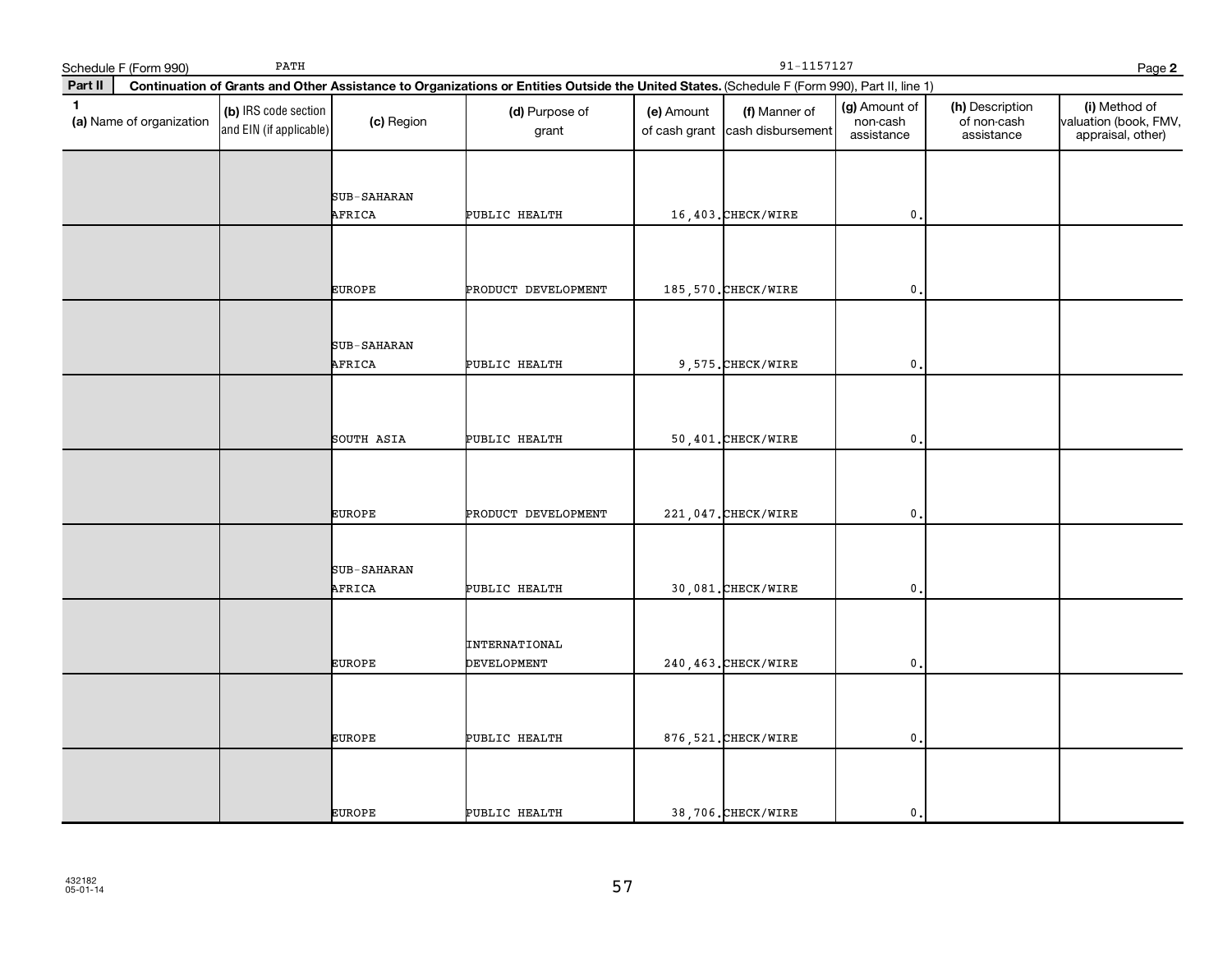Schedule F (Form 990) PATH 91-1157127 Page **2**

**Part II** **Continuation of Grants and Other Assistance to Organizations or Entities Outside the United States.** (Schedule F (Form 990), Part II, line 1)

| 1 (a) Name of organization | (b) IRS code section and EIN (if applicable) | (c) Region | (d) Purpose of grant | (e) Amount of cash grant | (f) Manner of cash disbursement | (g) Amount of non-cash assistance | (h) Description of non-cash assistance | (i) Method of valuation (book, FMV, appraisal, other) |
|---|---|---|---|---|---|---|---|---|
| | | SUB-SAHARAN AFRICA | PUBLIC HEALTH | 16,403. | CHECK/WIRE | 0. | | |
| | | EUROPE | PRODUCT DEVELOPMENT | 185,570. | CHECK/WIRE | 0. | | |
| | | SUB-SAHARAN AFRICA | PUBLIC HEALTH | 9,575. | CHECK/WIRE | 0. | | |
| | | SOUTH ASIA | PUBLIC HEALTH | 50,401. | CHECK/WIRE | 0. | | |
| | | EUROPE | PRODUCT DEVELOPMENT | 221,047. | CHECK/WIRE | 0. | | |
| | | SUB-SAHARAN AFRICA | PUBLIC HEALTH | 30,081. | CHECK/WIRE | 0. | | |
| | | EUROPE | INTERNATIONAL DEVELOPMENT | 240,463. | CHECK/WIRE | 0. | | |
| | | EUROPE | PUBLIC HEALTH | 876,521. | CHECK/WIRE | 0. | | |
| | | EUROPE | PUBLIC HEALTH | 38,706. | CHECK/WIRE | 0. | | |

432182
05-01-14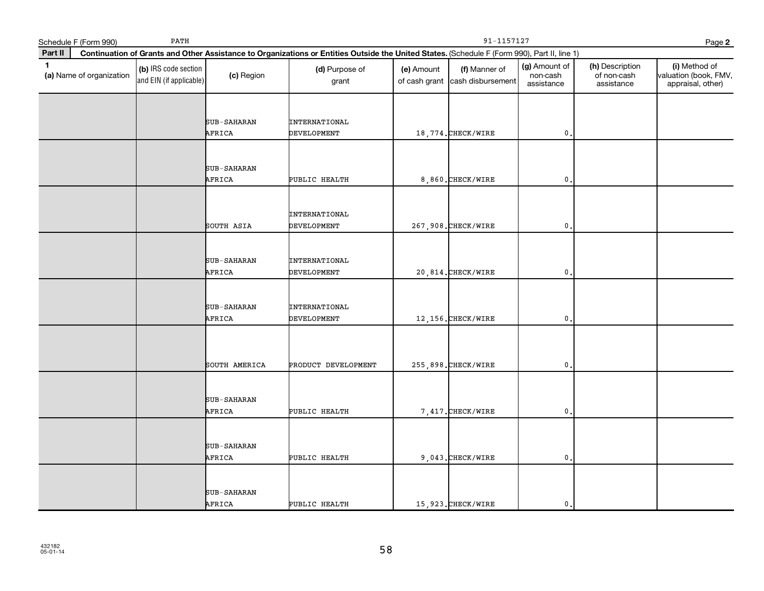Schedule F (Form 990) PATH 91-1157127 Page **2**

**Part II** **Continuation of Grants and Other Assistance to Organizations or Entities Outside the United States.** (Schedule F (Form 990), Part II, line 1)

| 1 (a) Name of organization | (b) IRS code section and EIN (if applicable) | (c) Region | (d) Purpose of grant | (e) Amount of cash grant | (f) Manner of cash disbursement | (g) Amount of non-cash assistance | (h) Description of non-cash assistance | (i) Method of valuation (book, FMV, appraisal, other) |
|---|---|---|---|---|---|---|---|---|
| | | SUB-SAHARAN AFRICA | INTERNATIONAL DEVELOPMENT | 18,774. | CHECK/WIRE | 0. | | |
| | | SUB-SAHARAN AFRICA | PUBLIC HEALTH | 8,860. | CHECK/WIRE | 0. | | |
| | | SOUTH ASIA | INTERNATIONAL DEVELOPMENT | 267,908. | CHECK/WIRE | 0. | | |
| | | SUB-SAHARAN AFRICA | INTERNATIONAL DEVELOPMENT | 20,814. | CHECK/WIRE | 0. | | |
| | | SUB-SAHARAN AFRICA | INTERNATIONAL DEVELOPMENT | 12,156. | CHECK/WIRE | 0. | | |
| | | SOUTH AMERICA | PRODUCT DEVELOPMENT | 255,898. | CHECK/WIRE | 0. | | |
| | | SUB-SAHARAN AFRICA | PUBLIC HEALTH | 7,417. | CHECK/WIRE | 0. | | |
| | | SUB-SAHARAN AFRICA | PUBLIC HEALTH | 9,043. | CHECK/WIRE | 0. | | |
| | | SUB-SAHARAN AFRICA | PUBLIC HEALTH | 15,923. | CHECK/WIRE | 0. | | |

432182
05-01-14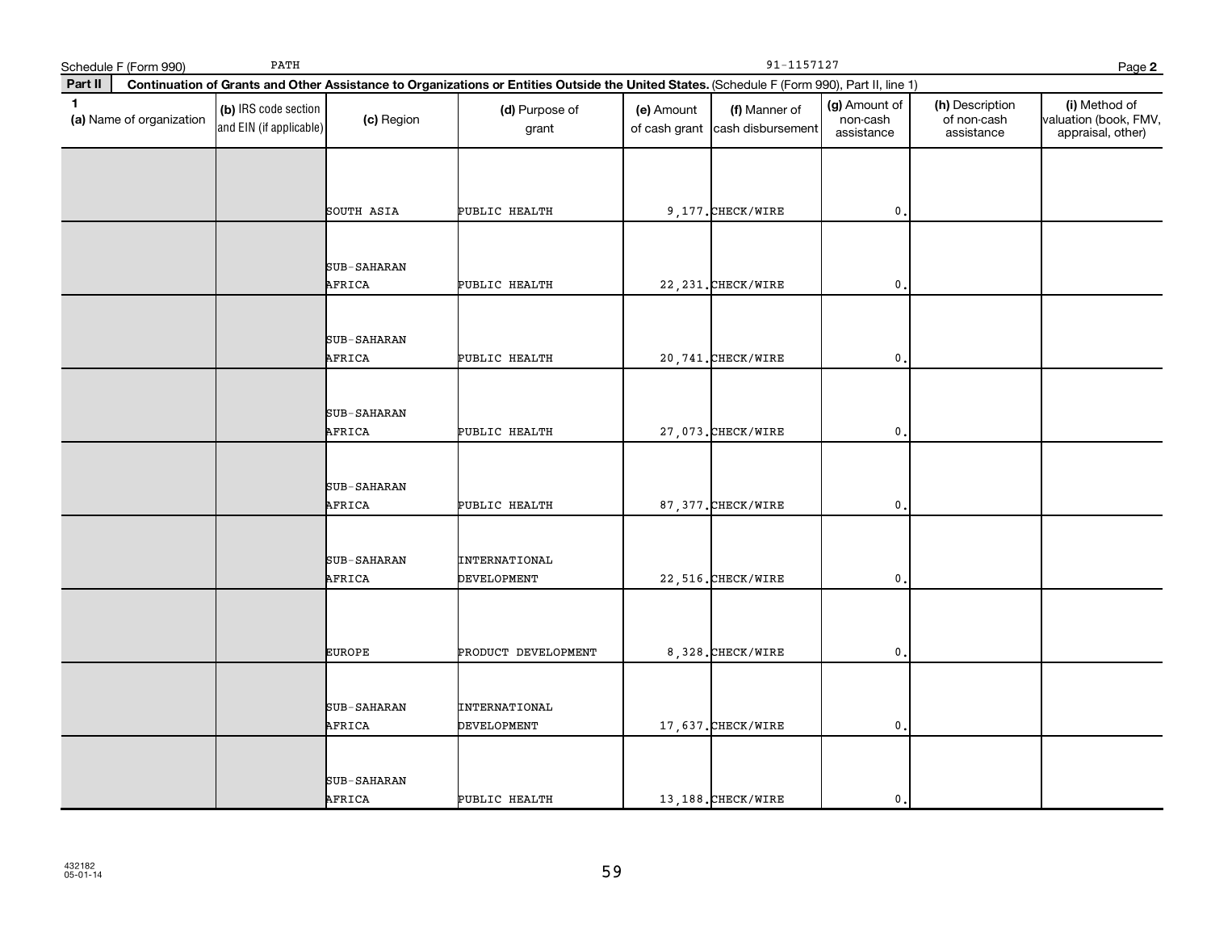Schedule F (Form 990) PATH 91-1157127 Page **2**

**Part II** **Continuation of Grants and Other Assistance to Organizations or Entities Outside the United States.** (Schedule F (Form 990), Part II, line 1)

| 1 (a) Name of organization | (b) IRS code section and EIN (if applicable) | (c) Region | (d) Purpose of grant | (e) Amount of cash grant | (f) Manner of cash disbursement | (g) Amount of non-cash assistance | (h) Description of non-cash assistance | (i) Method of valuation (book, FMV, appraisal, other) |
|---|---|---|---|---|---|---|---|---|
| | | SOUTH ASIA | PUBLIC HEALTH | 9,177. | CHECK/WIRE | 0. | | |
| | | SUB-SAHARAN AFRICA | PUBLIC HEALTH | 22,231. | CHECK/WIRE | 0. | | |
| | | SUB-SAHARAN AFRICA | PUBLIC HEALTH | 20,741. | CHECK/WIRE | 0. | | |
| | | SUB-SAHARAN AFRICA | PUBLIC HEALTH | 27,073. | CHECK/WIRE | 0. | | |
| | | SUB-SAHARAN AFRICA | PUBLIC HEALTH | 87,377. | CHECK/WIRE | 0. | | |
| | | SUB-SAHARAN AFRICA | INTERNATIONAL DEVELOPMENT | 22,516. | CHECK/WIRE | 0. | | |
| | | EUROPE | PRODUCT DEVELOPMENT | 8,328. | CHECK/WIRE | 0. | | |
| | | SUB-SAHARAN AFRICA | INTERNATIONAL DEVELOPMENT | 17,637. | CHECK/WIRE | 0. | | |
| | | SUB-SAHARAN AFRICA | PUBLIC HEALTH | 13,188. | CHECK/WIRE | 0. | | |

432182
05-01-14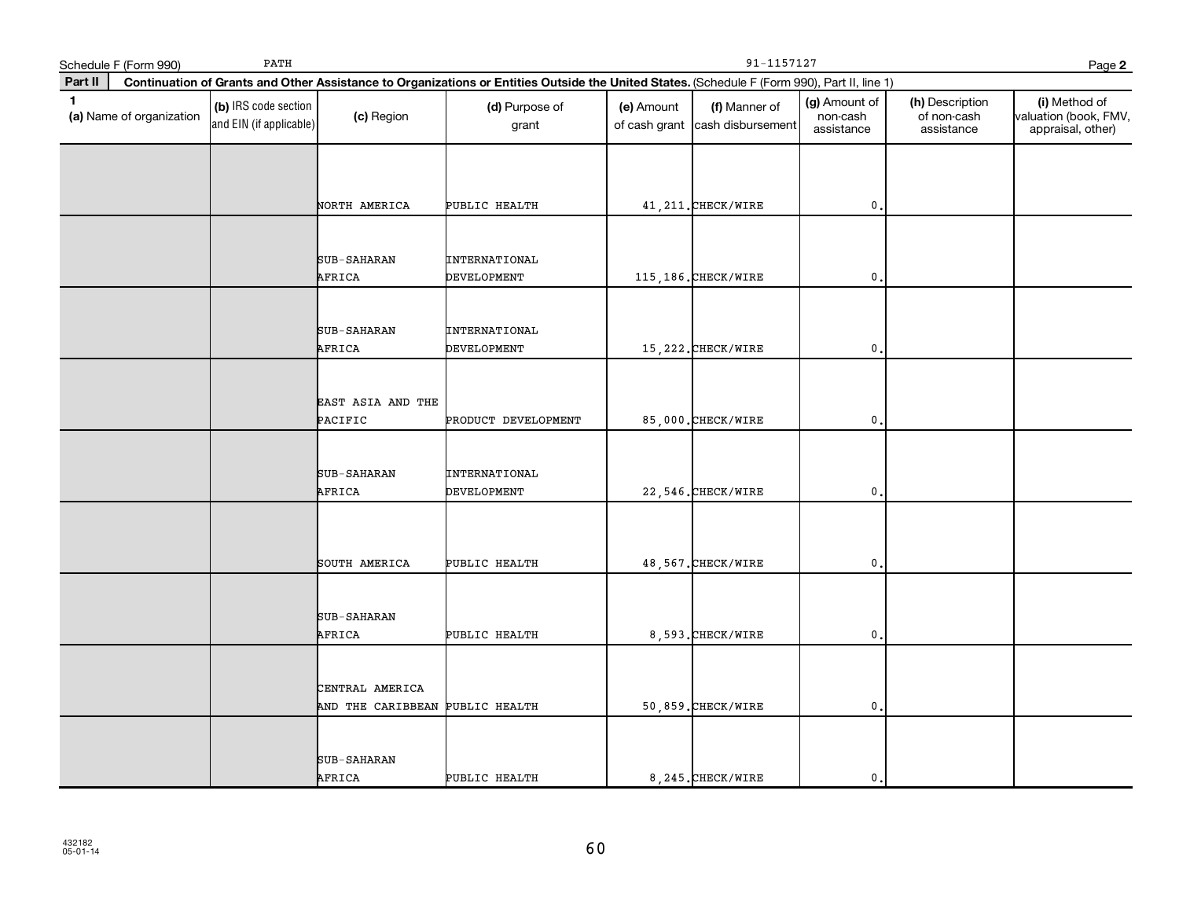Schedule F (Form 990) PATH 91-1157127 Page 2

**Part II** **Continuation of Grants and Other Assistance to Organizations or Entities Outside the United States.** (Schedule F (Form 990), Part II, line 1)

| 1 (a) Name of organization | (b) IRS code section and EIN (if applicable) | (c) Region | (d) Purpose of grant | (e) Amount of cash grant | (f) Manner of cash disbursement | (g) Amount of non-cash assistance | (h) Description of non-cash assistance | (i) Method of valuation (book, FMV, appraisal, other) |
|---|---|---|---|---|---|---|---|---|
| | | NORTH AMERICA | PUBLIC HEALTH | 41,211. | CHECK/WIRE | 0. | | |
| | | SUB-SAHARAN AFRICA | INTERNATIONAL DEVELOPMENT | 115,186. | CHECK/WIRE | 0. | | |
| | | SUB-SAHARAN AFRICA | INTERNATIONAL DEVELOPMENT | 15,222. | CHECK/WIRE | 0. | | |
| | | EAST ASIA AND THE PACIFIC | PRODUCT DEVELOPMENT | 85,000. | CHECK/WIRE | 0. | | |
| | | SUB-SAHARAN AFRICA | INTERNATIONAL DEVELOPMENT | 22,546. | CHECK/WIRE | 0. | | |
| | | SOUTH AMERICA | PUBLIC HEALTH | 48,567. | CHECK/WIRE | 0. | | |
| | | SUB-SAHARAN AFRICA | PUBLIC HEALTH | 8,593. | CHECK/WIRE | 0. | | |
| | | CENTRAL AMERICA AND THE CARIBBEAN | PUBLIC HEALTH | 50,859. | CHECK/WIRE | 0. | | |
| | | SUB-SAHARAN AFRICA | PUBLIC HEALTH | 8,245. | CHECK/WIRE | 0. | | |

432182
05-01-14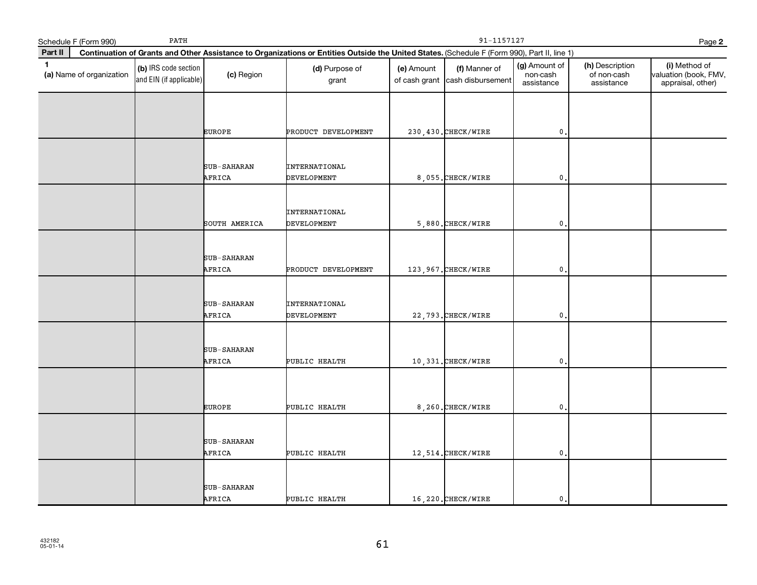Schedule F (Form 990) PATH 91-1157127 Page **2**

**Part II** **Continuation of Grants and Other Assistance to Organizations or Entities Outside the United States.** (Schedule F (Form 990), Part II, line 1)

| 1 (a) Name of organization | (b) IRS code section and EIN (if applicable) | (c) Region | (d) Purpose of grant | (e) Amount of cash grant | (f) Manner of cash disbursement | (g) Amount of non-cash assistance | (h) Description of non-cash assistance | (i) Method of valuation (book, FMV, appraisal, other) |
|---|---|---|---|---|---|---|---|---|
| | | EUROPE | PRODUCT DEVELOPMENT | 230,430. | CHECK/WIRE | 0. | | |
| | | SUB-SAHARAN AFRICA | INTERNATIONAL DEVELOPMENT | 8,055. | CHECK/WIRE | 0. | | |
| | | SOUTH AMERICA | INTERNATIONAL DEVELOPMENT | 5,880. | CHECK/WIRE | 0. | | |
| | | SUB-SAHARAN AFRICA | PRODUCT DEVELOPMENT | 123,967. | CHECK/WIRE | 0. | | |
| | | SUB-SAHARAN AFRICA | INTERNATIONAL DEVELOPMENT | 22,793. | CHECK/WIRE | 0. | | |
| | | SUB-SAHARAN AFRICA | PUBLIC HEALTH | 10,331. | CHECK/WIRE | 0. | | |
| | | EUROPE | PUBLIC HEALTH | 8,260. | CHECK/WIRE | 0. | | |
| | | SUB-SAHARAN AFRICA | PUBLIC HEALTH | 12,514. | CHECK/WIRE | 0. | | |
| | | SUB-SAHARAN AFRICA | PUBLIC HEALTH | 16,220. | CHECK/WIRE | 0. | | |

432182
05-01-14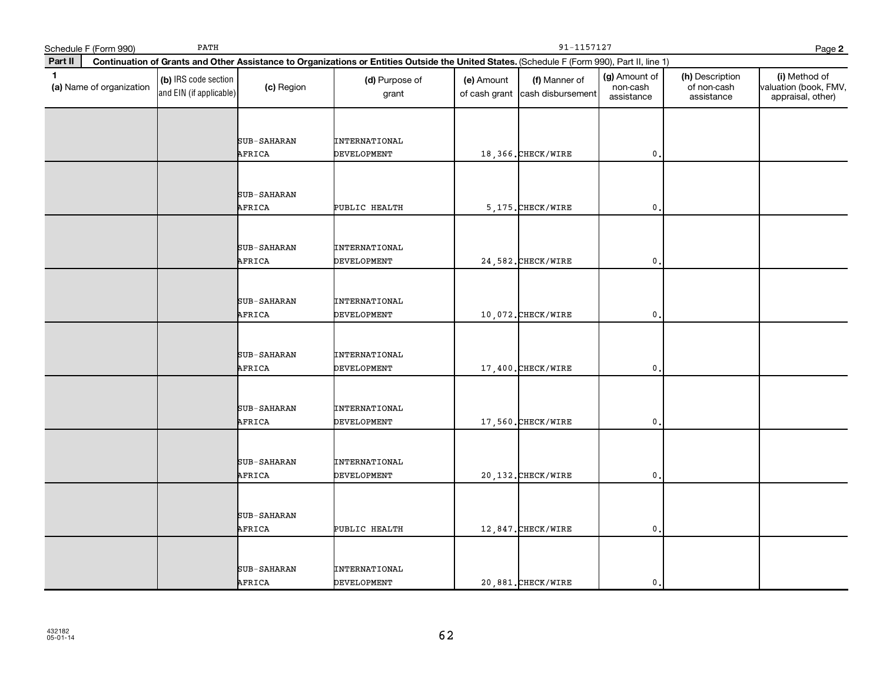Schedule F (Form 990) PATH 91-1157127 Page **2**

**Part II** **Continuation of Grants and Other Assistance to Organizations or Entities Outside the United States.** (Schedule F (Form 990), Part II, line 1)

| 1 (a) Name of organization | (b) IRS code section and EIN (if applicable) | (c) Region | (d) Purpose of grant | (e) Amount of cash grant | (f) Manner of cash disbursement | (g) Amount of non-cash assistance | (h) Description of non-cash assistance | (i) Method of valuation (book, FMV, appraisal, other) |
|---|---|---|---|---|---|---|---|---|
| | | SUB-SAHARAN AFRICA | INTERNATIONAL DEVELOPMENT | 18,366. | CHECK/WIRE | 0. | | |
| | | SUB-SAHARAN AFRICA | PUBLIC HEALTH | 5,175. | CHECK/WIRE | 0. | | |
| | | SUB-SAHARAN AFRICA | INTERNATIONAL DEVELOPMENT | 24,582. | CHECK/WIRE | 0. | | |
| | | SUB-SAHARAN AFRICA | INTERNATIONAL DEVELOPMENT | 10,072. | CHECK/WIRE | 0. | | |
| | | SUB-SAHARAN AFRICA | INTERNATIONAL DEVELOPMENT | 17,400. | CHECK/WIRE | 0. | | |
| | | SUB-SAHARAN AFRICA | INTERNATIONAL DEVELOPMENT | 17,560. | CHECK/WIRE | 0. | | |
| | | SUB-SAHARAN AFRICA | INTERNATIONAL DEVELOPMENT | 20,132. | CHECK/WIRE | 0. | | |
| | | SUB-SAHARAN AFRICA | PUBLIC HEALTH | 12,847. | CHECK/WIRE | 0. | | |
| | | SUB-SAHARAN AFRICA | INTERNATIONAL DEVELOPMENT | 20,881. | CHECK/WIRE | 0. | | |

432182
05-01-14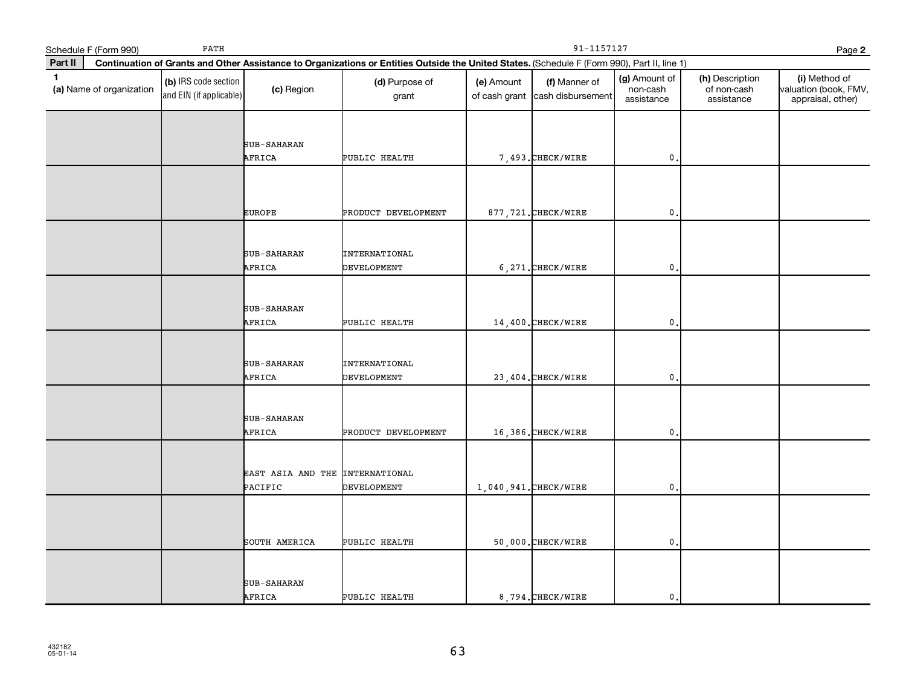Schedule F (Form 990) PATH 91-1157127

**Part II** **Continuation of Grants and Other Assistance to Organizations or Entities Outside the United States.** (Schedule F (Form 990), Part II, line 1)

| 1 (a) Name of organization | (b) IRS code section and EIN (if applicable) | (c) Region | (d) Purpose of grant | (e) Amount of cash grant | (f) Manner of cash disbursement | (g) Amount of non-cash assistance | (h) Description of non-cash assistance | (i) Method of valuation (book, FMV, appraisal, other) |
|---|---|---|---|---|---|---|---|---|
| | | SUB-SAHARAN AFRICA | PUBLIC HEALTH | 7,493. | CHECK/WIRE | 0. | | |
| | | EUROPE | PRODUCT DEVELOPMENT | 877,721. | CHECK/WIRE | 0. | | |
| | | SUB-SAHARAN AFRICA | INTERNATIONAL DEVELOPMENT | 6,271. | CHECK/WIRE | 0. | | |
| | | SUB-SAHARAN AFRICA | PUBLIC HEALTH | 14,400. | CHECK/WIRE | 0. | | |
| | | SUB-SAHARAN AFRICA | INTERNATIONAL DEVELOPMENT | 23,404. | CHECK/WIRE | 0. | | |
| | | SUB-SAHARAN AFRICA | PRODUCT DEVELOPMENT | 16,386. | CHECK/WIRE | 0. | | |
| | | EAST ASIA AND THE PACIFIC | INTERNATIONAL DEVELOPMENT | 1,040,941. | CHECK/WIRE | 0. | | |
| | | SOUTH AMERICA | PUBLIC HEALTH | 50,000. | CHECK/WIRE | 0. | | |
| | | SUB-SAHARAN AFRICA | PUBLIC HEALTH | 8,794. | CHECK/WIRE | 0. | | |

432182
05-01-14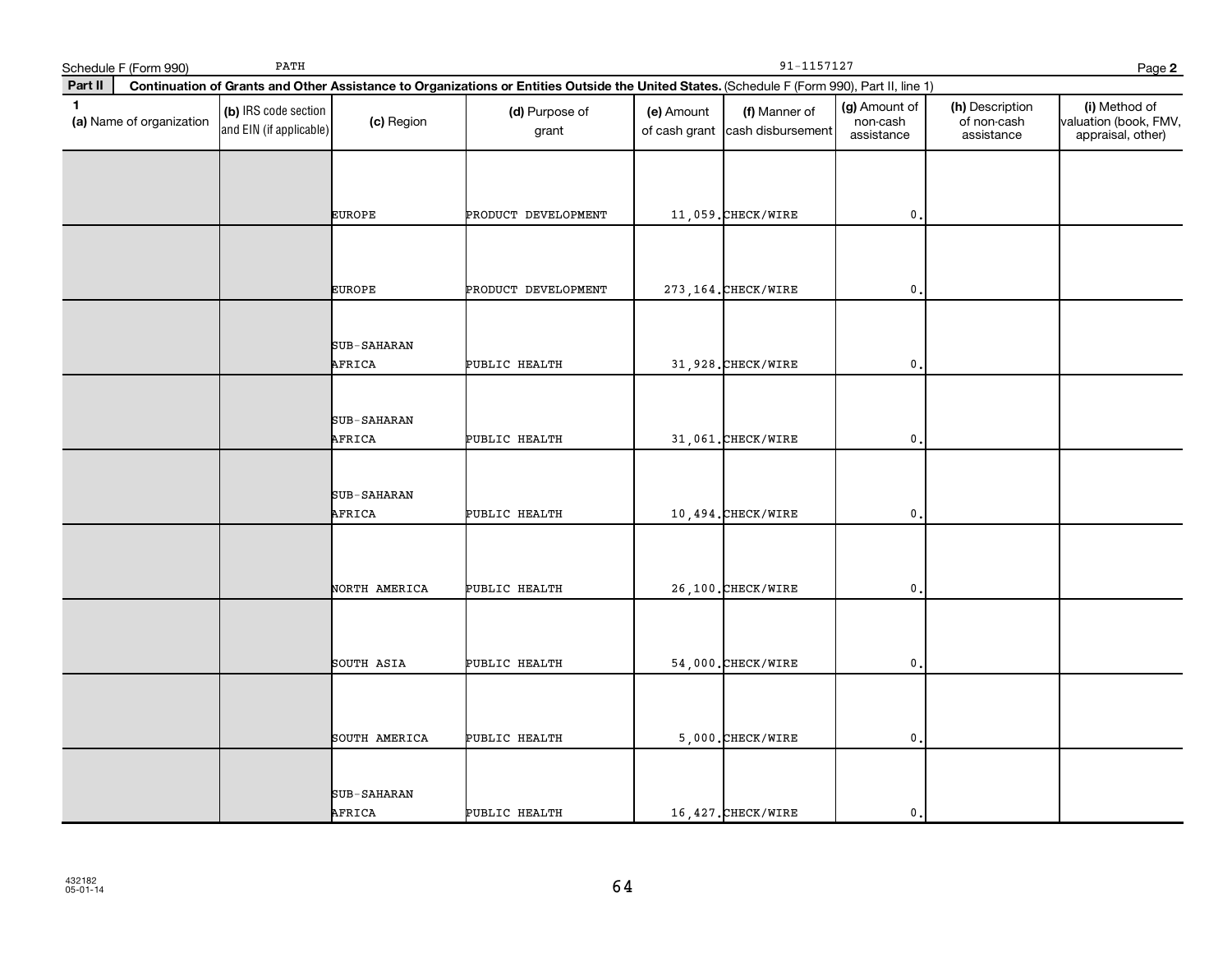Schedule F (Form 990) PATH 91-1157127 Page **2**

**Part II** **Continuation of Grants and Other Assistance to Organizations or Entities Outside the United States.** (Schedule F (Form 990), Part II, line 1)

| 1 (a) Name of organization | (b) IRS code section and EIN (if applicable) | (c) Region | (d) Purpose of grant | (e) Amount of cash grant | (f) Manner of cash disbursement | (g) Amount of non-cash assistance | (h) Description of non-cash assistance | (i) Method of valuation (book, FMV, appraisal, other) |
|---|---|---|---|---|---|---|---|---|
| | | EUROPE | PRODUCT DEVELOPMENT | 11,059. | CHECK/WIRE | 0. | | |
| | | EUROPE | PRODUCT DEVELOPMENT | 273,164. | CHECK/WIRE | 0. | | |
| | | SUB-SAHARAN AFRICA | PUBLIC HEALTH | 31,928. | CHECK/WIRE | 0. | | |
| | | SUB-SAHARAN AFRICA | PUBLIC HEALTH | 31,061. | CHECK/WIRE | 0. | | |
| | | SUB-SAHARAN AFRICA | PUBLIC HEALTH | 10,494. | CHECK/WIRE | 0. | | |
| | | NORTH AMERICA | PUBLIC HEALTH | 26,100. | CHECK/WIRE | 0. | | |
| | | SOUTH ASIA | PUBLIC HEALTH | 54,000. | CHECK/WIRE | 0. | | |
| | | SOUTH AMERICA | PUBLIC HEALTH | 5,000. | CHECK/WIRE | 0. | | |
| | | SUB-SAHARAN AFRICA | PUBLIC HEALTH | 16,427. | CHECK/WIRE | 0. | | |

432182
05-01-14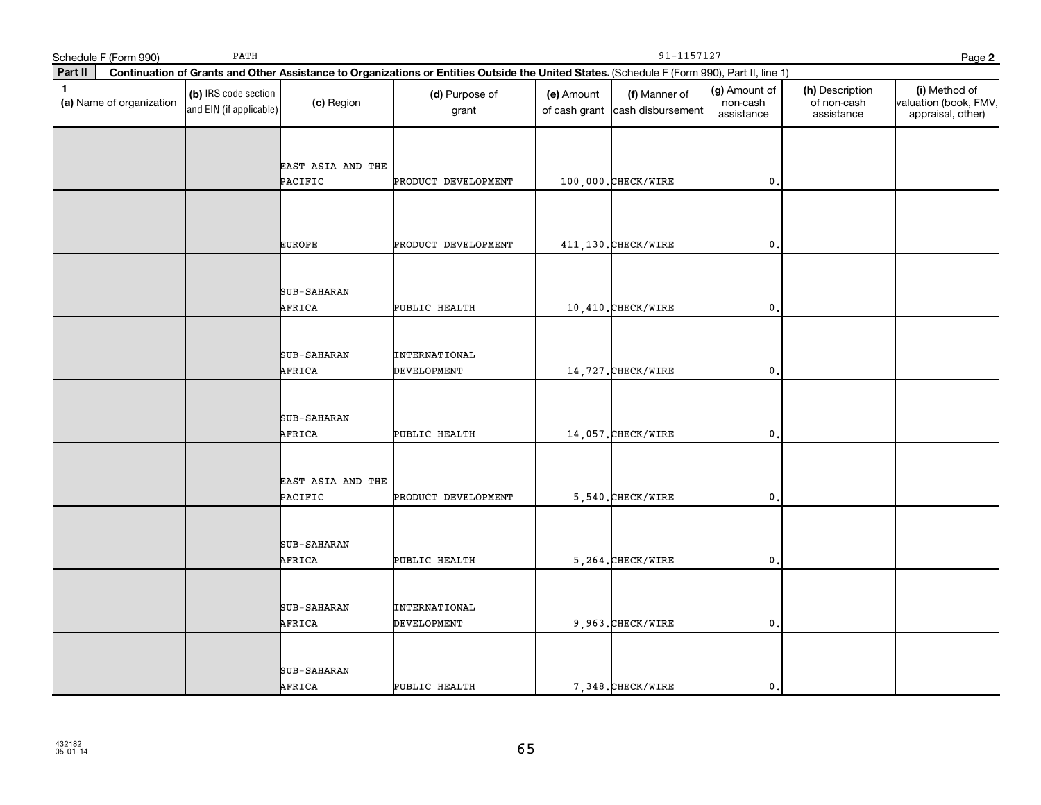Schedule F (Form 990) PATH 91-1157127 Page **2**

**Part II** **Continuation of Grants and Other Assistance to Organizations or Entities Outside the United States.** (Schedule F (Form 990), Part II, line 1)

| 1 (a) Name of organization | (b) IRS code section and EIN (if applicable) | (c) Region | (d) Purpose of grant | (e) Amount of cash grant | (f) Manner of cash disbursement | (g) Amount of non-cash assistance | (h) Description of non-cash assistance | (i) Method of valuation (book, FMV, appraisal, other) |
|---|---|---|---|---|---|---|---|---|
| | | EAST ASIA AND THE PACIFIC | PRODUCT DEVELOPMENT | 100,000. | CHECK/WIRE | 0. | | |
| | | EUROPE | PRODUCT DEVELOPMENT | 411,130. | CHECK/WIRE | 0. | | |
| | | SUB-SAHARAN AFRICA | PUBLIC HEALTH | 10,410. | CHECK/WIRE | 0. | | |
| | | SUB-SAHARAN AFRICA | INTERNATIONAL DEVELOPMENT | 14,727. | CHECK/WIRE | 0. | | |
| | | SUB-SAHARAN AFRICA | PUBLIC HEALTH | 14,057. | CHECK/WIRE | 0. | | |
| | | EAST ASIA AND THE PACIFIC | PRODUCT DEVELOPMENT | 5,540. | CHECK/WIRE | 0. | | |
| | | SUB-SAHARAN AFRICA | PUBLIC HEALTH | 5,264. | CHECK/WIRE | 0. | | |
| | | SUB-SAHARAN AFRICA | INTERNATIONAL DEVELOPMENT | 9,963. | CHECK/WIRE | 0. | | |
| | | SUB-SAHARAN AFRICA | PUBLIC HEALTH | 7,348. | CHECK/WIRE | 0. | | |

432182
05-01-14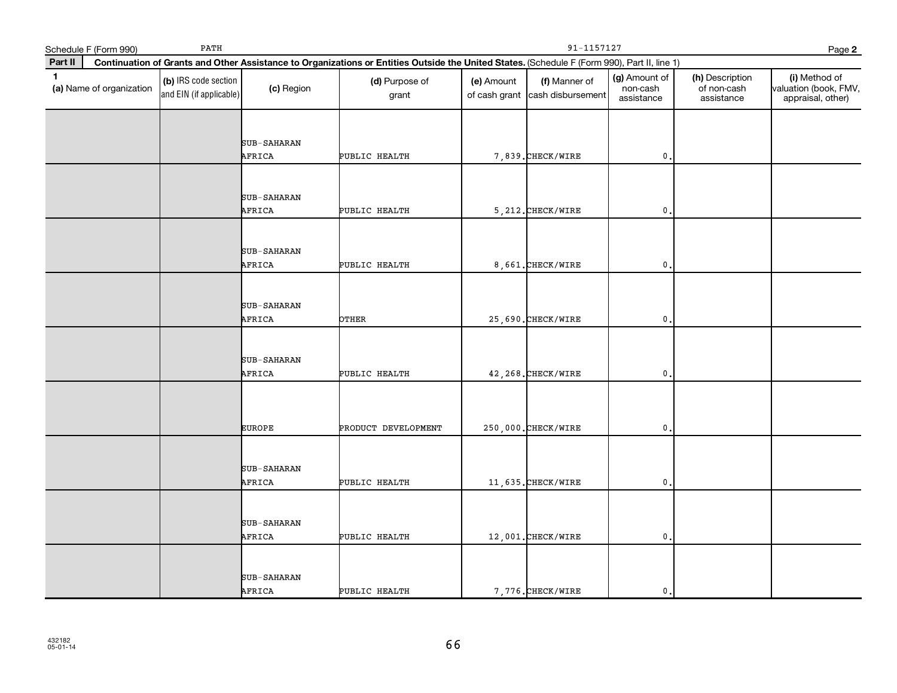Schedule F (Form 990) PATH 91-1157127 Page **2**

**Part II** **Continuation of Grants and Other Assistance to Organizations or Entities Outside the United States.** (Schedule F (Form 990), Part II, line 1)

| 1 (a) Name of organization | (b) IRS code section and EIN (if applicable) | (c) Region | (d) Purpose of grant | (e) Amount of cash grant | (f) Manner of cash disbursement | (g) Amount of non-cash assistance | (h) Description of non-cash assistance | (i) Method of valuation (book, FMV, appraisal, other) |
|---|---|---|---|---|---|---|---|---|
| | | SUB-SAHARAN AFRICA | PUBLIC HEALTH | 7,839. | CHECK/WIRE | 0. | | |
| | | SUB-SAHARAN AFRICA | PUBLIC HEALTH | 5,212. | CHECK/WIRE | 0. | | |
| | | SUB-SAHARAN AFRICA | PUBLIC HEALTH | 8,661. | CHECK/WIRE | 0. | | |
| | | SUB-SAHARAN AFRICA | OTHER | 25,690. | CHECK/WIRE | 0. | | |
| | | SUB-SAHARAN AFRICA | PUBLIC HEALTH | 42,268. | CHECK/WIRE | 0. | | |
| | | EUROPE | PRODUCT DEVELOPMENT | 250,000. | CHECK/WIRE | 0. | | |
| | | SUB-SAHARAN AFRICA | PUBLIC HEALTH | 11,635. | CHECK/WIRE | 0. | | |
| | | SUB-SAHARAN AFRICA | PUBLIC HEALTH | 12,001. | CHECK/WIRE | 0. | | |
| | | SUB-SAHARAN AFRICA | PUBLIC HEALTH | 7,776. | CHECK/WIRE | 0. | | |

432182
05-01-14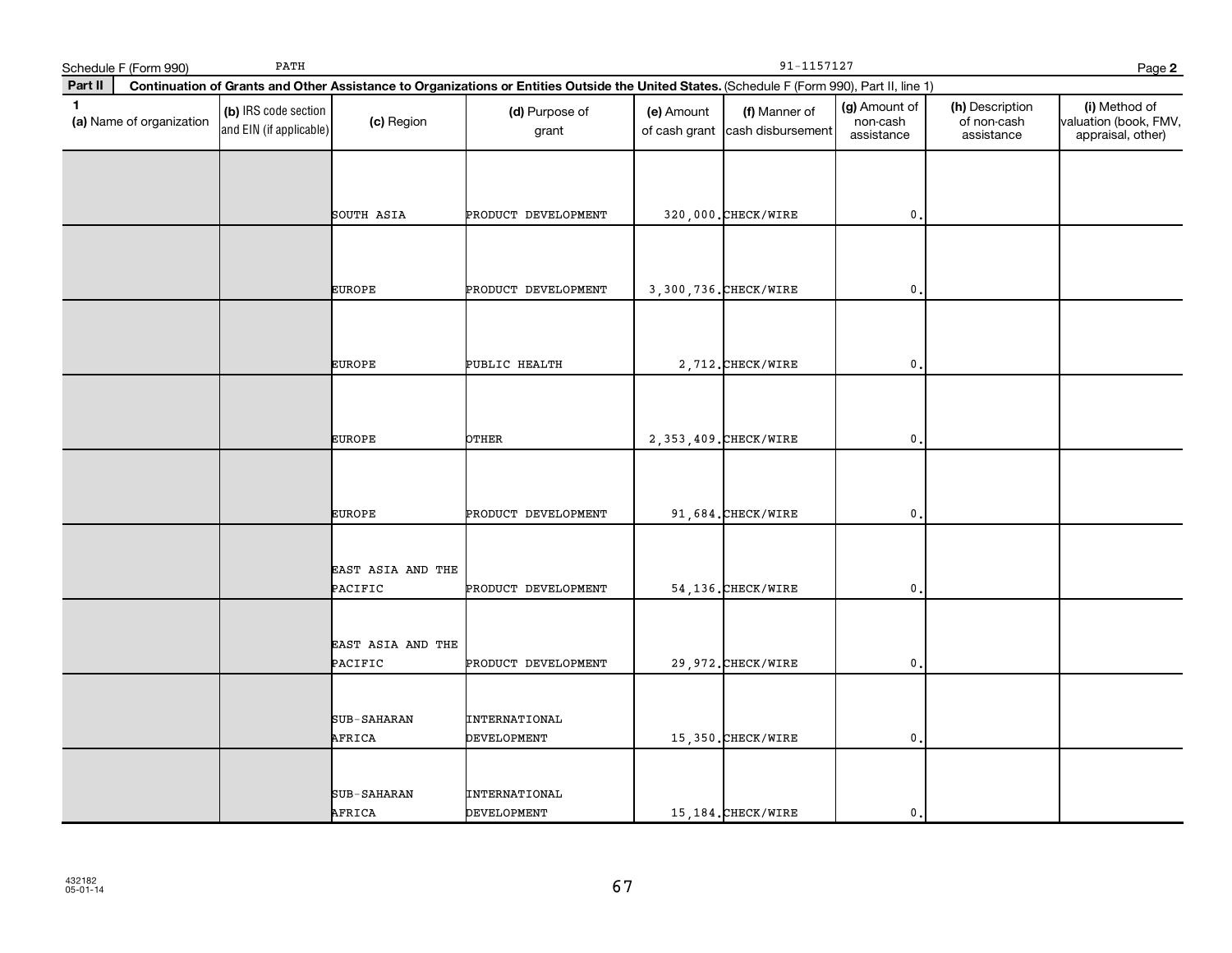Schedule F (Form 990) PATH 91-1157127 Page **2**

**Part II** **Continuation of Grants and Other Assistance to Organizations or Entities Outside the United States.** (Schedule F (Form 990), Part II, line 1)

| 1 (a) Name of organization | (b) IRS code section and EIN (if applicable) | (c) Region | (d) Purpose of grant | (e) Amount of cash grant | (f) Manner of cash disbursement | (g) Amount of non-cash assistance | (h) Description of non-cash assistance | (i) Method of valuation (book, FMV, appraisal, other) |
|---|---|---|---|---|---|---|---|---|
| | | SOUTH ASIA | PRODUCT DEVELOPMENT | 320,000. | CHECK/WIRE | 0. | | |
| | | EUROPE | PRODUCT DEVELOPMENT | 3,300,736. | CHECK/WIRE | 0. | | |
| | | EUROPE | PUBLIC HEALTH | 2,712. | CHECK/WIRE | 0. | | |
| | | EUROPE | OTHER | 2,353,409. | CHECK/WIRE | 0. | | |
| | | EUROPE | PRODUCT DEVELOPMENT | 91,684. | CHECK/WIRE | 0. | | |
| | | EAST ASIA AND THE PACIFIC | PRODUCT DEVELOPMENT | 54,136. | CHECK/WIRE | 0. | | |
| | | EAST ASIA AND THE PACIFIC | PRODUCT DEVELOPMENT | 29,972. | CHECK/WIRE | 0. | | |
| | | SUB-SAHARAN AFRICA | INTERNATIONAL DEVELOPMENT | 15,350. | CHECK/WIRE | 0. | | |
| | | SUB-SAHARAN AFRICA | INTERNATIONAL DEVELOPMENT | 15,184. | CHECK/WIRE | 0. | | |

432182
05-01-14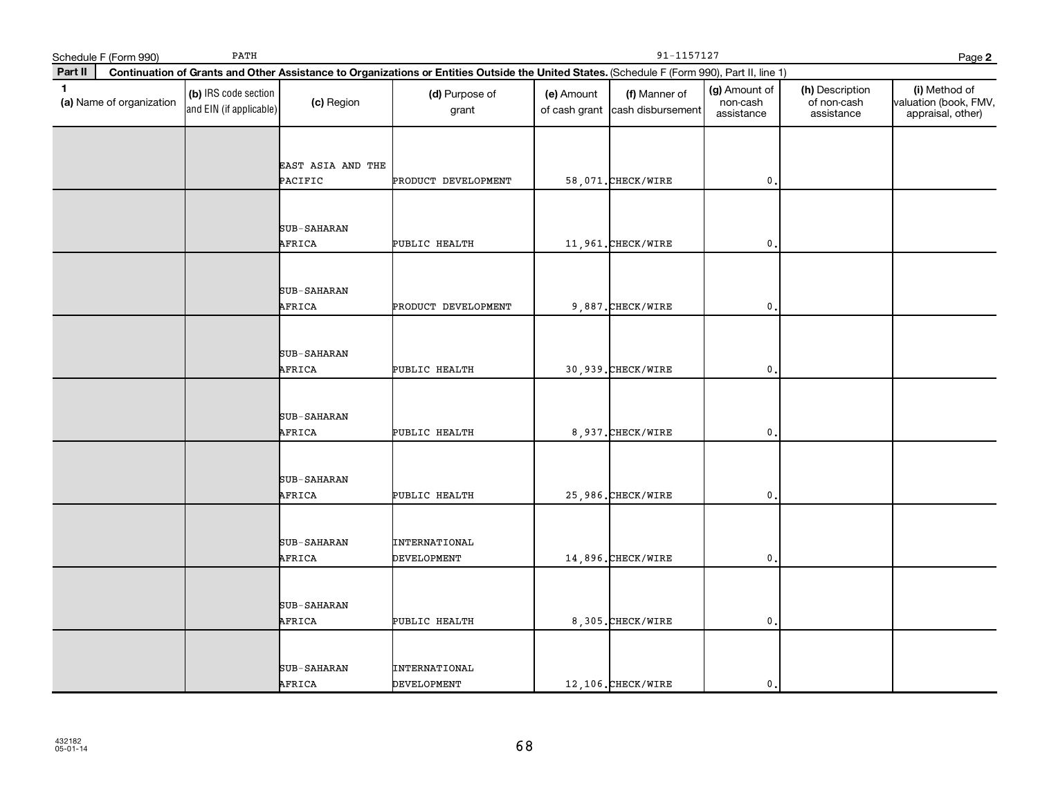Schedule F (Form 990) PATH 91-1157127 Page **2**

**Part II** **Continuation of Grants and Other Assistance to Organizations or Entities Outside the United States.** (Schedule F (Form 990), Part II, line 1)

| 1 (a) Name of organization | (b) IRS code section and EIN (if applicable) | (c) Region | (d) Purpose of grant | (e) Amount of cash grant | (f) Manner of cash disbursement | (g) Amount of non-cash assistance | (h) Description of non-cash assistance | (i) Method of valuation (book, FMV, appraisal, other) |
|---|---|---|---|---|---|---|---|---|
| | | EAST ASIA AND THE PACIFIC | PRODUCT DEVELOPMENT | 58,071. | CHECK/WIRE | 0. | | |
| | | SUB-SAHARAN AFRICA | PUBLIC HEALTH | 11,961. | CHECK/WIRE | 0. | | |
| | | SUB-SAHARAN AFRICA | PRODUCT DEVELOPMENT | 9,887. | CHECK/WIRE | 0. | | |
| | | SUB-SAHARAN AFRICA | PUBLIC HEALTH | 30,939. | CHECK/WIRE | 0. | | |
| | | SUB-SAHARAN AFRICA | PUBLIC HEALTH | 8,937. | CHECK/WIRE | 0. | | |
| | | SUB-SAHARAN AFRICA | PUBLIC HEALTH | 25,986. | CHECK/WIRE | 0. | | |
| | | SUB-SAHARAN AFRICA | INTERNATIONAL DEVELOPMENT | 14,896. | CHECK/WIRE | 0. | | |
| | | SUB-SAHARAN AFRICA | PUBLIC HEALTH | 8,305. | CHECK/WIRE | 0. | | |
| | | SUB-SAHARAN AFRICA | INTERNATIONAL DEVELOPMENT | 12,106. | CHECK/WIRE | 0. | | |

432182
05-01-14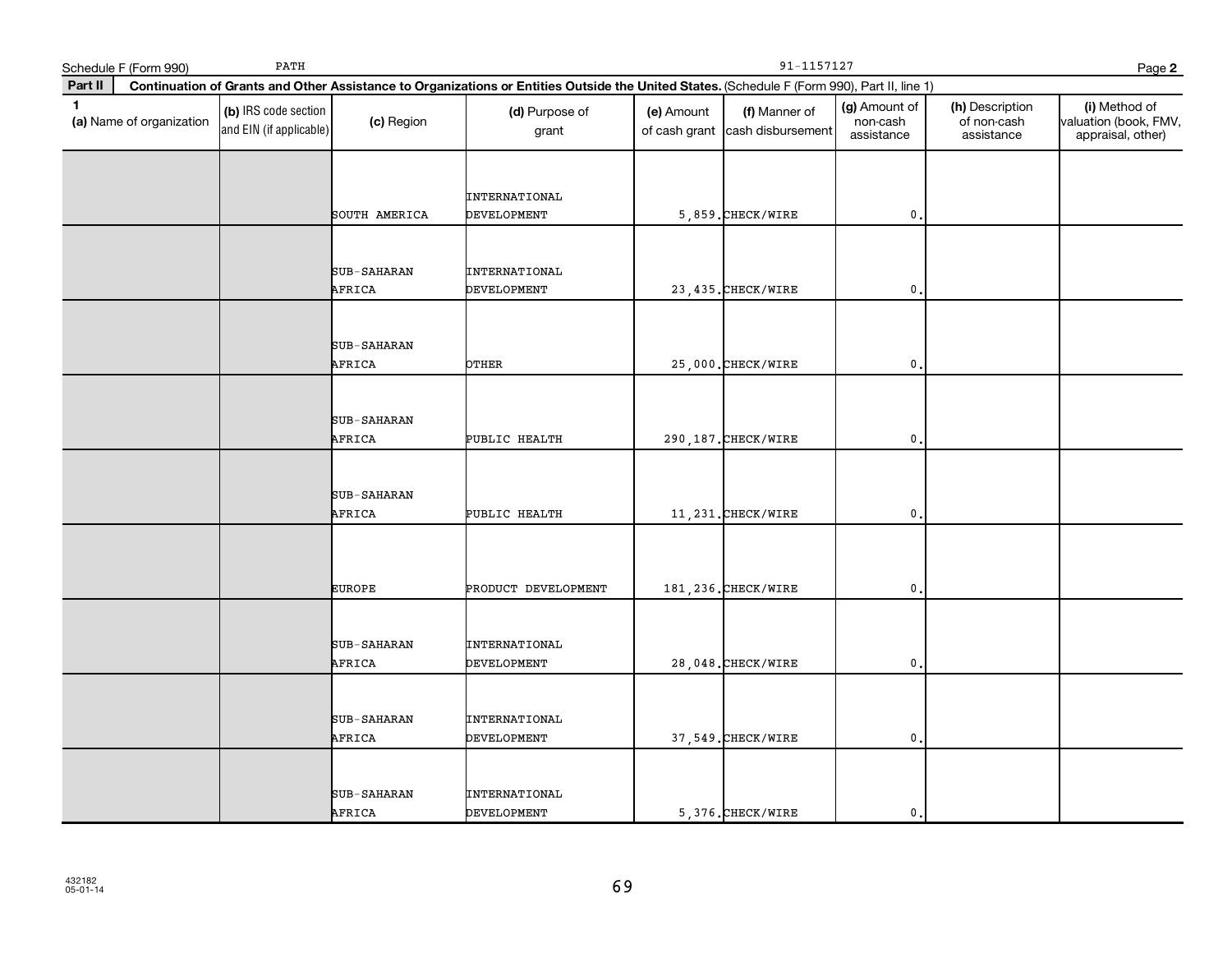Schedule F (Form 990) PATH 91-1157127 Page **2**

**Part II** **Continuation of Grants and Other Assistance to Organizations or Entities Outside the United States.** (Schedule F (Form 990), Part II, line 1)

| 1 (a) Name of organization | (b) IRS code section and EIN (if applicable) | (c) Region | (d) Purpose of grant | (e) Amount of cash grant | (f) Manner of cash disbursement | (g) Amount of non-cash assistance | (h) Description of non-cash assistance | (i) Method of valuation (book, FMV, appraisal, other) |
|---|---|---|---|---|---|---|---|---|
| | | SOUTH AMERICA | INTERNATIONAL DEVELOPMENT | 5,859. | CHECK/WIRE | 0. | | |
| | | SUB-SAHARAN AFRICA | INTERNATIONAL DEVELOPMENT | 23,435. | CHECK/WIRE | 0. | | |
| | | SUB-SAHARAN AFRICA | OTHER | 25,000. | CHECK/WIRE | 0. | | |
| | | SUB-SAHARAN AFRICA | PUBLIC HEALTH | 290,187. | CHECK/WIRE | 0. | | |
| | | SUB-SAHARAN AFRICA | PUBLIC HEALTH | 11,231. | CHECK/WIRE | 0. | | |
| | | EUROPE | PRODUCT DEVELOPMENT | 181,236. | CHECK/WIRE | 0. | | |
| | | SUB-SAHARAN AFRICA | INTERNATIONAL DEVELOPMENT | 28,048. | CHECK/WIRE | 0. | | |
| | | SUB-SAHARAN AFRICA | INTERNATIONAL DEVELOPMENT | 37,549. | CHECK/WIRE | 0. | | |
| | | SUB-SAHARAN AFRICA | INTERNATIONAL DEVELOPMENT | 5,376. | CHECK/WIRE | 0. | | |

432182
05-01-14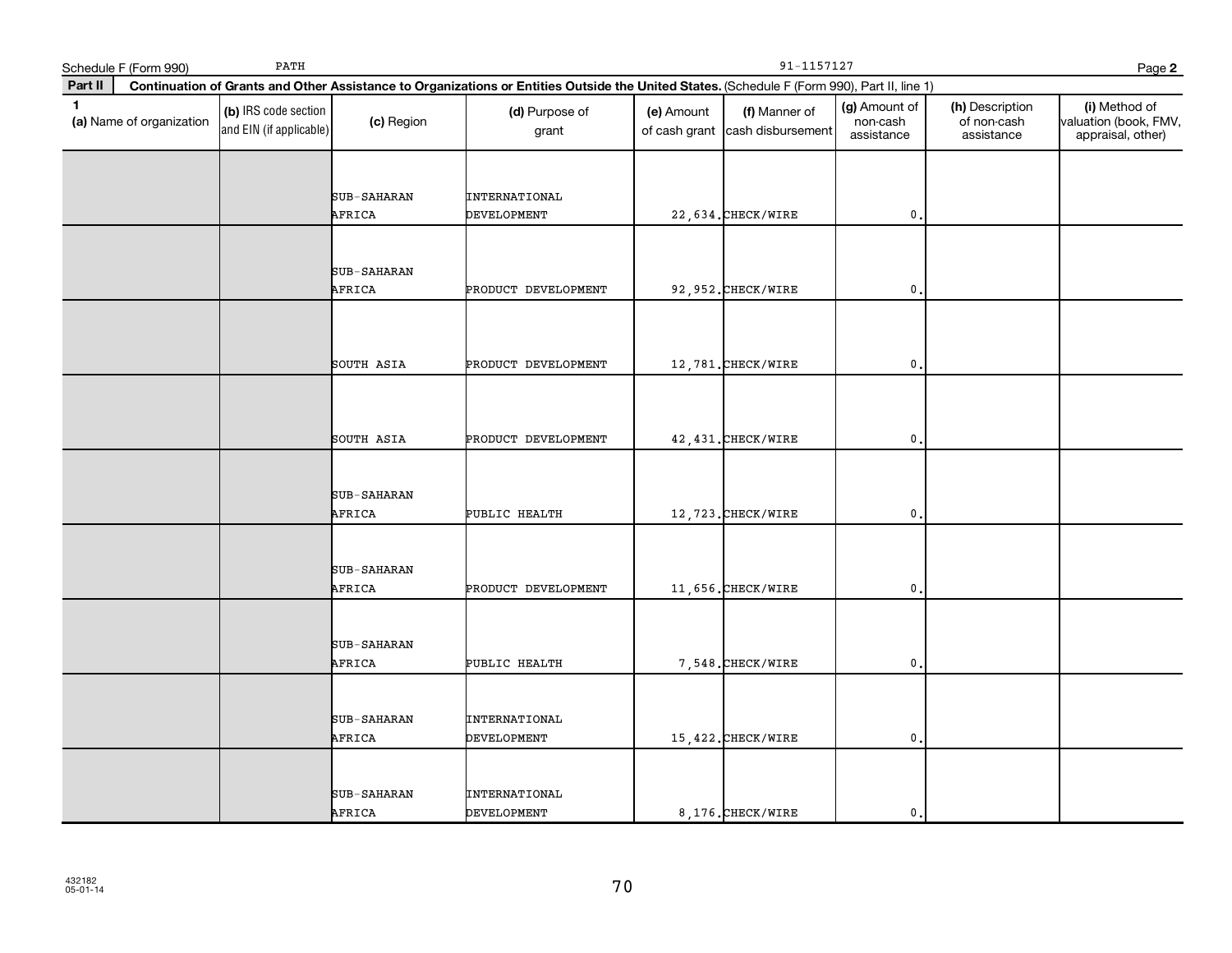Schedule F (Form 990) PATH 91-1157127 Page 2

**Part II** **Continuation of Grants and Other Assistance to Organizations or Entities Outside the United States.** (Schedule F (Form 990), Part II, line 1)

| 1 (a) Name of organization | (b) IRS code section and EIN (if applicable) | (c) Region | (d) Purpose of grant | (e) Amount of cash grant | (f) Manner of cash disbursement | (g) Amount of non-cash assistance | (h) Description of non-cash assistance | (i) Method of valuation (book, FMV, appraisal, other) |
|---|---|---|---|---|---|---|---|---|
| | | SUB-SAHARAN AFRICA | INTERNATIONAL DEVELOPMENT | 22,634. | CHECK/WIRE | 0. | | |
| | | SUB-SAHARAN AFRICA | PRODUCT DEVELOPMENT | 92,952. | CHECK/WIRE | 0. | | |
| | | SOUTH ASIA | PRODUCT DEVELOPMENT | 12,781. | CHECK/WIRE | 0. | | |
| | | SOUTH ASIA | PRODUCT DEVELOPMENT | 42,431. | CHECK/WIRE | 0. | | |
| | | SUB-SAHARAN AFRICA | PUBLIC HEALTH | 12,723. | CHECK/WIRE | 0. | | |
| | | SUB-SAHARAN AFRICA | PRODUCT DEVELOPMENT | 11,656. | CHECK/WIRE | 0. | | |
| | | SUB-SAHARAN AFRICA | PUBLIC HEALTH | 7,548. | CHECK/WIRE | 0. | | |
| | | SUB-SAHARAN AFRICA | INTERNATIONAL DEVELOPMENT | 15,422. | CHECK/WIRE | 0. | | |
| | | SUB-SAHARAN AFRICA | INTERNATIONAL DEVELOPMENT | 8,176. | CHECK/WIRE | 0. | | |

432182
05-01-14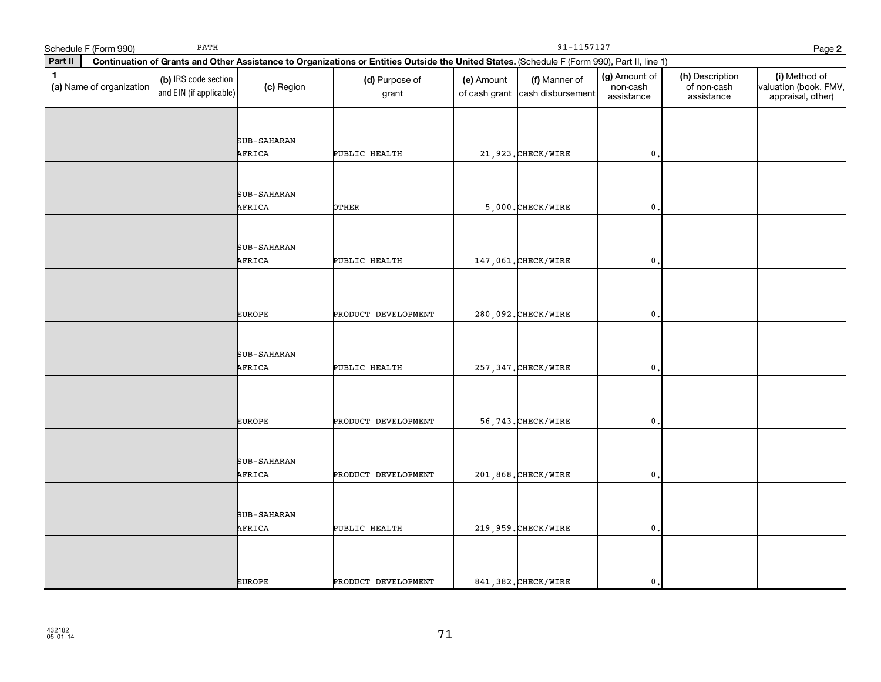Schedule F (Form 990) PATH 91-1157127 Page 2

**Part II** **Continuation of Grants and Other Assistance to Organizations or Entities Outside the United States.** (Schedule F (Form 990), Part II, line 1)

| 1 (a) Name of organization | (b) IRS code section and EIN (if applicable) | (c) Region | (d) Purpose of grant | (e) Amount of cash grant | (f) Manner of cash disbursement | (g) Amount of non-cash assistance | (h) Description of non-cash assistance | (i) Method of valuation (book, FMV, appraisal, other) |
|---|---|---|---|---|---|---|---|---|
| | | SUB-SAHARAN AFRICA | PUBLIC HEALTH | 21,923. | CHECK/WIRE | 0. | | |
| | | SUB-SAHARAN AFRICA | OTHER | 5,000. | CHECK/WIRE | 0. | | |
| | | SUB-SAHARAN AFRICA | PUBLIC HEALTH | 147,061. | CHECK/WIRE | 0. | | |
| | | EUROPE | PRODUCT DEVELOPMENT | 280,092. | CHECK/WIRE | 0. | | |
| | | SUB-SAHARAN AFRICA | PUBLIC HEALTH | 257,347. | CHECK/WIRE | 0. | | |
| | | EUROPE | PRODUCT DEVELOPMENT | 56,743. | CHECK/WIRE | 0. | | |
| | | SUB-SAHARAN AFRICA | PRODUCT DEVELOPMENT | 201,868. | CHECK/WIRE | 0. | | |
| | | SUB-SAHARAN AFRICA | PUBLIC HEALTH | 219,959. | CHECK/WIRE | 0. | | |
| | | EUROPE | PRODUCT DEVELOPMENT | 841,382. | CHECK/WIRE | 0. | | |

432182
05-01-14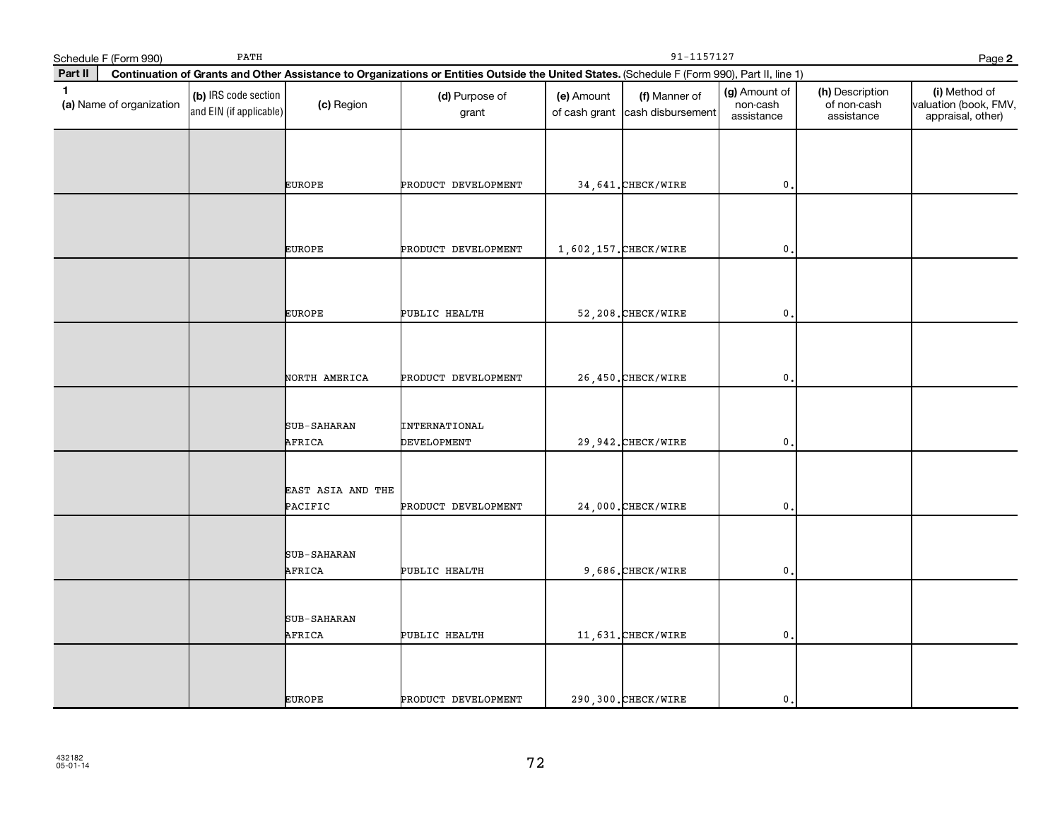Schedule F (Form 990) PATH 91-1157127 Page **2**

**Part II** **Continuation of Grants and Other Assistance to Organizations or Entities Outside the United States.** (Schedule F (Form 990), Part II, line 1)

| 1 (a) Name of organization | (b) IRS code section and EIN (if applicable) | (c) Region | (d) Purpose of grant | (e) Amount of cash grant | (f) Manner of cash disbursement | (g) Amount of non-cash assistance | (h) Description of non-cash assistance | (i) Method of valuation (book, FMV, appraisal, other) |
|---|---|---|---|---|---|---|---|---|
| | | EUROPE | PRODUCT DEVELOPMENT | 34,641. | CHECK/WIRE | 0. | | |
| | | EUROPE | PRODUCT DEVELOPMENT | 1,602,157. | CHECK/WIRE | 0. | | |
| | | EUROPE | PUBLIC HEALTH | 52,208. | CHECK/WIRE | 0. | | |
| | | NORTH AMERICA | PRODUCT DEVELOPMENT | 26,450. | CHECK/WIRE | 0. | | |
| | | SUB-SAHARAN AFRICA | INTERNATIONAL DEVELOPMENT | 29,942. | CHECK/WIRE | 0. | | |
| | | EAST ASIA AND THE PACIFIC | PRODUCT DEVELOPMENT | 24,000. | CHECK/WIRE | 0. | | |
| | | SUB-SAHARAN AFRICA | PUBLIC HEALTH | 9,686. | CHECK/WIRE | 0. | | |
| | | SUB-SAHARAN AFRICA | PUBLIC HEALTH | 11,631. | CHECK/WIRE | 0. | | |
| | | EUROPE | PRODUCT DEVELOPMENT | 290,300. | CHECK/WIRE | 0. | | |

432182
05-01-14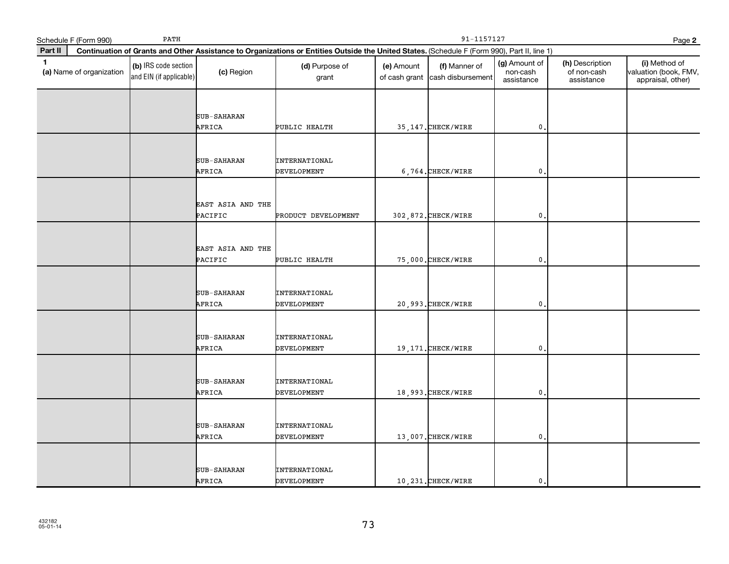Schedule F (Form 990) PATH 91-1157127 Page **2**

**Part II** **Continuation of Grants and Other Assistance to Organizations or Entities Outside the United States.** (Schedule F (Form 990), Part II, line 1)

| 1 (a) Name of organization | (b) IRS code section and EIN (if applicable) | (c) Region | (d) Purpose of grant | (e) Amount of cash grant | (f) Manner of cash disbursement | (g) Amount of non-cash assistance | (h) Description of non-cash assistance | (i) Method of valuation (book, FMV, appraisal, other) |
|---|---|---|---|---|---|---|---|---|
| | | SUB-SAHARAN AFRICA | PUBLIC HEALTH | 35,147. | CHECK/WIRE | 0. | | |
| | | SUB-SAHARAN AFRICA | INTERNATIONAL DEVELOPMENT | 6,764. | CHECK/WIRE | 0. | | |
| | | EAST ASIA AND THE PACIFIC | PRODUCT DEVELOPMENT | 302,872. | CHECK/WIRE | 0. | | |
| | | EAST ASIA AND THE PACIFIC | PUBLIC HEALTH | 75,000. | CHECK/WIRE | 0. | | |
| | | SUB-SAHARAN AFRICA | INTERNATIONAL DEVELOPMENT | 20,993. | CHECK/WIRE | 0. | | |
| | | SUB-SAHARAN AFRICA | INTERNATIONAL DEVELOPMENT | 19,171. | CHECK/WIRE | 0. | | |
| | | SUB-SAHARAN AFRICA | INTERNATIONAL DEVELOPMENT | 18,993. | CHECK/WIRE | 0. | | |
| | | SUB-SAHARAN AFRICA | INTERNATIONAL DEVELOPMENT | 13,007. | CHECK/WIRE | 0. | | |
| | | SUB-SAHARAN AFRICA | INTERNATIONAL DEVELOPMENT | 10,231. | CHECK/WIRE | 0. | | |

432182
05-01-14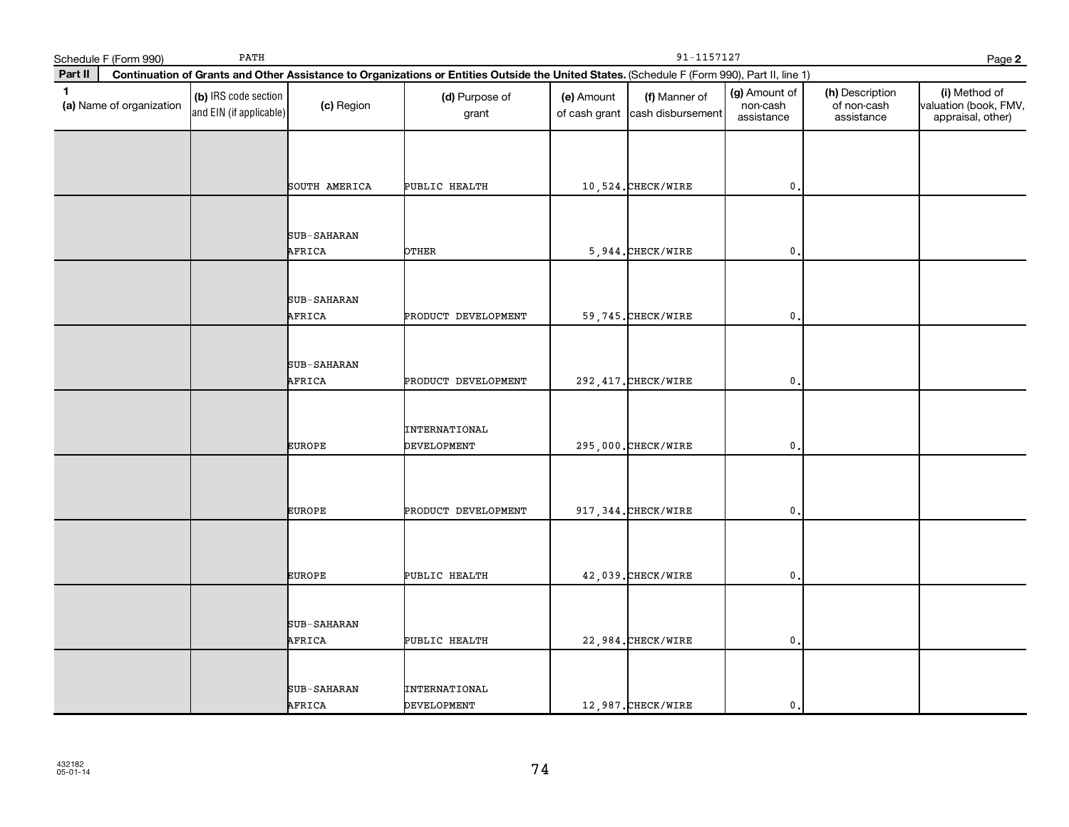Schedule F (Form 990) PATH 91-1157127 Page **2**

**Part II** **Continuation of Grants and Other Assistance to Organizations or Entities Outside the United States.** (Schedule F (Form 990), Part II, line 1)

| 1 (a) Name of organization | (b) IRS code section and EIN (if applicable) | (c) Region | (d) Purpose of grant | (e) Amount of cash grant | (f) Manner of cash disbursement | (g) Amount of non-cash assistance | (h) Description of non-cash assistance | (i) Method of valuation (book, FMV, appraisal, other) |
|---|---|---|---|---|---|---|---|---|
| | | SOUTH AMERICA | PUBLIC HEALTH | 10,524. | CHECK/WIRE | 0. | | |
| | | SUB-SAHARAN AFRICA | OTHER | 5,944. | CHECK/WIRE | 0. | | |
| | | SUB-SAHARAN AFRICA | PRODUCT DEVELOPMENT | 59,745. | CHECK/WIRE | 0. | | |
| | | SUB-SAHARAN AFRICA | PRODUCT DEVELOPMENT | 292,417. | CHECK/WIRE | 0. | | |
| | | EUROPE | INTERNATIONAL DEVELOPMENT | 295,000. | CHECK/WIRE | 0. | | |
| | | EUROPE | PRODUCT DEVELOPMENT | 917,344. | CHECK/WIRE | 0. | | |
| | | EUROPE | PUBLIC HEALTH | 42,039. | CHECK/WIRE | 0. | | |
| | | SUB-SAHARAN AFRICA | PUBLIC HEALTH | 22,984. | CHECK/WIRE | 0. | | |
| | | SUB-SAHARAN AFRICA | INTERNATIONAL DEVELOPMENT | 12,987. | CHECK/WIRE | 0. | | |

432182
05-01-14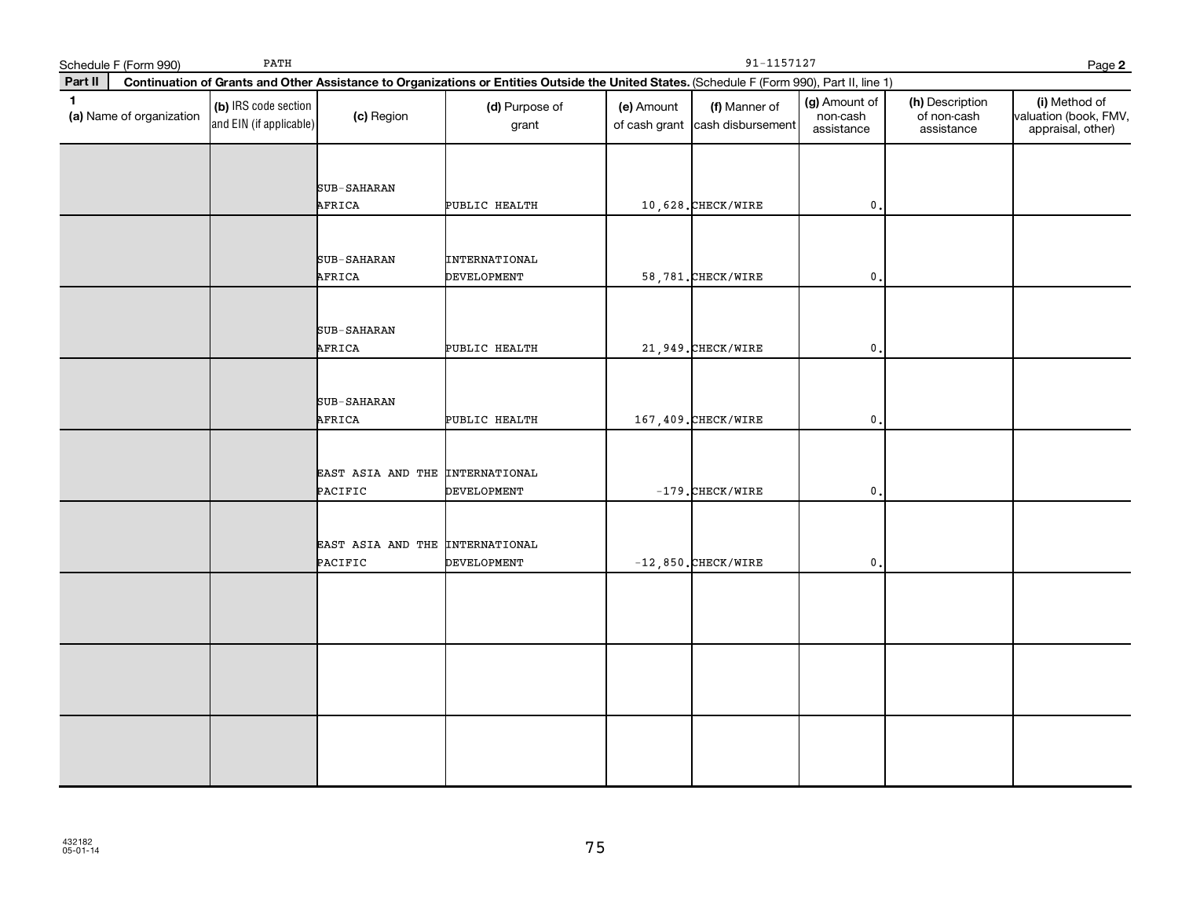Schedule F (Form 990) PATH 91-1157127

**Part II — Continuation of Grants and Other Assistance to Organizations or Entities Outside the United States.** (Schedule F (Form 990), Part II, line 1)

| 1 (a) Name of organization | (b) IRS code section and EIN (if applicable) | (c) Region | (d) Purpose of grant | (e) Amount of cash grant | (f) Manner of cash disbursement | (g) Amount of non-cash assistance | (h) Description of non-cash assistance | (i) Method of valuation (book, FMV, appraisal, other) |
|---|---|---|---|---|---|---|---|---|
| | | SUB-SAHARAN AFRICA | PUBLIC HEALTH | 10,628. | CHECK/WIRE | 0. | | |
| | | SUB-SAHARAN AFRICA | INTERNATIONAL DEVELOPMENT | 58,781. | CHECK/WIRE | 0. | | |
| | | SUB-SAHARAN AFRICA | PUBLIC HEALTH | 21,949. | CHECK/WIRE | 0. | | |
| | | SUB-SAHARAN AFRICA | PUBLIC HEALTH | 167,409. | CHECK/WIRE | 0. | | |
| | | EAST ASIA AND THE PACIFIC | INTERNATIONAL DEVELOPMENT | -179. | CHECK/WIRE | 0. | | |
| | | EAST ASIA AND THE PACIFIC | INTERNATIONAL DEVELOPMENT | -12,850. | CHECK/WIRE | 0. | | |
| | | | | | | | | |
| | | | | | | | | |
| | | | | | | | | |

432182
05-01-14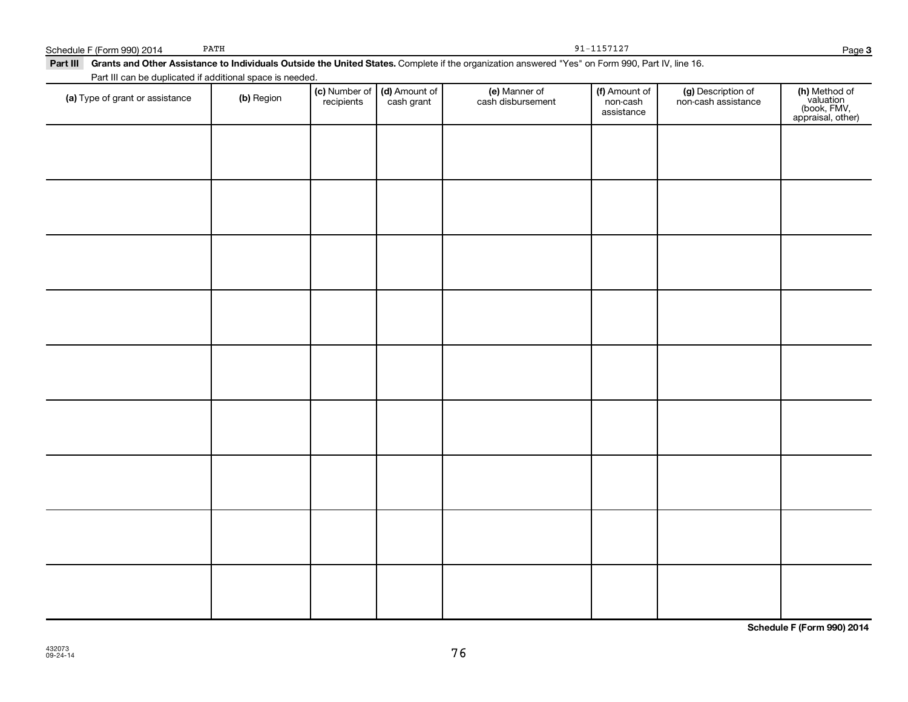Schedule F (Form 990) 2014 PATH 91-1157127 Page 3

**Part III Grants and Other Assistance to Individuals Outside the United States.** Complete if the organization answered "Yes" on Form 990, Part IV, line 16.

Part III can be duplicated if additional space is needed.

| (a) Type of grant or assistance | (b) Region | (c) Number of recipients | (d) Amount of cash grant | (e) Manner of cash disbursement | (f) Amount of non-cash assistance | (g) Description of non-cash assistance | (h) Method of valuation (book, FMV, appraisal, other) |
|---|---|---|---|---|---|---|---|
| | | | | | | | |
| | | | | | | | |
| | | | | | | | |
| | | | | | | | |
| | | | | | | | |
| | | | | | | | |
| | | | | | | | |
| | | | | | | | |
| | | | | | | | |

**Schedule F (Form 990) 2014**

432073
09-24-14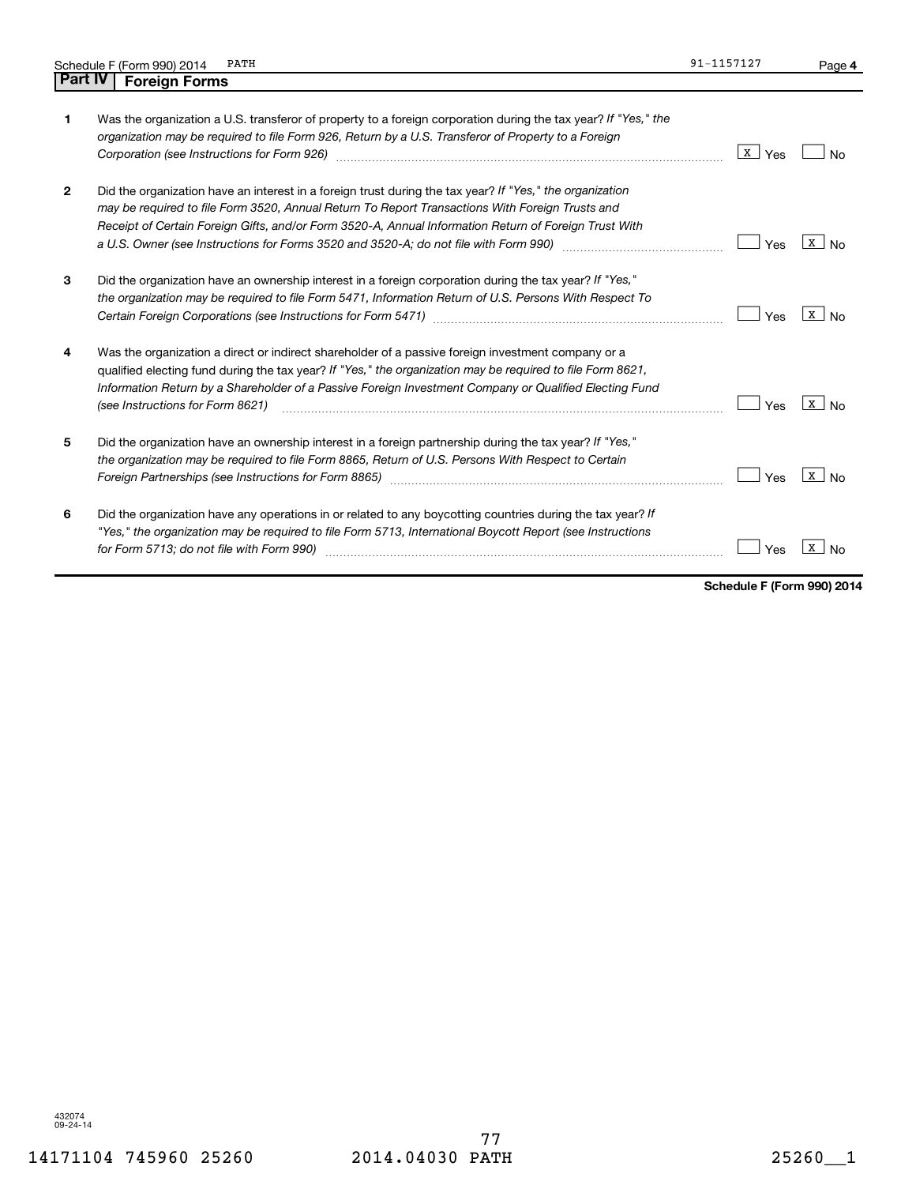Schedule F (Form 990) 2014 PATH 91-1157127

## Part IV Foreign Forms

| | | Yes | No |
|---|---|---|---|
| 1 | Was the organization a U.S. transferor of property to a foreign corporation during the tax year? *If "Yes," the organization may be required to file Form 926, Return by a U.S. Transferor of Property to a Foreign Corporation (see Instructions for Form 926)* | X | |
| 2 | Did the organization have an interest in a foreign trust during the tax year? *If "Yes," the organization may be required to file Form 3520, Annual Return To Report Transactions With Foreign Trusts and Receipt of Certain Foreign Gifts, and/or Form 3520-A, Annual Information Return of Foreign Trust With a U.S. Owner (see Instructions for Forms 3520 and 3520-A; do not file with Form 990)* | | X |
| 3 | Did the organization have an ownership interest in a foreign corporation during the tax year? *If "Yes," the organization may be required to file Form 5471, Information Return of U.S. Persons With Respect To Certain Foreign Corporations (see Instructions for Form 5471)* | | X |
| 4 | Was the organization a direct or indirect shareholder of a passive foreign investment company or a qualified electing fund during the tax year? *If "Yes," the organization may be required to file Form 8621, Information Return by a Shareholder of a Passive Foreign Investment Company or Qualified Electing Fund (see Instructions for Form 8621)* | | X |
| 5 | Did the organization have an ownership interest in a foreign partnership during the tax year? *If "Yes," the organization may be required to file Form 8865, Return of U.S. Persons With Respect to Certain Foreign Partnerships (see Instructions for Form 8865)* | | X |
| 6 | Did the organization have any operations in or related to any boycotting countries during the tax year? *If "Yes," the organization may be required to file Form 5713, International Boycott Report (see Instructions for Form 5713; do not file with Form 990)* | | X |

**Schedule F (Form 990) 2014**

432074 09-24-14

14171104 745960 25260 2014.04030 PATH 25260__1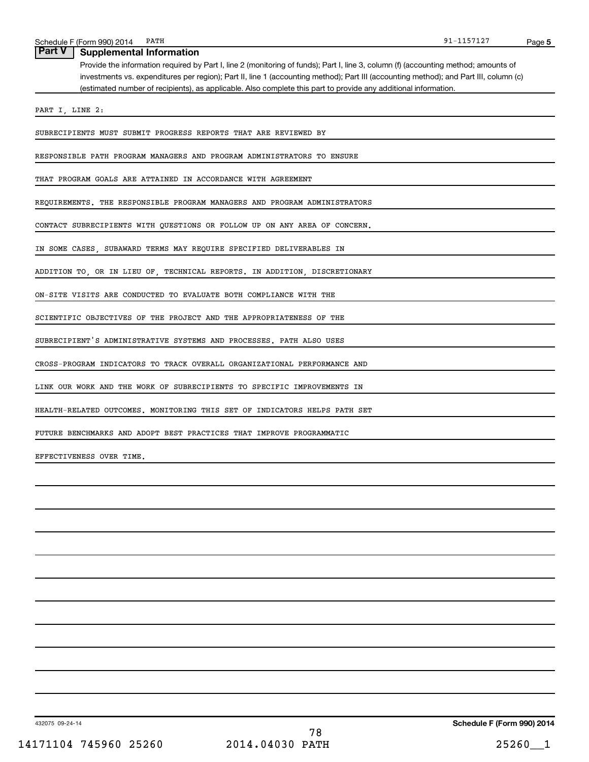## Part V Supplemental Information

Provide the information required by Part I, line 2 (monitoring of funds); Part I, line 3, column (f) (accounting method; amounts of investments vs. expenditures per region); Part II, line 1 (accounting method); Part III (accounting method); and Part III, column (c) (estimated number of recipients), as applicable. Also complete this part to provide any additional information.

PART I, LINE 2:

SUBRECIPIENTS MUST SUBMIT PROGRESS REPORTS THAT ARE REVIEWED BY RESPONSIBLE PATH PROGRAM MANAGERS AND PROGRAM ADMINISTRATORS TO ENSURE THAT PROGRAM GOALS ARE ATTAINED IN ACCORDANCE WITH AGREEMENT REQUIREMENTS. THE RESPONSIBLE PROGRAM MANAGERS AND PROGRAM ADMINISTRATORS CONTACT SUBRECIPIENTS WITH QUESTIONS OR FOLLOW UP ON ANY AREA OF CONCERN. IN SOME CASES, SUBAWARD TERMS MAY REQUIRE SPECIFIED DELIVERABLES IN ADDITION TO, OR IN LIEU OF, TECHNICAL REPORTS. IN ADDITION, DISCRETIONARY ON-SITE VISITS ARE CONDUCTED TO EVALUATE BOTH COMPLIANCE WITH THE SCIENTIFIC OBJECTIVES OF THE PROJECT AND THE APPROPRIATENESS OF THE SUBRECIPIENT'S ADMINISTRATIVE SYSTEMS AND PROCESSES. PATH ALSO USES CROSS-PROGRAM INDICATORS TO TRACK OVERALL ORGANIZATIONAL PERFORMANCE AND LINK OUR WORK AND THE WORK OF SUBRECIPIENTS TO SPECIFIC IMPROVEMENTS IN HEALTH-RELATED OUTCOMES. MONITORING THIS SET OF INDICATORS HELPS PATH SET FUTURE BENCHMARKS AND ADOPT BEST PRACTICES THAT IMPROVE PROGRAMMATIC EFFECTIVENESS OVER TIME.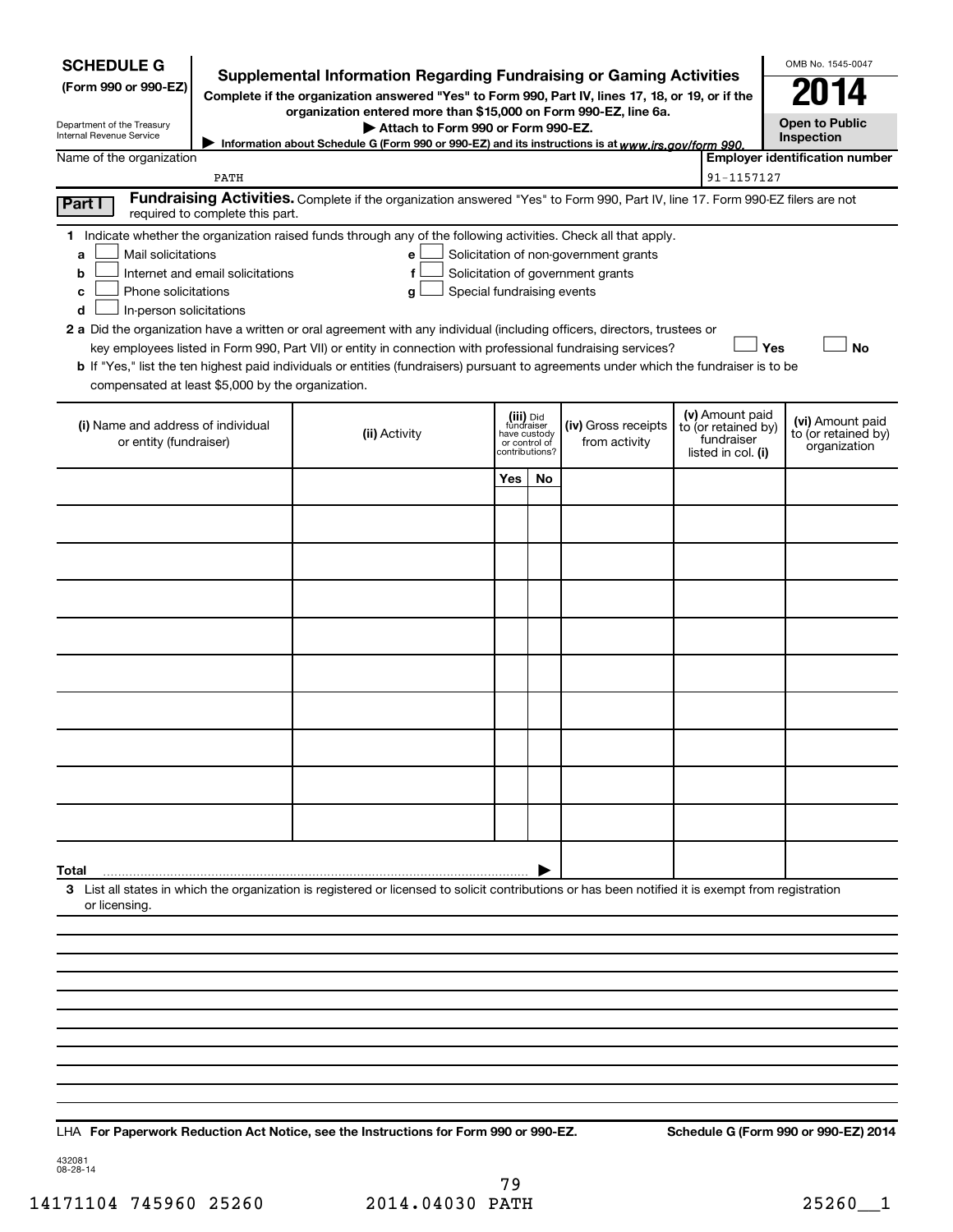**SCHEDULE G**
**(Form 990 or 990-EZ)**

Department of the Treasury
Internal Revenue Service

# Supplemental Information Regarding Fundraising or Gaming Activities

**Complete if the organization answered "Yes" to Form 990, Part IV, lines 17, 18, or 19, or if the organization entered more than $15,000 on Form 990-EZ, line 6a.**

**▶ Attach to Form 990 or Form 990-EZ.**

▶ Information about Schedule G (Form 990 or 990-EZ) and its instructions is at *www.irs.gov/form 990.*

OMB No. 1545-0047

**2014**

**Open to Public Inspection**

Name of the organization: PATH

**Employer identification number:** 91-1157127

**Part I** **Fundraising Activities.** Complete if the organization answered "Yes" to Form 990, Part IV, line 17. Form 990-EZ filers are not required to complete this part.

**1** Indicate whether the organization raised funds through any of the following activities. Check all that apply.

- **a** ☐ Mail solicitations
- **b** ☐ Internet and email solicitations
- **c** ☐ Phone solicitations
- **d** ☐ In-person solicitations
- **e** ☐ Solicitation of non-government grants
- **f** ☐ Solicitation of government grants
- **g** ☐ Special fundraising events

**2 a** Did the organization have a written or oral agreement with any individual (including officers, directors, trustees or key employees listed in Form 990, Part VII) or entity in connection with professional fundraising services? ☐ **Yes** ☐ **No**

**b** If "Yes," list the ten highest paid individuals or entities (fundraisers) pursuant to agreements under which the fundraiser is to be compensated at least $5,000 by the organization.

| (i) Name and address of individual or entity (fundraiser) | (ii) Activity | (iii) Did fundraiser have custody or control of contributions? | | (iv) Gross receipts from activity | (v) Amount paid to (or retained by) fundraiser listed in col. (i) | (vi) Amount paid to (or retained by) organization |
|---|---|---|---|---|---|---|
| | | Yes | No | | | |
| | | | | | | |
| | | | | | | |
| | | | | | | |
| | | | | | | |
| | | | | | | |
| | | | | | | |
| | | | | | | |
| | | | | | | |
| | | | | | | |
| | | | | | | |
| **Total** ▶ | | | | | | |

**3** List all states in which the organization is registered or licensed to solicit contributions or has been notified it is exempt from registration or licensing.

LHA **For Paperwork Reduction Act Notice, see the Instructions for Form 990 or 990-EZ.** **Schedule G (Form 990 or 990-EZ) 2014**

432081
08-28-14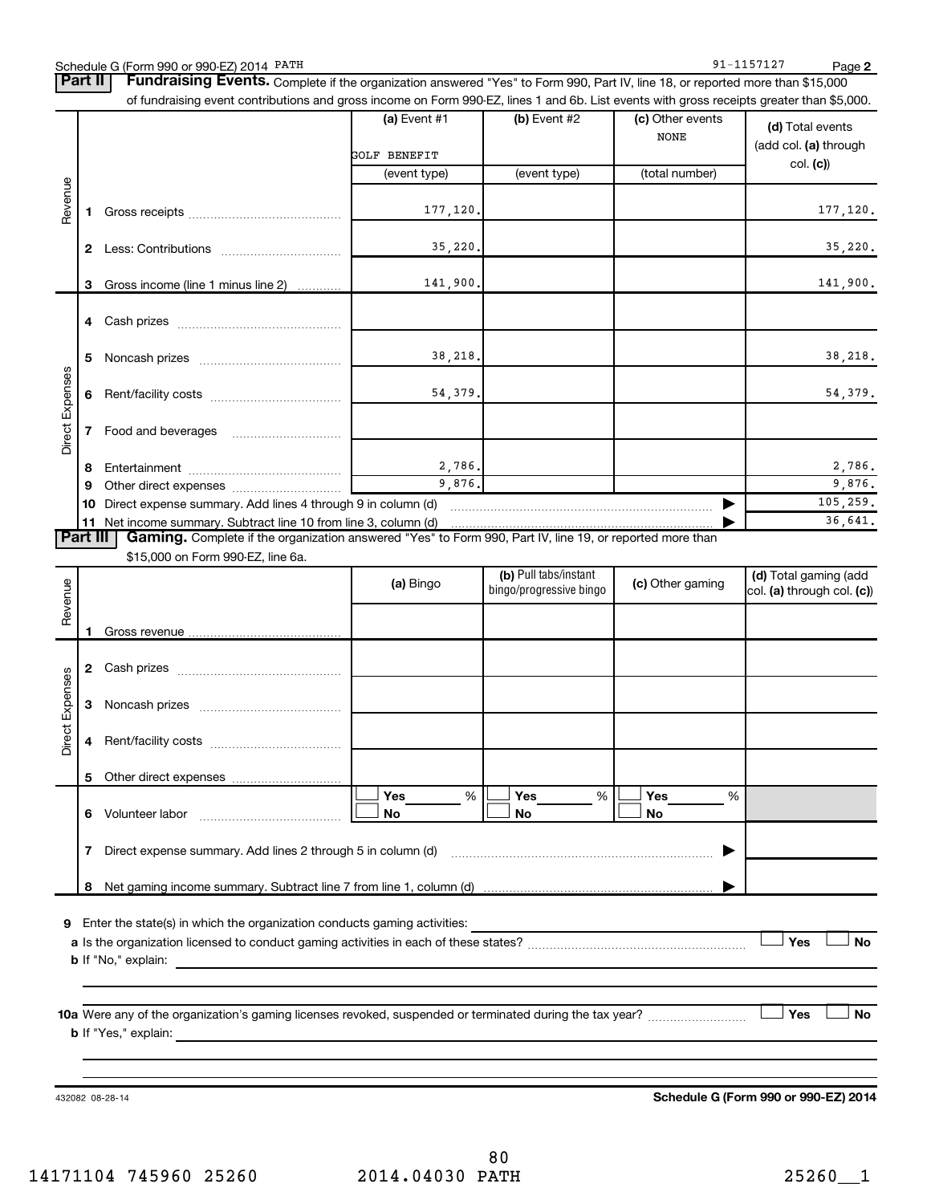Schedule G (Form 990 or 990-EZ) 2014 PATH 91-1157127 Page 2

## Part II Fundraising Events.

Complete if the organization answered "Yes" to Form 990, Part IV, line 18, or reported more than $15,000 of fundraising event contributions and gross income on Form 990-EZ, lines 1 and 6b. List events with gross receipts greater than $5,000.

| | | (a) Event #1 | (b) Event #2 | (c) Other events | (d) Total events (add col. (a) through col. (c)) |
|---|---|---|---|---|---|
| | | GOLF BENEFIT | | NONE | |
| | | (event type) | (event type) | (total number) | |
| Revenue | 1 Gross receipts | 177,120. | | | 177,120. |
| | 2 Less: Contributions | 35,220. | | | 35,220. |
| | 3 Gross income (line 1 minus line 2) | 141,900. | | | 141,900. |
| Direct Expenses | 4 Cash prizes | | | | |
| | 5 Noncash prizes | 38,218. | | | 38,218. |
| | 6 Rent/facility costs | 54,379. | | | 54,379. |
| | 7 Food and beverages | | | | |
| | 8 Entertainment | 2,786. | | | 2,786. |
| | 9 Other direct expenses | 9,876. | | | 9,876. |
| | 10 Direct expense summary. Add lines 4 through 9 in column (d) | | | | 105,259. |
| | 11 Net income summary. Subtract line 10 from line 3, column (d) | | | | 36,641. |

## Part III Gaming.

Complete if the organization answered "Yes" to Form 990, Part IV, line 19, or reported more than $15,000 on Form 990-EZ, line 6a.

| | | (a) Bingo | (b) Pull tabs/instant bingo/progressive bingo | (c) Other gaming | (d) Total gaming (add col. (a) through col. (c)) |
|---|---|---|---|---|---|
| Revenue | 1 Gross revenue | | | | |
| Direct Expenses | 2 Cash prizes | | | | |
| | 3 Noncash prizes | | | | |
| | 4 Rent/facility costs | | | | |
| | 5 Other direct expenses | | | | |
| | 6 Volunteer labor | ☐ Yes ____ % ☐ No | ☐ Yes ____ % ☐ No | ☐ Yes ____ % ☐ No | |
| | 7 Direct expense summary. Add lines 2 through 5 in column (d) | | | | |
| | 8 Net gaming income summary. Subtract line 7 from line 1, column (d) | | | | |

9 Enter the state(s) in which the organization conducts gaming activities:

a Is the organization licensed to conduct gaming activities in each of these states? ☐ Yes ☐ No

b If "No," explain:

10a Were any of the organization's gaming licenses revoked, suspended or terminated during the tax year? ☐ Yes ☐ No

b If "Yes," explain:

432082 08-28-14 **Schedule G (Form 990 or 990-EZ) 2014**

14171104 745960 25260 2014.04030 PATH 25260__1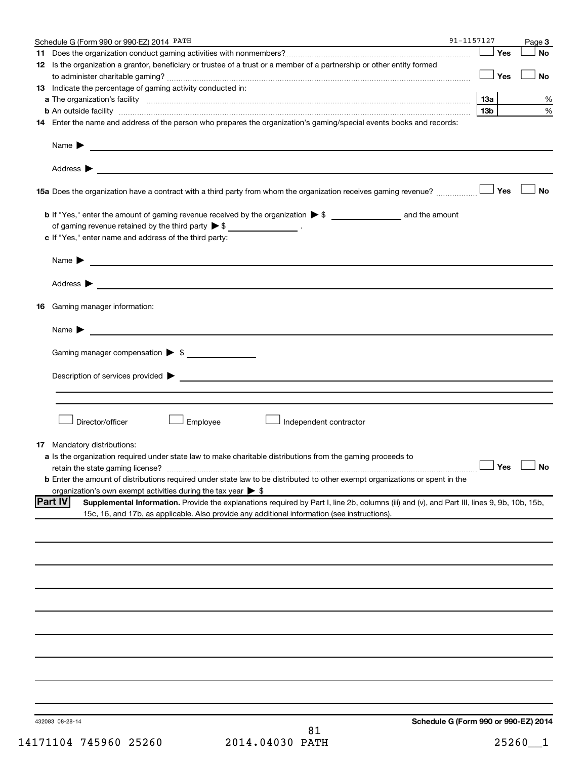Schedule G (Form 990 or 990-EZ) 2014 PATH 91-1157127 Page **3**

**11** Does the organization conduct gaming activities with nonmembers? ☐ Yes ☐ No

**12** Is the organization a grantor, beneficiary or trustee of a trust or a member of a partnership or other entity formed to administer charitable gaming? ☐ Yes ☐ No

**13** Indicate the percentage of gaming activity conducted in:

**a** The organization's facility **13a** %

**b** An outside facility **13b** %

**14** Enter the name and address of the person who prepares the organization's gaming/special events books and records:

Name ▶

Address ▶

**15a** Does the organization have a contract with a third party from whom the organization receives gaming revenue? ☐ Yes ☐ No

**b** If "Yes," enter the amount of gaming revenue received by the organization ▶ $ ______________ and the amount of gaming revenue retained by the third party ▶ $ ______________ .

**c** If "Yes," enter name and address of the third party:

Name ▶

Address ▶

**16** Gaming manager information:

Name ▶

Gaming manager compensation ▶ $

Description of services provided ▶

☐ Director/officer ☐ Employee ☐ Independent contractor

**17** Mandatory distributions:

**a** Is the organization required under state law to make charitable distributions from the gaming proceeds to retain the state gaming license? ☐ Yes ☐ No

**b** Enter the amount of distributions required under state law to be distributed to other exempt organizations or spent in the organization's own exempt activities during the tax year ▶ $

**Part IV** **Supplemental Information.** Provide the explanations required by Part I, line 2b, columns (iii) and (v), and Part III, lines 9, 9b, 10b, 15b, 15c, 16, and 17b, as applicable. Also provide any additional information (see instructions).

432083 08-28-14 **Schedule G (Form 990 or 990-EZ) 2014**

14171104 745960 25260 2014.04030 PATH 25260__1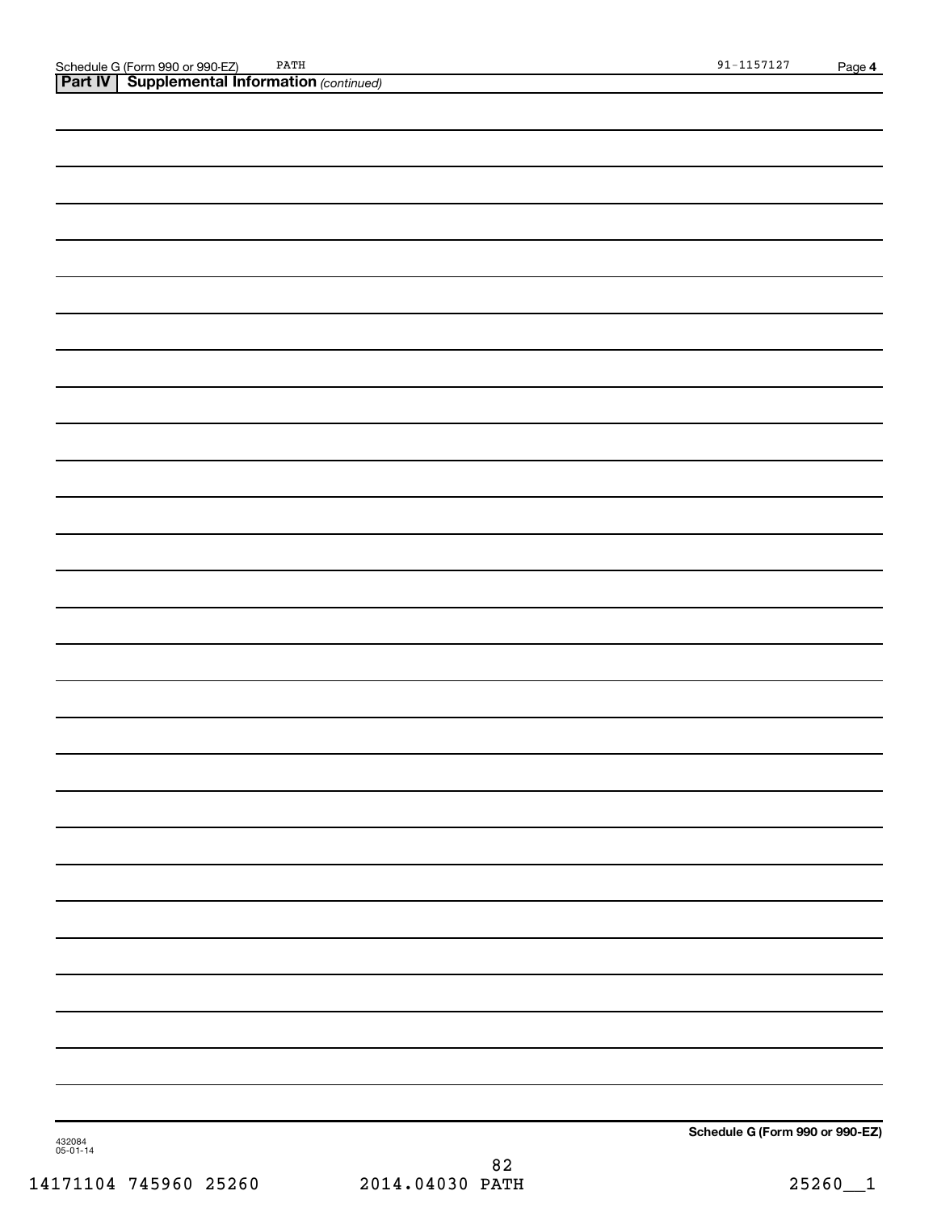## Part IV | Supplemental Information *(continued)*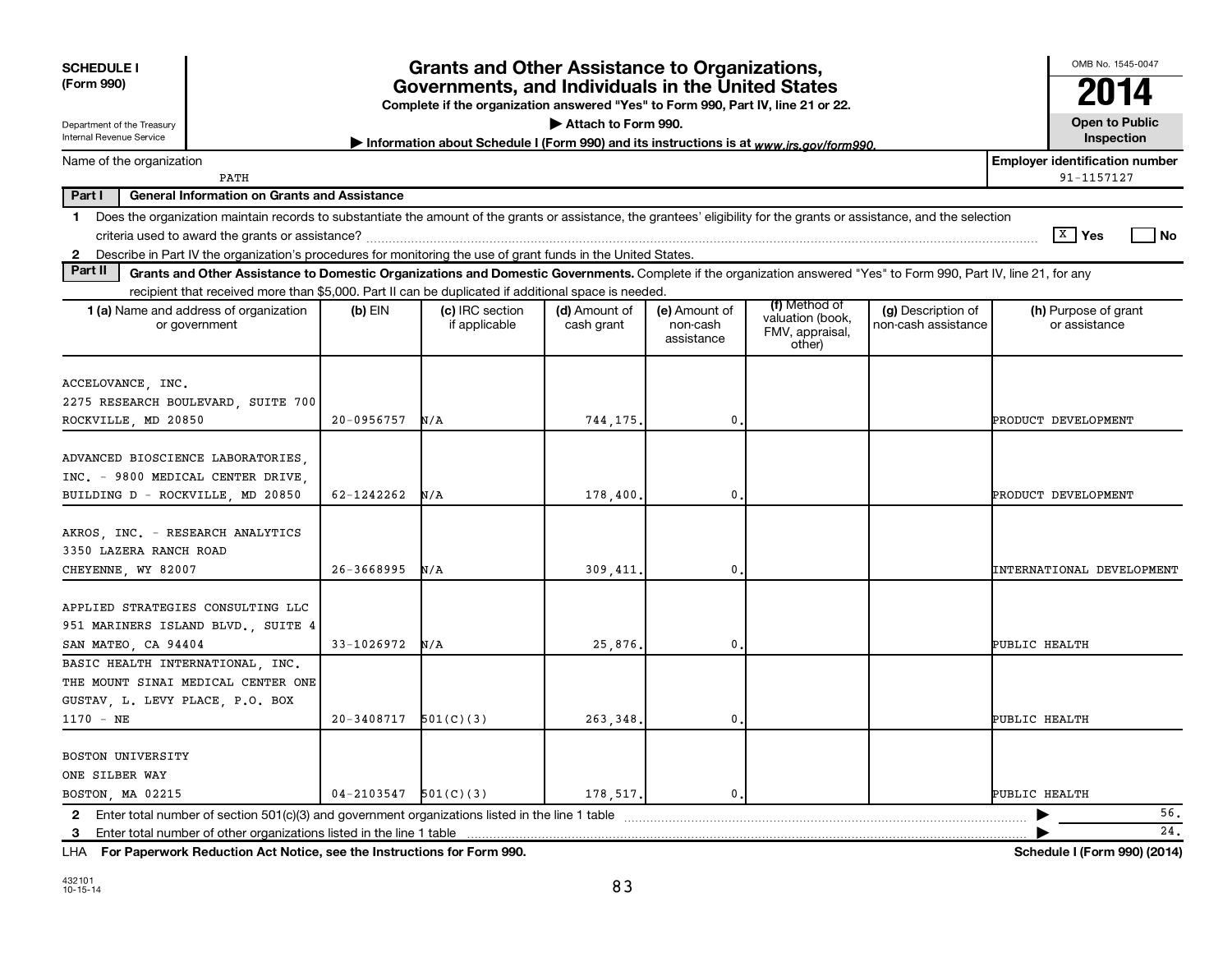**SCHEDULE I**
**(Form 990)**

Department of the Treasury
Internal Revenue Service

# Grants and Other Assistance to Organizations, Governments, and Individuals in the United States

**Complete if the organization answered "Yes" to Form 990, Part IV, line 21 or 22.**

▶ **Attach to Form 990.**

▶ **Information about Schedule I (Form 990) and its instructions is at** *www.irs.gov/form990.*

OMB No. 1545-0047

**2014**

**Open to Public Inspection**

Name of the organization: PATH

**Employer identification number:** 91-1157127

**Part I — General Information on Grants and Assistance**

1 Does the organization maintain records to substantiate the amount of the grants or assistance, the grantees' eligibility for the grants or assistance, and the selection criteria used to award the grants or assistance? [X] Yes [ ] No

2 Describe in Part IV the organization's procedures for monitoring the use of grant funds in the United States.

**Part II — Grants and Other Assistance to Domestic Organizations and Domestic Governments.** Complete if the organization answered "Yes" to Form 990, Part IV, line 21, for any recipient that received more than $5,000. Part II can be duplicated if additional space is needed.

| 1 (a) Name and address of organization or government | (b) EIN | (c) IRC section if applicable | (d) Amount of cash grant | (e) Amount of non-cash assistance | (f) Method of valuation (book, FMV, appraisal, other) | (g) Description of non-cash assistance | (h) Purpose of grant or assistance |
|---|---|---|---|---|---|---|---|
| ACCELOVANCE, INC. 2275 RESEARCH BOULEVARD, SUITE 700 ROCKVILLE, MD 20850 | 20-0956757 | N/A | 744,175. | 0. | | | PRODUCT DEVELOPMENT |
| ADVANCED BIOSCIENCE LABORATORIES, INC. - 9800 MEDICAL CENTER DRIVE, BUILDING D - ROCKVILLE, MD 20850 | 62-1242262 | N/A | 178,400. | 0. | | | PRODUCT DEVELOPMENT |
| AKROS, INC. - RESEARCH ANALYTICS 3350 LAZERA RANCH ROAD CHEYENNE, WY 82007 | 26-3668995 | N/A | 309,411. | 0. | | | INTERNATIONAL DEVELOPMENT |
| APPLIED STRATEGIES CONSULTING LLC 951 MARINERS ISLAND BLVD., SUITE 4 SAN MATEO, CA 94404 | 33-1026972 | N/A | 25,876. | 0. | | | PUBLIC HEALTH |
| BASIC HEALTH INTERNATIONAL, INC. THE MOUNT SINAI MEDICAL CENTER ONE GUSTAV, L. LEVY PLACE, P.O. BOX 1170 - NE | 20-3408717 | 501(C)(3) | 263,348. | 0. | | | PUBLIC HEALTH |
| BOSTON UNIVERSITY ONE SILBER WAY BOSTON, MA 02215 | 04-2103547 | 501(C)(3) | 178,517. | 0. | | | PUBLIC HEALTH |

2 Enter total number of section 501(c)(3) and government organizations listed in the line 1 table ▶ 56.

3 Enter total number of other organizations listed in the line 1 table ▶ 24.

LHA **For Paperwork Reduction Act Notice, see the Instructions for Form 990.** **Schedule I (Form 990) (2014)**

432101
10-15-14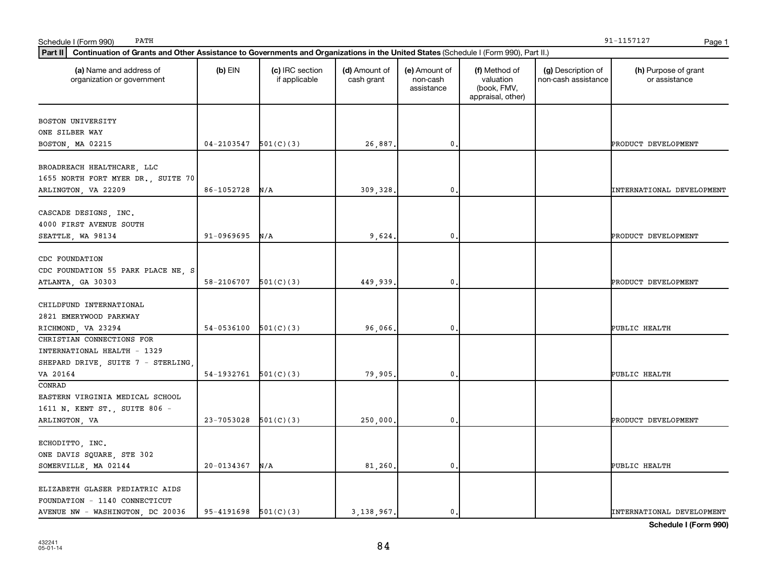Schedule I (Form 990) PATH 91-1157127

**Part II** **Continuation of Grants and Other Assistance to Governments and Organizations in the United States** (Schedule I (Form 990), Part II.)

| **(a)** Name and address of organization or government | **(b)** EIN | **(c)** IRC section if applicable | **(d)** Amount of cash grant | **(e)** Amount of non-cash assistance | **(f)** Method of valuation (book, FMV, appraisal, other) | **(g)** Description of non-cash assistance | **(h)** Purpose of grant or assistance |
|---|---|---|---|---|---|---|---|
| BOSTON UNIVERSITY ONE SILBER WAY BOSTON, MA 02215 | 04-2103547 | 501(C)(3) | 26,887. | 0. | | | PRODUCT DEVELOPMENT |
| BROADREACH HEALTHCARE, LLC 1655 NORTH FORT MYER DR., SUITE 70 ARLINGTON, VA 22209 | 86-1052728 | N/A | 309,328. | 0. | | | INTERNATIONAL DEVELOPMENT |
| CASCADE DESIGNS, INC. 4000 FIRST AVENUE SOUTH SEATTLE, WA 98134 | 91-0969695 | N/A | 9,624. | 0. | | | PRODUCT DEVELOPMENT |
| CDC FOUNDATION CDC FOUNDATION 55 PARK PLACE NE, S ATLANTA, GA 30303 | 58-2106707 | 501(C)(3) | 449,939. | 0. | | | PRODUCT DEVELOPMENT |
| CHILDFUND INTERNATIONAL 2821 EMERYWOOD PARKWAY RICHMOND, VA 23294 | 54-0536100 | 501(C)(3) | 96,066. | 0. | | | PUBLIC HEALTH |
| CHRISTIAN CONNECTIONS FOR INTERNATIONAL HEALTH - 1329 SHEPARD DRIVE, SUITE 7 - STERLING, VA 20164 | 54-1932761 | 501(C)(3) | 79,905. | 0. | | | PUBLIC HEALTH |
| CONRAD EASTERN VIRGINIA MEDICAL SCHOOL 1611 N. KENT ST., SUITE 806 - ARLINGTON, VA | 23-7053028 | 501(C)(3) | 250,000. | 0. | | | PRODUCT DEVELOPMENT |
| ECHODITTO, INC. ONE DAVIS SQUARE, STE 302 SOMERVILLE, MA 02144 | 20-0134367 | N/A | 81,260. | 0. | | | PUBLIC HEALTH |
| ELIZABETH GLASER PEDIATRIC AIDS FOUNDATION - 1140 CONNECTICUT AVENUE NW - WASHINGTON, DC 20036 | 95-4191698 | 501(C)(3) | 3,138,967. | 0. | | | INTERNATIONAL DEVELOPMENT |

**Schedule I (Form 990)**

432241
05-01-14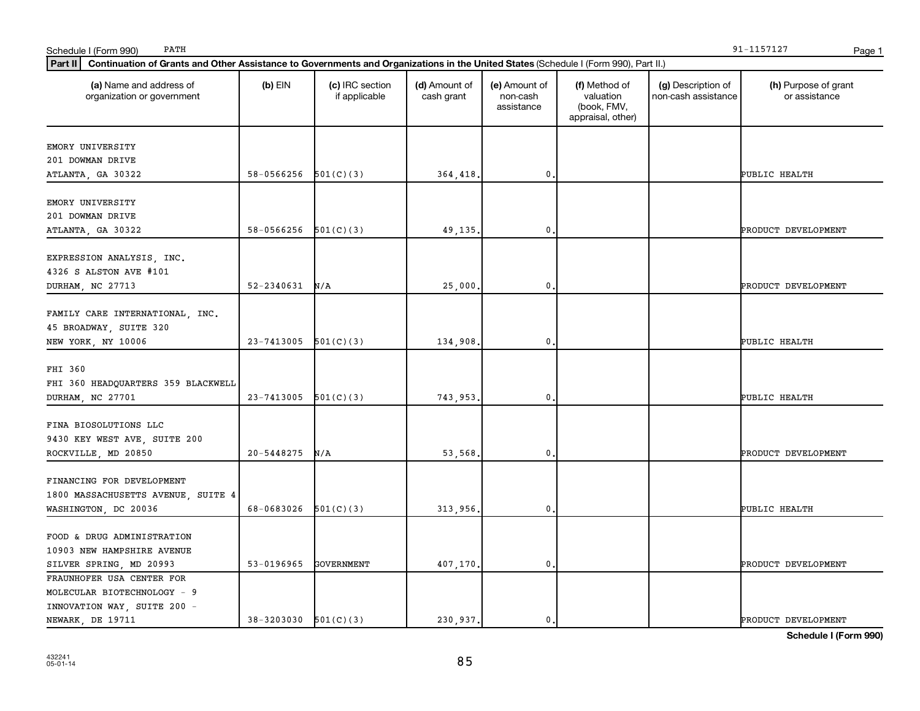Schedule I (Form 990) PATH 91-1157127

**Part II** **Continuation of Grants and Other Assistance to Governments and Organizations in the United States** (Schedule I (Form 990), Part II.)

| (a) Name and address of organization or government | (b) EIN | (c) IRC section if applicable | (d) Amount of cash grant | (e) Amount of non-cash assistance | (f) Method of valuation (book, FMV, appraisal, other) | (g) Description of non-cash assistance | (h) Purpose of grant or assistance |
|---|---|---|---|---|---|---|---|
| EMORY UNIVERSITY 201 DOWMAN DRIVE ATLANTA, GA 30322 | 58-0566256 | 501(C)(3) | 364,418. | 0. | | | PUBLIC HEALTH |
| EMORY UNIVERSITY 201 DOWMAN DRIVE ATLANTA, GA 30322 | 58-0566256 | 501(C)(3) | 49,135. | 0. | | | PRODUCT DEVELOPMENT |
| EXPRESSION ANALYSIS, INC. 4326 S ALSTON AVE #101 DURHAM, NC 27713 | 52-2340631 | N/A | 25,000. | 0. | | | PRODUCT DEVELOPMENT |
| FAMILY CARE INTERNATIONAL, INC. 45 BROADWAY, SUITE 320 NEW YORK, NY 10006 | 23-7413005 | 501(C)(3) | 134,908. | 0. | | | PUBLIC HEALTH |
| FHI 360 FHI 360 HEADQUARTERS 359 BLACKWELL DURHAM, NC 27701 | 23-7413005 | 501(C)(3) | 743,953. | 0. | | | PUBLIC HEALTH |
| FINA BIOSOLUTIONS LLC 9430 KEY WEST AVE, SUITE 200 ROCKVILLE, MD 20850 | 20-5448275 | N/A | 53,568. | 0. | | | PRODUCT DEVELOPMENT |
| FINANCING FOR DEVELOPMENT 1800 MASSACHUSETTS AVENUE, SUITE 4 WASHINGTON, DC 20036 | 68-0683026 | 501(C)(3) | 313,956. | 0. | | | PUBLIC HEALTH |
| FOOD & DRUG ADMINISTRATION 10903 NEW HAMPSHIRE AVENUE SILVER SPRING, MD 20993 | 53-0196965 | GOVERNMENT | 407,170. | 0. | | | PRODUCT DEVELOPMENT |
| FRAUNHOFER USA CENTER FOR MOLECULAR BIOTECHNOLOGY - 9 INNOVATION WAY, SUITE 200 - NEWARK, DE 19711 | 38-3203030 | 501(C)(3) | 230,937. | 0. | | | PRODUCT DEVELOPMENT |

**Schedule I (Form 990)**

432241
05-01-14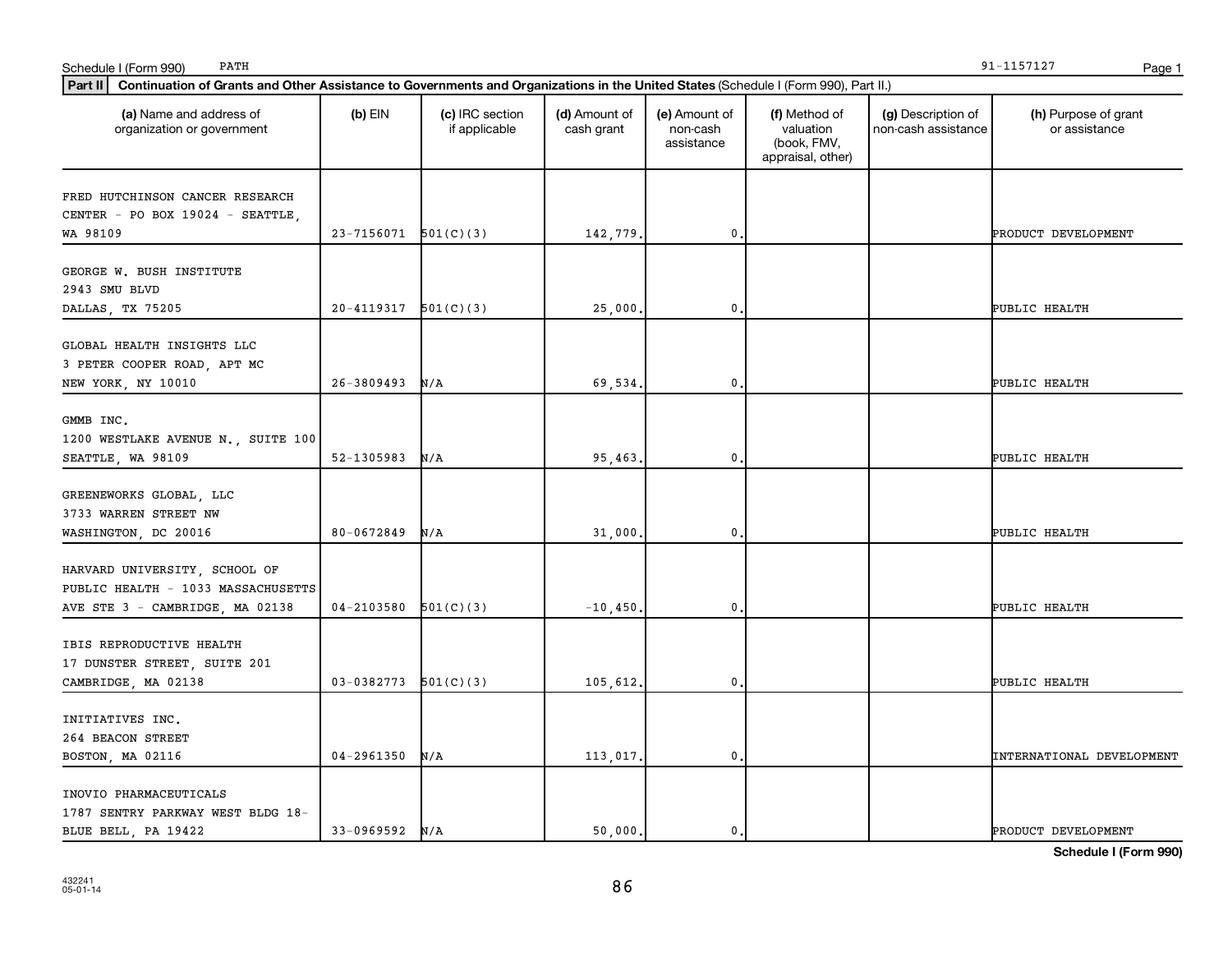Schedule I (Form 990) PATH 91-1157127

**Part II** **Continuation of Grants and Other Assistance to Governments and Organizations in the United States** (Schedule I (Form 990), Part II.)

| (a) Name and address of organization or government | (b) EIN | (c) IRC section if applicable | (d) Amount of cash grant | (e) Amount of non-cash assistance | (f) Method of valuation (book, FMV, appraisal, other) | (g) Description of non-cash assistance | (h) Purpose of grant or assistance |
|---|---|---|---|---|---|---|---|
| FRED HUTCHINSON CANCER RESEARCH CENTER - PO BOX 19024 - SEATTLE, WA 98109 | 23-7156071 | 501(C)(3) | 142,779. | 0. | | | PRODUCT DEVELOPMENT |
| GEORGE W. BUSH INSTITUTE 2943 SMU BLVD DALLAS, TX 75205 | 20-4119317 | 501(C)(3) | 25,000. | 0. | | | PUBLIC HEALTH |
| GLOBAL HEALTH INSIGHTS LLC 3 PETER COOPER ROAD, APT MC NEW YORK, NY 10010 | 26-3809493 | N/A | 69,534. | 0. | | | PUBLIC HEALTH |
| GMMB INC. 1200 WESTLAKE AVENUE N., SUITE 100 SEATTLE, WA 98109 | 52-1305983 | N/A | 95,463. | 0. | | | PUBLIC HEALTH |
| GREENEWORKS GLOBAL, LLC 3733 WARREN STREET NW WASHINGTON, DC 20016 | 80-0672849 | N/A | 31,000. | 0. | | | PUBLIC HEALTH |
| HARVARD UNIVERSITY, SCHOOL OF PUBLIC HEALTH - 1033 MASSACHUSETTS AVE STE 3 - CAMBRIDGE, MA 02138 | 04-2103580 | 501(C)(3) | -10,450. | 0. | | | PUBLIC HEALTH |
| IBIS REPRODUCTIVE HEALTH 17 DUNSTER STREET, SUITE 201 CAMBRIDGE, MA 02138 | 03-0382773 | 501(C)(3) | 105,612. | 0. | | | PUBLIC HEALTH |
| INITIATIVES INC. 264 BEACON STREET BOSTON, MA 02116 | 04-2961350 | N/A | 113,017. | 0. | | | INTERNATIONAL DEVELOPMENT |
| INOVIO PHARMACEUTICALS 1787 SENTRY PARKWAY WEST BLDG 18- BLUE BELL, PA 19422 | 33-0969592 | N/A | 50,000. | 0. | | | PRODUCT DEVELOPMENT |

**Schedule I (Form 990)**

432241
05-01-14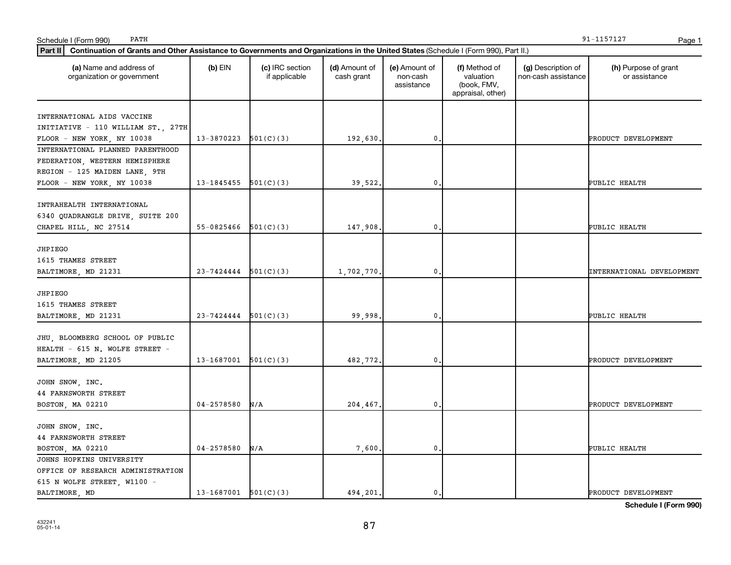Schedule I (Form 990) PATH 91-1157127

**Part II** **Continuation of Grants and Other Assistance to Governments and Organizations in the United States** (Schedule I (Form 990), Part II.)

| (a) Name and address of organization or government | (b) EIN | (c) IRC section if applicable | (d) Amount of cash grant | (e) Amount of non-cash assistance | (f) Method of valuation (book, FMV, appraisal, other) | (g) Description of non-cash assistance | (h) Purpose of grant or assistance |
|---|---|---|---|---|---|---|---|
| INTERNATIONAL AIDS VACCINE INITIATIVE - 110 WILLIAM ST., 27TH FLOOR - NEW YORK, NY 10038 | 13-3870223 | 501(C)(3) | 192,630. | 0. | | | PRODUCT DEVELOPMENT |
| INTERNATIONAL PLANNED PARENTHOOD FEDERATION, WESTERN HEMISPHERE REGION - 125 MAIDEN LANE, 9TH FLOOR - NEW YORK, NY 10038 | 13-1845455 | 501(C)(3) | 39,522. | 0. | | | PUBLIC HEALTH |
| INTRAHEALTH INTERNATIONAL 6340 QUADRANGLE DRIVE, SUITE 200 CHAPEL HILL, NC 27514 | 55-0825466 | 501(C)(3) | 147,908. | 0. | | | PUBLIC HEALTH |
| JHPIEGO 1615 THAMES STREET BALTIMORE, MD 21231 | 23-7424444 | 501(C)(3) | 1,702,770. | 0. | | | INTERNATIONAL DEVELOPMENT |
| JHPIEGO 1615 THAMES STREET BALTIMORE, MD 21231 | 23-7424444 | 501(C)(3) | 99,998. | 0. | | | PUBLIC HEALTH |
| JHU, BLOOMBERG SCHOOL OF PUBLIC HEALTH - 615 N. WOLFE STREET - BALTIMORE, MD 21205 | 13-1687001 | 501(C)(3) | 482,772. | 0. | | | PRODUCT DEVELOPMENT |
| JOHN SNOW, INC. 44 FARNSWORTH STREET BOSTON, MA 02210 | 04-2578580 | N/A | 204,467. | 0. | | | PRODUCT DEVELOPMENT |
| JOHN SNOW, INC. 44 FARNSWORTH STREET BOSTON, MA 02210 | 04-2578580 | N/A | 7,600. | 0. | | | PUBLIC HEALTH |
| JOHNS HOPKINS UNIVERSITY OFFICE OF RESEARCH ADMINISTRATION 615 N WOLFE STREET, W1100 - BALTIMORE, MD | 13-1687001 | 501(C)(3) | 494,201. | 0. | | | PRODUCT DEVELOPMENT |

**Schedule I (Form 990)**

432241
05-01-14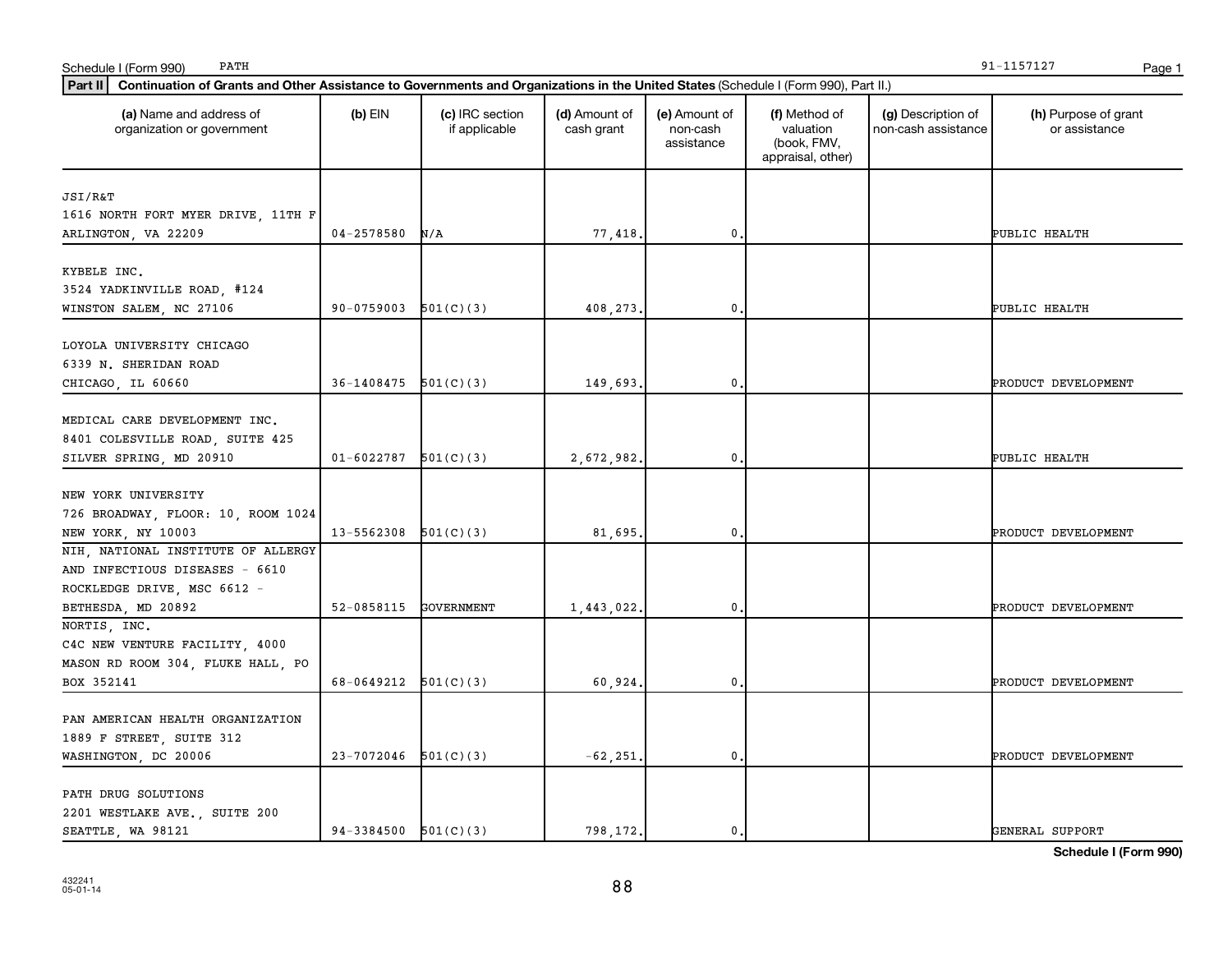Schedule I (Form 990) PATH 91-1157127

**Part II** **Continuation of Grants and Other Assistance to Governments and Organizations in the United States** (Schedule I (Form 990), Part II.)

| (a) Name and address of organization or government | (b) EIN | (c) IRC section if applicable | (d) Amount of cash grant | (e) Amount of non-cash assistance | (f) Method of valuation (book, FMV, appraisal, other) | (g) Description of non-cash assistance | (h) Purpose of grant or assistance |
|---|---|---|---|---|---|---|---|
| JSI/R&T 1616 NORTH FORT MYER DRIVE, 11TH F ARLINGTON, VA 22209 | 04-2578580 | N/A | 77,418. | 0. | | | PUBLIC HEALTH |
| KYBELE INC. 3524 YADKINVILLE ROAD, #124 WINSTON SALEM, NC 27106 | 90-0759003 | 501(C)(3) | 408,273. | 0. | | | PUBLIC HEALTH |
| LOYOLA UNIVERSITY CHICAGO 6339 N. SHERIDAN ROAD CHICAGO, IL 60660 | 36-1408475 | 501(C)(3) | 149,693. | 0. | | | PRODUCT DEVELOPMENT |
| MEDICAL CARE DEVELOPMENT INC. 8401 COLESVILLE ROAD, SUITE 425 SILVER SPRING, MD 20910 | 01-6022787 | 501(C)(3) | 2,672,982. | 0. | | | PUBLIC HEALTH |
| NEW YORK UNIVERSITY 726 BROADWAY, FLOOR: 10, ROOM 1024 NEW YORK, NY 10003 | 13-5562308 | 501(C)(3) | 81,695. | 0. | | | PRODUCT DEVELOPMENT |
| NIH, NATIONAL INSTITUTE OF ALLERGY AND INFECTIOUS DISEASES - 6610 ROCKLEDGE DRIVE, MSC 6612 - BETHESDA, MD 20892 | 52-0858115 | GOVERNMENT | 1,443,022. | 0. | | | PRODUCT DEVELOPMENT |
| NORTIS, INC. C4C NEW VENTURE FACILITY, 4000 MASON RD ROOM 304, FLUKE HALL, PO BOX 352141 | 68-0649212 | 501(C)(3) | 60,924. | 0. | | | PRODUCT DEVELOPMENT |
| PAN AMERICAN HEALTH ORGANIZATION 1889 F STREET, SUITE 312 WASHINGTON, DC 20006 | 23-7072046 | 501(C)(3) | -62,251. | 0. | | | PRODUCT DEVELOPMENT |
| PATH DRUG SOLUTIONS 2201 WESTLAKE AVE., SUITE 200 SEATTLE, WA 98121 | 94-3384500 | 501(C)(3) | 798,172. | 0. | | | GENERAL SUPPORT |

**Schedule I (Form 990)**

432241 05-01-14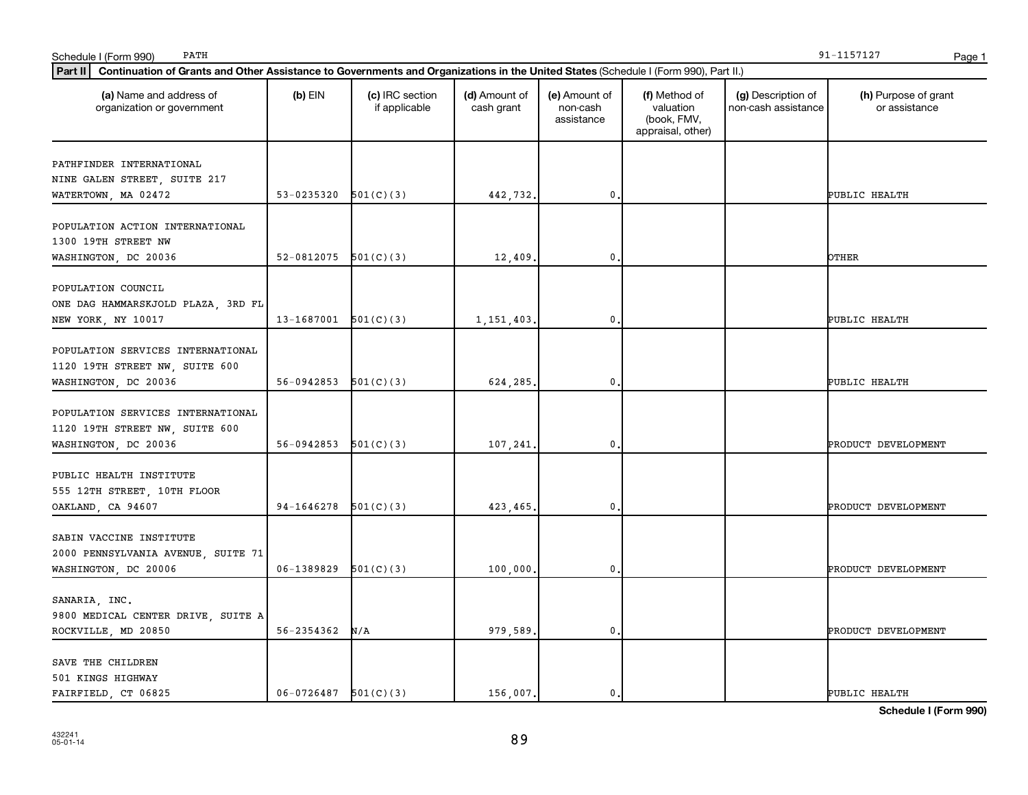Schedule I (Form 990) PATH 91-1157127

**Part II** **Continuation of Grants and Other Assistance to Governments and Organizations in the United States** (Schedule I (Form 990), Part II.)

| (a) Name and address of organization or government | (b) EIN | (c) IRC section if applicable | (d) Amount of cash grant | (e) Amount of non-cash assistance | (f) Method of valuation (book, FMV, appraisal, other) | (g) Description of non-cash assistance | (h) Purpose of grant or assistance |
|---|---|---|---|---|---|---|---|
| PATHFINDER INTERNATIONAL<br>NINE GALEN STREET, SUITE 217<br>WATERTOWN, MA 02472 | 53-0235320 | 501(C)(3) | 442,732. | 0. | | | PUBLIC HEALTH |
| POPULATION ACTION INTERNATIONAL<br>1300 19TH STREET NW<br>WASHINGTON, DC 20036 | 52-0812075 | 501(C)(3) | 12,409. | 0. | | | OTHER |
| POPULATION COUNCIL<br>ONE DAG HAMMARSKJOLD PLAZA, 3RD FL<br>NEW YORK, NY 10017 | 13-1687001 | 501(C)(3) | 1,151,403. | 0. | | | PUBLIC HEALTH |
| POPULATION SERVICES INTERNATIONAL<br>1120 19TH STREET NW, SUITE 600<br>WASHINGTON, DC 20036 | 56-0942853 | 501(C)(3) | 624,285. | 0. | | | PUBLIC HEALTH |
| POPULATION SERVICES INTERNATIONAL<br>1120 19TH STREET NW, SUITE 600<br>WASHINGTON, DC 20036 | 56-0942853 | 501(C)(3) | 107,241. | 0. | | | PRODUCT DEVELOPMENT |
| PUBLIC HEALTH INSTITUTE<br>555 12TH STREET, 10TH FLOOR<br>OAKLAND, CA 94607 | 94-1646278 | 501(C)(3) | 423,465. | 0. | | | PRODUCT DEVELOPMENT |
| SABIN VACCINE INSTITUTE<br>2000 PENNSYLVANIA AVENUE, SUITE 71<br>WASHINGTON, DC 20006 | 06-1389829 | 501(C)(3) | 100,000. | 0. | | | PRODUCT DEVELOPMENT |
| SANARIA, INC.<br>9800 MEDICAL CENTER DRIVE, SUITE A<br>ROCKVILLE, MD 20850 | 56-2354362 | N/A | 979,589. | 0. | | | PRODUCT DEVELOPMENT |
| SAVE THE CHILDREN<br>501 KINGS HIGHWAY<br>FAIRFIELD, CT 06825 | 06-0726487 | 501(C)(3) | 156,007. | 0. | | | PUBLIC HEALTH |

**Schedule I (Form 990)**

432241
05-01-14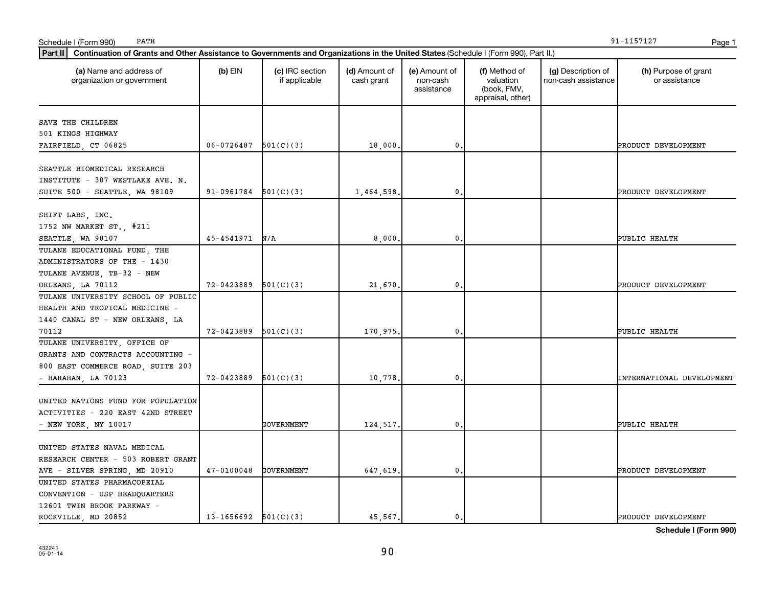Schedule I (Form 990) PATH 91-1157127 Page 1

**Part II** **Continuation of Grants and Other Assistance to Governments and Organizations in the United States** (Schedule I (Form 990), Part II.)

| (a) Name and address of organization or government | (b) EIN | (c) IRC section if applicable | (d) Amount of cash grant | (e) Amount of non-cash assistance | (f) Method of valuation (book, FMV, appraisal, other) | (g) Description of non-cash assistance | (h) Purpose of grant or assistance |
|---|---|---|---|---|---|---|---|
| SAVE THE CHILDREN 501 KINGS HIGHWAY FAIRFIELD, CT 06825 | 06-0726487 | 501(C)(3) | 18,000. | 0. | | | PRODUCT DEVELOPMENT |
| SEATTLE BIOMEDICAL RESEARCH INSTITUTE - 307 WESTLAKE AVE. N. SUITE 500 - SEATTLE, WA 98109 | 91-0961784 | 501(C)(3) | 1,464,598. | 0. | | | PRODUCT DEVELOPMENT |
| SHIFT LABS, INC. 1752 NW MARKET ST., #211 SEATTLE, WA 98107 | 45-4541971 | N/A | 8,000. | 0. | | | PUBLIC HEALTH |
| TULANE EDUCATIONAL FUND, THE ADMINISTRATORS OF THE - 1430 TULANE AVENUE, TB-32 - NEW ORLEANS, LA 70112 | 72-0423889 | 501(C)(3) | 21,670. | 0. | | | PRODUCT DEVELOPMENT |
| TULANE UNIVERSITY SCHOOL OF PUBLIC HEALTH AND TROPICAL MEDICINE - 1440 CANAL ST - NEW ORLEANS, LA 70112 | 72-0423889 | 501(C)(3) | 170,975. | 0. | | | PUBLIC HEALTH |
| TULANE UNIVERSITY, OFFICE OF GRANTS AND CONTRACTS ACCOUNTING - 800 EAST COMMERCE ROAD, SUITE 203 - HARAHAN, LA 70123 | 72-0423889 | 501(C)(3) | 10,778. | 0. | | | INTERNATIONAL DEVELOPMENT |
| UNITED NATIONS FUND FOR POPULATION ACTIVITIES - 220 EAST 42ND STREET - NEW YORK, NY 10017 | | GOVERNMENT | 124,517. | 0. | | | PUBLIC HEALTH |
| UNITED STATES NAVAL MEDICAL RESEARCH CENTER - 503 ROBERT GRANT AVE - SILVER SPRING, MD 20910 | 47-0100048 | GOVERNMENT | 647,619. | 0. | | | PRODUCT DEVELOPMENT |
| UNITED STATES PHARMACOPEIAL CONVENTION - USP HEADQUARTERS 12601 TWIN BROOK PARKWAY - ROCKVILLE, MD 20852 | 13-1656692 | 501(C)(3) | 45,567. | 0. | | | PRODUCT DEVELOPMENT |

**Schedule I (Form 990)**

432241 05-01-14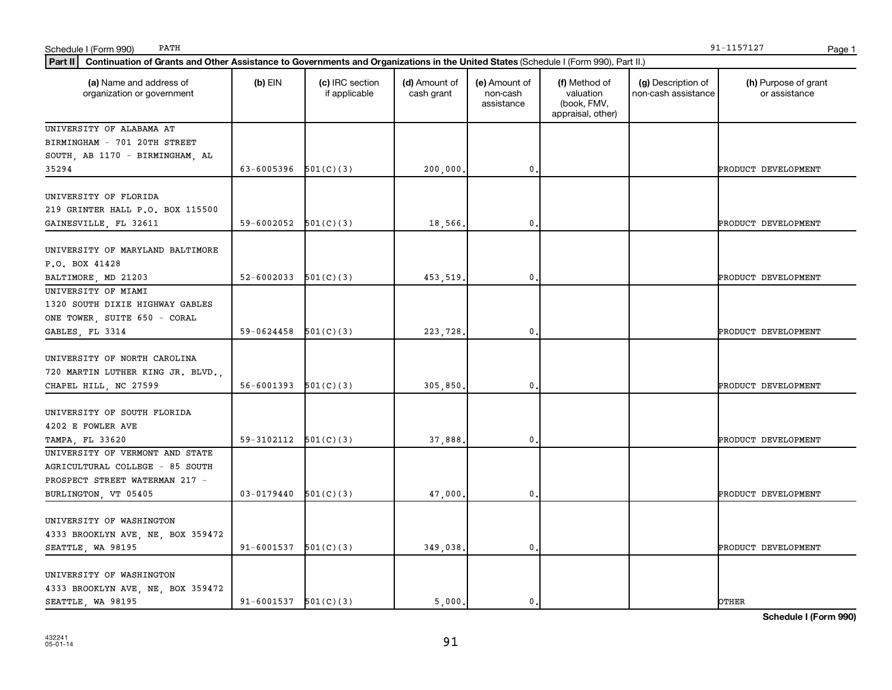Schedule I (Form 990) PATH 91-1157127

**Part II** **Continuation of Grants and Other Assistance to Governments and Organizations in the United States** (Schedule I (Form 990), Part II.)

| (a) Name and address of organization or government | (b) EIN | (c) IRC section if applicable | (d) Amount of cash grant | (e) Amount of non-cash assistance | (f) Method of valuation (book, FMV, appraisal, other) | (g) Description of non-cash assistance | (h) Purpose of grant or assistance |
|---|---|---|---|---|---|---|---|
| UNIVERSITY OF ALABAMA AT BIRMINGHAM - 701 20TH STREET SOUTH, AB 1170 - BIRMINGHAM, AL 35294 | 63-6005396 | 501(C)(3) | 200,000. | 0. | | | PRODUCT DEVELOPMENT |
| UNIVERSITY OF FLORIDA 219 GRINTER HALL P.O. BOX 115500 GAINESVILLE, FL 32611 | 59-6002052 | 501(C)(3) | 18,566. | 0. | | | PRODUCT DEVELOPMENT |
| UNIVERSITY OF MARYLAND BALTIMORE P.O. BOX 41428 BALTIMORE, MD 21203 | 52-6002033 | 501(C)(3) | 453,519. | 0. | | | PRODUCT DEVELOPMENT |
| UNIVERSITY OF MIAMI 1320 SOUTH DIXIE HIGHWAY GABLES ONE TOWER, SUITE 650 - CORAL GABLES, FL 3314 | 59-0624458 | 501(C)(3) | 223,728. | 0. | | | PRODUCT DEVELOPMENT |
| UNIVERSITY OF NORTH CAROLINA 720 MARTIN LUTHER KING JR. BLVD., CHAPEL HILL, NC 27599 | 56-6001393 | 501(C)(3) | 305,850. | 0. | | | PRODUCT DEVELOPMENT |
| UNIVERSITY OF SOUTH FLORIDA 4202 E FOWLER AVE TAMPA, FL 33620 | 59-3102112 | 501(C)(3) | 37,888. | 0. | | | PRODUCT DEVELOPMENT |
| UNIVERSITY OF VERMONT AND STATE AGRICULTURAL COLLEGE - 85 SOUTH PROSPECT STREET WATERMAN 217 - BURLINGTON, VT 05405 | 03-0179440 | 501(C)(3) | 47,000. | 0. | | | PRODUCT DEVELOPMENT |
| UNIVERSITY OF WASHINGTON 4333 BROOKLYN AVE, NE, BOX 359472 SEATTLE, WA 98195 | 91-6001537 | 501(C)(3) | 349,038. | 0. | | | PRODUCT DEVELOPMENT |
| UNIVERSITY OF WASHINGTON 4333 BROOKLYN AVE, NE, BOX 359472 SEATTLE, WA 98195 | 91-6001537 | 501(C)(3) | 5,000. | 0. | | | OTHER |

**Schedule I (Form 990)**

432241
05-01-14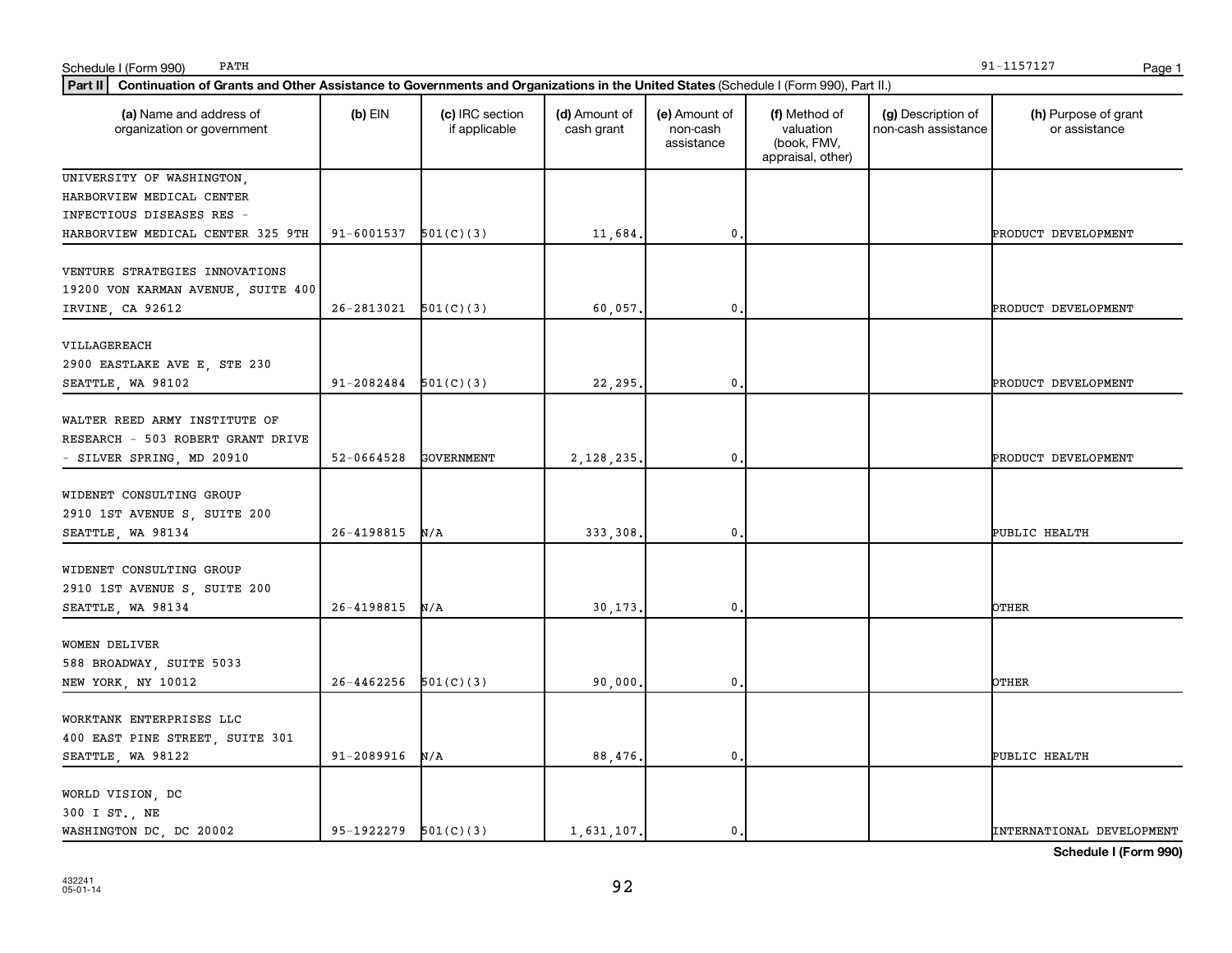Schedule I (Form 990) PATH 91-1157127

**Part II** **Continuation of Grants and Other Assistance to Governments and Organizations in the United States** (Schedule I (Form 990), Part II.)

| (a) Name and address of organization or government | (b) EIN | (c) IRC section if applicable | (d) Amount of cash grant | (e) Amount of non-cash assistance | (f) Method of valuation (book, FMV, appraisal, other) | (g) Description of non-cash assistance | (h) Purpose of grant or assistance |
|---|---|---|---|---|---|---|---|
| UNIVERSITY OF WASHINGTON, HARBORVIEW MEDICAL CENTER INFECTIOUS DISEASES RES - HARBORVIEW MEDICAL CENTER 325 9TH | 91-6001537 | 501(C)(3) | 11,684. | 0. | | | PRODUCT DEVELOPMENT |
| VENTURE STRATEGIES INNOVATIONS 19200 VON KARMAN AVENUE, SUITE 400 IRVINE, CA 92612 | 26-2813021 | 501(C)(3) | 60,057. | 0. | | | PRODUCT DEVELOPMENT |
| VILLAGEREACH 2900 EASTLAKE AVE E, STE 230 SEATTLE, WA 98102 | 91-2082484 | 501(C)(3) | 22,295. | 0. | | | PRODUCT DEVELOPMENT |
| WALTER REED ARMY INSTITUTE OF RESEARCH - 503 ROBERT GRANT DRIVE - SILVER SPRING, MD 20910 | 52-0664528 | GOVERNMENT | 2,128,235. | 0. | | | PRODUCT DEVELOPMENT |
| WIDENET CONSULTING GROUP 2910 1ST AVENUE S, SUITE 200 SEATTLE, WA 98134 | 26-4198815 | N/A | 333,308. | 0. | | | PUBLIC HEALTH |
| WIDENET CONSULTING GROUP 2910 1ST AVENUE S, SUITE 200 SEATTLE, WA 98134 | 26-4198815 | N/A | 30,173. | 0. | | | OTHER |
| WOMEN DELIVER 588 BROADWAY, SUITE 5033 NEW YORK, NY 10012 | 26-4462256 | 501(C)(3) | 90,000. | 0. | | | OTHER |
| WORKTANK ENTERPRISES LLC 400 EAST PINE STREET, SUITE 301 SEATTLE, WA 98122 | 91-2089916 | N/A | 88,476. | 0. | | | PUBLIC HEALTH |
| WORLD VISION, DC 300 I ST., NE WASHINGTON DC, DC 20002 | 95-1922279 | 501(C)(3) | 1,631,107. | 0. | | | INTERNATIONAL DEVELOPMENT |

**Schedule I (Form 990)**

432241 05-01-14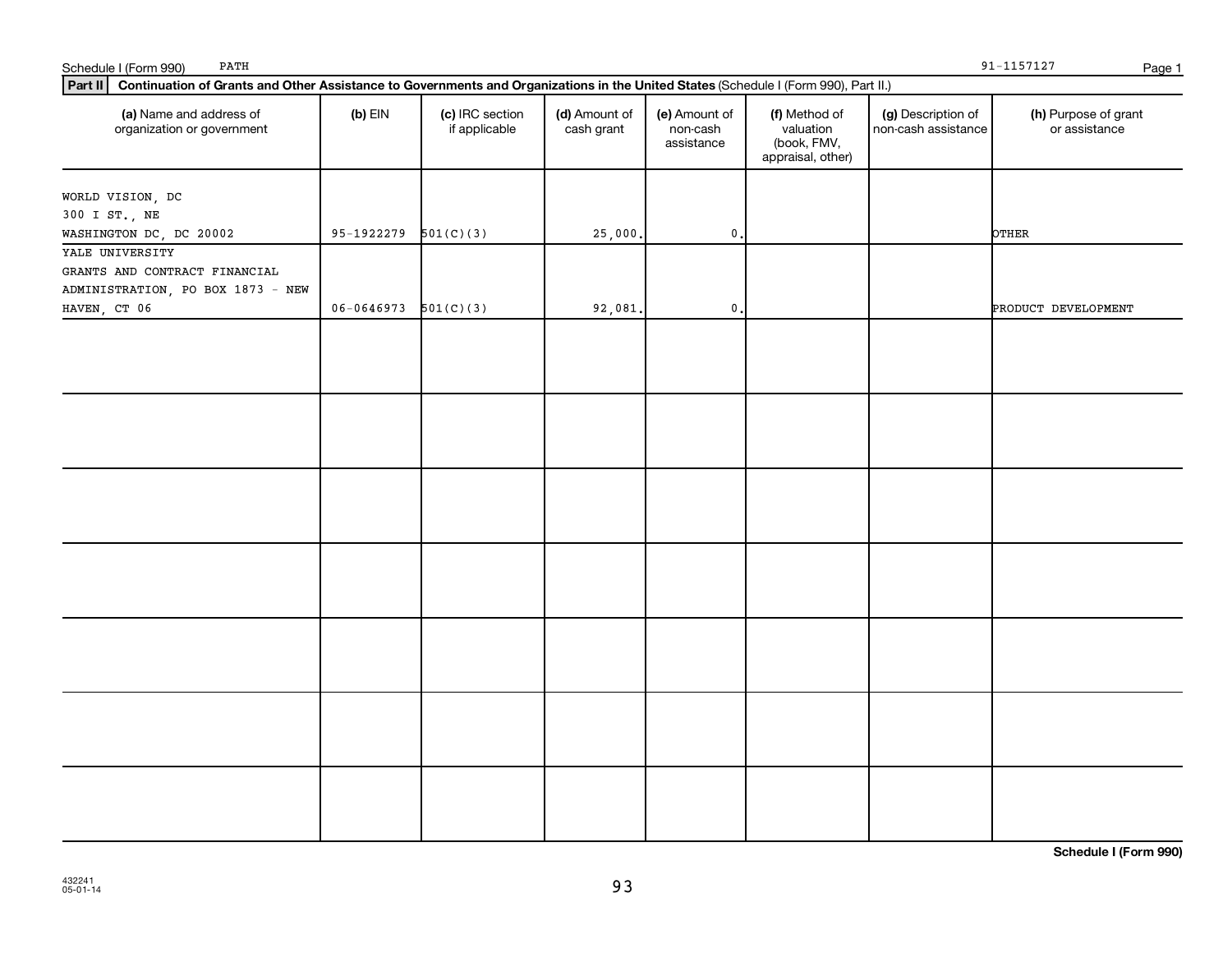Schedule I (Form 990) PATH 91-1157127

**Part II** **Continuation of Grants and Other Assistance to Governments and Organizations in the United States** (Schedule I (Form 990), Part II.)

| (a) Name and address of organization or government | (b) EIN | (c) IRC section if applicable | (d) Amount of cash grant | (e) Amount of non-cash assistance | (f) Method of valuation (book, FMV, appraisal, other) | (g) Description of non-cash assistance | (h) Purpose of grant or assistance |
|---|---|---|---|---|---|---|---|
| WORLD VISION, DC<br>300 I ST., NE<br>WASHINGTON DC, DC 20002 | 95-1922279 | 501(C)(3) | 25,000. | 0. | | | OTHER |
| YALE UNIVERSITY<br>GRANTS AND CONTRACT FINANCIAL ADMINISTRATION, PO BOX 1873 - NEW HAVEN, CT 06 | 06-0646973 | 501(C)(3) | 92,081. | 0. | | | PRODUCT DEVELOPMENT |
| | | | | | | | |
| | | | | | | | |
| | | | | | | | |
| | | | | | | | |
| | | | | | | | |
| | | | | | | | |
| | | | | | | | |

**Schedule I (Form 990)**

432241
05-01-14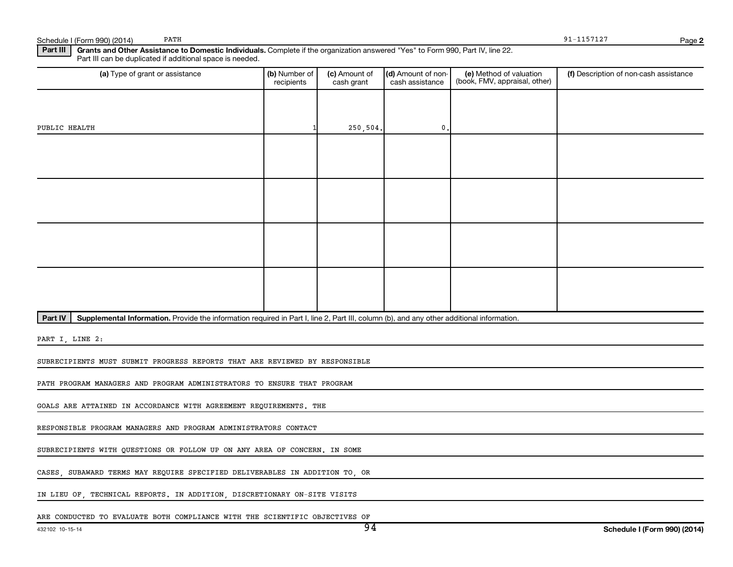Schedule I (Form 990) (2014) PATH 91-1157127

**Part III** **Grants and Other Assistance to Domestic Individuals.** Complete if the organization answered "Yes" to Form 990, Part IV, line 22. Part III can be duplicated if additional space is needed.

| (a) Type of grant or assistance | (b) Number of recipients | (c) Amount of cash grant | (d) Amount of non-cash assistance | (e) Method of valuation (book, FMV, appraisal, other) | (f) Description of non-cash assistance |
|---|---|---|---|---|---|
| PUBLIC HEALTH | 1 | 250,504. | 0. | | |
| | | | | | |
| | | | | | |
| | | | | | |
| | | | | | |

**Part IV** **Supplemental Information.** Provide the information required in Part I, line 2, Part III, column (b), and any other additional information.

PART I, LINE 2:

SUBRECIPIENTS MUST SUBMIT PROGRESS REPORTS THAT ARE REVIEWED BY RESPONSIBLE PATH PROGRAM MANAGERS AND PROGRAM ADMINISTRATORS TO ENSURE THAT PROGRAM GOALS ARE ATTAINED IN ACCORDANCE WITH AGREEMENT REQUIREMENTS. THE RESPONSIBLE PROGRAM MANAGERS AND PROGRAM ADMINISTRATORS CONTACT SUBRECIPIENTS WITH QUESTIONS OR FOLLOW UP ON ANY AREA OF CONCERN. IN SOME CASES, SUBAWARD TERMS MAY REQUIRE SPECIFIED DELIVERABLES IN ADDITION TO, OR IN LIEU OF, TECHNICAL REPORTS. IN ADDITION, DISCRETIONARY ON-SITE VISITS ARE CONDUCTED TO EVALUATE BOTH COMPLIANCE WITH THE SCIENTIFIC OBJECTIVES OF

432102 10-15-14 Schedule I (Form 990) (2014)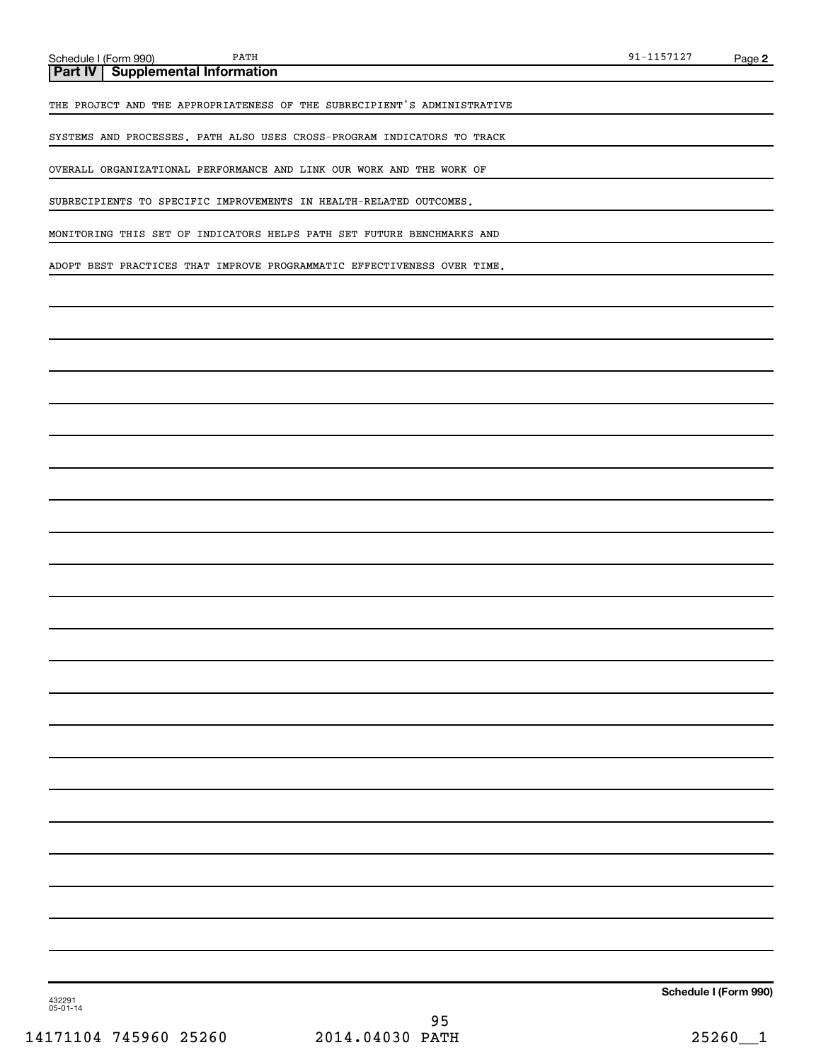## Part IV | Supplemental Information

THE PROJECT AND THE APPROPRIATENESS OF THE SUBRECIPIENT'S ADMINISTRATIVE SYSTEMS AND PROCESSES. PATH ALSO USES CROSS-PROGRAM INDICATORS TO TRACK OVERALL ORGANIZATIONAL PERFORMANCE AND LINK OUR WORK AND THE WORK OF SUBRECIPIENTS TO SPECIFIC IMPROVEMENTS IN HEALTH-RELATED OUTCOMES. MONITORING THIS SET OF INDICATORS HELPS PATH SET FUTURE BENCHMARKS AND ADOPT BEST PRACTICES THAT IMPROVE PROGRAMMATIC EFFECTIVENESS OVER TIME.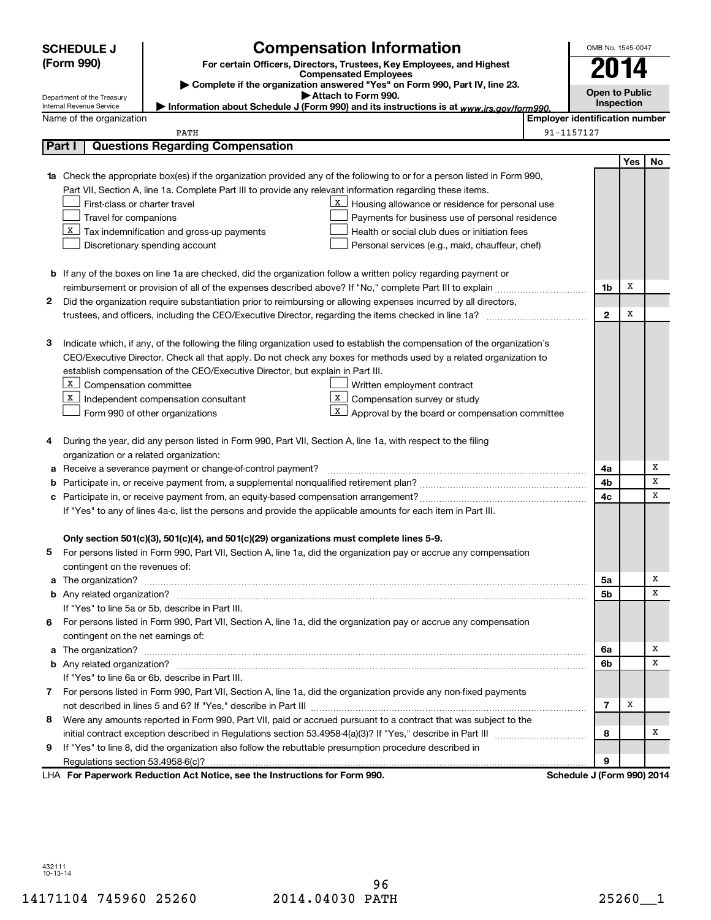**SCHEDULE J (Form 990)**

Department of the Treasury
Internal Revenue Service

# Compensation Information

**For certain Officers, Directors, Trustees, Key Employees, and Highest Compensated Employees**

▶ Complete if the organization answered "Yes" on Form 990, Part IV, line 23.

▶ Attach to Form 990.

▶ Information about Schedule J (Form 990) and its instructions is at www.irs.gov/form990.

OMB No. 1545-0047

**2014**

**Open to Public Inspection**

Name of the organization: PATH

Employer identification number: 91-1157127

## Part I — Questions Regarding Compensation

| | | | Yes | No |
|---|---|---|---|---|
| **1a** | Check the appropriate box(es) if the organization provided any of the following to or for a person listed in Form 990, Part VII, Section A, line 1a. Complete Part III to provide any relevant information regarding these items.<br>☐ First-class or charter travel<br>☐ Travel for companions<br>☒ Tax indemnification and gross-up payments<br>☐ Discretionary spending account<br>☒ Housing allowance or residence for personal use<br>☐ Payments for business use of personal residence<br>☐ Health or social club dues or initiation fees<br>☐ Personal services (e.g., maid, chauffeur, chef) | | | |
| **b** | If any of the boxes on line 1a are checked, did the organization follow a written policy regarding payment or reimbursement or provision of all of the expenses described above? If "No," complete Part III to explain | 1b | X | |
| **2** | Did the organization require substantiation prior to reimbursing or allowing expenses incurred by all directors, trustees, and officers, including the CEO/Executive Director, regarding the items checked in line 1a? | 2 | X | |
| **3** | Indicate which, if any, of the following the filing organization used to establish the compensation of the organization's CEO/Executive Director. Check all that apply. Do not check any boxes for methods used by a related organization to establish compensation of the CEO/Executive Director, but explain in Part III.<br>☒ Compensation committee<br>☒ Independent compensation consultant<br>☐ Form 990 of other organizations<br>☐ Written employment contract<br>☒ Compensation survey or study<br>☒ Approval by the board or compensation committee | | | |
| **4** | During the year, did any person listed in Form 990, Part VII, Section A, line 1a, with respect to the filing organization or a related organization: | | | |
| **a** | Receive a severance payment or change-of-control payment? | 4a | | X |
| **b** | Participate in, or receive payment from, a supplemental nonqualified retirement plan? | 4b | | X |
| **c** | Participate in, or receive payment from, an equity-based compensation arrangement? | 4c | | X |
| | If "Yes" to any of lines 4a-c, list the persons and provide the applicable amounts for each item in Part III. | | | |
| | **Only section 501(c)(3), 501(c)(4), and 501(c)(29) organizations must complete lines 5-9.** | | | |
| **5** | For persons listed in Form 990, Part VII, Section A, line 1a, did the organization pay or accrue any compensation contingent on the revenues of: | | | |
| **a** | The organization? | 5a | | X |
| **b** | Any related organization? | 5b | | X |
| | If "Yes" to line 5a or 5b, describe in Part III. | | | |
| **6** | For persons listed in Form 990, Part VII, Section A, line 1a, did the organization pay or accrue any compensation contingent on the net earnings of: | | | |
| **a** | The organization? | 6a | | X |
| **b** | Any related organization? | 6b | | X |
| | If "Yes" to line 6a or 6b, describe in Part III. | | | |
| **7** | For persons listed in Form 990, Part VII, Section A, line 1a, did the organization provide any non-fixed payments not described in lines 5 and 6? If "Yes," describe in Part III | 7 | X | |
| **8** | Were any amounts reported in Form 990, Part VII, paid or accrued pursuant to a contract that was subject to the initial contract exception described in Regulations section 53.4958-4(a)(3)? If "Yes," describe in Part III | 8 | | X |
| **9** | If "Yes" to line 8, did the organization also follow the rebuttable presumption procedure described in Regulations section 53.4958-6(c)? | 9 | | |

LHA **For Paperwork Reduction Act Notice, see the Instructions for Form 990.** **Schedule J (Form 990) 2014**

432111 10-13-14

14171104 745960 25260 2014.04030 PATH 25260__1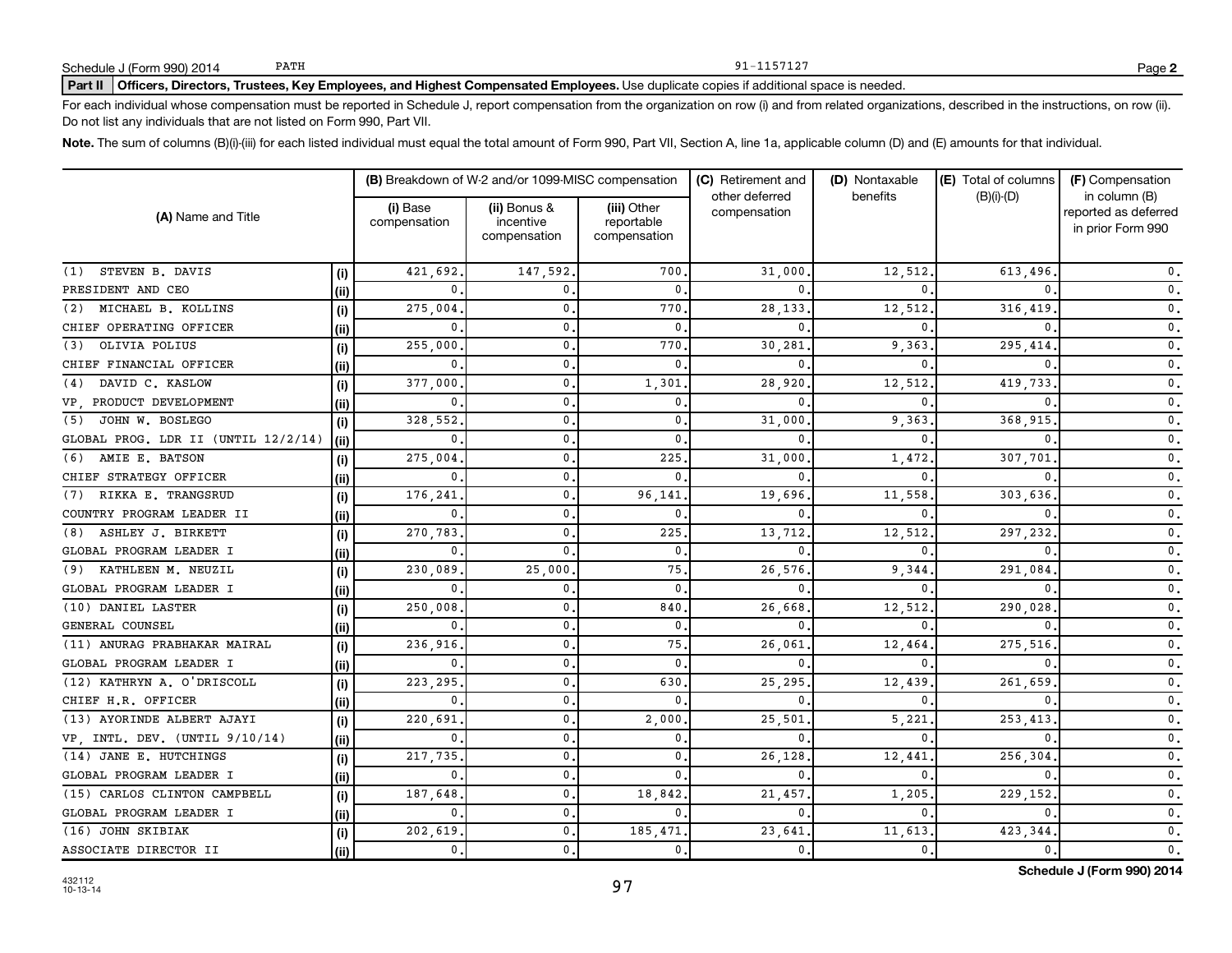Schedule J (Form 990) 2014 PATH 91-1157127

**Part II Officers, Directors, Trustees, Key Employees, and Highest Compensated Employees.** Use duplicate copies if additional space is needed.

For each individual whose compensation must be reported in Schedule J, report compensation from the organization on row (i) and from related organizations, described in the instructions, on row (ii). Do not list any individuals that are not listed on Form 990, Part VII.

**Note.** The sum of columns (B)(i)-(iii) for each listed individual must equal the total amount of Form 990, Part VII, Section A, line 1a, applicable column (D) and (E) amounts for that individual.

| (A) Name and Title | | (B) Breakdown of W-2 and/or 1099-MISC compensation | | | (C) Retirement and other deferred compensation | (D) Nontaxable benefits | (E) Total of columns (B)(i)-(D) | (F) Compensation in column (B) reported as deferred in prior Form 990 |
|---|---|---|---|---|---|---|---|---|
| | | (i) Base compensation | (ii) Bonus & incentive compensation | (iii) Other reportable compensation | | | | |
| (1) STEVEN B. DAVIS | (i) | 421,692. | 147,592. | 700. | 31,000. | 12,512. | 613,496. | 0. |
| PRESIDENT AND CEO | (ii) | 0. | 0. | 0. | 0. | 0. | 0. | 0. |
| (2) MICHAEL B. KOLLINS | (i) | 275,004. | 0. | 770. | 28,133. | 12,512. | 316,419. | 0. |
| CHIEF OPERATING OFFICER | (ii) | 0. | 0. | 0. | 0. | 0. | 0. | 0. |
| (3) OLIVIA POLIUS | (i) | 255,000. | 0. | 770. | 30,281. | 9,363. | 295,414. | 0. |
| CHIEF FINANCIAL OFFICER | (ii) | 0. | 0. | 0. | 0. | 0. | 0. | 0. |
| (4) DAVID C. KASLOW | (i) | 377,000. | 0. | 1,301. | 28,920. | 12,512. | 419,733. | 0. |
| VP, PRODUCT DEVELOPMENT | (ii) | 0. | 0. | 0. | 0. | 0. | 0. | 0. |
| (5) JOHN W. BOSLEGO | (i) | 328,552. | 0. | 0. | 31,000. | 9,363. | 368,915. | 0. |
| GLOBAL PROG. LDR II (UNTIL 12/2/14) | (ii) | 0. | 0. | 0. | 0. | 0. | 0. | 0. |
| (6) AMIE E. BATSON | (i) | 275,004. | 0. | 225. | 31,000. | 1,472. | 307,701. | 0. |
| CHIEF STRATEGY OFFICER | (ii) | 0. | 0. | 0. | 0. | 0. | 0. | 0. |
| (7) RIKKA E. TRANGSRUD | (i) | 176,241. | 0. | 96,141. | 19,696. | 11,558. | 303,636. | 0. |
| COUNTRY PROGRAM LEADER II | (ii) | 0. | 0. | 0. | 0. | 0. | 0. | 0. |
| (8) ASHLEY J. BIRKETT | (i) | 270,783. | 0. | 225. | 13,712. | 12,512. | 297,232. | 0. |
| GLOBAL PROGRAM LEADER I | (ii) | 0. | 0. | 0. | 0. | 0. | 0. | 0. |
| (9) KATHLEEN M. NEUZIL | (i) | 230,089. | 25,000. | 75. | 26,576. | 9,344. | 291,084. | 0. |
| GLOBAL PROGRAM LEADER I | (ii) | 0. | 0. | 0. | 0. | 0. | 0. | 0. |
| (10) DANIEL LASTER | (i) | 250,008. | 0. | 840. | 26,668. | 12,512. | 290,028. | 0. |
| GENERAL COUNSEL | (ii) | 0. | 0. | 0. | 0. | 0. | 0. | 0. |
| (11) ANURAG PRABHAKAR MAIRAL | (i) | 236,916. | 0. | 75. | 26,061. | 12,464. | 275,516. | 0. |
| GLOBAL PROGRAM LEADER I | (ii) | 0. | 0. | 0. | 0. | 0. | 0. | 0. |
| (12) KATHRYN A. O'DRISCOLL | (i) | 223,295. | 0. | 630. | 25,295. | 12,439. | 261,659. | 0. |
| CHIEF H.R. OFFICER | (ii) | 0. | 0. | 0. | 0. | 0. | 0. | 0. |
| (13) AYORINDE ALBERT AJAYI | (i) | 220,691. | 0. | 2,000. | 25,501. | 5,221. | 253,413. | 0. |
| VP, INTL. DEV. (UNTIL 9/10/14) | (ii) | 0. | 0. | 0. | 0. | 0. | 0. | 0. |
| (14) JANE E. HUTCHINGS | (i) | 217,735. | 0. | 0. | 26,128. | 12,441. | 256,304. | 0. |
| GLOBAL PROGRAM LEADER I | (ii) | 0. | 0. | 0. | 0. | 0. | 0. | 0. |
| (15) CARLOS CLINTON CAMPBELL | (i) | 187,648. | 0. | 18,842. | 21,457. | 1,205. | 229,152. | 0. |
| GLOBAL PROGRAM LEADER I | (ii) | 0. | 0. | 0. | 0. | 0. | 0. | 0. |
| (16) JOHN SKIBIAK | (i) | 202,619. | 0. | 185,471. | 23,641. | 11,613. | 423,344. | 0. |
| ASSOCIATE DIRECTOR II | (ii) | 0. | 0. | 0. | 0. | 0. | 0. | 0. |

432112
10-13-14

**Schedule J (Form 990) 2014**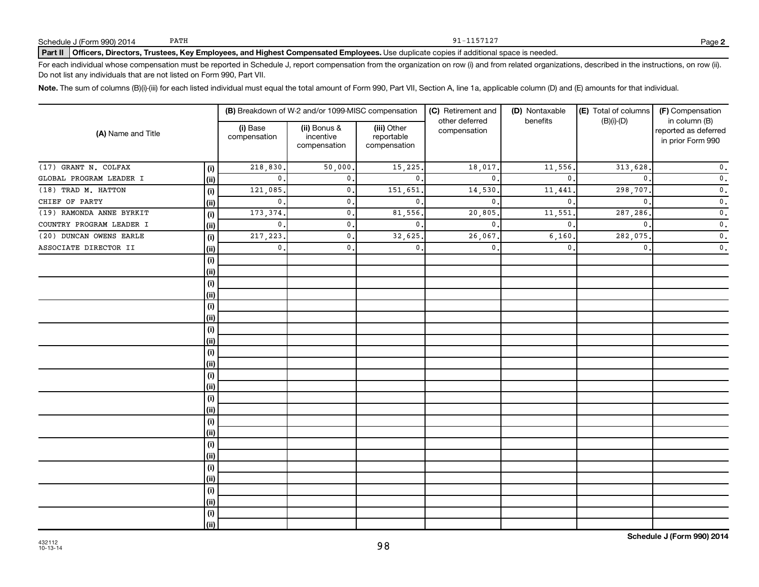Schedule J (Form 990) 2014 PATH 91-1157127

**Part II Officers, Directors, Trustees, Key Employees, and Highest Compensated Employees.** Use duplicate copies if additional space is needed.

For each individual whose compensation must be reported in Schedule J, report compensation from the organization on row (i) and from related organizations, described in the instructions, on row (ii). Do not list any individuals that are not listed on Form 990, Part VII.

**Note.** The sum of columns (B)(i)-(iii) for each listed individual must equal the total amount of Form 990, Part VII, Section A, line 1a, applicable column (D) and (E) amounts for that individual.

| (A) Name and Title | | (B) Breakdown of W-2 and/or 1099-MISC compensation | | | (C) Retirement and other deferred compensation | (D) Nontaxable benefits | (E) Total of columns (B)(i)-(D) | (F) Compensation in column (B) reported as deferred in prior Form 990 |
|---|---|---|---|---|---|---|---|---|
| | | (i) Base compensation | (ii) Bonus & incentive compensation | (iii) Other reportable compensation | | | | |
| (17) GRANT N. COLFAX | (i) | 218,830. | 50,000. | 15,225. | 18,017. | 11,556. | 313,628. | 0. |
| GLOBAL PROGRAM LEADER I | (ii) | 0. | 0. | 0. | 0. | 0. | 0. | 0. |
| (18) TRAD M. HATTON | (i) | 121,085. | 0. | 151,651. | 14,530. | 11,441. | 298,707. | 0. |
| CHIEF OF PARTY | (ii) | 0. | 0. | 0. | 0. | 0. | 0. | 0. |
| (19) RAMONDA ANNE BYRKIT | (i) | 173,374. | 0. | 81,556. | 20,805. | 11,551. | 287,286. | 0. |
| COUNTRY PROGRAM LEADER I | (ii) | 0. | 0. | 0. | 0. | 0. | 0. | 0. |
| (20) DUNCAN OWENS EARLE | (i) | 217,223. | 0. | 32,625. | 26,067. | 6,160. | 282,075. | 0. |
| ASSOCIATE DIRECTOR II | (ii) | 0. | 0. | 0. | 0. | 0. | 0. | 0. |

432112
10-13-14

Schedule J (Form 990) 2014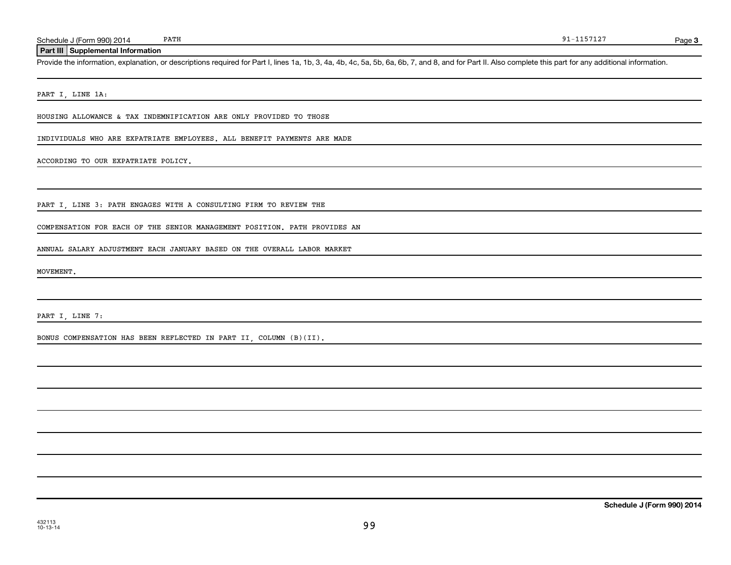Schedule J (Form 990) 2014 PATH 91-1157127

## Part III Supplemental Information

Provide the information, explanation, or descriptions required for Part I, lines 1a, 1b, 3, 4a, 4b, 4c, 5a, 5b, 6a, 6b, 7, and 8, and for Part II. Also complete this part for any additional information.

PART I, LINE 1A:

HOUSING ALLOWANCE & TAX INDEMNIFICATION ARE ONLY PROVIDED TO THOSE INDIVIDUALS WHO ARE EXPATRIATE EMPLOYEES. ALL BENEFIT PAYMENTS ARE MADE ACCORDING TO OUR EXPATRIATE POLICY.

PART I, LINE 3: PATH ENGAGES WITH A CONSULTING FIRM TO REVIEW THE COMPENSATION FOR EACH OF THE SENIOR MANAGEMENT POSITION. PATH PROVIDES AN ANNUAL SALARY ADJUSTMENT EACH JANUARY BASED ON THE OVERALL LABOR MARKET MOVEMENT.

PART I, LINE 7:

BONUS COMPENSATION HAS BEEN REFLECTED IN PART II, COLUMN (B)(II).

432113 10-13-14

**Schedule J (Form 990) 2014**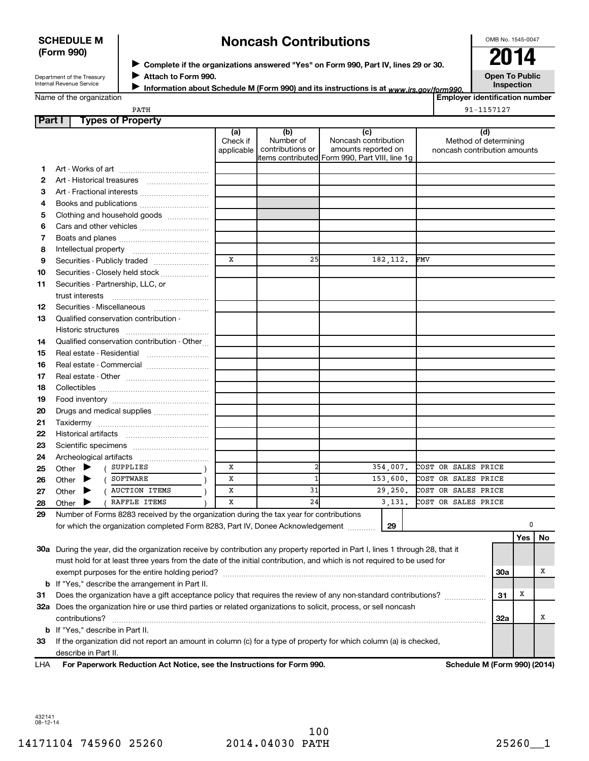**SCHEDULE M (Form 990)**

Department of the Treasury
Internal Revenue Service

# Noncash Contributions

▶ **Complete if the organizations answered "Yes" on Form 990, Part IV, lines 29 or 30.**
▶ **Attach to Form 990.**
▶ **Information about Schedule M (Form 990) and its instructions is at** *www.irs.gov/form990.*

OMB No. 1545-0047

**2014**

**Open To Public Inspection**

Name of the organization: PATH

**Employer identification number**: 91-1157127

## Part I Types of Property

| | | (a) Check if applicable | (b) Number of contributions or items contributed | (c) Noncash contribution amounts reported on Form 990, Part VIII, line 1g | (d) Method of determining noncash contribution amounts |
|---|---|---|---|---|---|
| 1 | Art - Works of art | | | | |
| 2 | Art - Historical treasures | | | | |
| 3 | Art - Fractional interests | | | | |
| 4 | Books and publications | | | | |
| 5 | Clothing and household goods | | | | |
| 6 | Cars and other vehicles | | | | |
| 7 | Boats and planes | | | | |
| 8 | Intellectual property | | | | |
| 9 | Securities - Publicly traded | X | 25 | 182,112. | FMV |
| 10 | Securities - Closely held stock | | | | |
| 11 | Securities - Partnership, LLC, or trust interests | | | | |
| 12 | Securities - Miscellaneous | | | | |
| 13 | Qualified conservation contribution - Historic structures | | | | |
| 14 | Qualified conservation contribution - Other | | | | |
| 15 | Real estate - Residential | | | | |
| 16 | Real estate - Commercial | | | | |
| 17 | Real estate - Other | | | | |
| 18 | Collectibles | | | | |
| 19 | Food inventory | | | | |
| 20 | Drugs and medical supplies | | | | |
| 21 | Taxidermy | | | | |
| 22 | Historical artifacts | | | | |
| 23 | Scientific specimens | | | | |
| 24 | Archeological artifacts | | | | |
| 25 | Other ▶ ( SUPPLIES ) | X | 2 | 354,007. | COST OR SALES PRICE |
| 26 | Other ▶ ( SOFTWARE ) | X | 1 | 153,600. | COST OR SALES PRICE |
| 27 | Other ▶ ( AUCTION ITEMS ) | X | 31 | 29,250. | COST OR SALES PRICE |
| 28 | Other ▶ ( RAFFLE ITEMS ) | X | 24 | 3,131. | COST OR SALES PRICE |

**29** Number of Forms 8283 received by the organization during the tax year for contributions for which the organization completed Form 8283, Part IV, Donee Acknowledgement ........ **29** | 0

| | | | Yes | No |
|---|---|---|---|---|
| **30a** | During the year, did the organization receive by contribution any property reported in Part I, lines 1 through 28, that it must hold for at least three years from the date of the initial contribution, and which is not required to be used for exempt purposes for the entire holding period? | 30a | | X |
| **b** | If "Yes," describe the arrangement in Part II. | | | |
| **31** | Does the organization have a gift acceptance policy that requires the review of any non-standard contributions? | 31 | X | |
| **32a** | Does the organization hire or use third parties or related organizations to solicit, process, or sell noncash contributions? | 32a | | X |
| **b** | If "Yes," describe in Part II. | | | |
| **33** | If the organization did not report an amount in column (c) for a type of property for which column (a) is checked, describe in Part II. | | | |

LHA **For Paperwork Reduction Act Notice, see the Instructions for Form 990.** **Schedule M (Form 990) (2014)**

432141
08-12-14

14171104 745960 25260 2014.04030 PATH 25260__1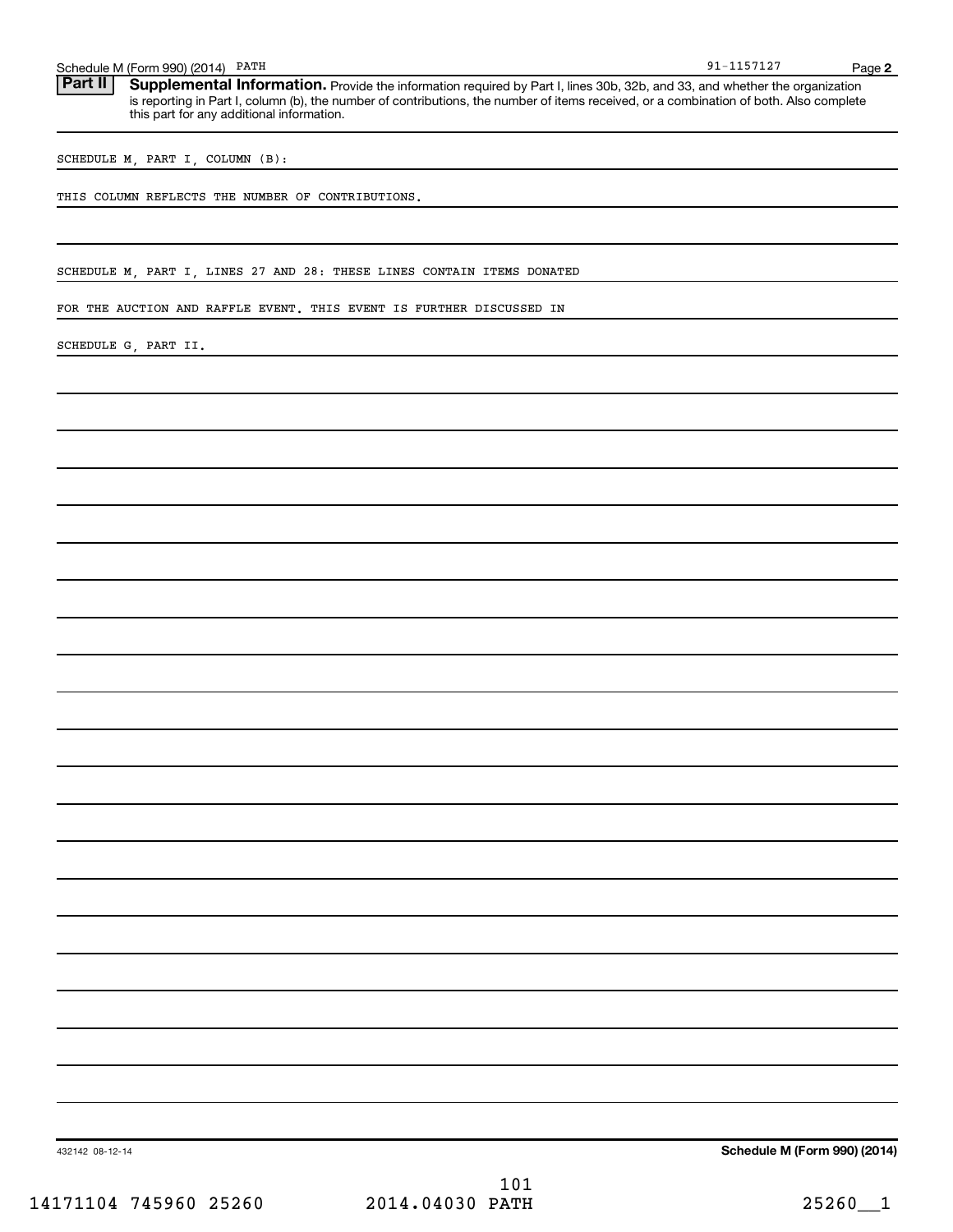## Part II Supplemental Information.

Provide the information required by Part I, lines 30b, 32b, and 33, and whether the organization is reporting in Part I, column (b), the number of contributions, the number of items received, or a combination of both. Also complete this part for any additional information.

SCHEDULE M, PART I, COLUMN (B):

THIS COLUMN REFLECTS THE NUMBER OF CONTRIBUTIONS.

SCHEDULE M, PART I, LINES 27 AND 28: THESE LINES CONTAIN ITEMS DONATED FOR THE AUCTION AND RAFFLE EVENT. THIS EVENT IS FURTHER DISCUSSED IN SCHEDULE G, PART II.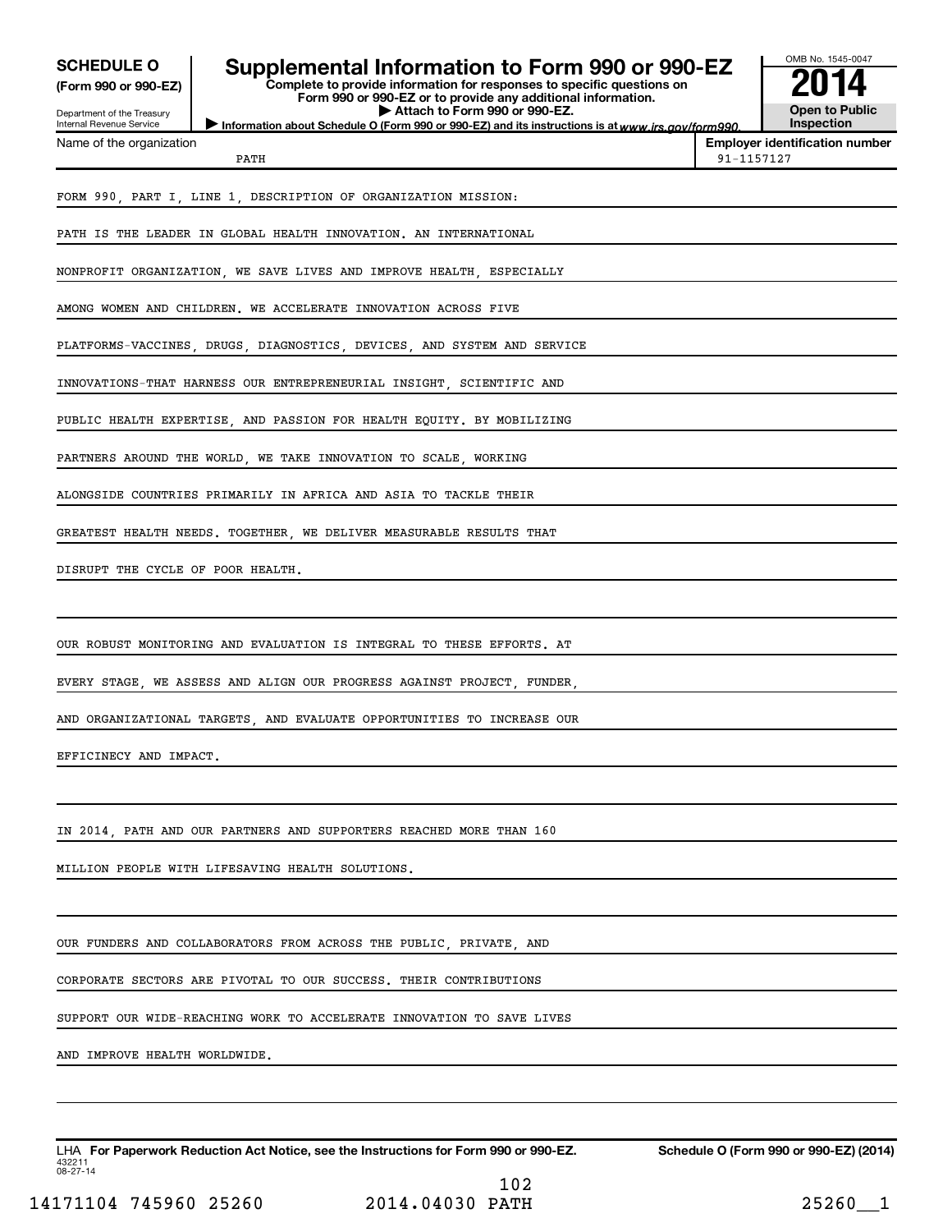# SCHEDULE O (Form 990 or 990-EZ)

Department of the Treasury
Internal Revenue Service

## Supplemental Information to Form 990 or 990-EZ

**Complete to provide information for responses to specific questions on Form 990 or 990-EZ or to provide any additional information.**

▶ **Attach to Form 990 or 990-EZ.**

▶ **Information about Schedule O (Form 990 or 990-EZ) and its instructions is at** *www.irs.gov/form990.*

OMB No. 1545-0047

**2014**

**Open to Public Inspection**

| Name of the organization | Employer identification number |
|---|---|
| PATH | 91-1157127 |

FORM 990, PART I, LINE 1, DESCRIPTION OF ORGANIZATION MISSION:

PATH IS THE LEADER IN GLOBAL HEALTH INNOVATION. AN INTERNATIONAL NONPROFIT ORGANIZATION, WE SAVE LIVES AND IMPROVE HEALTH, ESPECIALLY AMONG WOMEN AND CHILDREN. WE ACCELERATE INNOVATION ACROSS FIVE PLATFORMS-VACCINES, DRUGS, DIAGNOSTICS, DEVICES, AND SYSTEM AND SERVICE INNOVATIONS-THAT HARNESS OUR ENTREPRENEURIAL INSIGHT, SCIENTIFIC AND PUBLIC HEALTH EXPERTISE, AND PASSION FOR HEALTH EQUITY. BY MOBILIZING PARTNERS AROUND THE WORLD, WE TAKE INNOVATION TO SCALE, WORKING ALONGSIDE COUNTRIES PRIMARILY IN AFRICA AND ASIA TO TACKLE THEIR GREATEST HEALTH NEEDS. TOGETHER, WE DELIVER MEASURABLE RESULTS THAT DISRUPT THE CYCLE OF POOR HEALTH.

OUR ROBUST MONITORING AND EVALUATION IS INTEGRAL TO THESE EFFORTS. AT EVERY STAGE, WE ASSESS AND ALIGN OUR PROGRESS AGAINST PROJECT, FUNDER, AND ORGANIZATIONAL TARGETS, AND EVALUATE OPPORTUNITIES TO INCREASE OUR EFFICINECY AND IMPACT.

IN 2014, PATH AND OUR PARTNERS AND SUPPORTERS REACHED MORE THAN 160 MILLION PEOPLE WITH LIFESAVING HEALTH SOLUTIONS.

OUR FUNDERS AND COLLABORATORS FROM ACROSS THE PUBLIC, PRIVATE, AND CORPORATE SECTORS ARE PIVOTAL TO OUR SUCCESS. THEIR CONTRIBUTIONS SUPPORT OUR WIDE-REACHING WORK TO ACCELERATE INNOVATION TO SAVE LIVES AND IMPROVE HEALTH WORLDWIDE.

LHA **For Paperwork Reduction Act Notice, see the Instructions for Form 990 or 990-EZ.** **Schedule O (Form 990 or 990-EZ) (2014)**

432211
08-27-14

14171104 745960 25260 2014.04030 PATH 25260__1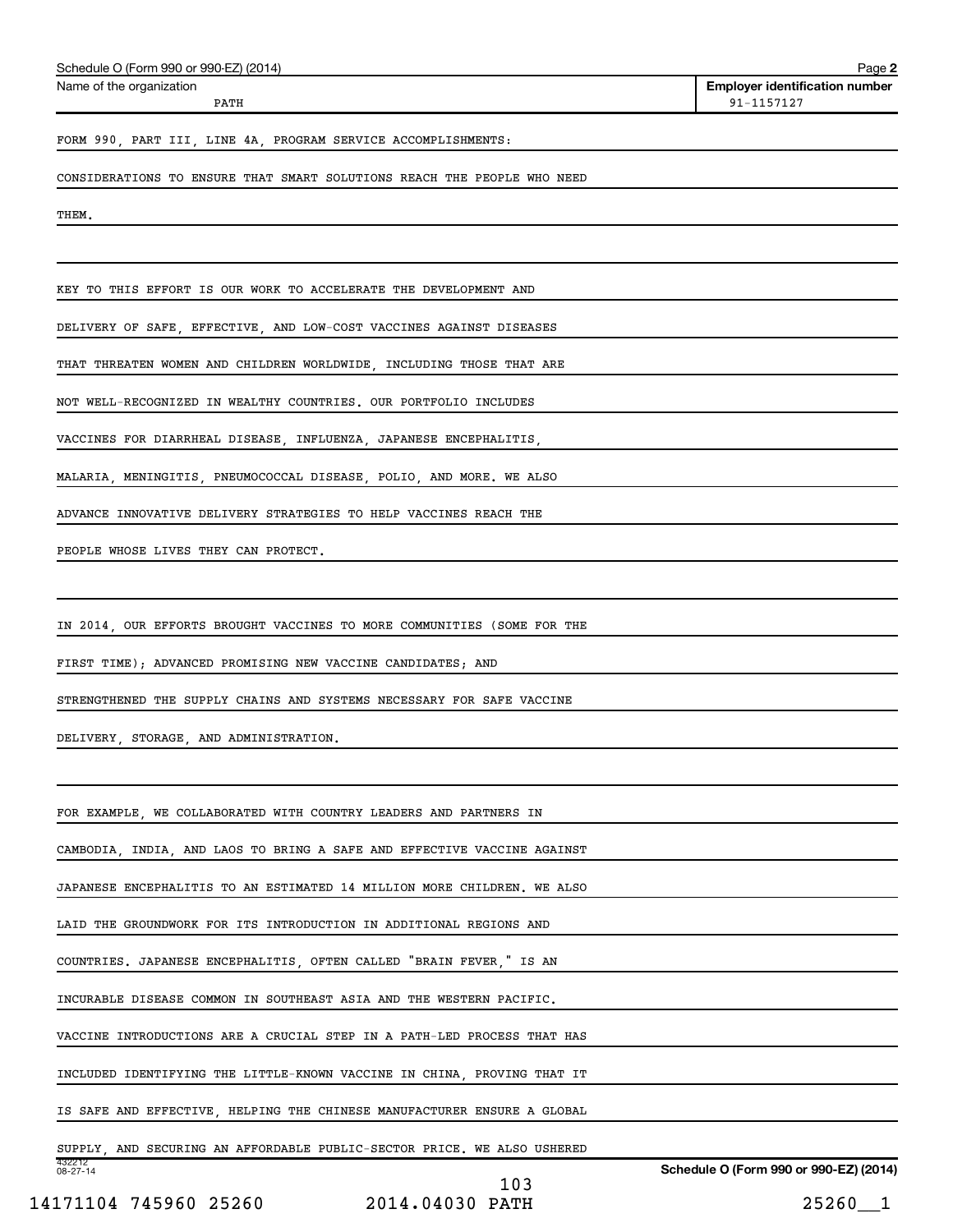Schedule O (Form 990 or 990-EZ) (2014)

Name of the organization: PATH

**Employer identification number:** 91-1157127

FORM 990, PART III, LINE 4A, PROGRAM SERVICE ACCOMPLISHMENTS:

CONSIDERATIONS TO ENSURE THAT SMART SOLUTIONS REACH THE PEOPLE WHO NEED THEM.

KEY TO THIS EFFORT IS OUR WORK TO ACCELERATE THE DEVELOPMENT AND DELIVERY OF SAFE, EFFECTIVE, AND LOW-COST VACCINES AGAINST DISEASES THAT THREATEN WOMEN AND CHILDREN WORLDWIDE, INCLUDING THOSE THAT ARE NOT WELL-RECOGNIZED IN WEALTHY COUNTRIES. OUR PORTFOLIO INCLUDES VACCINES FOR DIARRHEAL DISEASE, INFLUENZA, JAPANESE ENCEPHALITIS, MALARIA, MENINGITIS, PNEUMOCOCCAL DISEASE, POLIO, AND MORE. WE ALSO ADVANCE INNOVATIVE DELIVERY STRATEGIES TO HELP VACCINES REACH THE PEOPLE WHOSE LIVES THEY CAN PROTECT.

IN 2014, OUR EFFORTS BROUGHT VACCINES TO MORE COMMUNITIES (SOME FOR THE FIRST TIME); ADVANCED PROMISING NEW VACCINE CANDIDATES; AND STRENGTHENED THE SUPPLY CHAINS AND SYSTEMS NECESSARY FOR SAFE VACCINE DELIVERY, STORAGE, AND ADMINISTRATION.

FOR EXAMPLE, WE COLLABORATED WITH COUNTRY LEADERS AND PARTNERS IN CAMBODIA, INDIA, AND LAOS TO BRING A SAFE AND EFFECTIVE VACCINE AGAINST JAPANESE ENCEPHALITIS TO AN ESTIMATED 14 MILLION MORE CHILDREN. WE ALSO LAID THE GROUNDWORK FOR ITS INTRODUCTION IN ADDITIONAL REGIONS AND COUNTRIES. JAPANESE ENCEPHALITIS, OFTEN CALLED "BRAIN FEVER," IS AN INCURABLE DISEASE COMMON IN SOUTHEAST ASIA AND THE WESTERN PACIFIC. VACCINE INTRODUCTIONS ARE A CRUCIAL STEP IN A PATH-LED PROCESS THAT HAS INCLUDED IDENTIFYING THE LITTLE-KNOWN VACCINE IN CHINA, PROVING THAT IT IS SAFE AND EFFECTIVE, HELPING THE CHINESE MANUFACTURER ENSURE A GLOBAL SUPPLY, AND SECURING AN AFFORDABLE PUBLIC-SECTOR PRICE. WE ALSO USHERED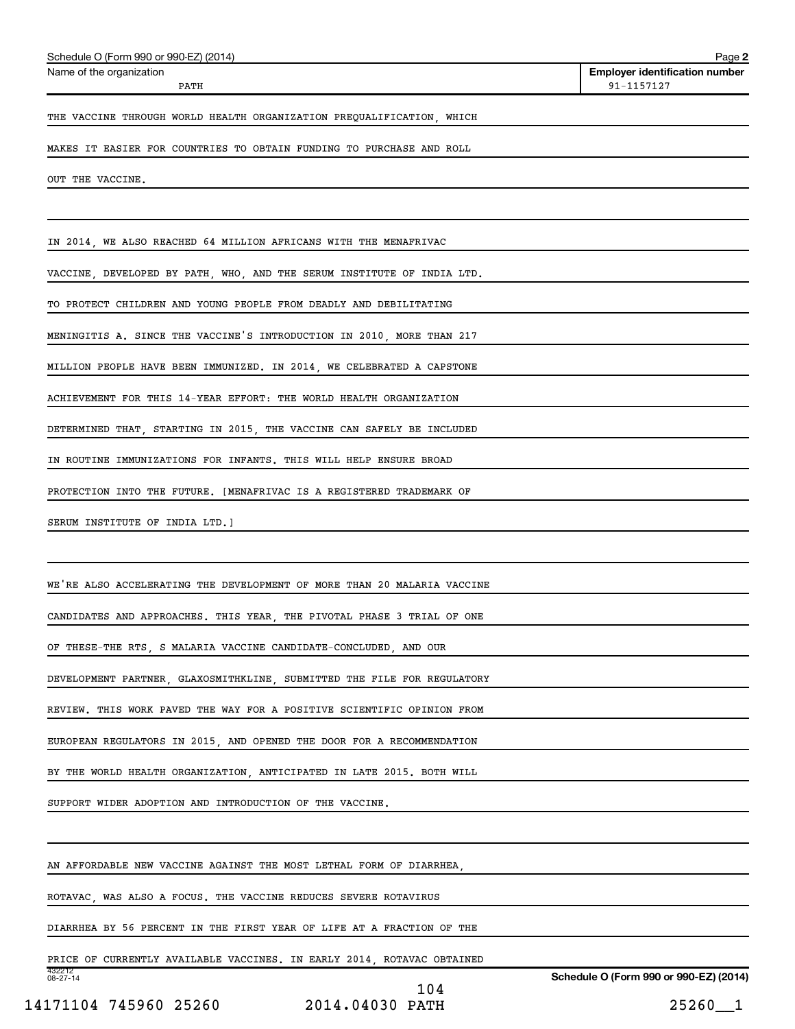THE VACCINE THROUGH WORLD HEALTH ORGANIZATION PREQUALIFICATION, WHICH MAKES IT EASIER FOR COUNTRIES TO OBTAIN FUNDING TO PURCHASE AND ROLL OUT THE VACCINE.

IN 2014, WE ALSO REACHED 64 MILLION AFRICANS WITH THE MENAFRIVAC VACCINE, DEVELOPED BY PATH, WHO, AND THE SERUM INSTITUTE OF INDIA LTD. TO PROTECT CHILDREN AND YOUNG PEOPLE FROM DEADLY AND DEBILITATING MENINGITIS A. SINCE THE VACCINE'S INTRODUCTION IN 2010, MORE THAN 217 MILLION PEOPLE HAVE BEEN IMMUNIZED. IN 2014, WE CELEBRATED A CAPSTONE ACHIEVEMENT FOR THIS 14-YEAR EFFORT: THE WORLD HEALTH ORGANIZATION DETERMINED THAT, STARTING IN 2015, THE VACCINE CAN SAFELY BE INCLUDED IN ROUTINE IMMUNIZATIONS FOR INFANTS. THIS WILL HELP ENSURE BROAD PROTECTION INTO THE FUTURE. [MENAFRIVAC IS A REGISTERED TRADEMARK OF SERUM INSTITUTE OF INDIA LTD.]

WE'RE ALSO ACCELERATING THE DEVELOPMENT OF MORE THAN 20 MALARIA VACCINE CANDIDATES AND APPROACHES. THIS YEAR, THE PIVOTAL PHASE 3 TRIAL OF ONE OF THESE-THE RTS, S MALARIA VACCINE CANDIDATE-CONCLUDED, AND OUR DEVELOPMENT PARTNER, GLAXOSMITHKLINE, SUBMITTED THE FILE FOR REGULATORY REVIEW. THIS WORK PAVED THE WAY FOR A POSITIVE SCIENTIFIC OPINION FROM EUROPEAN REGULATORS IN 2015, AND OPENED THE DOOR FOR A RECOMMENDATION BY THE WORLD HEALTH ORGANIZATION, ANTICIPATED IN LATE 2015. BOTH WILL SUPPORT WIDER ADOPTION AND INTRODUCTION OF THE VACCINE.

AN AFFORDABLE NEW VACCINE AGAINST THE MOST LETHAL FORM OF DIARRHEA, ROTAVAC, WAS ALSO A FOCUS. THE VACCINE REDUCES SEVERE ROTAVIRUS DIARRHEA BY 56 PERCENT IN THE FIRST YEAR OF LIFE AT A FRACTION OF THE PRICE OF CURRENTLY AVAILABLE VACCINES. IN EARLY 2014, ROTAVAC OBTAINED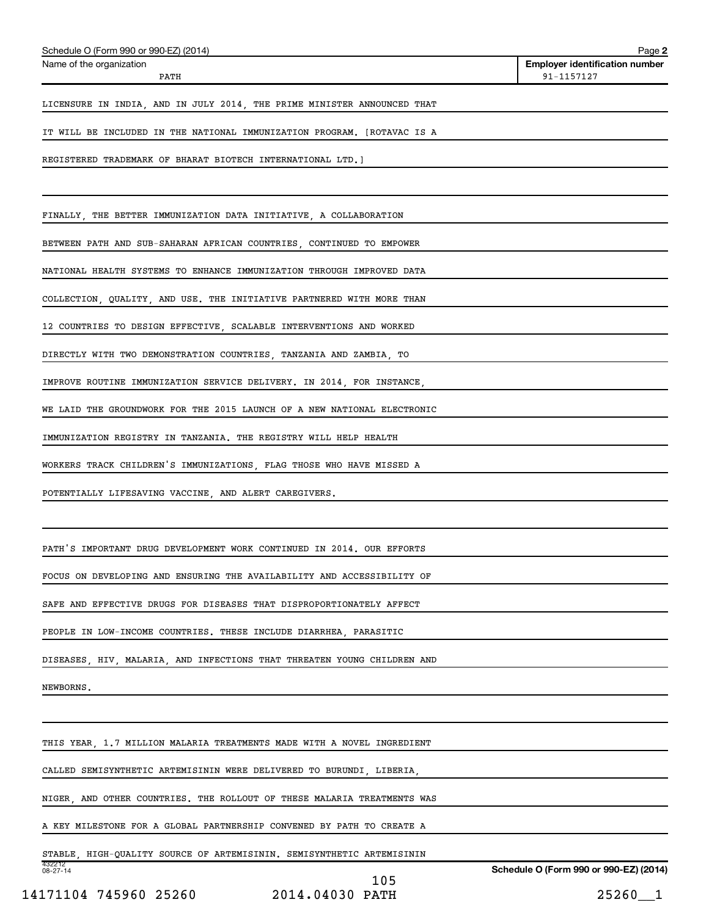Schedule O (Form 990 or 990-EZ) (2014)

| Name of the organization | Employer identification number |
|---|---|
| PATH | 91-1157127 |

LICENSURE IN INDIA, AND IN JULY 2014, THE PRIME MINISTER ANNOUNCED THAT IT WILL BE INCLUDED IN THE NATIONAL IMMUNIZATION PROGRAM. [ROTAVAC IS A REGISTERED TRADEMARK OF BHARAT BIOTECH INTERNATIONAL LTD.]

FINALLY, THE BETTER IMMUNIZATION DATA INITIATIVE, A COLLABORATION BETWEEN PATH AND SUB-SAHARAN AFRICAN COUNTRIES, CONTINUED TO EMPOWER NATIONAL HEALTH SYSTEMS TO ENHANCE IMMUNIZATION THROUGH IMPROVED DATA COLLECTION, QUALITY, AND USE. THE INITIATIVE PARTNERED WITH MORE THAN 12 COUNTRIES TO DESIGN EFFECTIVE, SCALABLE INTERVENTIONS AND WORKED DIRECTLY WITH TWO DEMONSTRATION COUNTRIES, TANZANIA AND ZAMBIA, TO IMPROVE ROUTINE IMMUNIZATION SERVICE DELIVERY. IN 2014, FOR INSTANCE, WE LAID THE GROUNDWORK FOR THE 2015 LAUNCH OF A NEW NATIONAL ELECTRONIC IMMUNIZATION REGISTRY IN TANZANIA. THE REGISTRY WILL HELP HEALTH WORKERS TRACK CHILDREN'S IMMUNIZATIONS, FLAG THOSE WHO HAVE MISSED A POTENTIALLY LIFESAVING VACCINE, AND ALERT CAREGIVERS.

PATH'S IMPORTANT DRUG DEVELOPMENT WORK CONTINUED IN 2014. OUR EFFORTS FOCUS ON DEVELOPING AND ENSURING THE AVAILABILITY AND ACCESSIBILITY OF SAFE AND EFFECTIVE DRUGS FOR DISEASES THAT DISPROPORTIONATELY AFFECT PEOPLE IN LOW-INCOME COUNTRIES. THESE INCLUDE DIARRHEA, PARASITIC DISEASES, HIV, MALARIA, AND INFECTIONS THAT THREATEN YOUNG CHILDREN AND NEWBORNS.

THIS YEAR, 1.7 MILLION MALARIA TREATMENTS MADE WITH A NOVEL INGREDIENT CALLED SEMISYNTHETIC ARTEMISININ WERE DELIVERED TO BURUNDI, LIBERIA, NIGER, AND OTHER COUNTRIES. THE ROLLOUT OF THESE MALARIA TREATMENTS WAS A KEY MILESTONE FOR A GLOBAL PARTNERSHIP CONVENED BY PATH TO CREATE A STABLE, HIGH-QUALITY SOURCE OF ARTEMISININ. SEMISYNTHETIC ARTEMISININ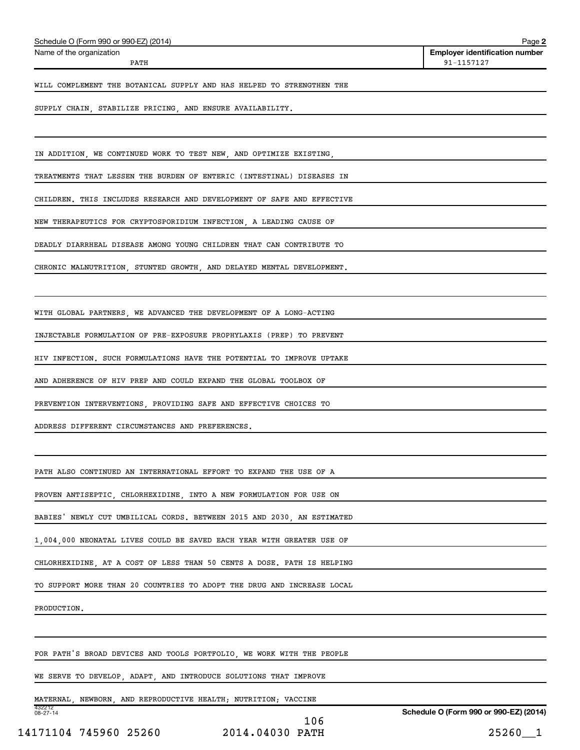Name of the organization: PATH

Employer identification number: 91-1157127

WILL COMPLEMENT THE BOTANICAL SUPPLY AND HAS HELPED TO STRENGTHEN THE SUPPLY CHAIN, STABILIZE PRICING, AND ENSURE AVAILABILITY.

IN ADDITION, WE CONTINUED WORK TO TEST NEW, AND OPTIMIZE EXISTING, TREATMENTS THAT LESSEN THE BURDEN OF ENTERIC (INTESTINAL) DISEASES IN CHILDREN. THIS INCLUDES RESEARCH AND DEVELOPMENT OF SAFE AND EFFECTIVE NEW THERAPEUTICS FOR CRYPTOSPORIDIUM INFECTION, A LEADING CAUSE OF DEADLY DIARRHEAL DISEASE AMONG YOUNG CHILDREN THAT CAN CONTRIBUTE TO CHRONIC MALNUTRITION, STUNTED GROWTH, AND DELAYED MENTAL DEVELOPMENT.

WITH GLOBAL PARTNERS, WE ADVANCED THE DEVELOPMENT OF A LONG-ACTING INJECTABLE FORMULATION OF PRE-EXPOSURE PROPHYLAXIS (PREP) TO PREVENT HIV INFECTION. SUCH FORMULATIONS HAVE THE POTENTIAL TO IMPROVE UPTAKE AND ADHERENCE OF HIV PREP AND COULD EXPAND THE GLOBAL TOOLBOX OF PREVENTION INTERVENTIONS, PROVIDING SAFE AND EFFECTIVE CHOICES TO ADDRESS DIFFERENT CIRCUMSTANCES AND PREFERENCES.

PATH ALSO CONTINUED AN INTERNATIONAL EFFORT TO EXPAND THE USE OF A PROVEN ANTISEPTIC, CHLORHEXIDINE, INTO A NEW FORMULATION FOR USE ON BABIES' NEWLY CUT UMBILICAL CORDS. BETWEEN 2015 AND 2030, AN ESTIMATED 1,004,000 NEONATAL LIVES COULD BE SAVED EACH YEAR WITH GREATER USE OF CHLORHEXIDINE, AT A COST OF LESS THAN 50 CENTS A DOSE. PATH IS HELPING TO SUPPORT MORE THAN 20 COUNTRIES TO ADOPT THE DRUG AND INCREASE LOCAL PRODUCTION.

FOR PATH'S BROAD DEVICES AND TOOLS PORTFOLIO, WE WORK WITH THE PEOPLE WE SERVE TO DEVELOP, ADAPT, AND INTRODUCE SOLUTIONS THAT IMPROVE MATERNAL, NEWBORN, AND REPRODUCTIVE HEALTH; NUTRITION; VACCINE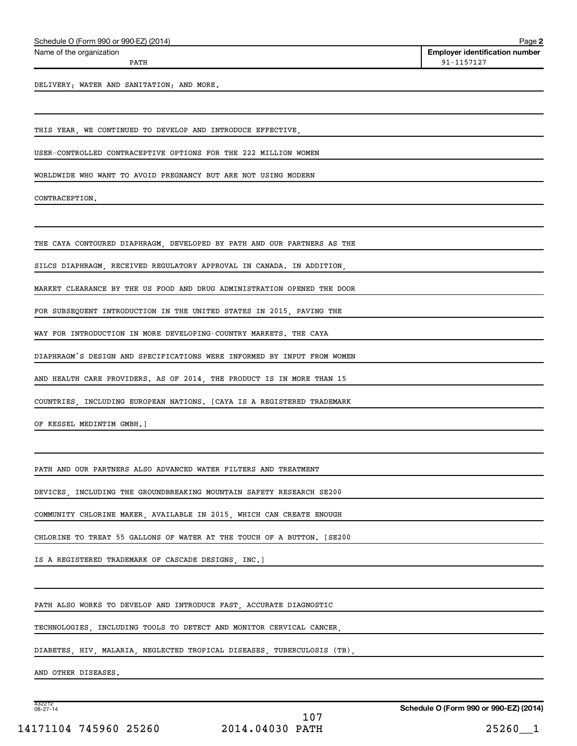Schedule O (Form 990 or 990-EZ) (2014)

Name of the organization: PATH

Employer identification number: 91-1157127

DELIVERY; WATER AND SANITATION; AND MORE.

THIS YEAR, WE CONTINUED TO DEVELOP AND INTRODUCE EFFECTIVE, USER-CONTROLLED CONTRACEPTIVE OPTIONS FOR THE 222 MILLION WOMEN WORLDWIDE WHO WANT TO AVOID PREGNANCY BUT ARE NOT USING MODERN CONTRACEPTION.

THE CAYA CONTOURED DIAPHRAGM, DEVELOPED BY PATH AND OUR PARTNERS AS THE SILCS DIAPHRAGM, RECEIVED REGULATORY APPROVAL IN CANADA. IN ADDITION, MARKET CLEARANCE BY THE US FOOD AND DRUG ADMINISTRATION OPENED THE DOOR FOR SUBSEQUENT INTRODUCTION IN THE UNITED STATES IN 2015, PAVING THE WAY FOR INTRODUCTION IN MORE DEVELOPING-COUNTRY MARKETS. THE CAYA DIAPHRAGM'S DESIGN AND SPECIFICATIONS WERE INFORMED BY INPUT FROM WOMEN AND HEALTH CARE PROVIDERS. AS OF 2014, THE PRODUCT IS IN MORE THAN 15 COUNTRIES, INCLUDING EUROPEAN NATIONS. [CAYA IS A REGISTERED TRADEMARK OF KESSEL MEDINTIM GMBH.]

PATH AND OUR PARTNERS ALSO ADVANCED WATER FILTERS AND TREATMENT DEVICES, INCLUDING THE GROUNDBREAKING MOUNTAIN SAFETY RESEARCH SE200 COMMUNITY CHLORINE MAKER, AVAILABLE IN 2015, WHICH CAN CREATE ENOUGH CHLORINE TO TREAT 55 GALLONS OF WATER AT THE TOUCH OF A BUTTON. [SE200 IS A REGISTERED TRADEMARK OF CASCADE DESIGNS, INC.]

PATH ALSO WORKS TO DEVELOP AND INTRODUCE FAST, ACCURATE DIAGNOSTIC TECHNOLOGIES, INCLUDING TOOLS TO DETECT AND MONITOR CERVICAL CANCER, DIABETES, HIV, MALARIA, NEGLECTED TROPICAL DISEASES, TUBERCULOSIS (TB), AND OTHER DISEASES.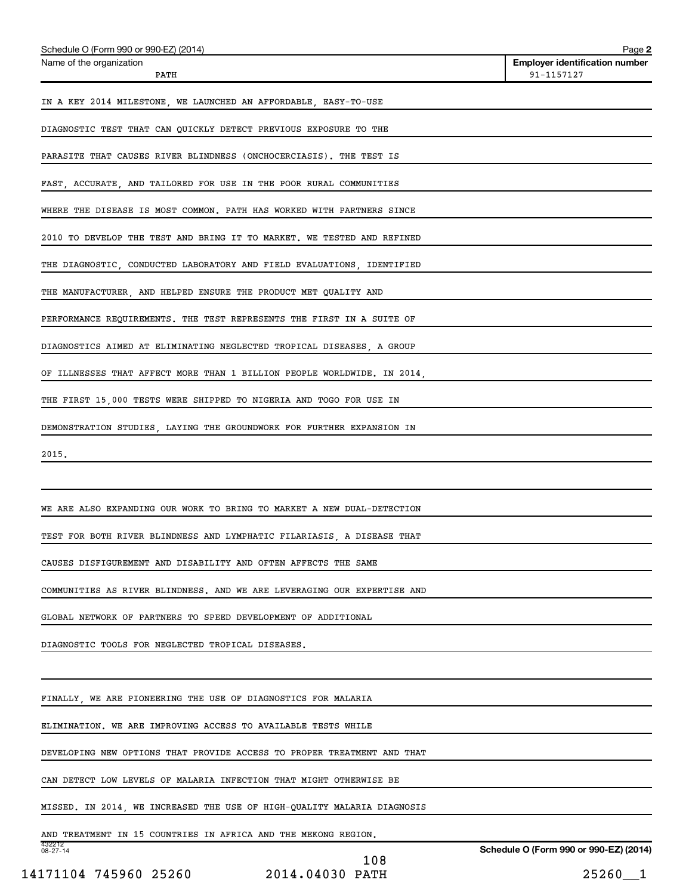IN A KEY 2014 MILESTONE, WE LAUNCHED AN AFFORDABLE, EASY-TO-USE DIAGNOSTIC TEST THAT CAN QUICKLY DETECT PREVIOUS EXPOSURE TO THE PARASITE THAT CAUSES RIVER BLINDNESS (ONCHOCERCIASIS). THE TEST IS FAST, ACCURATE, AND TAILORED FOR USE IN THE POOR RURAL COMMUNITIES WHERE THE DISEASE IS MOST COMMON. PATH HAS WORKED WITH PARTNERS SINCE 2010 TO DEVELOP THE TEST AND BRING IT TO MARKET. WE TESTED AND REFINED THE DIAGNOSTIC, CONDUCTED LABORATORY AND FIELD EVALUATIONS, IDENTIFIED THE MANUFACTURER, AND HELPED ENSURE THE PRODUCT MET QUALITY AND PERFORMANCE REQUIREMENTS. THE TEST REPRESENTS THE FIRST IN A SUITE OF DIAGNOSTICS AIMED AT ELIMINATING NEGLECTED TROPICAL DISEASES, A GROUP OF ILLNESSES THAT AFFECT MORE THAN 1 BILLION PEOPLE WORLDWIDE. IN 2014, THE FIRST 15,000 TESTS WERE SHIPPED TO NIGERIA AND TOGO FOR USE IN DEMONSTRATION STUDIES, LAYING THE GROUNDWORK FOR FURTHER EXPANSION IN 2015.

WE ARE ALSO EXPANDING OUR WORK TO BRING TO MARKET A NEW DUAL-DETECTION TEST FOR BOTH RIVER BLINDNESS AND LYMPHATIC FILARIASIS, A DISEASE THAT CAUSES DISFIGUREMENT AND DISABILITY AND OFTEN AFFECTS THE SAME COMMUNITIES AS RIVER BLINDNESS. AND WE ARE LEVERAGING OUR EXPERTISE AND GLOBAL NETWORK OF PARTNERS TO SPEED DEVELOPMENT OF ADDITIONAL DIAGNOSTIC TOOLS FOR NEGLECTED TROPICAL DISEASES.

FINALLY, WE ARE PIONEERING THE USE OF DIAGNOSTICS FOR MALARIA ELIMINATION. WE ARE IMPROVING ACCESS TO AVAILABLE TESTS WHILE DEVELOPING NEW OPTIONS THAT PROVIDE ACCESS TO PROPER TREATMENT AND THAT CAN DETECT LOW LEVELS OF MALARIA INFECTION THAT MIGHT OTHERWISE BE MISSED. IN 2014, WE INCREASED THE USE OF HIGH-QUALITY MALARIA DIAGNOSIS AND TREATMENT IN 15 COUNTRIES IN AFRICA AND THE MEKONG REGION.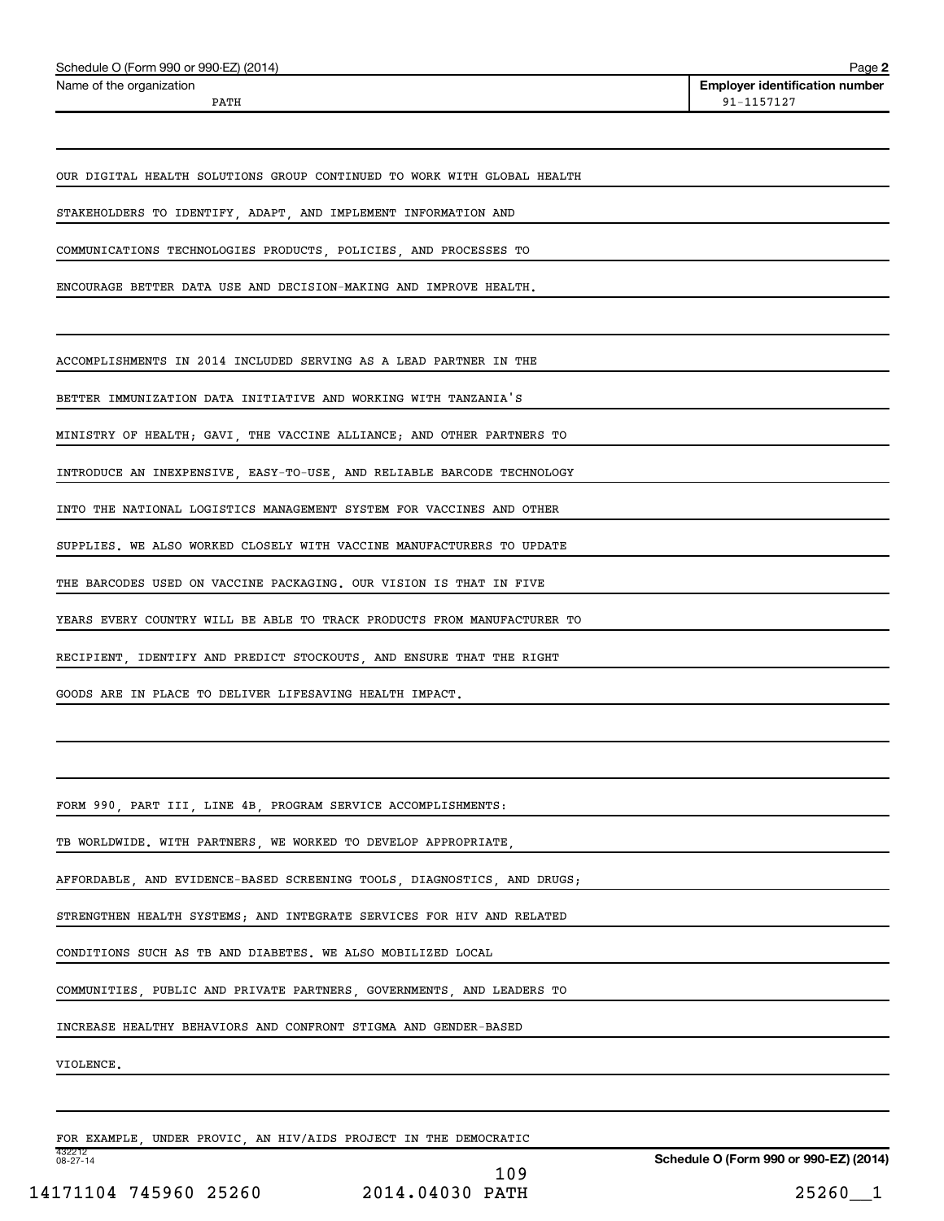Schedule O (Form 990 or 990-EZ) (2014)

Name of the organization: PATH

Employer identification number: 91-1157127

OUR DIGITAL HEALTH SOLUTIONS GROUP CONTINUED TO WORK WITH GLOBAL HEALTH STAKEHOLDERS TO IDENTIFY, ADAPT, AND IMPLEMENT INFORMATION AND COMMUNICATIONS TECHNOLOGIES PRODUCTS, POLICIES, AND PROCESSES TO ENCOURAGE BETTER DATA USE AND DECISION-MAKING AND IMPROVE HEALTH.

ACCOMPLISHMENTS IN 2014 INCLUDED SERVING AS A LEAD PARTNER IN THE BETTER IMMUNIZATION DATA INITIATIVE AND WORKING WITH TANZANIA'S MINISTRY OF HEALTH; GAVI, THE VACCINE ALLIANCE; AND OTHER PARTNERS TO INTRODUCE AN INEXPENSIVE, EASY-TO-USE, AND RELIABLE BARCODE TECHNOLOGY INTO THE NATIONAL LOGISTICS MANAGEMENT SYSTEM FOR VACCINES AND OTHER SUPPLIES. WE ALSO WORKED CLOSELY WITH VACCINE MANUFACTURERS TO UPDATE THE BARCODES USED ON VACCINE PACKAGING. OUR VISION IS THAT IN FIVE YEARS EVERY COUNTRY WILL BE ABLE TO TRACK PRODUCTS FROM MANUFACTURER TO RECIPIENT, IDENTIFY AND PREDICT STOCKOUTS, AND ENSURE THAT THE RIGHT GOODS ARE IN PLACE TO DELIVER LIFESAVING HEALTH IMPACT.

FORM 990, PART III, LINE 4B, PROGRAM SERVICE ACCOMPLISHMENTS:

TB WORLDWIDE. WITH PARTNERS, WE WORKED TO DEVELOP APPROPRIATE, AFFORDABLE, AND EVIDENCE-BASED SCREENING TOOLS, DIAGNOSTICS, AND DRUGS; STRENGTHEN HEALTH SYSTEMS; AND INTEGRATE SERVICES FOR HIV AND RELATED CONDITIONS SUCH AS TB AND DIABETES. WE ALSO MOBILIZED LOCAL COMMUNITIES, PUBLIC AND PRIVATE PARTNERS, GOVERNMENTS, AND LEADERS TO INCREASE HEALTHY BEHAVIORS AND CONFRONT STIGMA AND GENDER-BASED VIOLENCE.

FOR EXAMPLE, UNDER PROVIC, AN HIV/AIDS PROJECT IN THE DEMOCRATIC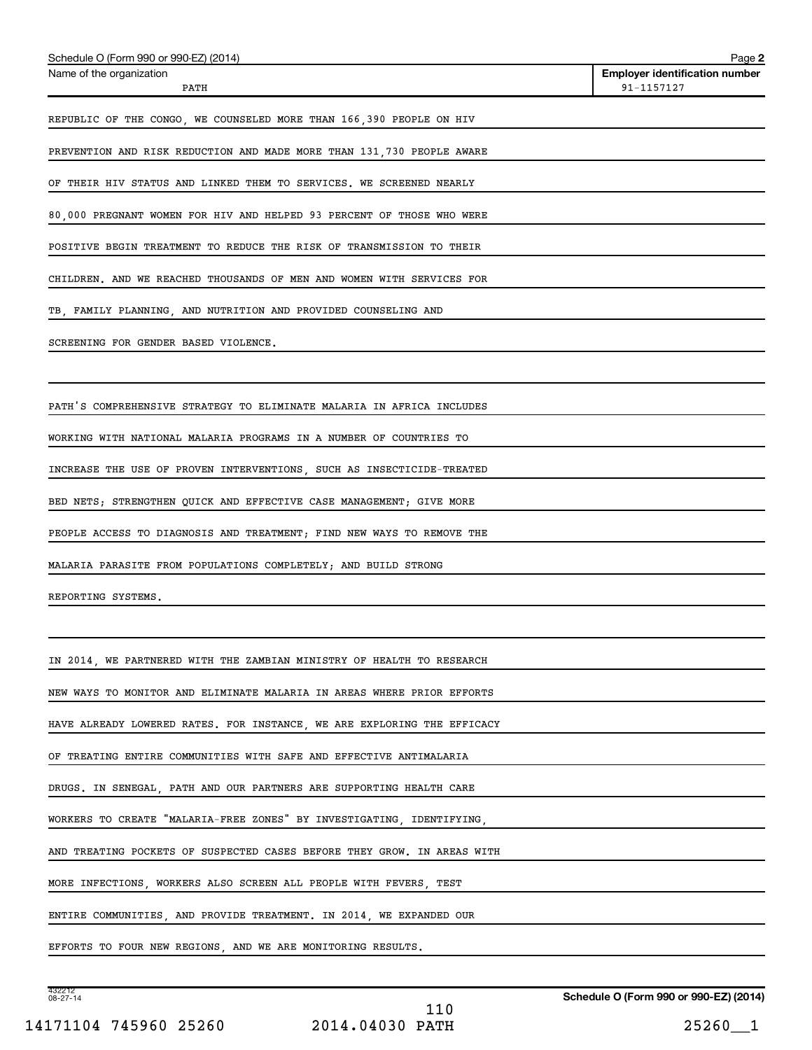Schedule O (Form 990 or 990-EZ) (2014)

Name of the organization: PATH

Employer identification number: 91-1157127

REPUBLIC OF THE CONGO, WE COUNSELED MORE THAN 166,390 PEOPLE ON HIV PREVENTION AND RISK REDUCTION AND MADE MORE THAN 131,730 PEOPLE AWARE OF THEIR HIV STATUS AND LINKED THEM TO SERVICES. WE SCREENED NEARLY 80,000 PREGNANT WOMEN FOR HIV AND HELPED 93 PERCENT OF THOSE WHO WERE POSITIVE BEGIN TREATMENT TO REDUCE THE RISK OF TRANSMISSION TO THEIR CHILDREN. AND WE REACHED THOUSANDS OF MEN AND WOMEN WITH SERVICES FOR TB, FAMILY PLANNING, AND NUTRITION AND PROVIDED COUNSELING AND SCREENING FOR GENDER BASED VIOLENCE.

PATH'S COMPREHENSIVE STRATEGY TO ELIMINATE MALARIA IN AFRICA INCLUDES WORKING WITH NATIONAL MALARIA PROGRAMS IN A NUMBER OF COUNTRIES TO INCREASE THE USE OF PROVEN INTERVENTIONS, SUCH AS INSECTICIDE-TREATED BED NETS; STRENGTHEN QUICK AND EFFECTIVE CASE MANAGEMENT; GIVE MORE PEOPLE ACCESS TO DIAGNOSIS AND TREATMENT; FIND NEW WAYS TO REMOVE THE MALARIA PARASITE FROM POPULATIONS COMPLETELY; AND BUILD STRONG REPORTING SYSTEMS.

IN 2014, WE PARTNERED WITH THE ZAMBIAN MINISTRY OF HEALTH TO RESEARCH NEW WAYS TO MONITOR AND ELIMINATE MALARIA IN AREAS WHERE PRIOR EFFORTS HAVE ALREADY LOWERED RATES. FOR INSTANCE, WE ARE EXPLORING THE EFFICACY OF TREATING ENTIRE COMMUNITIES WITH SAFE AND EFFECTIVE ANTIMALARIA DRUGS. IN SENEGAL, PATH AND OUR PARTNERS ARE SUPPORTING HEALTH CARE WORKERS TO CREATE "MALARIA-FREE ZONES" BY INVESTIGATING, IDENTIFYING, AND TREATING POCKETS OF SUSPECTED CASES BEFORE THEY GROW. IN AREAS WITH MORE INFECTIONS, WORKERS ALSO SCREEN ALL PEOPLE WITH FEVERS, TEST ENTIRE COMMUNITIES, AND PROVIDE TREATMENT. IN 2014, WE EXPANDED OUR EFFORTS TO FOUR NEW REGIONS, AND WE ARE MONITORING RESULTS.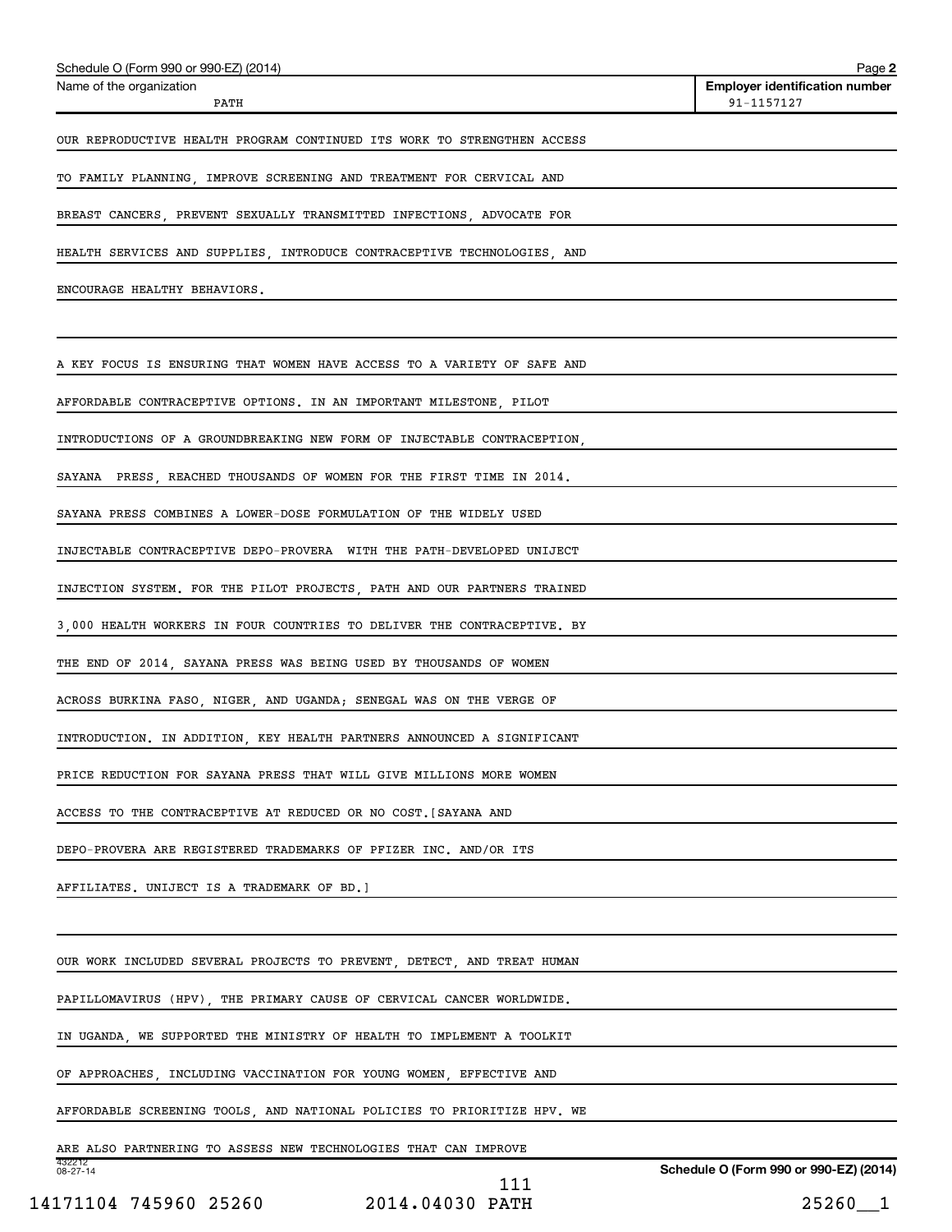Schedule O (Form 990 or 990-EZ) (2014) Page **2**

| Name of the organization | Employer identification number |
| --- | --- |
| PATH | 91-1157127 |

OUR REPRODUCTIVE HEALTH PROGRAM CONTINUED ITS WORK TO STRENGTHEN ACCESS TO FAMILY PLANNING, IMPROVE SCREENING AND TREATMENT FOR CERVICAL AND BREAST CANCERS, PREVENT SEXUALLY TRANSMITTED INFECTIONS, ADVOCATE FOR HEALTH SERVICES AND SUPPLIES, INTRODUCE CONTRACEPTIVE TECHNOLOGIES, AND ENCOURAGE HEALTHY BEHAVIORS.

A KEY FOCUS IS ENSURING THAT WOMEN HAVE ACCESS TO A VARIETY OF SAFE AND AFFORDABLE CONTRACEPTIVE OPTIONS. IN AN IMPORTANT MILESTONE, PILOT INTRODUCTIONS OF A GROUNDBREAKING NEW FORM OF INJECTABLE CONTRACEPTION, SAYANA PRESS, REACHED THOUSANDS OF WOMEN FOR THE FIRST TIME IN 2014. SAYANA PRESS COMBINES A LOWER-DOSE FORMULATION OF THE WIDELY USED INJECTABLE CONTRACEPTIVE DEPO-PROVERA WITH THE PATH-DEVELOPED UNIJECT INJECTION SYSTEM. FOR THE PILOT PROJECTS, PATH AND OUR PARTNERS TRAINED 3,000 HEALTH WORKERS IN FOUR COUNTRIES TO DELIVER THE CONTRACEPTIVE. BY THE END OF 2014, SAYANA PRESS WAS BEING USED BY THOUSANDS OF WOMEN ACROSS BURKINA FASO, NIGER, AND UGANDA; SENEGAL WAS ON THE VERGE OF INTRODUCTION. IN ADDITION, KEY HEALTH PARTNERS ANNOUNCED A SIGNIFICANT PRICE REDUCTION FOR SAYANA PRESS THAT WILL GIVE MILLIONS MORE WOMEN ACCESS TO THE CONTRACEPTIVE AT REDUCED OR NO COST.[SAYANA AND DEPO-PROVERA ARE REGISTERED TRADEMARKS OF PFIZER INC. AND/OR ITS AFFILIATES. UNIJECT IS A TRADEMARK OF BD.]

OUR WORK INCLUDED SEVERAL PROJECTS TO PREVENT, DETECT, AND TREAT HUMAN PAPILLOMAVIRUS (HPV), THE PRIMARY CAUSE OF CERVICAL CANCER WORLDWIDE. IN UGANDA, WE SUPPORTED THE MINISTRY OF HEALTH TO IMPLEMENT A TOOLKIT OF APPROACHES, INCLUDING VACCINATION FOR YOUNG WOMEN, EFFECTIVE AND AFFORDABLE SCREENING TOOLS, AND NATIONAL POLICIES TO PRIORITIZE HPV. WE ARE ALSO PARTNERING TO ASSESS NEW TECHNOLOGIES THAT CAN IMPROVE

432212 08-27-14

**Schedule O (Form 990 or 990-EZ) (2014)**

14171104 745960 25260 2014.04030 PATH 25260__1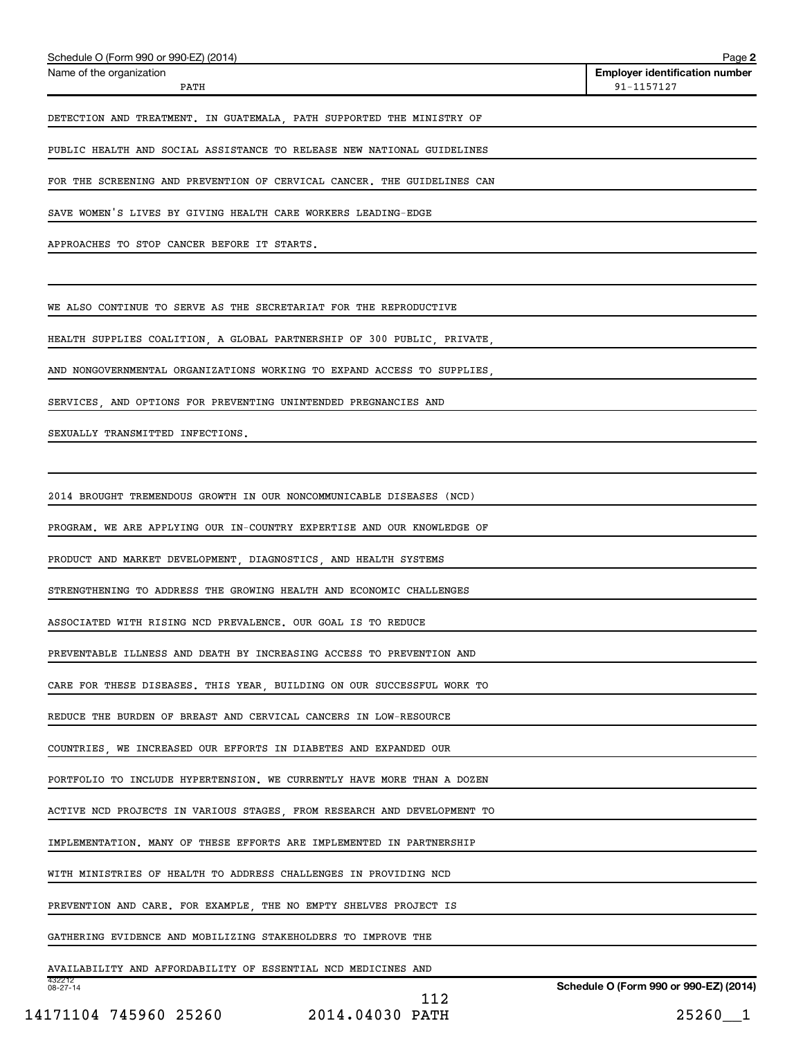Schedule O (Form 990 or 990-EZ) (2014) Page **2**

| Name of the organization | Employer identification number |
| --- | --- |
| PATH | 91-1157127 |

DETECTION AND TREATMENT. IN GUATEMALA, PATH SUPPORTED THE MINISTRY OF PUBLIC HEALTH AND SOCIAL ASSISTANCE TO RELEASE NEW NATIONAL GUIDELINES FOR THE SCREENING AND PREVENTION OF CERVICAL CANCER. THE GUIDELINES CAN SAVE WOMEN'S LIVES BY GIVING HEALTH CARE WORKERS LEADING-EDGE APPROACHES TO STOP CANCER BEFORE IT STARTS.

WE ALSO CONTINUE TO SERVE AS THE SECRETARIAT FOR THE REPRODUCTIVE HEALTH SUPPLIES COALITION, A GLOBAL PARTNERSHIP OF 300 PUBLIC, PRIVATE, AND NONGOVERNMENTAL ORGANIZATIONS WORKING TO EXPAND ACCESS TO SUPPLIES, SERVICES, AND OPTIONS FOR PREVENTING UNINTENDED PREGNANCIES AND SEXUALLY TRANSMITTED INFECTIONS.

2014 BROUGHT TREMENDOUS GROWTH IN OUR NONCOMMUNICABLE DISEASES (NCD) PROGRAM. WE ARE APPLYING OUR IN-COUNTRY EXPERTISE AND OUR KNOWLEDGE OF PRODUCT AND MARKET DEVELOPMENT, DIAGNOSTICS, AND HEALTH SYSTEMS STRENGTHENING TO ADDRESS THE GROWING HEALTH AND ECONOMIC CHALLENGES ASSOCIATED WITH RISING NCD PREVALENCE. OUR GOAL IS TO REDUCE PREVENTABLE ILLNESS AND DEATH BY INCREASING ACCESS TO PREVENTION AND CARE FOR THESE DISEASES. THIS YEAR, BUILDING ON OUR SUCCESSFUL WORK TO REDUCE THE BURDEN OF BREAST AND CERVICAL CANCERS IN LOW-RESOURCE COUNTRIES, WE INCREASED OUR EFFORTS IN DIABETES AND EXPANDED OUR PORTFOLIO TO INCLUDE HYPERTENSION. WE CURRENTLY HAVE MORE THAN A DOZEN ACTIVE NCD PROJECTS IN VARIOUS STAGES, FROM RESEARCH AND DEVELOPMENT TO IMPLEMENTATION. MANY OF THESE EFFORTS ARE IMPLEMENTED IN PARTNERSHIP WITH MINISTRIES OF HEALTH TO ADDRESS CHALLENGES IN PROVIDING NCD PREVENTION AND CARE. FOR EXAMPLE, THE NO EMPTY SHELVES PROJECT IS GATHERING EVIDENCE AND MOBILIZING STAKEHOLDERS TO IMPROVE THE AVAILABILITY AND AFFORDABILITY OF ESSENTIAL NCD MEDICINES AND

Schedule O (Form 990 or 990-EZ) (2014)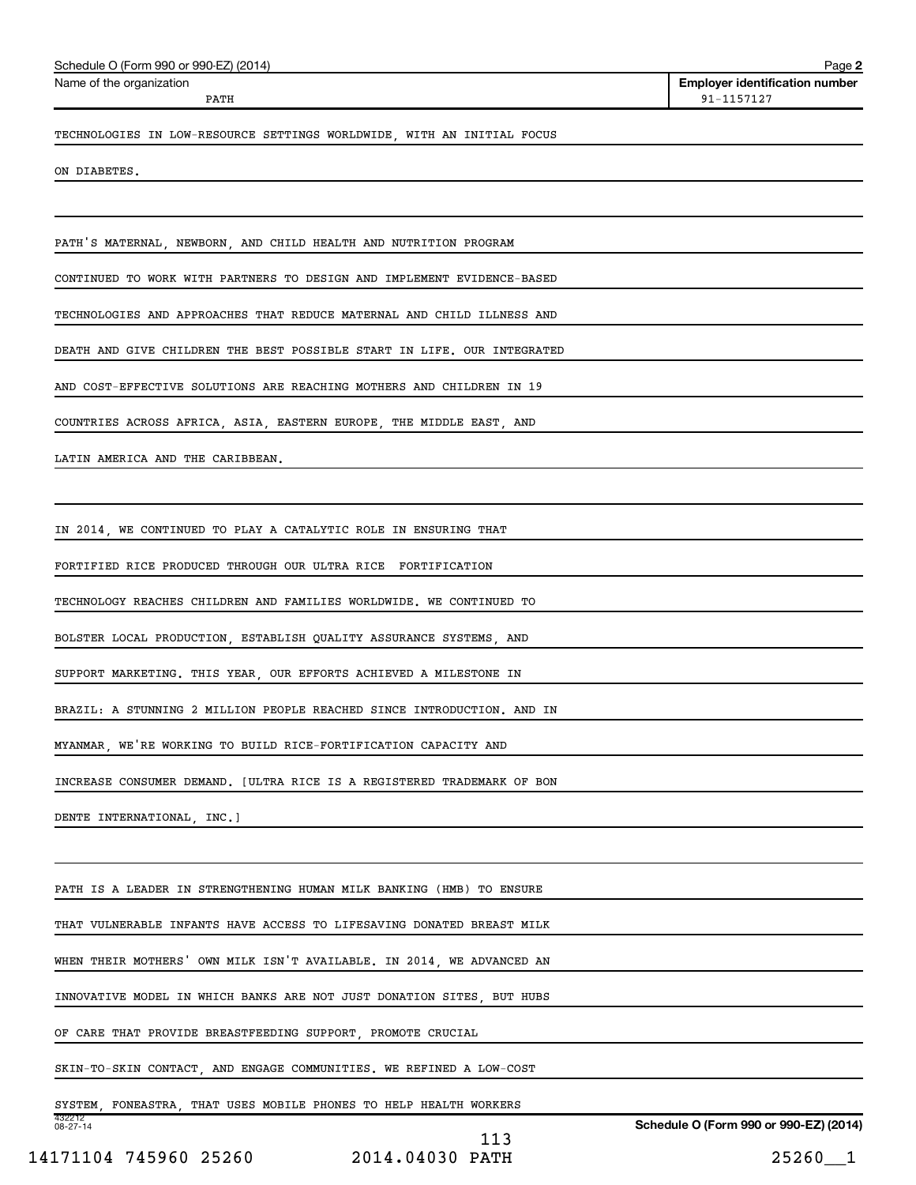Schedule O (Form 990 or 990-EZ) (2014)

Name of the organization: PATH

Employer identification number: 91-1157127

TECHNOLOGIES IN LOW-RESOURCE SETTINGS WORLDWIDE, WITH AN INITIAL FOCUS ON DIABETES.

PATH'S MATERNAL, NEWBORN, AND CHILD HEALTH AND NUTRITION PROGRAM CONTINUED TO WORK WITH PARTNERS TO DESIGN AND IMPLEMENT EVIDENCE-BASED TECHNOLOGIES AND APPROACHES THAT REDUCE MATERNAL AND CHILD ILLNESS AND DEATH AND GIVE CHILDREN THE BEST POSSIBLE START IN LIFE. OUR INTEGRATED AND COST-EFFECTIVE SOLUTIONS ARE REACHING MOTHERS AND CHILDREN IN 19 COUNTRIES ACROSS AFRICA, ASIA, EASTERN EUROPE, THE MIDDLE EAST, AND LATIN AMERICA AND THE CARIBBEAN.

IN 2014, WE CONTINUED TO PLAY A CATALYTIC ROLE IN ENSURING THAT FORTIFIED RICE PRODUCED THROUGH OUR ULTRA RICE FORTIFICATION TECHNOLOGY REACHES CHILDREN AND FAMILIES WORLDWIDE. WE CONTINUED TO BOLSTER LOCAL PRODUCTION, ESTABLISH QUALITY ASSURANCE SYSTEMS, AND SUPPORT MARKETING. THIS YEAR, OUR EFFORTS ACHIEVED A MILESTONE IN BRAZIL: A STUNNING 2 MILLION PEOPLE REACHED SINCE INTRODUCTION. AND IN MYANMAR, WE'RE WORKING TO BUILD RICE-FORTIFICATION CAPACITY AND INCREASE CONSUMER DEMAND. [ULTRA RICE IS A REGISTERED TRADEMARK OF BON DENTE INTERNATIONAL, INC.]

PATH IS A LEADER IN STRENGTHENING HUMAN MILK BANKING (HMB) TO ENSURE THAT VULNERABLE INFANTS HAVE ACCESS TO LIFESAVING DONATED BREAST MILK WHEN THEIR MOTHERS' OWN MILK ISN'T AVAILABLE. IN 2014, WE ADVANCED AN INNOVATIVE MODEL IN WHICH BANKS ARE NOT JUST DONATION SITES, BUT HUBS OF CARE THAT PROVIDE BREASTFEEDING SUPPORT, PROMOTE CRUCIAL SKIN-TO-SKIN CONTACT, AND ENGAGE COMMUNITIES. WE REFINED A LOW-COST SYSTEM, FONEASTRA, THAT USES MOBILE PHONES TO HELP HEALTH WORKERS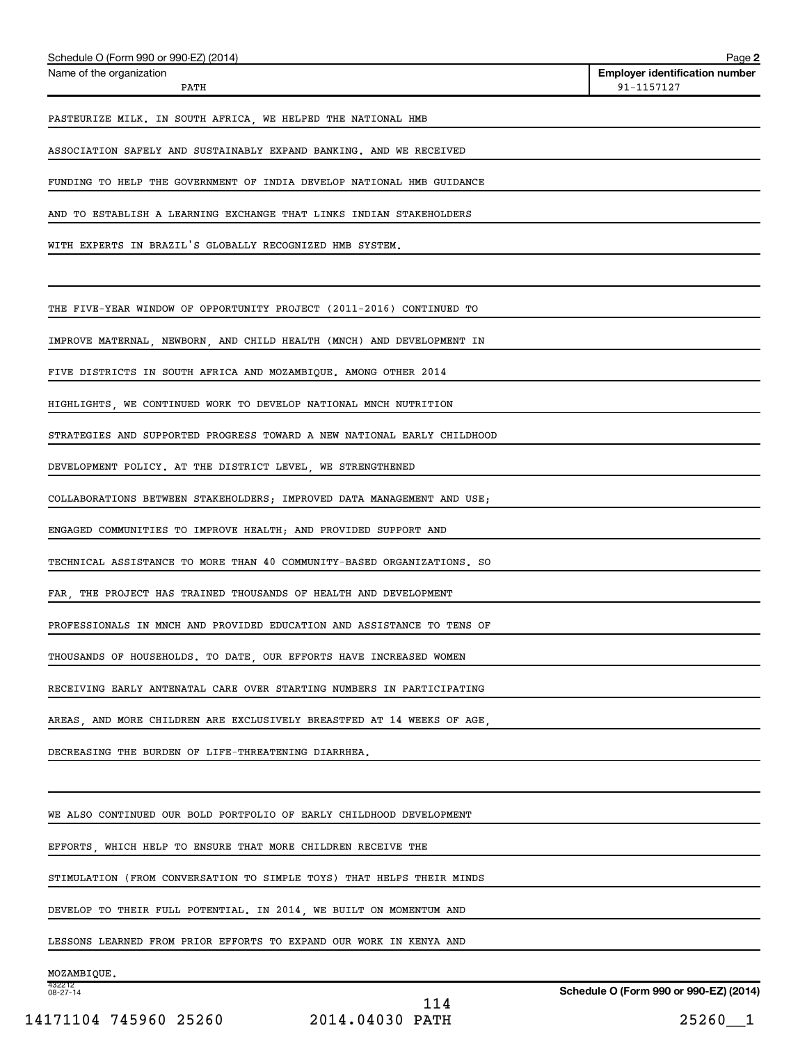Name of the organization: PATH

Employer identification number: 91-1157127

PASTEURIZE MILK. IN SOUTH AFRICA, WE HELPED THE NATIONAL HMB ASSOCIATION SAFELY AND SUSTAINABLY EXPAND BANKING. AND WE RECEIVED FUNDING TO HELP THE GOVERNMENT OF INDIA DEVELOP NATIONAL HMB GUIDANCE AND TO ESTABLISH A LEARNING EXCHANGE THAT LINKS INDIAN STAKEHOLDERS WITH EXPERTS IN BRAZIL'S GLOBALLY RECOGNIZED HMB SYSTEM.

THE FIVE-YEAR WINDOW OF OPPORTUNITY PROJECT (2011-2016) CONTINUED TO IMPROVE MATERNAL, NEWBORN, AND CHILD HEALTH (MNCH) AND DEVELOPMENT IN FIVE DISTRICTS IN SOUTH AFRICA AND MOZAMBIQUE. AMONG OTHER 2014 HIGHLIGHTS, WE CONTINUED WORK TO DEVELOP NATIONAL MNCH NUTRITION STRATEGIES AND SUPPORTED PROGRESS TOWARD A NEW NATIONAL EARLY CHILDHOOD DEVELOPMENT POLICY. AT THE DISTRICT LEVEL, WE STRENGTHENED COLLABORATIONS BETWEEN STAKEHOLDERS; IMPROVED DATA MANAGEMENT AND USE; ENGAGED COMMUNITIES TO IMPROVE HEALTH; AND PROVIDED SUPPORT AND TECHNICAL ASSISTANCE TO MORE THAN 40 COMMUNITY-BASED ORGANIZATIONS. SO FAR, THE PROJECT HAS TRAINED THOUSANDS OF HEALTH AND DEVELOPMENT PROFESSIONALS IN MNCH AND PROVIDED EDUCATION AND ASSISTANCE TO TENS OF THOUSANDS OF HOUSEHOLDS. TO DATE, OUR EFFORTS HAVE INCREASED WOMEN RECEIVING EARLY ANTENATAL CARE OVER STARTING NUMBERS IN PARTICIPATING AREAS, AND MORE CHILDREN ARE EXCLUSIVELY BREASTFED AT 14 WEEKS OF AGE, DECREASING THE BURDEN OF LIFE-THREATENING DIARRHEA.

WE ALSO CONTINUED OUR BOLD PORTFOLIO OF EARLY CHILDHOOD DEVELOPMENT EFFORTS, WHICH HELP TO ENSURE THAT MORE CHILDREN RECEIVE THE STIMULATION (FROM CONVERSATION TO SIMPLE TOYS) THAT HELPS THEIR MINDS DEVELOP TO THEIR FULL POTENTIAL. IN 2014, WE BUILT ON MOMENTUM AND LESSONS LEARNED FROM PRIOR EFFORTS TO EXPAND OUR WORK IN KENYA AND MOZAMBIQUE.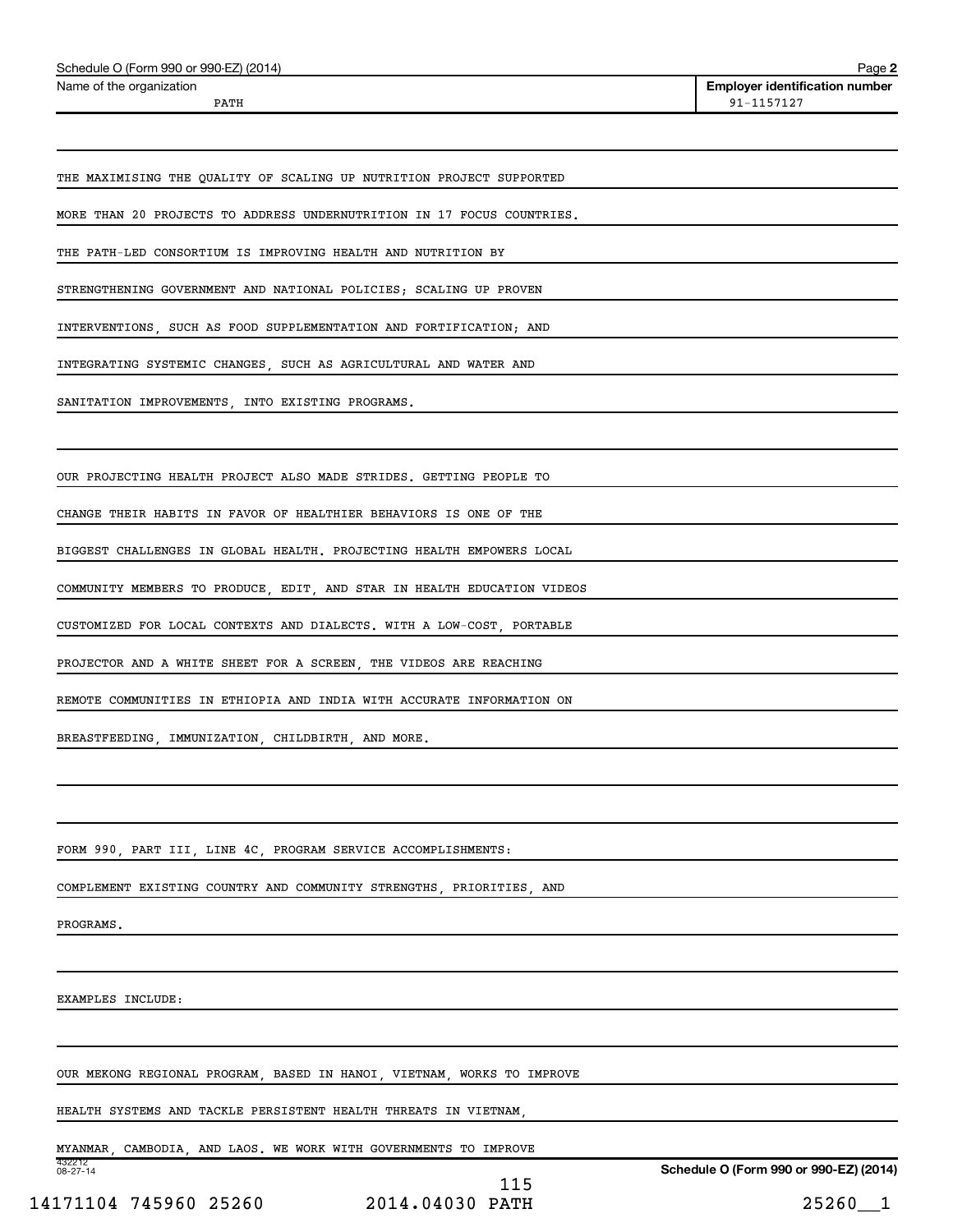Schedule O (Form 990 or 990-EZ) (2014)

Name of the organization: PATH

Employer identification number: 91-1157127

THE MAXIMISING THE QUALITY OF SCALING UP NUTRITION PROJECT SUPPORTED MORE THAN 20 PROJECTS TO ADDRESS UNDERNUTRITION IN 17 FOCUS COUNTRIES. THE PATH-LED CONSORTIUM IS IMPROVING HEALTH AND NUTRITION BY STRENGTHENING GOVERNMENT AND NATIONAL POLICIES; SCALING UP PROVEN INTERVENTIONS, SUCH AS FOOD SUPPLEMENTATION AND FORTIFICATION; AND INTEGRATING SYSTEMIC CHANGES, SUCH AS AGRICULTURAL AND WATER AND SANITATION IMPROVEMENTS, INTO EXISTING PROGRAMS.

OUR PROJECTING HEALTH PROJECT ALSO MADE STRIDES. GETTING PEOPLE TO CHANGE THEIR HABITS IN FAVOR OF HEALTHIER BEHAVIORS IS ONE OF THE BIGGEST CHALLENGES IN GLOBAL HEALTH. PROJECTING HEALTH EMPOWERS LOCAL COMMUNITY MEMBERS TO PRODUCE, EDIT, AND STAR IN HEALTH EDUCATION VIDEOS CUSTOMIZED FOR LOCAL CONTEXTS AND DIALECTS. WITH A LOW-COST, PORTABLE PROJECTOR AND A WHITE SHEET FOR A SCREEN, THE VIDEOS ARE REACHING REMOTE COMMUNITIES IN ETHIOPIA AND INDIA WITH ACCURATE INFORMATION ON BREASTFEEDING, IMMUNIZATION, CHILDBIRTH, AND MORE.

FORM 990, PART III, LINE 4C, PROGRAM SERVICE ACCOMPLISHMENTS:

COMPLEMENT EXISTING COUNTRY AND COMMUNITY STRENGTHS, PRIORITIES, AND PROGRAMS.

EXAMPLES INCLUDE:

OUR MEKONG REGIONAL PROGRAM, BASED IN HANOI, VIETNAM, WORKS TO IMPROVE HEALTH SYSTEMS AND TACKLE PERSISTENT HEALTH THREATS IN VIETNAM, MYANMAR, CAMBODIA, AND LAOS. WE WORK WITH GOVERNMENTS TO IMPROVE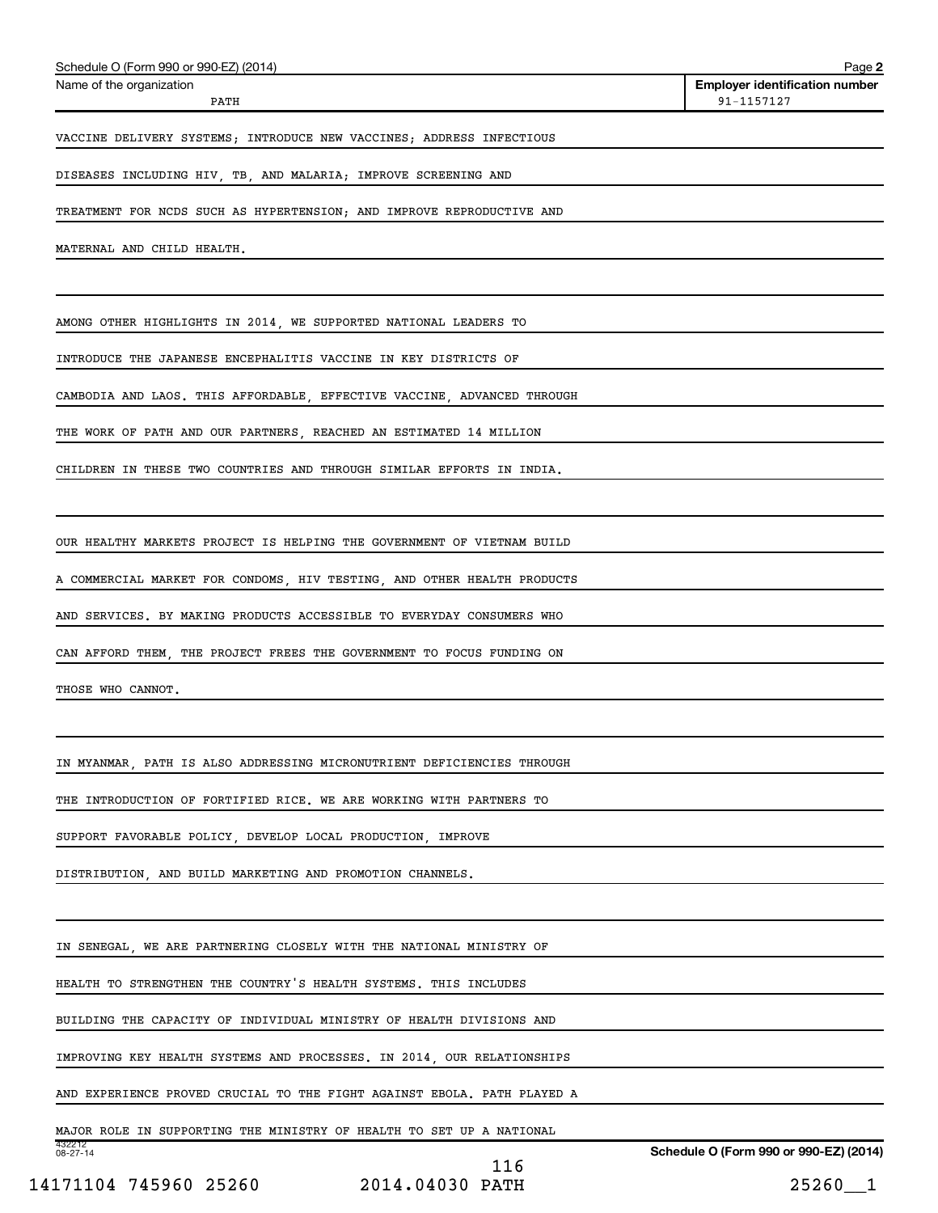Schedule O (Form 990 or 990-EZ) (2014)

Name of the organization: PATH

Employer identification number: 91-1157127

VACCINE DELIVERY SYSTEMS; INTRODUCE NEW VACCINES; ADDRESS INFECTIOUS DISEASES INCLUDING HIV, TB, AND MALARIA; IMPROVE SCREENING AND TREATMENT FOR NCDS SUCH AS HYPERTENSION; AND IMPROVE REPRODUCTIVE AND MATERNAL AND CHILD HEALTH.

AMONG OTHER HIGHLIGHTS IN 2014, WE SUPPORTED NATIONAL LEADERS TO INTRODUCE THE JAPANESE ENCEPHALITIS VACCINE IN KEY DISTRICTS OF CAMBODIA AND LAOS. THIS AFFORDABLE, EFFECTIVE VACCINE, ADVANCED THROUGH THE WORK OF PATH AND OUR PARTNERS, REACHED AN ESTIMATED 14 MILLION CHILDREN IN THESE TWO COUNTRIES AND THROUGH SIMILAR EFFORTS IN INDIA.

OUR HEALTHY MARKETS PROJECT IS HELPING THE GOVERNMENT OF VIETNAM BUILD A COMMERCIAL MARKET FOR CONDOMS, HIV TESTING, AND OTHER HEALTH PRODUCTS AND SERVICES. BY MAKING PRODUCTS ACCESSIBLE TO EVERYDAY CONSUMERS WHO CAN AFFORD THEM, THE PROJECT FREES THE GOVERNMENT TO FOCUS FUNDING ON THOSE WHO CANNOT.

IN MYANMAR, PATH IS ALSO ADDRESSING MICRONUTRIENT DEFICIENCIES THROUGH THE INTRODUCTION OF FORTIFIED RICE. WE ARE WORKING WITH PARTNERS TO SUPPORT FAVORABLE POLICY, DEVELOP LOCAL PRODUCTION, IMPROVE DISTRIBUTION, AND BUILD MARKETING AND PROMOTION CHANNELS.

IN SENEGAL, WE ARE PARTNERING CLOSELY WITH THE NATIONAL MINISTRY OF HEALTH TO STRENGTHEN THE COUNTRY'S HEALTH SYSTEMS. THIS INCLUDES BUILDING THE CAPACITY OF INDIVIDUAL MINISTRY OF HEALTH DIVISIONS AND IMPROVING KEY HEALTH SYSTEMS AND PROCESSES. IN 2014, OUR RELATIONSHIPS AND EXPERIENCE PROVED CRUCIAL TO THE FIGHT AGAINST EBOLA. PATH PLAYED A MAJOR ROLE IN SUPPORTING THE MINISTRY OF HEALTH TO SET UP A NATIONAL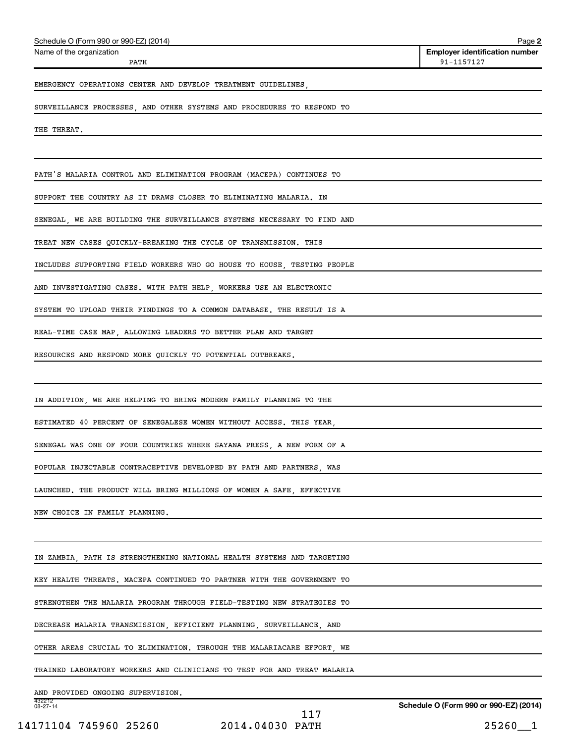Name of the organization: PATH

Employer identification number: 91-1157127

EMERGENCY OPERATIONS CENTER AND DEVELOP TREATMENT GUIDELINES, SURVEILLANCE PROCESSES, AND OTHER SYSTEMS AND PROCEDURES TO RESPOND TO THE THREAT.

PATH'S MALARIA CONTROL AND ELIMINATION PROGRAM (MACEPA) CONTINUES TO SUPPORT THE COUNTRY AS IT DRAWS CLOSER TO ELIMINATING MALARIA. IN SENEGAL, WE ARE BUILDING THE SURVEILLANCE SYSTEMS NECESSARY TO FIND AND TREAT NEW CASES QUICKLY-BREAKING THE CYCLE OF TRANSMISSION. THIS INCLUDES SUPPORTING FIELD WORKERS WHO GO HOUSE TO HOUSE, TESTING PEOPLE AND INVESTIGATING CASES. WITH PATH HELP, WORKERS USE AN ELECTRONIC SYSTEM TO UPLOAD THEIR FINDINGS TO A COMMON DATABASE. THE RESULT IS A REAL-TIME CASE MAP, ALLOWING LEADERS TO BETTER PLAN AND TARGET RESOURCES AND RESPOND MORE QUICKLY TO POTENTIAL OUTBREAKS.

IN ADDITION, WE ARE HELPING TO BRING MODERN FAMILY PLANNING TO THE ESTIMATED 40 PERCENT OF SENEGALESE WOMEN WITHOUT ACCESS. THIS YEAR, SENEGAL WAS ONE OF FOUR COUNTRIES WHERE SAYANA PRESS, A NEW FORM OF A POPULAR INJECTABLE CONTRACEPTIVE DEVELOPED BY PATH AND PARTNERS, WAS LAUNCHED. THE PRODUCT WILL BRING MILLIONS OF WOMEN A SAFE, EFFECTIVE NEW CHOICE IN FAMILY PLANNING.

IN ZAMBIA, PATH IS STRENGTHENING NATIONAL HEALTH SYSTEMS AND TARGETING KEY HEALTH THREATS. MACEPA CONTINUED TO PARTNER WITH THE GOVERNMENT TO STRENGTHEN THE MALARIA PROGRAM THROUGH FIELD-TESTING NEW STRATEGIES TO DECREASE MALARIA TRANSMISSION, EFFICIENT PLANNING, SURVEILLANCE, AND OTHER AREAS CRUCIAL TO ELIMINATION. THROUGH THE MALARIACARE EFFORT, WE TRAINED LABORATORY WORKERS AND CLINICIANS TO TEST FOR AND TREAT MALARIA AND PROVIDED ONGOING SUPERVISION.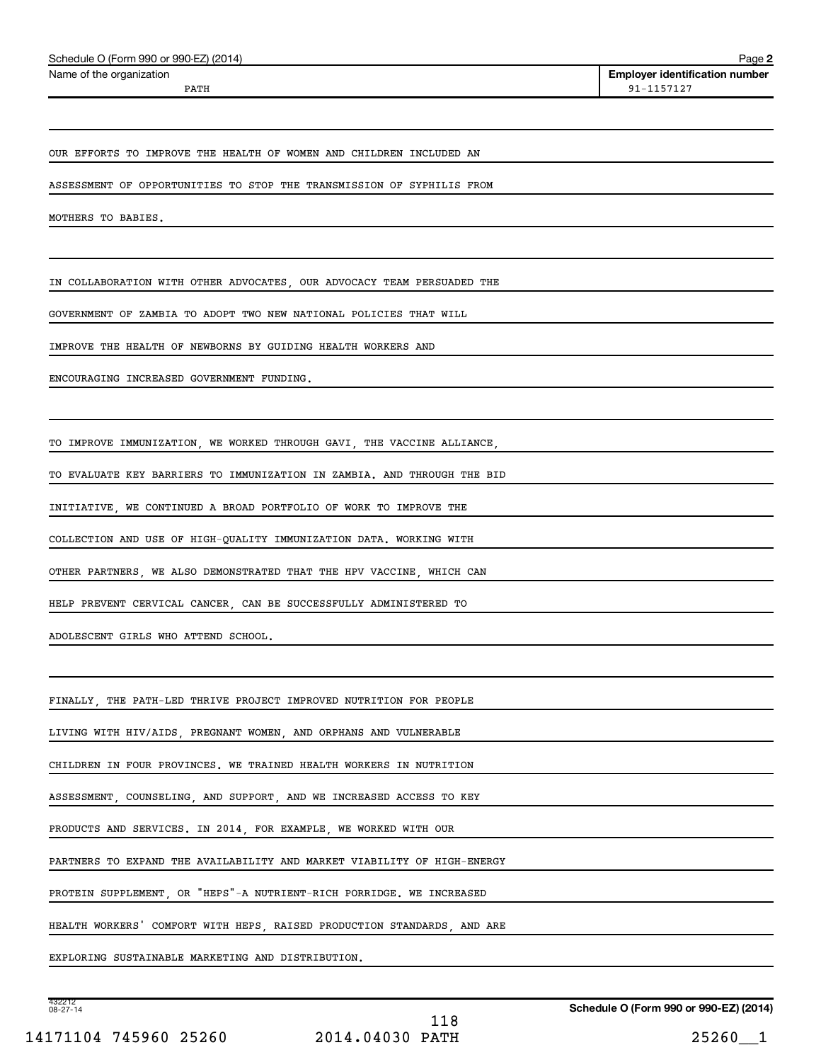Schedule O (Form 990 or 990-EZ) (2014)

Name of the organization: PATH

Employer identification number: 91-1157127

OUR EFFORTS TO IMPROVE THE HEALTH OF WOMEN AND CHILDREN INCLUDED AN ASSESSMENT OF OPPORTUNITIES TO STOP THE TRANSMISSION OF SYPHILIS FROM MOTHERS TO BABIES.

IN COLLABORATION WITH OTHER ADVOCATES, OUR ADVOCACY TEAM PERSUADED THE GOVERNMENT OF ZAMBIA TO ADOPT TWO NEW NATIONAL POLICIES THAT WILL IMPROVE THE HEALTH OF NEWBORNS BY GUIDING HEALTH WORKERS AND ENCOURAGING INCREASED GOVERNMENT FUNDING.

TO IMPROVE IMMUNIZATION, WE WORKED THROUGH GAVI, THE VACCINE ALLIANCE, TO EVALUATE KEY BARRIERS TO IMMUNIZATION IN ZAMBIA. AND THROUGH THE BID INITIATIVE, WE CONTINUED A BROAD PORTFOLIO OF WORK TO IMPROVE THE COLLECTION AND USE OF HIGH-QUALITY IMMUNIZATION DATA. WORKING WITH OTHER PARTNERS, WE ALSO DEMONSTRATED THAT THE HPV VACCINE, WHICH CAN HELP PREVENT CERVICAL CANCER, CAN BE SUCCESSFULLY ADMINISTERED TO ADOLESCENT GIRLS WHO ATTEND SCHOOL.

FINALLY, THE PATH-LED THRIVE PROJECT IMPROVED NUTRITION FOR PEOPLE LIVING WITH HIV/AIDS, PREGNANT WOMEN, AND ORPHANS AND VULNERABLE CHILDREN IN FOUR PROVINCES. WE TRAINED HEALTH WORKERS IN NUTRITION ASSESSMENT, COUNSELING, AND SUPPORT, AND WE INCREASED ACCESS TO KEY PRODUCTS AND SERVICES. IN 2014, FOR EXAMPLE, WE WORKED WITH OUR PARTNERS TO EXPAND THE AVAILABILITY AND MARKET VIABILITY OF HIGH-ENERGY PROTEIN SUPPLEMENT, OR "HEPS"-A NUTRIENT-RICH PORRIDGE. WE INCREASED HEALTH WORKERS' COMFORT WITH HEPS, RAISED PRODUCTION STANDARDS, AND ARE EXPLORING SUSTAINABLE MARKETING AND DISTRIBUTION.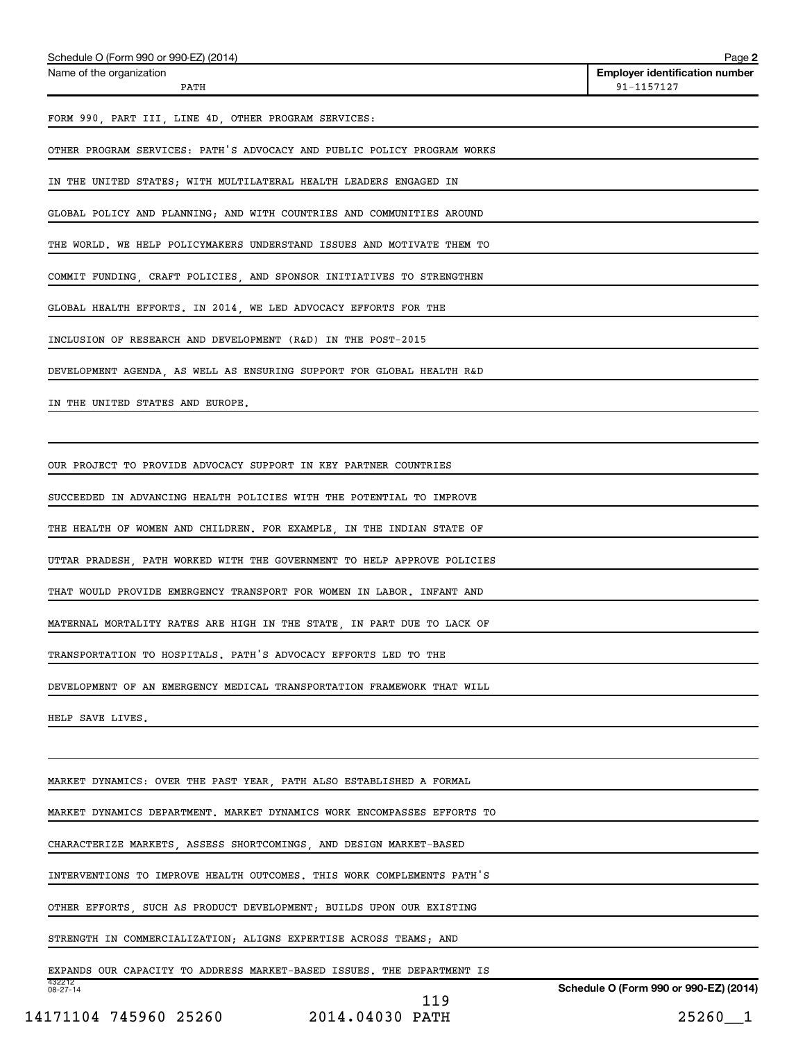Schedule O (Form 990 or 990-EZ) (2014) Page **2**

| Name of the organization | Employer identification number |
|---|---|
| PATH | 91-1157127 |

FORM 990, PART III, LINE 4D, OTHER PROGRAM SERVICES:

OTHER PROGRAM SERVICES: PATH'S ADVOCACY AND PUBLIC POLICY PROGRAM WORKS IN THE UNITED STATES; WITH MULTILATERAL HEALTH LEADERS ENGAGED IN GLOBAL POLICY AND PLANNING; AND WITH COUNTRIES AND COMMUNITIES AROUND THE WORLD. WE HELP POLICYMAKERS UNDERSTAND ISSUES AND MOTIVATE THEM TO COMMIT FUNDING, CRAFT POLICIES, AND SPONSOR INITIATIVES TO STRENGTHEN GLOBAL HEALTH EFFORTS. IN 2014, WE LED ADVOCACY EFFORTS FOR THE INCLUSION OF RESEARCH AND DEVELOPMENT (R&D) IN THE POST-2015 DEVELOPMENT AGENDA, AS WELL AS ENSURING SUPPORT FOR GLOBAL HEALTH R&D IN THE UNITED STATES AND EUROPE.

OUR PROJECT TO PROVIDE ADVOCACY SUPPORT IN KEY PARTNER COUNTRIES SUCCEEDED IN ADVANCING HEALTH POLICIES WITH THE POTENTIAL TO IMPROVE THE HEALTH OF WOMEN AND CHILDREN. FOR EXAMPLE, IN THE INDIAN STATE OF UTTAR PRADESH, PATH WORKED WITH THE GOVERNMENT TO HELP APPROVE POLICIES THAT WOULD PROVIDE EMERGENCY TRANSPORT FOR WOMEN IN LABOR. INFANT AND MATERNAL MORTALITY RATES ARE HIGH IN THE STATE, IN PART DUE TO LACK OF TRANSPORTATION TO HOSPITALS. PATH'S ADVOCACY EFFORTS LED TO THE DEVELOPMENT OF AN EMERGENCY MEDICAL TRANSPORTATION FRAMEWORK THAT WILL HELP SAVE LIVES.

MARKET DYNAMICS: OVER THE PAST YEAR, PATH ALSO ESTABLISHED A FORMAL MARKET DYNAMICS DEPARTMENT. MARKET DYNAMICS WORK ENCOMPASSES EFFORTS TO CHARACTERIZE MARKETS, ASSESS SHORTCOMINGS, AND DESIGN MARKET-BASED INTERVENTIONS TO IMPROVE HEALTH OUTCOMES. THIS WORK COMPLEMENTS PATH'S OTHER EFFORTS, SUCH AS PRODUCT DEVELOPMENT; BUILDS UPON OUR EXISTING STRENGTH IN COMMERCIALIZATION; ALIGNS EXPERTISE ACROSS TEAMS; AND EXPANDS OUR CAPACITY TO ADDRESS MARKET-BASED ISSUES. THE DEPARTMENT IS

432212 08-27-14 Schedule O (Form 990 or 990-EZ) (2014)

14171104 745960 25260 2014.04030 PATH 25260__1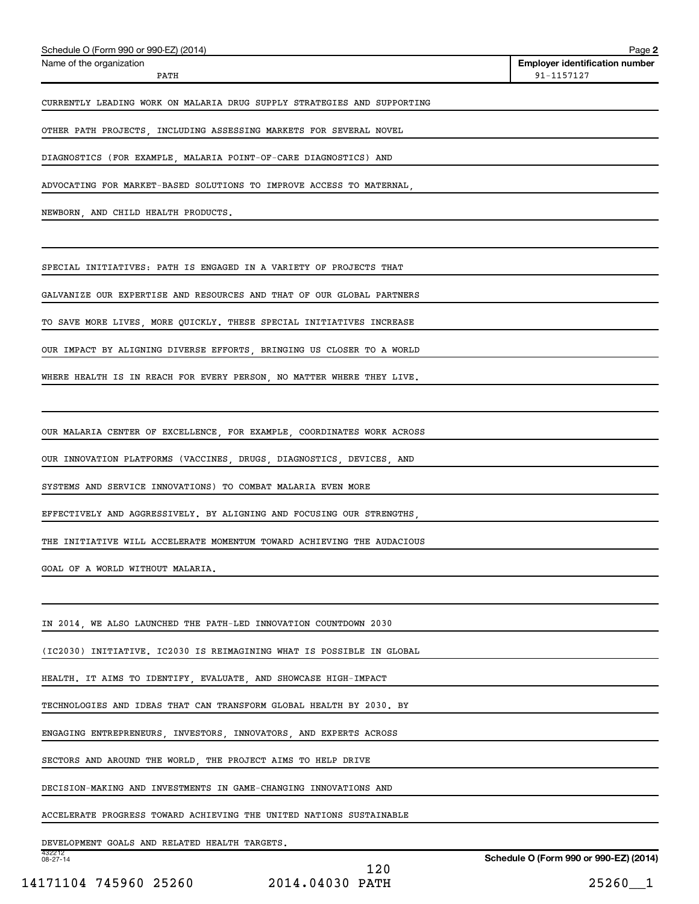Schedule O (Form 990 or 990-EZ) (2014)

Name of the organization: PATH

Employer identification number: 91-1157127

CURRENTLY LEADING WORK ON MALARIA DRUG SUPPLY STRATEGIES AND SUPPORTING OTHER PATH PROJECTS, INCLUDING ASSESSING MARKETS FOR SEVERAL NOVEL DIAGNOSTICS (FOR EXAMPLE, MALARIA POINT-OF-CARE DIAGNOSTICS) AND ADVOCATING FOR MARKET-BASED SOLUTIONS TO IMPROVE ACCESS TO MATERNAL, NEWBORN, AND CHILD HEALTH PRODUCTS.

SPECIAL INITIATIVES: PATH IS ENGAGED IN A VARIETY OF PROJECTS THAT GALVANIZE OUR EXPERTISE AND RESOURCES AND THAT OF OUR GLOBAL PARTNERS TO SAVE MORE LIVES, MORE QUICKLY. THESE SPECIAL INITIATIVES INCREASE OUR IMPACT BY ALIGNING DIVERSE EFFORTS, BRINGING US CLOSER TO A WORLD WHERE HEALTH IS IN REACH FOR EVERY PERSON, NO MATTER WHERE THEY LIVE.

OUR MALARIA CENTER OF EXCELLENCE, FOR EXAMPLE, COORDINATES WORK ACROSS OUR INNOVATION PLATFORMS (VACCINES, DRUGS, DIAGNOSTICS, DEVICES, AND SYSTEMS AND SERVICE INNOVATIONS) TO COMBAT MALARIA EVEN MORE EFFECTIVELY AND AGGRESSIVELY. BY ALIGNING AND FOCUSING OUR STRENGTHS, THE INITIATIVE WILL ACCELERATE MOMENTUM TOWARD ACHIEVING THE AUDACIOUS GOAL OF A WORLD WITHOUT MALARIA.

IN 2014, WE ALSO LAUNCHED THE PATH-LED INNOVATION COUNTDOWN 2030 (IC2030) INITIATIVE. IC2030 IS REIMAGINING WHAT IS POSSIBLE IN GLOBAL HEALTH. IT AIMS TO IDENTIFY, EVALUATE, AND SHOWCASE HIGH-IMPACT TECHNOLOGIES AND IDEAS THAT CAN TRANSFORM GLOBAL HEALTH BY 2030. BY ENGAGING ENTREPRENEURS, INVESTORS, INNOVATORS, AND EXPERTS ACROSS SECTORS AND AROUND THE WORLD, THE PROJECT AIMS TO HELP DRIVE DECISION-MAKING AND INVESTMENTS IN GAME-CHANGING INNOVATIONS AND ACCELERATE PROGRESS TOWARD ACHIEVING THE UNITED NATIONS SUSTAINABLE DEVELOPMENT GOALS AND RELATED HEALTH TARGETS.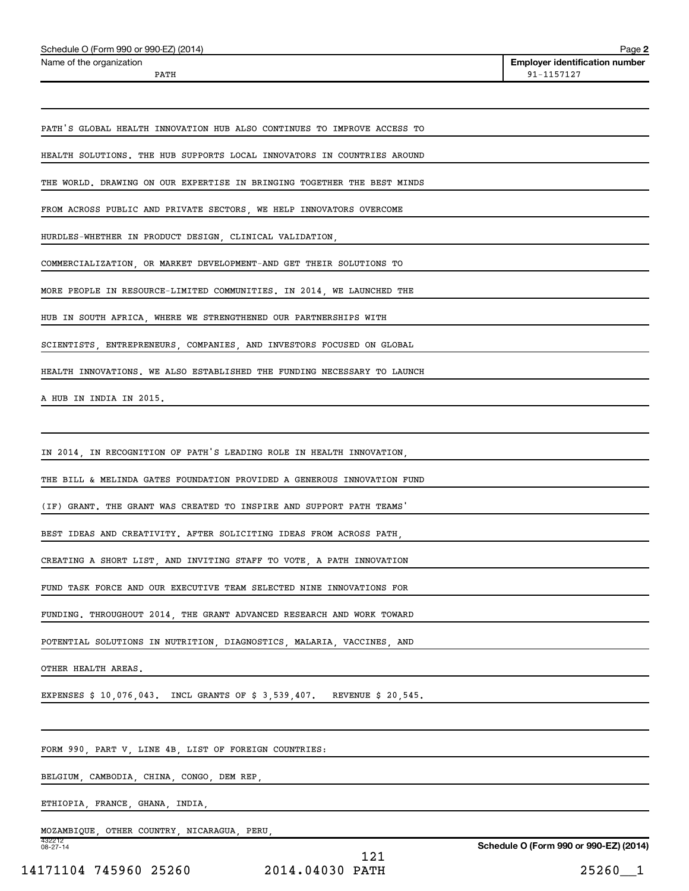Schedule O (Form 990 or 990-EZ) (2014)

Name of the organization: PATH

Employer identification number: 91-1157127

PATH'S GLOBAL HEALTH INNOVATION HUB ALSO CONTINUES TO IMPROVE ACCESS TO HEALTH SOLUTIONS. THE HUB SUPPORTS LOCAL INNOVATORS IN COUNTRIES AROUND THE WORLD. DRAWING ON OUR EXPERTISE IN BRINGING TOGETHER THE BEST MINDS FROM ACROSS PUBLIC AND PRIVATE SECTORS, WE HELP INNOVATORS OVERCOME HURDLES-WHETHER IN PRODUCT DESIGN, CLINICAL VALIDATION, COMMERCIALIZATION, OR MARKET DEVELOPMENT-AND GET THEIR SOLUTIONS TO MORE PEOPLE IN RESOURCE-LIMITED COMMUNITIES. IN 2014, WE LAUNCHED THE HUB IN SOUTH AFRICA, WHERE WE STRENGTHENED OUR PARTNERSHIPS WITH SCIENTISTS, ENTREPRENEURS, COMPANIES, AND INVESTORS FOCUSED ON GLOBAL HEALTH INNOVATIONS. WE ALSO ESTABLISHED THE FUNDING NECESSARY TO LAUNCH A HUB IN INDIA IN 2015.

IN 2014, IN RECOGNITION OF PATH'S LEADING ROLE IN HEALTH INNOVATION, THE BILL & MELINDA GATES FOUNDATION PROVIDED A GENEROUS INNOVATION FUND (IF) GRANT. THE GRANT WAS CREATED TO INSPIRE AND SUPPORT PATH TEAMS' BEST IDEAS AND CREATIVITY. AFTER SOLICITING IDEAS FROM ACROSS PATH, CREATING A SHORT LIST, AND INVITING STAFF TO VOTE, A PATH INNOVATION FUND TASK FORCE AND OUR EXECUTIVE TEAM SELECTED NINE INNOVATIONS FOR FUNDING. THROUGHOUT 2014, THE GRANT ADVANCED RESEARCH AND WORK TOWARD POTENTIAL SOLUTIONS IN NUTRITION, DIAGNOSTICS, MALARIA, VACCINES, AND OTHER HEALTH AREAS.

EXPENSES $ 10,076,043. INCL GRANTS OF $ 3,539,407. REVENUE $ 20,545.

FORM 990, PART V, LINE 4B, LIST OF FOREIGN COUNTRIES:

BELGIUM, CAMBODIA, CHINA, CONGO, DEM REP,

ETHIOPIA, FRANCE, GHANA, INDIA,

MOZAMBIQUE, OTHER COUNTRY, NICARAGUA, PERU,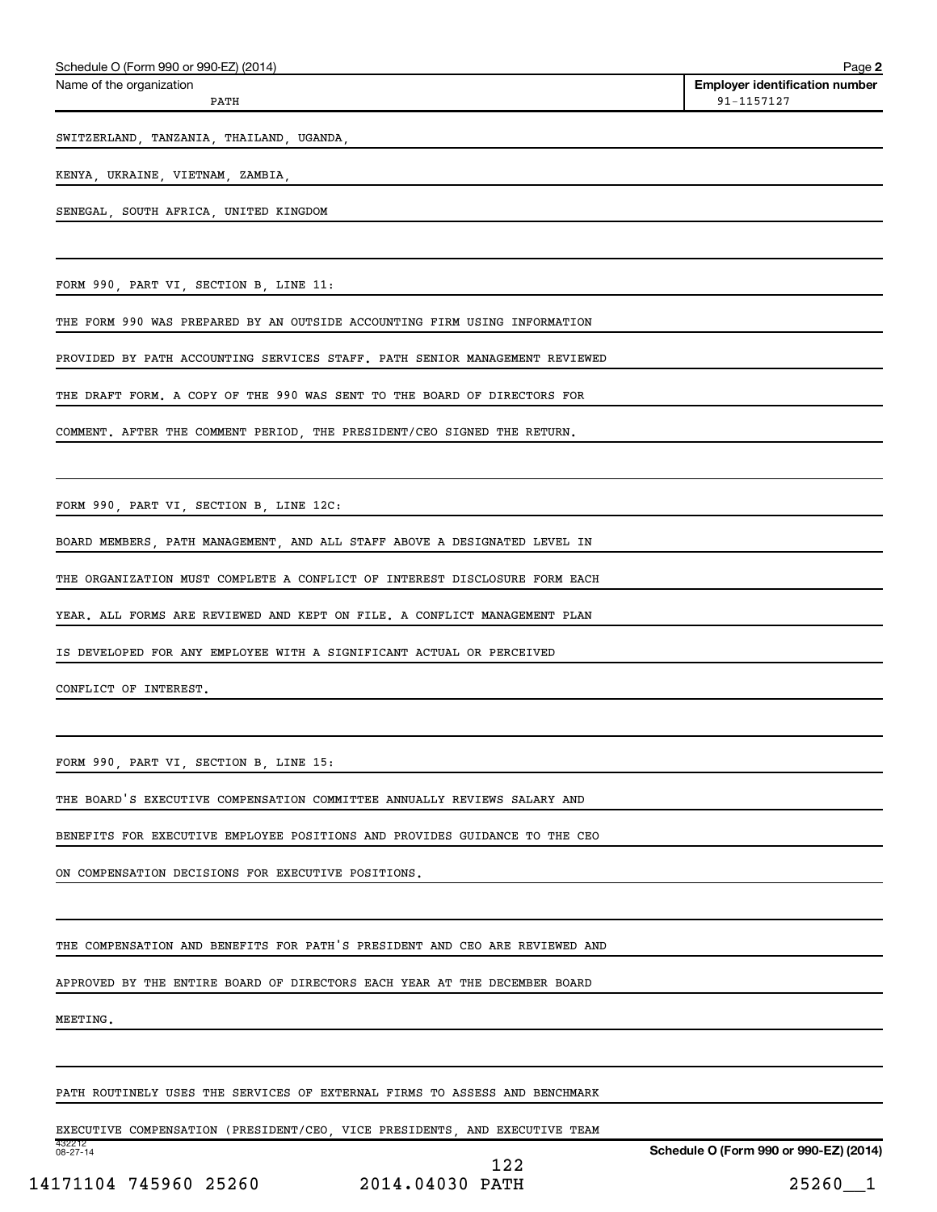Name of the organization: PATH

Employer identification number: 91-1157127

SWITZERLAND, TANZANIA, THAILAND, UGANDA,

KENYA, UKRAINE, VIETNAM, ZAMBIA,

SENEGAL, SOUTH AFRICA, UNITED KINGDOM

FORM 990, PART VI, SECTION B, LINE 11:

THE FORM 990 WAS PREPARED BY AN OUTSIDE ACCOUNTING FIRM USING INFORMATION PROVIDED BY PATH ACCOUNTING SERVICES STAFF. PATH SENIOR MANAGEMENT REVIEWED THE DRAFT FORM. A COPY OF THE 990 WAS SENT TO THE BOARD OF DIRECTORS FOR COMMENT. AFTER THE COMMENT PERIOD, THE PRESIDENT/CEO SIGNED THE RETURN.

FORM 990, PART VI, SECTION B, LINE 12C:

BOARD MEMBERS, PATH MANAGEMENT, AND ALL STAFF ABOVE A DESIGNATED LEVEL IN THE ORGANIZATION MUST COMPLETE A CONFLICT OF INTEREST DISCLOSURE FORM EACH YEAR. ALL FORMS ARE REVIEWED AND KEPT ON FILE. A CONFLICT MANAGEMENT PLAN IS DEVELOPED FOR ANY EMPLOYEE WITH A SIGNIFICANT ACTUAL OR PERCEIVED CONFLICT OF INTEREST.

FORM 990, PART VI, SECTION B, LINE 15:

THE BOARD'S EXECUTIVE COMPENSATION COMMITTEE ANNUALLY REVIEWS SALARY AND BENEFITS FOR EXECUTIVE EMPLOYEE POSITIONS AND PROVIDES GUIDANCE TO THE CEO ON COMPENSATION DECISIONS FOR EXECUTIVE POSITIONS.

THE COMPENSATION AND BENEFITS FOR PATH'S PRESIDENT AND CEO ARE REVIEWED AND APPROVED BY THE ENTIRE BOARD OF DIRECTORS EACH YEAR AT THE DECEMBER BOARD MEETING.

PATH ROUTINELY USES THE SERVICES OF EXTERNAL FIRMS TO ASSESS AND BENCHMARK EXECUTIVE COMPENSATION (PRESIDENT/CEO, VICE PRESIDENTS, AND EXECUTIVE TEAM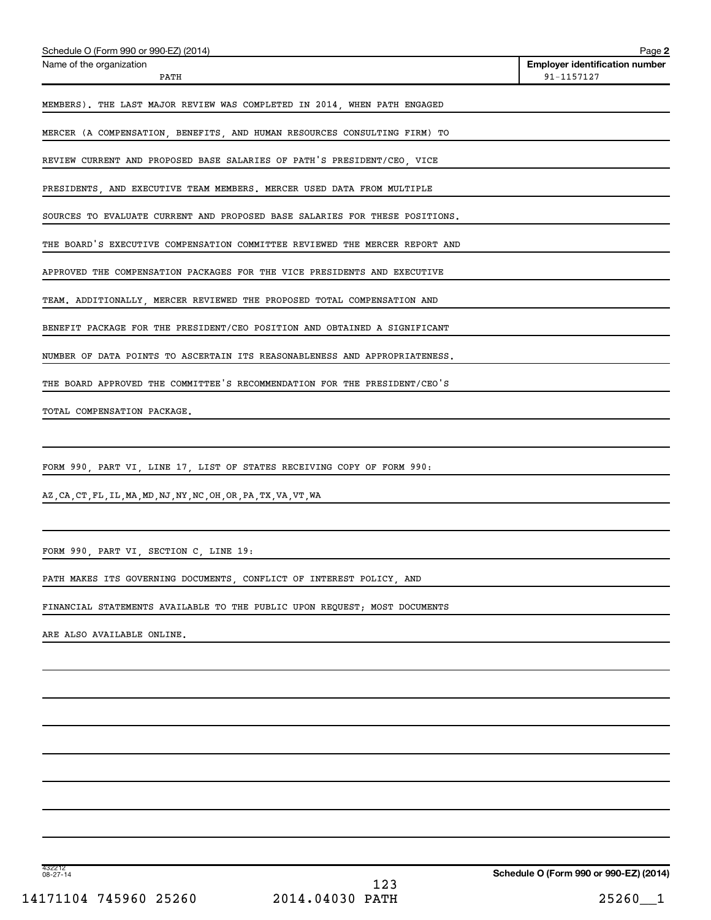Schedule O (Form 990 or 990-EZ) (2014)

Name of the organization: PATH

Employer identification number: 91-1157127

MEMBERS). THE LAST MAJOR REVIEW WAS COMPLETED IN 2014, WHEN PATH ENGAGED MERCER (A COMPENSATION, BENEFITS, AND HUMAN RESOURCES CONSULTING FIRM) TO REVIEW CURRENT AND PROPOSED BASE SALARIES OF PATH'S PRESIDENT/CEO, VICE PRESIDENTS, AND EXECUTIVE TEAM MEMBERS. MERCER USED DATA FROM MULTIPLE SOURCES TO EVALUATE CURRENT AND PROPOSED BASE SALARIES FOR THESE POSITIONS. THE BOARD'S EXECUTIVE COMPENSATION COMMITTEE REVIEWED THE MERCER REPORT AND APPROVED THE COMPENSATION PACKAGES FOR THE VICE PRESIDENTS AND EXECUTIVE TEAM. ADDITIONALLY, MERCER REVIEWED THE PROPOSED TOTAL COMPENSATION AND BENEFIT PACKAGE FOR THE PRESIDENT/CEO POSITION AND OBTAINED A SIGNIFICANT NUMBER OF DATA POINTS TO ASCERTAIN ITS REASONABLENESS AND APPROPRIATENESS. THE BOARD APPROVED THE COMMITTEE'S RECOMMENDATION FOR THE PRESIDENT/CEO'S TOTAL COMPENSATION PACKAGE.

FORM 990, PART VI, LINE 17, LIST OF STATES RECEIVING COPY OF FORM 990:

AZ,CA,CT,FL,IL,MA,MD,NJ,NY,NC,OH,OR,PA,TX,VA,VT,WA

FORM 990, PART VI, SECTION C, LINE 19:

PATH MAKES ITS GOVERNING DOCUMENTS, CONFLICT OF INTEREST POLICY, AND FINANCIAL STATEMENTS AVAILABLE TO THE PUBLIC UPON REQUEST; MOST DOCUMENTS ARE ALSO AVAILABLE ONLINE.

Schedule O (Form 990 or 990-EZ) (2014)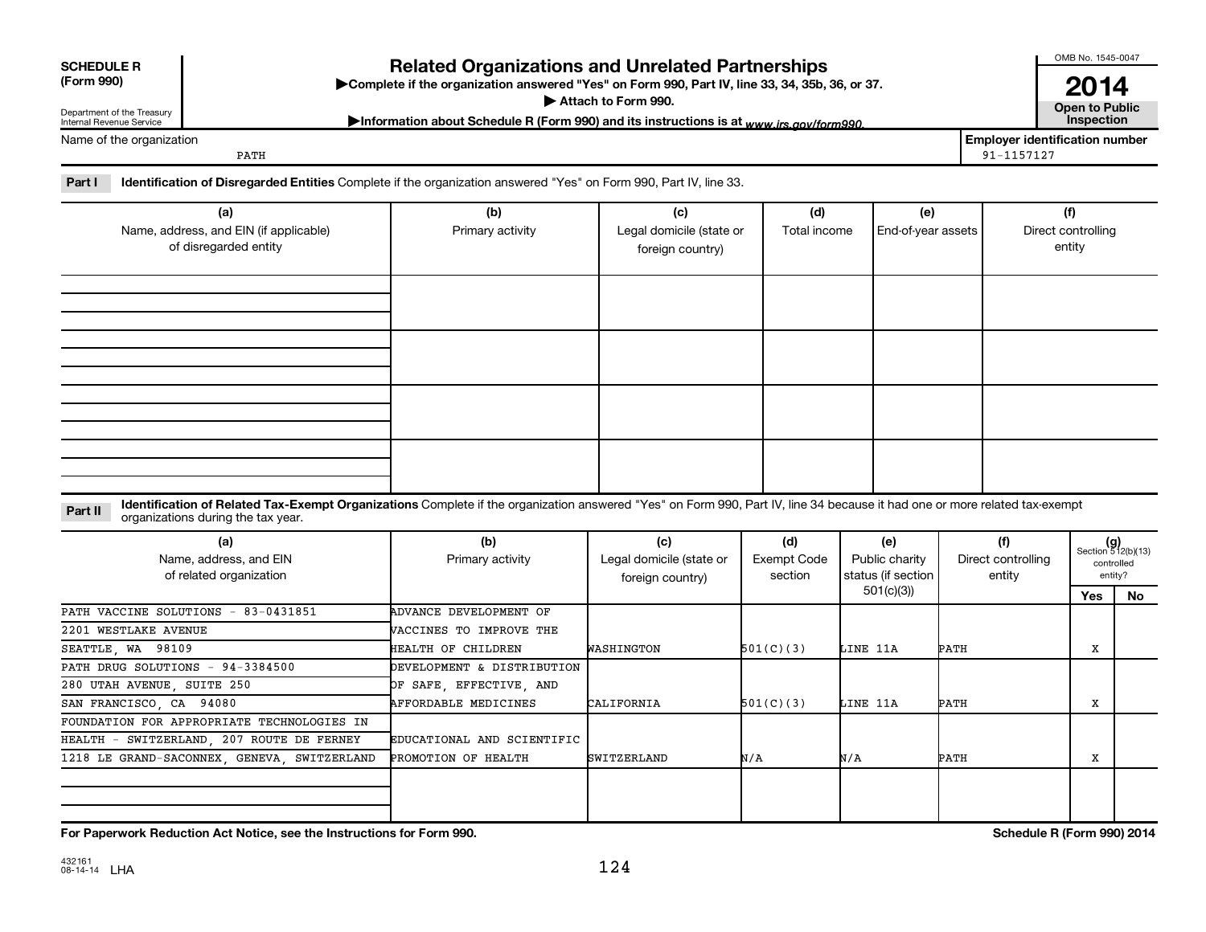**SCHEDULE R (Form 990)**

Department of the Treasury
Internal Revenue Service

# Related Organizations and Unrelated Partnerships

▶Complete if the organization answered "Yes" on Form 990, Part IV, line 33, 34, 35b, 36, or 37.

▶ Attach to Form 990.

▶Information about Schedule R (Form 990) and its instructions is at www.irs.gov/form990.

OMB No. 1545-0047

**2014**

**Open to Public Inspection**

Name of the organization: PATH

Employer identification number: 91-1157127

**Part I** **Identification of Disregarded Entities** Complete if the organization answered "Yes" on Form 990, Part IV, line 33.

| (a) Name, address, and EIN (if applicable) of disregarded entity | (b) Primary activity | (c) Legal domicile (state or foreign country) | (d) Total income | (e) End-of-year assets | (f) Direct controlling entity |
|---|---|---|---|---|---|
| | | | | | |
| | | | | | |
| | | | | | |
| | | | | | |

**Part II** **Identification of Related Tax-Exempt Organizations** Complete if the organization answered "Yes" on Form 990, Part IV, line 34 because it had one or more related tax-exempt organizations during the tax year.

| (a) Name, address, and EIN of related organization | (b) Primary activity | (c) Legal domicile (state or foreign country) | (d) Exempt Code section | (e) Public charity status (if section 501(c)(3)) | (f) Direct controlling entity | (g) Section 512(b)(13) controlled entity? Yes | No |
|---|---|---|---|---|---|---|---|
| PATH VACCINE SOLUTIONS - 83-0431851 2201 WESTLAKE AVENUE SEATTLE, WA 98109 | ADVANCE DEVELOPMENT OF VACCINES TO IMPROVE THE HEALTH OF CHILDREN | WASHINGTON | 501(C)(3) | LINE 11A | PATH | X | |
| PATH DRUG SOLUTIONS - 94-3384500 280 UTAH AVENUE, SUITE 250 SAN FRANCISCO, CA 94080 | DEVELOPMENT & DISTRIBUTION OF SAFE, EFFECTIVE, AND AFFORDABLE MEDICINES | CALIFORNIA | 501(C)(3) | LINE 11A | PATH | X | |
| FOUNDATION FOR APPROPRIATE TECHNOLOGIES IN HEALTH - SWITZERLAND, 207 ROUTE DE FERNEY 1218 LE GRAND-SACONNEX, GENEVA, SWITZERLAND | EDUCATIONAL AND SCIENTIFIC PROMOTION OF HEALTH | SWITZERLAND | N/A | N/A | PATH | X | |
| | | | | | | | |

For Paperwork Reduction Act Notice, see the Instructions for Form 990.

Schedule R (Form 990) 2014

432161 08-14-14 LHA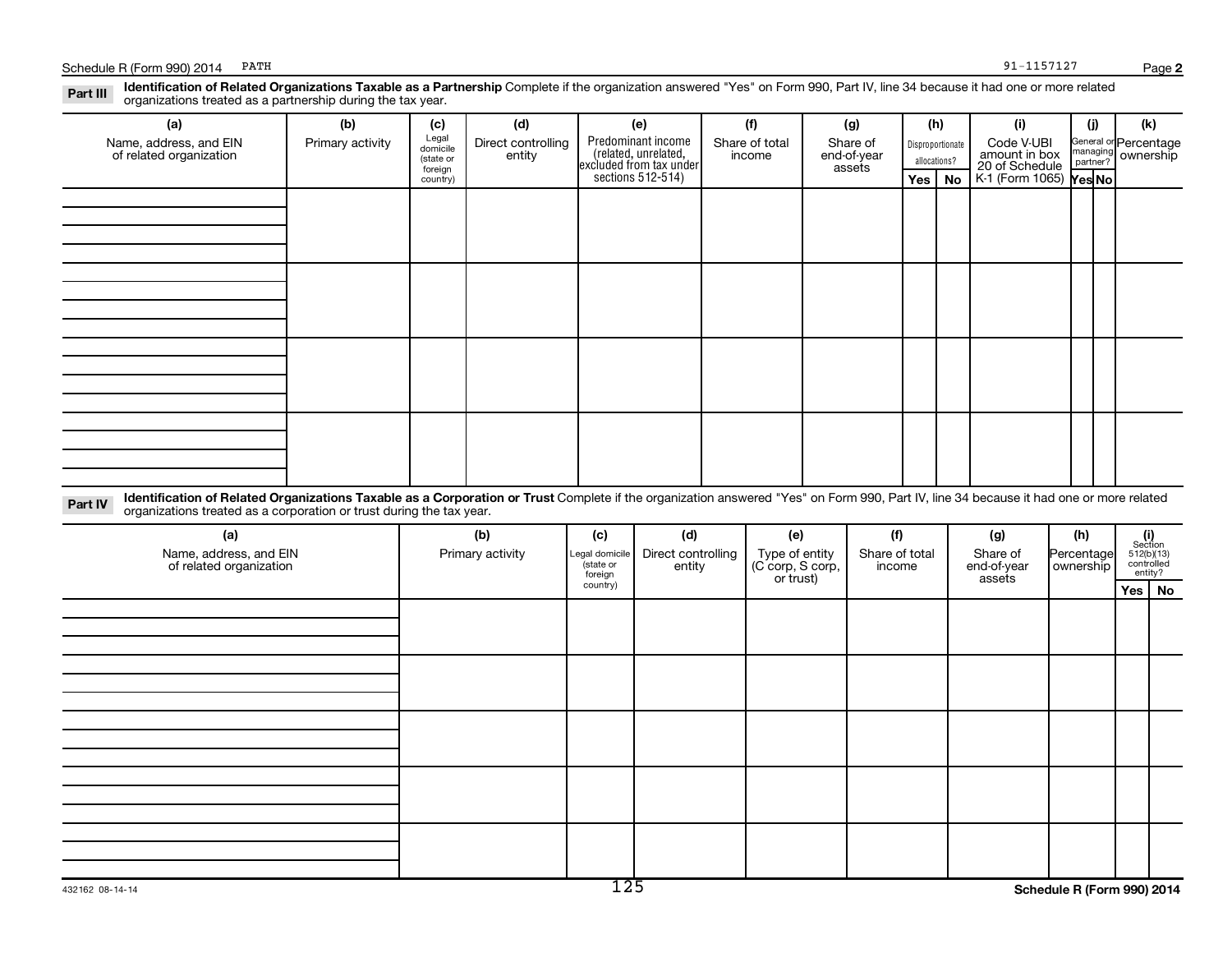Schedule R (Form 990) 2014 PATH 91-1157127

## Part III Identification of Related Organizations Taxable as a Partnership

Complete if the organization answered "Yes" on Form 990, Part IV, line 34 because it had one or more related organizations treated as a partnership during the tax year.

| (a) Name, address, and EIN of related organization | (b) Primary activity | (c) Legal domicile (state or foreign country) | (d) Direct controlling entity | (e) Predominant income (related, unrelated, excluded from tax under sections 512-514) | (f) Share of total income | (g) Share of end-of-year assets | (h) Disproportionate allocations? | | (i) Code V-UBI amount in box 20 of Schedule K-1 (Form 1065) | (j) General or managing partner? | | (k) Percentage ownership |
|---|---|---|---|---|---|---|---|---|---|---|---|---|
| | | | | | | | Yes | No | | Yes | No | |
| | | | | | | | | | | | | |
| | | | | | | | | | | | | |
| | | | | | | | | | | | | |
| | | | | | | | | | | | | |

## Part IV Identification of Related Organizations Taxable as a Corporation or Trust

Complete if the organization answered "Yes" on Form 990, Part IV, line 34 because it had one or more related organizations treated as a corporation or trust during the tax year.

| (a) Name, address, and EIN of related organization | (b) Primary activity | (c) Legal domicile (state or foreign country) | (d) Direct controlling entity | (e) Type of entity (C corp, S corp, or trust) | (f) Share of total income | (g) Share of end-of-year assets | (h) Percentage ownership | (i) Section 512(b)(13) controlled entity? | |
|---|---|---|---|---|---|---|---|---|---|
| | | | | | | | | Yes | No |
| | | | | | | | | | |
| | | | | | | | | | |
| | | | | | | | | | |
| | | | | | | | | | |
| | | | | | | | | | |

432162 08-14-14

Schedule R (Form 990) 2014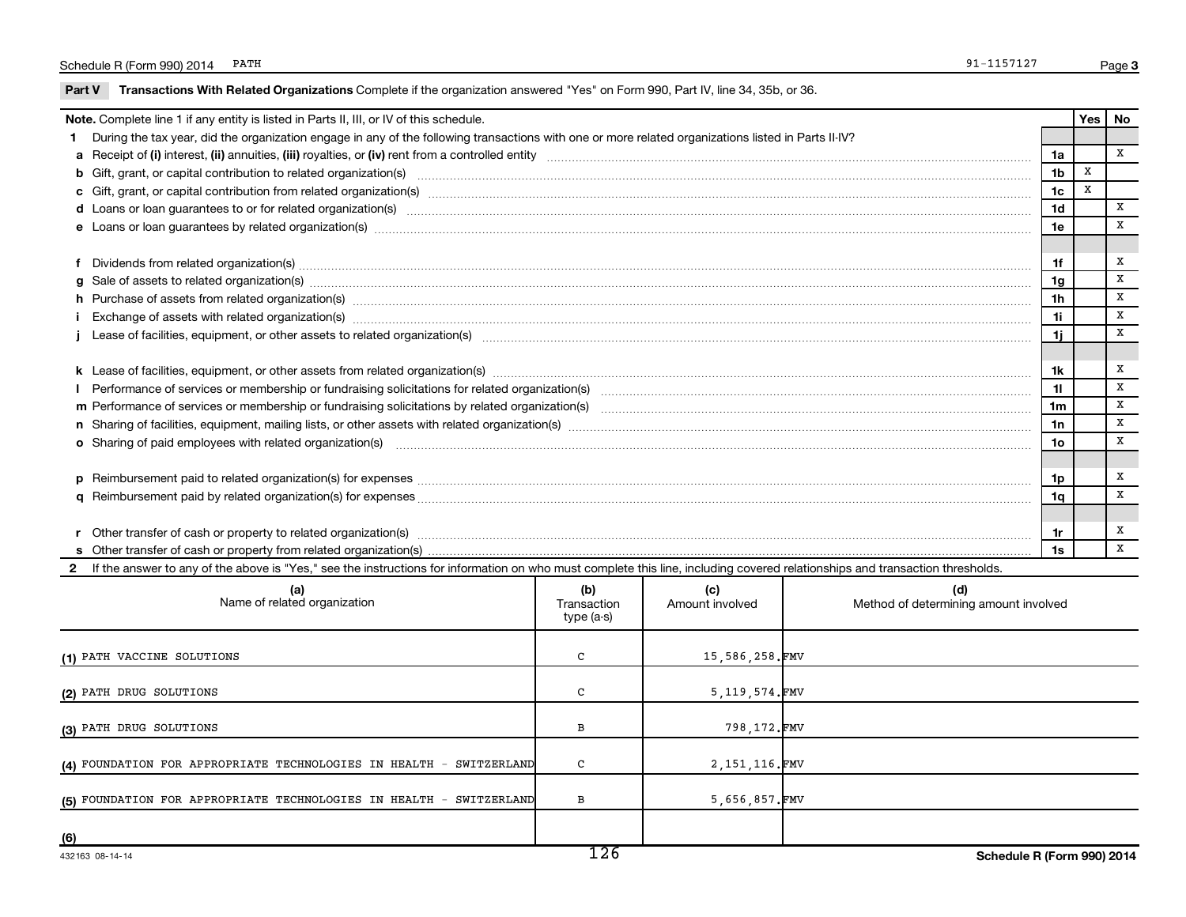Schedule R (Form 990) 2014 PATH 91-1157127

## Part V Transactions With Related Organizations

Complete if the organization answered "Yes" on Form 990, Part IV, line 34, 35b, or 36.

| Note. Complete line 1 if any entity is listed in Parts II, III, or IV of this schedule. | | Yes | No |
|---|---|---|---|
| **1** During the tax year, did the organization engage in any of the following transactions with one or more related organizations listed in Parts II-IV? | | | |
| **a** Receipt of **(i)** interest, **(ii)** annuities, **(iii)** royalties, or **(iv)** rent from a controlled entity | 1a | | X |
| **b** Gift, grant, or capital contribution to related organization(s) | 1b | X | |
| **c** Gift, grant, or capital contribution from related organization(s) | 1c | X | |
| **d** Loans or loan guarantees to or for related organization(s) | 1d | | X |
| **e** Loans or loan guarantees by related organization(s) | 1e | | X |
| **f** Dividends from related organization(s) | 1f | | X |
| **g** Sale of assets to related organization(s) | 1g | | X |
| **h** Purchase of assets from related organization(s) | 1h | | X |
| **i** Exchange of assets with related organization(s) | 1i | | X |
| **j** Lease of facilities, equipment, or other assets to related organization(s) | 1j | | X |
| **k** Lease of facilities, equipment, or other assets from related organization(s) | 1k | | X |
| **l** Performance of services or membership or fundraising solicitations for related organization(s) | 1l | | X |
| **m** Performance of services or membership or fundraising solicitations by related organization(s) | 1m | | X |
| **n** Sharing of facilities, equipment, mailing lists, or other assets with related organization(s) | 1n | | X |
| **o** Sharing of paid employees with related organization(s) | 1o | | X |
| **p** Reimbursement paid to related organization(s) for expenses | 1p | | X |
| **q** Reimbursement paid by related organization(s) for expenses | 1q | | X |
| **r** Other transfer of cash or property to related organization(s) | 1r | | X |
| **s** Other transfer of cash or property from related organization(s) | 1s | | X |

**2** If the answer to any of the above is "Yes," see the instructions for information on who must complete this line, including covered relationships and transaction thresholds.

| | (a) Name of related organization | (b) Transaction type (a-s) | (c) Amount involved | (d) Method of determining amount involved |
|---|---|---|---|---|
| (1) | PATH VACCINE SOLUTIONS | C | 15,586,258. | FMV |
| (2) | PATH DRUG SOLUTIONS | C | 5,119,574. | FMV |
| (3) | PATH DRUG SOLUTIONS | B | 798,172. | FMV |
| (4) | FOUNDATION FOR APPROPRIATE TECHNOLOGIES IN HEALTH - SWITZERLAND | C | 2,151,116. | FMV |
| (5) | FOUNDATION FOR APPROPRIATE TECHNOLOGIES IN HEALTH - SWITZERLAND | B | 5,656,857. | FMV |
| (6) | | | | |

432163 08-14-14

Schedule R (Form 990) 2014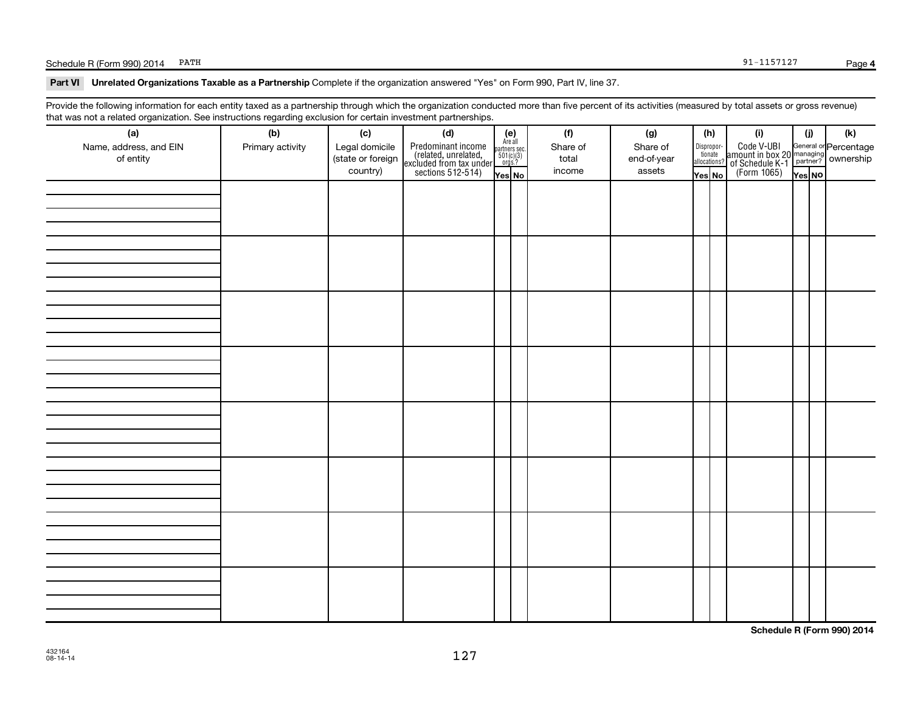Schedule R (Form 990) 2014 PATH 91-1157127 Page **4**

**Part VI Unrelated Organizations Taxable as a Partnership** Complete if the organization answered "Yes" on Form 990, Part IV, line 37.

Provide the following information for each entity taxed as a partnership through which the organization conducted more than five percent of its activities (measured by total assets or gross revenue) that was not a related organization. See instructions regarding exclusion for certain investment partnerships.

| (a) Name, address, and EIN of entity | (b) Primary activity | (c) Legal domicile (state or foreign country) | (d) Predominant income (related, unrelated, excluded from tax under sections 512-514) | (e) Are all partners sec. 501(c)(3) orgs.? | | (f) Share of total income | (g) Share of end-of-year assets | (h) Disproportionate allocations? | | (i) Code V-UBI amount in box 20 of Schedule K-1 (Form 1065) | (j) General or managing partner? | | (k) Percentage ownership |
|---|---|---|---|---|---|---|---|---|---|---|---|---|---|
| | | | | Yes | No | | | Yes | No | | Yes | No | |
| | | | | | | | | | | | | | |
| | | | | | | | | | | | | | |
| | | | | | | | | | | | | | |
| | | | | | | | | | | | | | |
| | | | | | | | | | | | | | |
| | | | | | | | | | | | | | |
| | | | | | | | | | | | | | |
| | | | | | | | | | | | | | |

**Schedule R (Form 990) 2014**

432164
08-14-14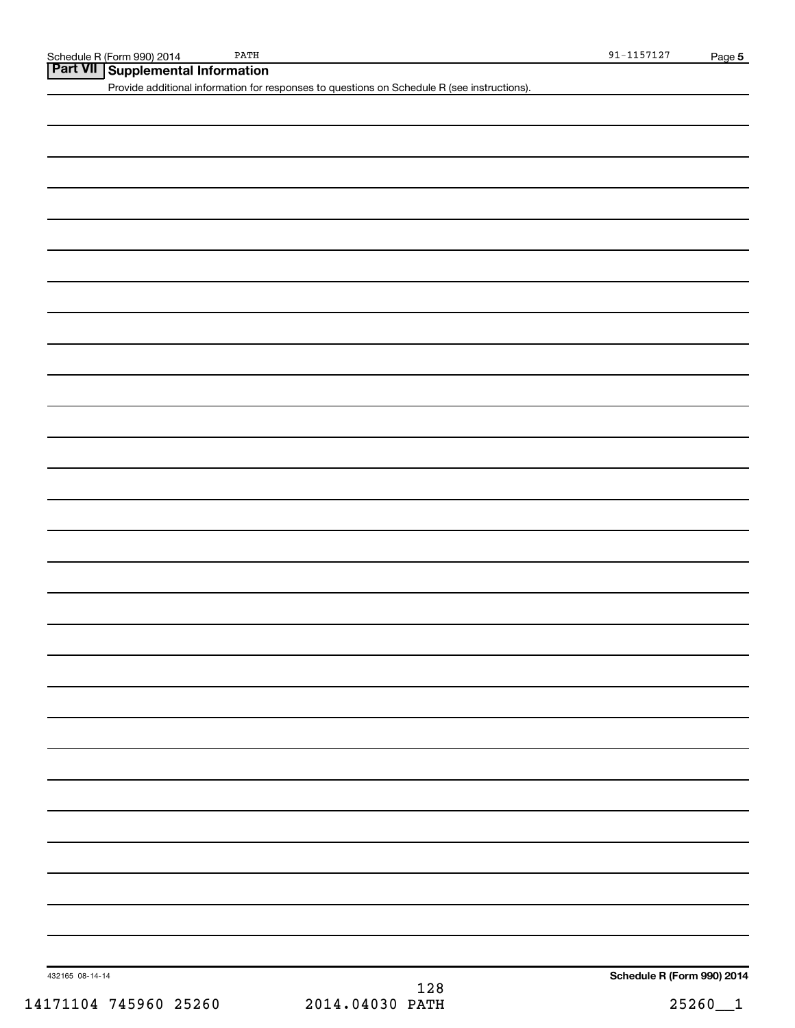## Part VII Supplemental Information

Provide additional information for responses to questions on Schedule R (see instructions).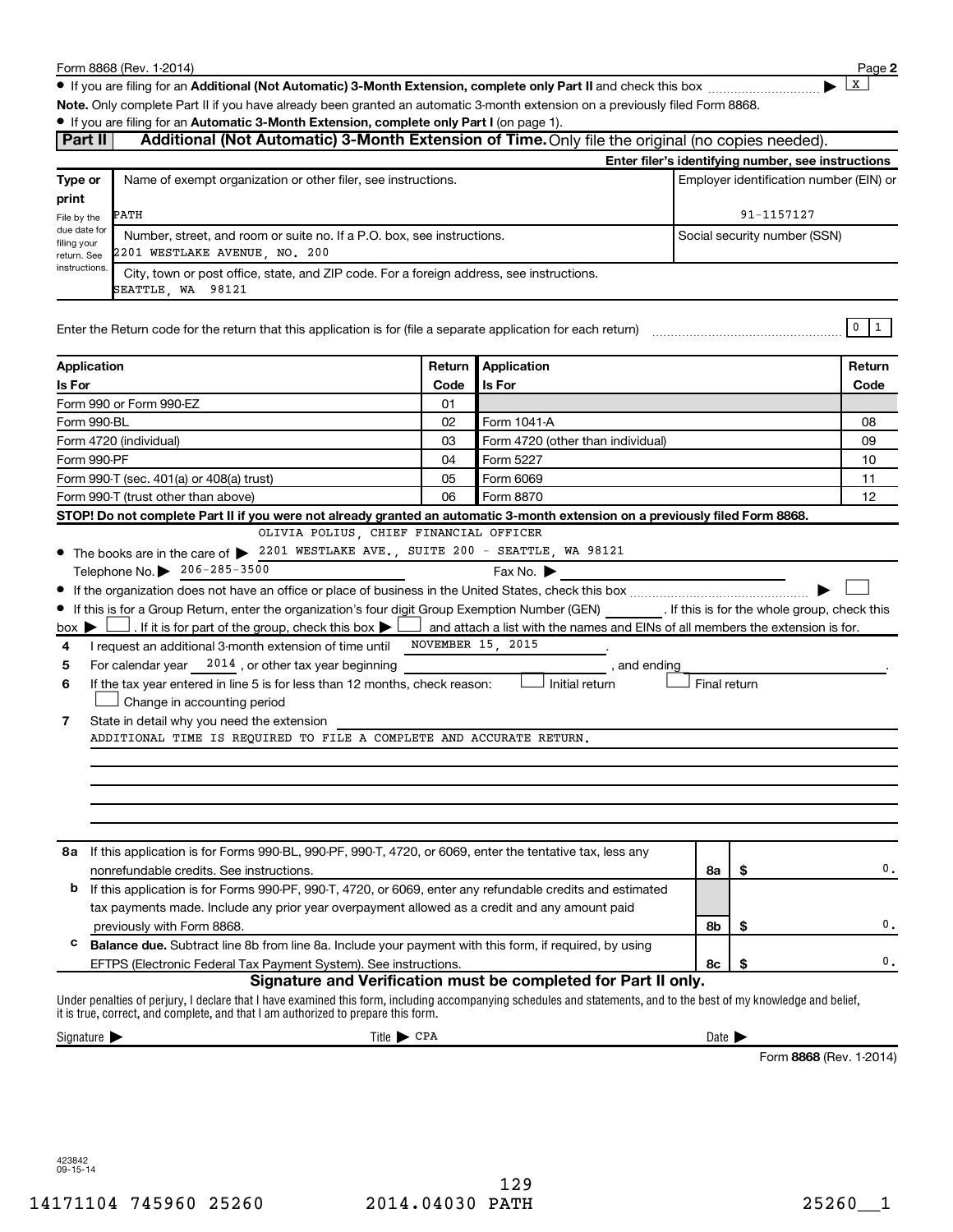Form 8868 (Rev. 1-2014)

- If you are filing for an **Additional (Not Automatic) 3-Month Extension, complete only Part II** and check this box ▶ X

**Note.** Only complete Part II if you have already been granted an automatic 3-month extension on a previously filed Form 8868.

- If you are filing for an **Automatic 3-Month Extension, complete only Part I** (on page 1).

## Part II Additional (Not Automatic) 3-Month Extension of Time. Only file the original (no copies needed).

**Enter filer's identifying number, see instructions**

| Type or print | | |
|---|---|---|
| File by the due date for filing your return. See instructions. | Name of exempt organization or other filer, see instructions.<br>PATH | Employer identification number (EIN) or<br>91-1157127 |
| | Number, street, and room or suite no. If a P.O. box, see instructions.<br>2201 WESTLAKE AVENUE, NO. 200 | Social security number (SSN) |
| | City, town or post office, state, and ZIP code. For a foreign address, see instructions.<br>SEATTLE, WA 98121 | |

Enter the Return code for the return that this application is for (file a separate application for each return) 0 1

| Application Is For | Return Code | Application Is For | Return Code |
|---|---|---|---|
| Form 990 or Form 990-EZ | 01 | | |
| Form 990-BL | 02 | Form 1041-A | 08 |
| Form 4720 (individual) | 03 | Form 4720 (other than individual) | 09 |
| Form 990-PF | 04 | Form 5227 | 10 |
| Form 990-T (sec. 401(a) or 408(a) trust) | 05 | Form 6069 | 11 |
| Form 990-T (trust other than above) | 06 | Form 8870 | 12 |

**STOP! Do not complete Part II if you were not already granted an automatic 3-month extension on a previously filed Form 8868.**

- The books are in the care of ▶ OLIVIA POLIUS, CHIEF FINANCIAL OFFICER 2201 WESTLAKE AVE., SUITE 200 - SEATTLE, WA 98121

  Telephone No. ▶ 206-285-3500 Fax No. ▶
- If the organization does not have an office or place of business in the United States, check this box ▶ ☐
- If this is for a Group Return, enter the organization's four digit Group Exemption Number (GEN) ________. If this is for the whole group, check this box ▶ ☐. If it is for part of the group, check this box ▶ ☐ and attach a list with the names and EINs of all members the extension is for.

**4** I request an additional 3-month extension of time until NOVEMBER 15, 2015.

**5** For calendar year 2014, or other tax year beginning ________, and ending ________.

**6** If the tax year entered in line 5 is for less than 12 months, check reason: ☐ Initial return ☐ Final return ☐ Change in accounting period

**7** State in detail why you need the extension
ADDITIONAL TIME IS REQUIRED TO FILE A COMPLETE AND ACCURATE RETURN.

| | | | |
|---|---|---|---|
| **8a** | If this application is for Forms 990-BL, 990-PF, 990-T, 4720, or 6069, enter the tentative tax, less any nonrefundable credits. See instructions. | **8a** | $ 0. |
| **b** | If this application is for Forms 990-PF, 990-T, 4720, or 6069, enter any refundable credits and estimated tax payments made. Include any prior year overpayment allowed as a credit and any amount paid previously with Form 8868. | **8b** | $ 0. |
| **c** | **Balance due.** Subtract line 8b from line 8a. Include your payment with this form, if required, by using EFTPS (Electronic Federal Tax Payment System). See instructions. | **8c** | $ 0. |

**Signature and Verification must be completed for Part II only.**

Under penalties of perjury, I declare that I have examined this form, including accompanying schedules and statements, and to the best of my knowledge and belief, it is true, correct, and complete, and that I am authorized to prepare this form.

Signature ▶ Title ▶ CPA Date ▶

Form **8868** (Rev. 1-2014)

423842
09-15-14

14171104 745960 25260 2014.04030 PATH 25260__1